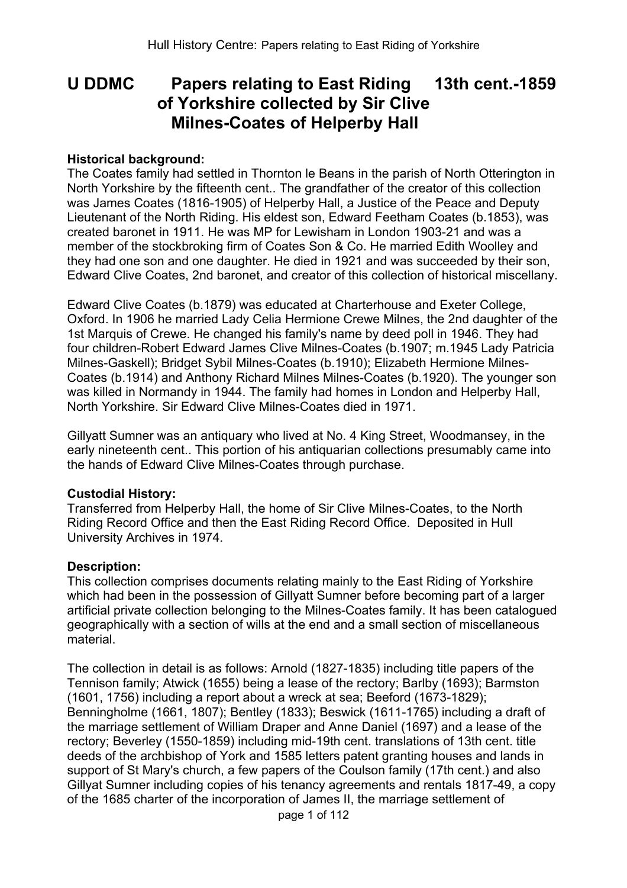# U DDMC Papers relating to East Riding of Yorkshire collected by Sir Clive Milnes-Coates of Helperby Hall 13th cent.-1859

**Historical background:**

The Coates family had settled in Thornton le Beans in the parish of North Otterington in North Yorkshire by the fifteenth cent.. The grandfather of the creator of this collection was James Coates (1816-1905) of Helperby Hall, a Justice of the Peace and Deputy Lieutenant of the North Riding. His eldest son, Edward Feetham Coates (b.1853), was created baronet in 1911. He was MP for Lewisham in London 1903-21 and was a member of the stockbroking firm of Coates Son & Co. He married Edith Woolley and they had one son and one daughter. He died in 1921 and was succeeded by their son, Edward Clive Coates, 2nd baronet, and creator of this collection of historical miscellany.

Edward Clive Coates (b.1879) was educated at Charterhouse and Exeter College, Oxford. In 1906 he married Lady Celia Hermione Crewe Milnes, the 2nd daughter of the 1st Marquis of Crewe. He changed his family's name by deed poll in 1946. They had four children-Robert Edward James Clive Milnes-Coates (b.1907; m.1945 Lady Patricia Milnes-Gaskell); Bridget Sybil Milnes-Coates (b.1910); Elizabeth Hermione Milnes-Coates (b.1914) and Anthony Richard Milnes Milnes-Coates (b.1920). The younger son was killed in Normandy in 1944. The family had homes in London and Helperby Hall, North Yorkshire. Sir Edward Clive Milnes-Coates died in 1971.

Gillyatt Sumner was an antiquary who lived at No. 4 King Street, Woodmansey, in the early nineteenth cent.. This portion of his antiquarian collections presumably came into the hands of Edward Clive Milnes-Coates through purchase.

**Custodial History:**

Transferred from Helperby Hall, the home of Sir Clive Milnes-Coates, to the North Riding Record Office and then the East Riding Record Office. Deposited in Hull University Archives in 1974.

**Description:**

This collection comprises documents relating mainly to the East Riding of Yorkshire which had been in the possession of Gillyatt Sumner before becoming part of a larger artificial private collection belonging to the Milnes-Coates family. It has been catalogued geographically with a section of wills at the end and a small section of miscellaneous material.

The collection in detail is as follows: Arnold (1827-1835) including title papers of the Tennison family; Atwick (1655) being a lease of the rectory; Barlby (1693); Barmston (1601, 1756) including a report about a wreck at sea; Beeford (1673-1829); Benningholme (1661, 1807); Bentley (1833); Beswick (1611-1765) including a draft of the marriage settlement of William Draper and Anne Daniel (1697) and a lease of the rectory; Beverley (1550-1859) including mid-19th cent. translations of 13th cent. title deeds of the archbishop of York and 1585 letters patent granting houses and lands in support of St Mary's church, a few papers of the Coulson family (17th cent.) and also Gillyat Sumner including copies of his tenancy agreements and rentals 1817-49, a copy of the 1685 charter of the incorporation of James II, the marriage settlement of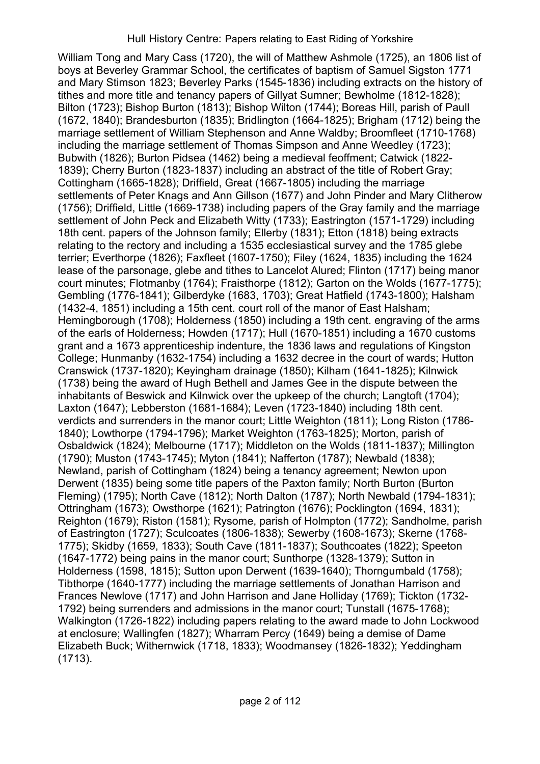William Tong and Mary Cass (1720), the will of Matthew Ashmole (1725), an 1806 list of boys at Beverley Grammar School, the certificates of baptism of Samuel Sigston 1771 and Mary Stimson 1823; Beverley Parks (1545-1836) including extracts on the history of tithes and more title and tenancy papers of Gillyat Sumner; Bewholme (1812-1828); Bilton (1723); Bishop Burton (1813); Bishop Wilton (1744); Boreas Hill, parish of Paull (1672, 1840); Brandesburton (1835); Bridlington (1664-1825); Brigham (1712) being the marriage settlement of William Stephenson and Anne Waldby; Broomfleet (1710-1768) including the marriage settlement of Thomas Simpson and Anne Weedley (1723); Bubwith (1826); Burton Pidsea (1462) being a medieval feoffment; Catwick (1822-1839); Cherry Burton (1823-1837) including an abstract of the title of Robert Gray; Cottingham (1665-1828); Driffield, Great (1667-1805) including the marriage settlements of Peter Knags and Ann Gillson (1677) and John Pinder and Mary Clitherow (1756); Driffield, Little (1669-1738) including papers of the Gray family and the marriage settlement of John Peck and Elizabeth Witty (1733); Eastrington (1571-1729) including 18th cent. papers of the Johnson family; Ellerby (1831); Etton (1818) being extracts relating to the rectory and including a 1535 ecclesiastical survey and the 1785 glebe terrier; Everthorpe (1826); Faxfleet (1607-1750); Filey (1624, 1835) including the 1624 lease of the parsonage, glebe and tithes to Lancelot Alured; Flinton (1717) being manor court minutes; Flotmanby (1764); Fraisthorpe (1812); Garton on the Wolds (1677-1775); Gembling (1776-1841); Gilberdyke (1683, 1703); Great Hatfield (1743-1800); Halsham (1432-4, 1851) including a 15th cent. court roll of the manor of East Halsham; Hemingborough (1708); Holderness (1850) including a 19th cent. engraving of the arms of the earls of Holderness; Howden (1717); Hull (1670-1851) including a 1670 customs grant and a 1673 apprenticeship indenture, the 1836 laws and regulations of Kingston College; Hunmanby (1632-1754) including a 1632 decree in the court of wards; Hutton Cranswick (1737-1820); Keyingham drainage (1850); Kilham (1641-1825); Kilnwick (1738) being the award of Hugh Bethell and James Gee in the dispute between the inhabitants of Beswick and Kilnwick over the upkeep of the church; Langtoft (1704); Laxton (1647); Lebberston (1681-1684); Leven (1723-1840) including 18th cent. verdicts and surrenders in the manor court; Little Weighton (1811); Long Riston (1786-1840); Lowthorpe (1794-1796); Market Weighton (1763-1825); Morton, parish of Osbaldwick (1824); Melbourne (1717); Middleton on the Wolds (1811-1837); Millington (1790); Muston (1743-1745); Myton (1841); Nafferton (1787); Newbald (1838); Newland, parish of Cottingham (1824) being a tenancy agreement; Newton upon Derwent (1835) being some title papers of the Paxton family; North Burton (Burton Fleming) (1795); North Cave (1812); North Dalton (1787); North Newbald (1794-1831); Ottringham (1673); Owsthorpe (1621); Patrington (1676); Pocklington (1694, 1831); Reighton (1679); Riston (1581); Rysome, parish of Holmpton (1772); Sandholme, parish of Eastrington (1727); Sculcoates (1806-1838); Sewerby (1608-1673); Skerne (1768-1775); Skidby (1659, 1833); South Cave (1811-1837); Southcoates (1822); Speeton (1647-1772) being pains in the manor court; Sunthorpe (1328-1379); Sutton in Holderness (1598, 1815); Sutton upon Derwent (1639-1640); Thorngumbald (1758); Tibthorpe (1640-1777) including the marriage settlements of Jonathan Harrison and Frances Newlove (1717) and John Harrison and Jane Holliday (1769); Tickton (1732-1792) being surrenders and admissions in the manor court; Tunstall (1675-1768); Walkington (1726-1822) including papers relating to the award made to John Lockwood at enclosure; Wallingfen (1827); Wharram Percy (1649) being a demise of Dame Elizabeth Buck; Withernwick (1718, 1833); Woodmansey (1826-1832); Yeddingham (1713).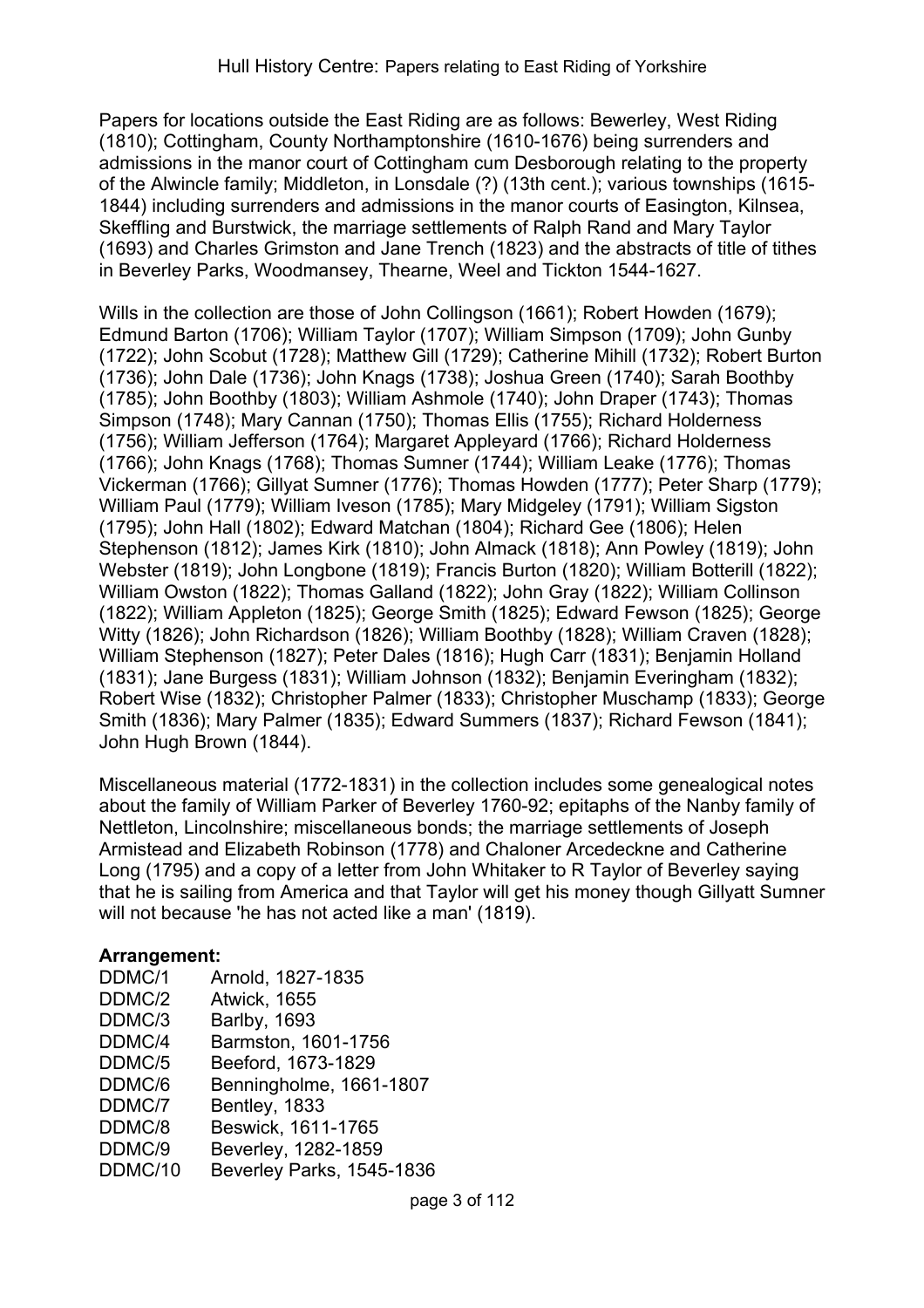Papers for locations outside the East Riding are as follows: Bewerley, West Riding (1810); Cottingham, County Northamptonshire (1610-1676) being surrenders and admissions in the manor court of Cottingham cum Desborough relating to the property of the Alwincle family; Middleton, in Lonsdale (?) (13th cent.); various townships (1615-1844) including surrenders and admissions in the manor courts of Easington, Kilnsea, Skeffling and Burstwick, the marriage settlements of Ralph Rand and Mary Taylor (1693) and Charles Grimston and Jane Trench (1823) and the abstracts of title of tithes in Beverley Parks, Woodmansey, Thearne, Weel and Tickton 1544-1627.

Wills in the collection are those of John Collingson (1661); Robert Howden (1679); Edmund Barton (1706); William Taylor (1707); William Simpson (1709); John Gunby (1722); John Scobut (1728); Matthew Gill (1729); Catherine Mihill (1732); Robert Burton (1736); John Dale (1736); John Knags (1738); Joshua Green (1740); Sarah Boothby (1785); John Boothby (1803); William Ashmole (1740); John Draper (1743); Thomas Simpson (1748); Mary Cannan (1750); Thomas Ellis (1755); Richard Holderness (1756); William Jefferson (1764); Margaret Appleyard (1766); Richard Holderness (1766); John Knags (1768); Thomas Sumner (1744); William Leake (1776); Thomas Vickerman (1766); Gillyat Sumner (1776); Thomas Howden (1777); Peter Sharp (1779); William Paul (1779); William Iveson (1785); Mary Midgeley (1791); William Sigston (1795); John Hall (1802); Edward Matchan (1804); Richard Gee (1806); Helen Stephenson (1812); James Kirk (1810); John Almack (1818); Ann Powley (1819); John Webster (1819); John Longbone (1819); Francis Burton (1820); William Botterill (1822); William Owston (1822); Thomas Galland (1822); John Gray (1822); William Collinson (1822); William Appleton (1825); George Smith (1825); Edward Fewson (1825); George Witty (1826); John Richardson (1826); William Boothby (1828); William Craven (1828); William Stephenson (1827); Peter Dales (1816); Hugh Carr (1831); Benjamin Holland (1831); Jane Burgess (1831); William Johnson (1832); Benjamin Everingham (1832); Robert Wise (1832); Christopher Palmer (1833); Christopher Muschamp (1833); George Smith (1836); Mary Palmer (1835); Edward Summers (1837); Richard Fewson (1841); John Hugh Brown (1844).

Miscellaneous material (1772-1831) in the collection includes some genealogical notes about the family of William Parker of Beverley 1760-92; epitaphs of the Nanby family of Nettleton, Lincolnshire; miscellaneous bonds; the marriage settlements of Joseph Armistead and Elizabeth Robinson (1778) and Chaloner Arcedeckne and Catherine Long (1795) and a copy of a letter from John Whitaker to R Taylor of Beverley saying that he is sailing from America and that Taylor will get his money though Gillyatt Sumner will not because 'he has not acted like a man' (1819).

**Arrangement:**

| | |
|---|---|
| DDMC/1 | Arnold, 1827-1835 |
| DDMC/2 | Atwick, 1655 |
| DDMC/3 | Barlby, 1693 |
| DDMC/4 | Barmston, 1601-1756 |
| DDMC/5 | Beeford, 1673-1829 |
| DDMC/6 | Benningholme, 1661-1807 |
| DDMC/7 | Bentley, 1833 |
| DDMC/8 | Beswick, 1611-1765 |
| DDMC/9 | Beverley, 1282-1859 |
| DDMC/10 | Beverley Parks, 1545-1836 |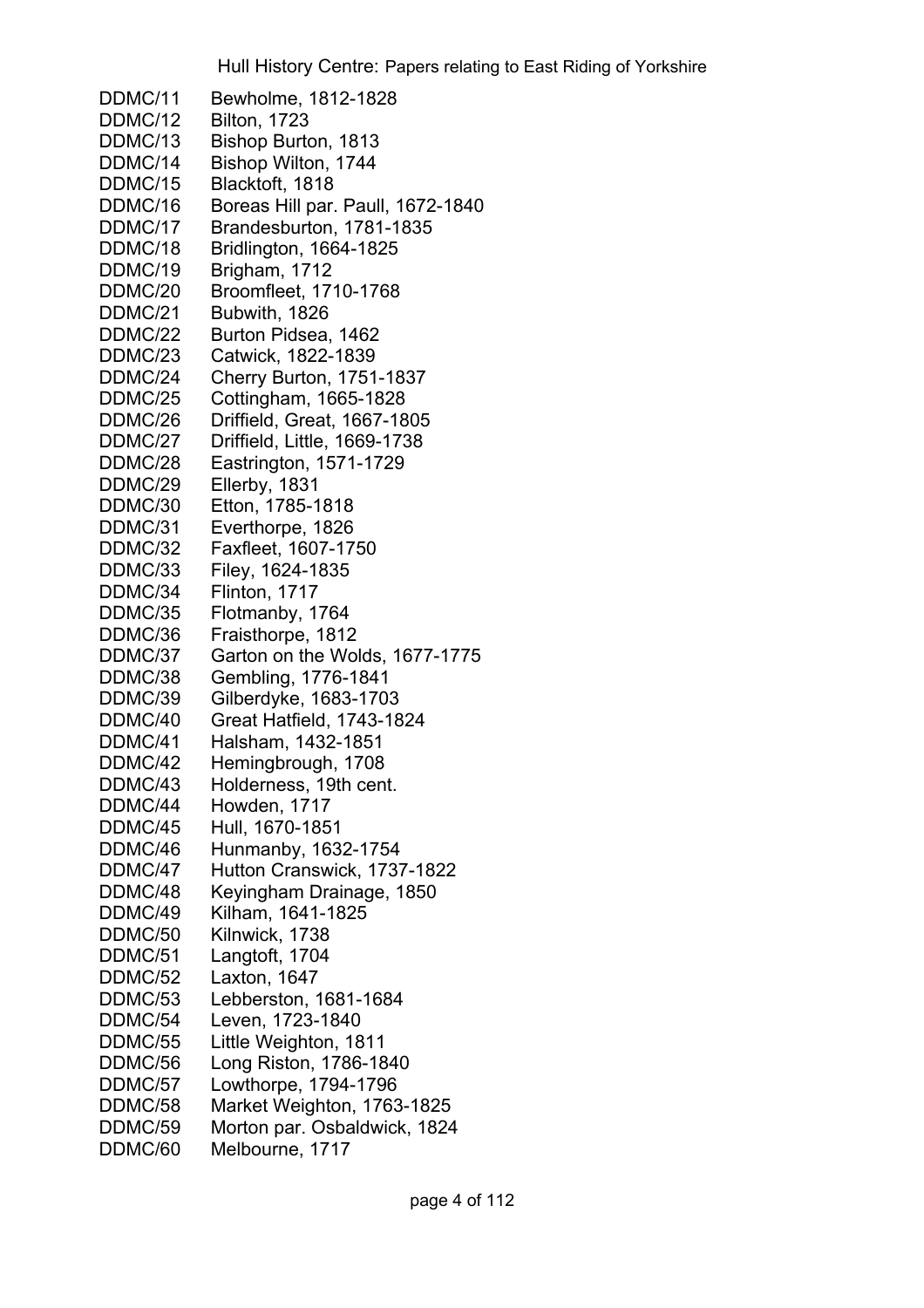DDMC/11 Bewholme, 1812-1828
DDMC/12 Bilton, 1723
DDMC/13 Bishop Burton, 1813
DDMC/14 Bishop Wilton, 1744
DDMC/15 Blacktoft, 1818
DDMC/16 Boreas Hill par. Paull, 1672-1840
DDMC/17 Brandesburton, 1781-1835
DDMC/18 Bridlington, 1664-1825
DDMC/19 Brigham, 1712
DDMC/20 Broomfleet, 1710-1768
DDMC/21 Bubwith, 1826
DDMC/22 Burton Pidsea, 1462
DDMC/23 Catwick, 1822-1839
DDMC/24 Cherry Burton, 1751-1837
DDMC/25 Cottingham, 1665-1828
DDMC/26 Driffield, Great, 1667-1805
DDMC/27 Driffield, Little, 1669-1738
DDMC/28 Eastrington, 1571-1729
DDMC/29 Ellerby, 1831
DDMC/30 Etton, 1785-1818
DDMC/31 Everthorpe, 1826
DDMC/32 Faxfleet, 1607-1750
DDMC/33 Filey, 1624-1835
DDMC/34 Flinton, 1717
DDMC/35 Flotmanby, 1764
DDMC/36 Fraisthorpe, 1812
DDMC/37 Garton on the Wolds, 1677-1775
DDMC/38 Gembling, 1776-1841
DDMC/39 Gilberdyke, 1683-1703
DDMC/40 Great Hatfield, 1743-1824
DDMC/41 Halsham, 1432-1851
DDMC/42 Hemingbrough, 1708
DDMC/43 Holderness, 19th cent.
DDMC/44 Howden, 1717
DDMC/45 Hull, 1670-1851
DDMC/46 Hunmanby, 1632-1754
DDMC/47 Hutton Cranswick, 1737-1822
DDMC/48 Keyingham Drainage, 1850
DDMC/49 Kilham, 1641-1825
DDMC/50 Kilnwick, 1738
DDMC/51 Langtoft, 1704
DDMC/52 Laxton, 1647
DDMC/53 Lebberston, 1681-1684
DDMC/54 Leven, 1723-1840
DDMC/55 Little Weighton, 1811
DDMC/56 Long Riston, 1786-1840
DDMC/57 Lowthorpe, 1794-1796
DDMC/58 Market Weighton, 1763-1825
DDMC/59 Morton par. Osbaldwick, 1824
DDMC/60 Melbourne, 1717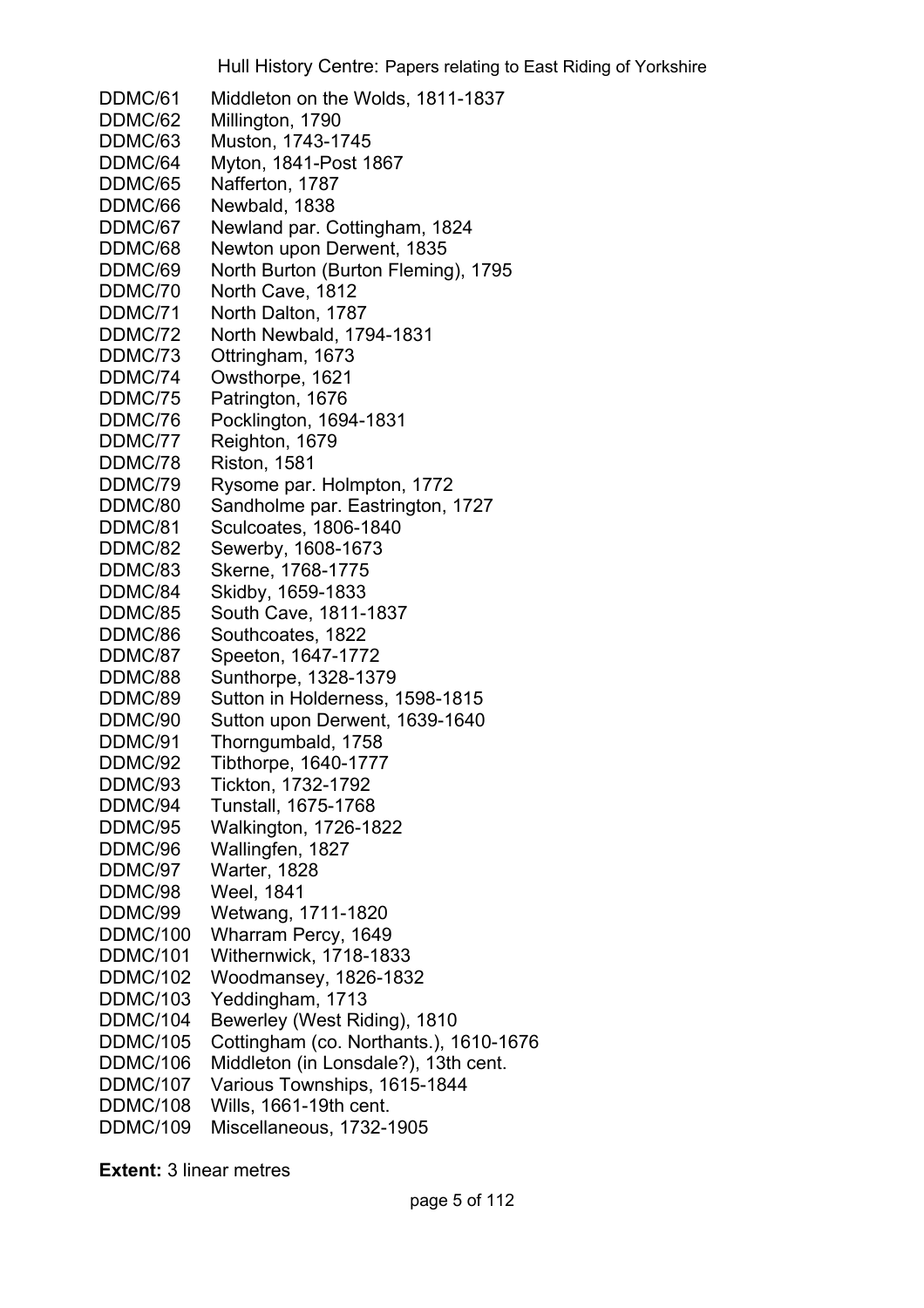DDMC/61 Middleton on the Wolds, 1811-1837
DDMC/62 Millington, 1790
DDMC/63 Muston, 1743-1745
DDMC/64 Myton, 1841-Post 1867
DDMC/65 Nafferton, 1787
DDMC/66 Newbald, 1838
DDMC/67 Newland par. Cottingham, 1824
DDMC/68 Newton upon Derwent, 1835
DDMC/69 North Burton (Burton Fleming), 1795
DDMC/70 North Cave, 1812
DDMC/71 North Dalton, 1787
DDMC/72 North Newbald, 1794-1831
DDMC/73 Ottringham, 1673
DDMC/74 Owsthorpe, 1621
DDMC/75 Patrington, 1676
DDMC/76 Pocklington, 1694-1831
DDMC/77 Reighton, 1679
DDMC/78 Riston, 1581
DDMC/79 Rysome par. Holmpton, 1772
DDMC/80 Sandholme par. Eastrington, 1727
DDMC/81 Sculcoates, 1806-1840
DDMC/82 Sewerby, 1608-1673
DDMC/83 Skerne, 1768-1775
DDMC/84 Skidby, 1659-1833
DDMC/85 South Cave, 1811-1837
DDMC/86 Southcoates, 1822
DDMC/87 Speeton, 1647-1772
DDMC/88 Sunthorpe, 1328-1379
DDMC/89 Sutton in Holderness, 1598-1815
DDMC/90 Sutton upon Derwent, 1639-1640
DDMC/91 Thorngumbald, 1758
DDMC/92 Tibthorpe, 1640-1777
DDMC/93 Tickton, 1732-1792
DDMC/94 Tunstall, 1675-1768
DDMC/95 Walkington, 1726-1822
DDMC/96 Wallingfen, 1827
DDMC/97 Warter, 1828
DDMC/98 Weel, 1841
DDMC/99 Wetwang, 1711-1820
DDMC/100 Wharram Percy, 1649
DDMC/101 Withernwick, 1718-1833
DDMC/102 Woodmansey, 1826-1832
DDMC/103 Yeddingham, 1713
DDMC/104 Bewerley (West Riding), 1810
DDMC/105 Cottingham (co. Northants.), 1610-1676
DDMC/106 Middleton (in Lonsdale?), 13th cent.
DDMC/107 Various Townships, 1615-1844
DDMC/108 Wills, 1661-19th cent.
DDMC/109 Miscellaneous, 1732-1905

**Extent:** 3 linear metres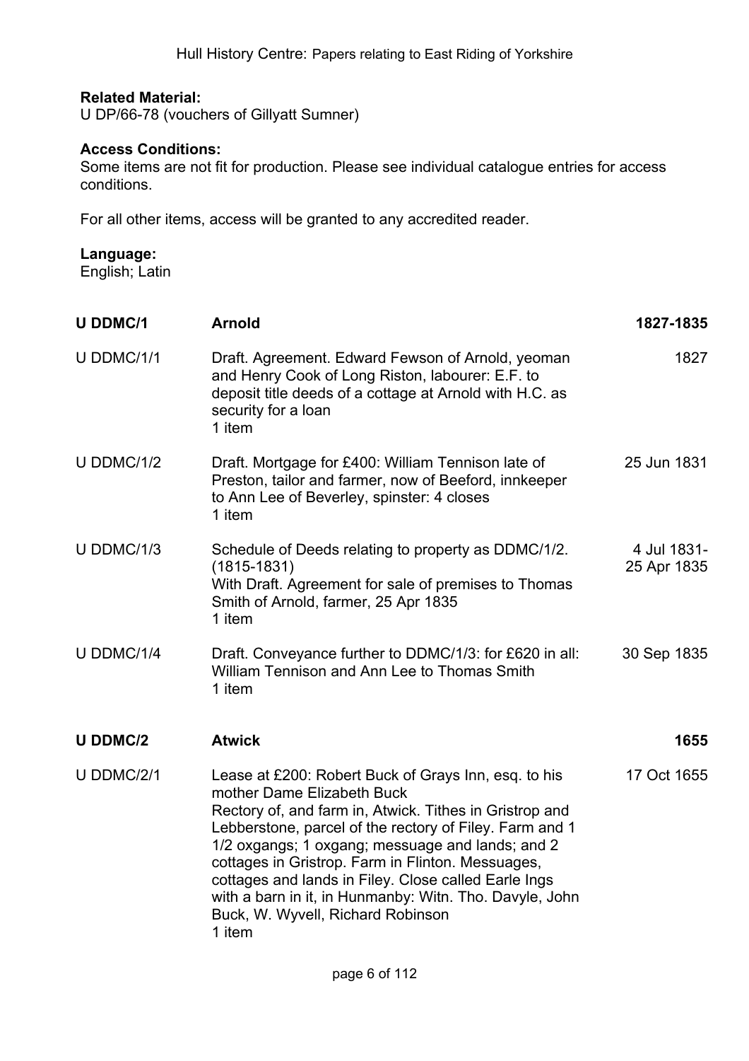**Related Material:**
U DP/66-78 (vouchers of Gillyatt Sumner)

**Access Conditions:**
Some items are not fit for production. Please see individual catalogue entries for access conditions.

For all other items, access will be granted to any accredited reader.

**Language:**
English; Latin

| | | |
|---|---|---|
| **U DDMC/1** | **Arnold** | **1827-1835** |
| U DDMC/1/1 | Draft. Agreement. Edward Fewson of Arnold, yeoman and Henry Cook of Long Riston, labourer: E.F. to deposit title deeds of a cottage at Arnold with H.C. as security for a loan<br>1 item | 1827 |
| U DDMC/1/2 | Draft. Mortgage for £400: William Tennison late of Preston, tailor and farmer, now of Beeford, innkeeper to Ann Lee of Beverley, spinster: 4 closes<br>1 item | 25 Jun 1831 |
| U DDMC/1/3 | Schedule of Deeds relating to property as DDMC/1/2. (1815-1831)<br>With Draft. Agreement for sale of premises to Thomas Smith of Arnold, farmer, 25 Apr 1835<br>1 item | 4 Jul 1831-25 Apr 1835 |
| U DDMC/1/4 | Draft. Conveyance further to DDMC/1/3: for £620 in all: William Tennison and Ann Lee to Thomas Smith<br>1 item | 30 Sep 1835 |
| **U DDMC/2** | **Atwick** | **1655** |
| U DDMC/2/1 | Lease at £200: Robert Buck of Grays Inn, esq. to his mother Dame Elizabeth Buck<br>Rectory of, and farm in, Atwick. Tithes in Gristrop and Lebberstone, parcel of the rectory of Filey. Farm and 1 1/2 oxgangs; 1 oxgang; messuage and lands; and 2 cottages in Gristrop. Farm in Flinton. Messuages, cottages and lands in Filey. Close called Earle Ings with a barn in it, in Hunmanby: Witn. Tho. Davyle, John Buck, W. Wyvell, Richard Robinson<br>1 item | 17 Oct 1655 |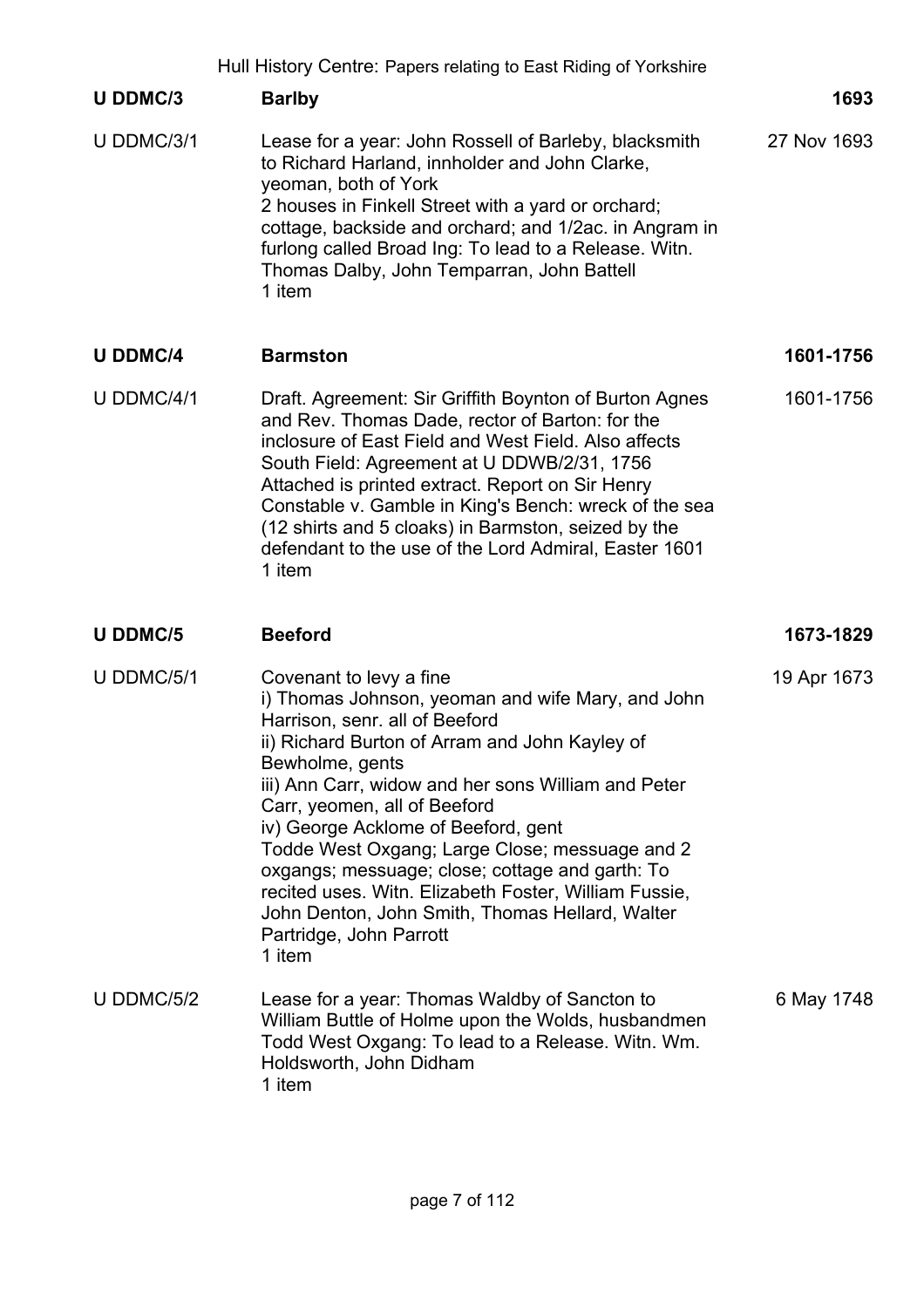## U DDMC/3 Barlby 1693

**U DDMC/3/1** — 27 Nov 1693

Lease for a year: John Rossell of Barleby, blacksmith to Richard Harland, innholder and John Clarke, yeoman, both of York
2 houses in Finkell Street with a yard or orchard; cottage, backside and orchard; and 1/2ac. in Angram in furlong called Broad Ing: To lead to a Release. Witn. Thomas Dalby, John Temparran, John Battell
1 item

## U DDMC/4 Barmston 1601-1756

**U DDMC/4/1** — 1601-1756

Draft. Agreement: Sir Griffith Boynton of Burton Agnes and Rev. Thomas Dade, rector of Barton: for the inclosure of East Field and West Field. Also affects South Field: Agreement at U DDWB/2/31, 1756
Attached is printed extract. Report on Sir Henry Constable v. Gamble in King's Bench: wreck of the sea (12 shirts and 5 cloaks) in Barmston, seized by the defendant to the use of the Lord Admiral, Easter 1601
1 item

## U DDMC/5 Beeford 1673-1829

**U DDMC/5/1** — 19 Apr 1673

Covenant to levy a fine
i) Thomas Johnson, yeoman and wife Mary, and John Harrison, senr. all of Beeford
ii) Richard Burton of Arram and John Kayley of Bewholme, gents
iii) Ann Carr, widow and her sons William and Peter Carr, yeomen, all of Beeford
iv) George Acklome of Beeford, gent
Todde West Oxgang; Large Close; messuage and 2 oxgangs; messuage; close; cottage and garth: To recited uses. Witn. Elizabeth Foster, William Fussie, John Denton, John Smith, Thomas Hellard, Walter Partridge, John Parrott
1 item

**U DDMC/5/2** — 6 May 1748

Lease for a year: Thomas Waldby of Sancton to William Buttle of Holme upon the Wolds, husbandmen
Todd West Oxgang: To lead to a Release. Witn. Wm. Holdsworth, John Didham
1 item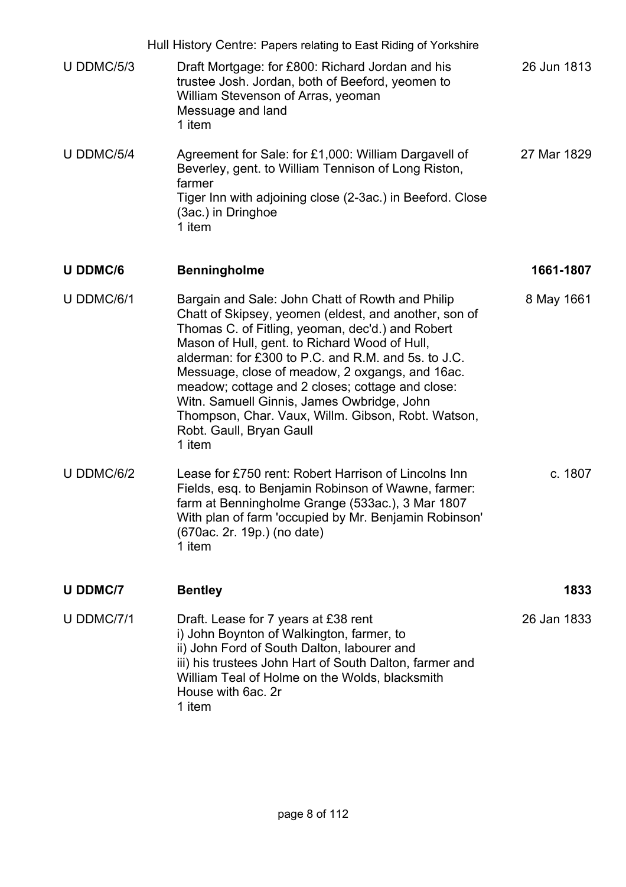| | | |
|---|---|---|
| U DDMC/5/3 | Draft Mortgage: for £800: Richard Jordan and his trustee Josh. Jordan, both of Beeford, yeomen to William Stevenson of Arras, yeoman<br>Messuage and land<br>1 item | 26 Jun 1813 |
| U DDMC/5/4 | Agreement for Sale: for £1,000: William Dargavell of Beverley, gent. to William Tennison of Long Riston, farmer<br>Tiger Inn with adjoining close (2-3ac.) in Beeford. Close (3ac.) in Dringhoe<br>1 item | 27 Mar 1829 |

| | | |
|---|---|---|
| **U DDMC/6** | **Benningholme** | **1661-1807** |
| U DDMC/6/1 | Bargain and Sale: John Chatt of Rowth and Philip Chatt of Skipsey, yeomen (eldest, and another, son of Thomas C. of Fitling, yeoman, dec'd.) and Robert Mason of Hull, gent. to Richard Wood of Hull, alderman: for £300 to P.C. and R.M. and 5s. to J.C.<br>Messuage, close of meadow, 2 oxgangs, and 16ac. meadow; cottage and 2 closes; cottage and close: Witn. Samuell Ginnis, James Owbridge, John Thompson, Char. Vaux, Willm. Gibson, Robt. Watson, Robt. Gaull, Bryan Gaull<br>1 item | 8 May 1661 |
| U DDMC/6/2 | Lease for £750 rent: Robert Harrison of Lincolns Inn Fields, esq. to Benjamin Robinson of Wawne, farmer: farm at Benningholme Grange (533ac.), 3 Mar 1807<br>With plan of farm 'occupied by Mr. Benjamin Robinson' (670ac. 2r. 19p.) (no date)<br>1 item | c. 1807 |

| | | |
|---|---|---|
| **U DDMC/7** | **Bentley** | **1833** |
| U DDMC/7/1 | Draft. Lease for 7 years at £38 rent<br>i) John Boynton of Walkington, farmer, to<br>ii) John Ford of South Dalton, labourer and<br>iii) his trustees John Hart of South Dalton, farmer and William Teal of Holme on the Wolds, blacksmith<br>House with 6ac. 2r<br>1 item | 26 Jan 1833 |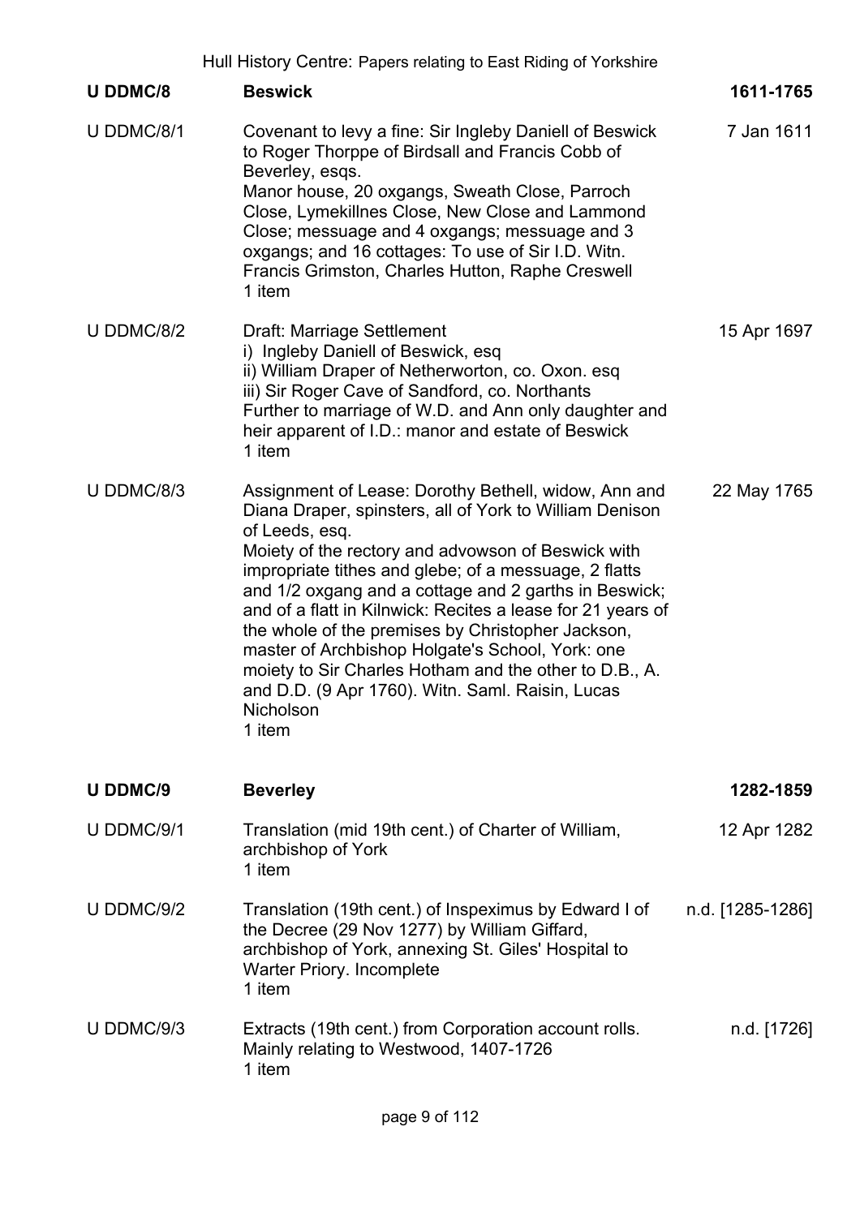| | | |
|---|---|---|
| **U DDMC/8** | **Beswick** | **1611-1765** |
| U DDMC/8/1 | Covenant to levy a fine: Sir Ingleby Daniell of Beswick to Roger Thorppe of Birdsall and Francis Cobb of Beverley, esqs.<br>Manor house, 20 oxgangs, Sweath Close, Parroch Close, Lymekillnes Close, New Close and Lammond Close; messuage and 4 oxgangs; messuage and 3 oxgangs; and 16 cottages: To use of Sir I.D. Witn. Francis Grimston, Charles Hutton, Raphe Creswell<br>1 item | 7 Jan 1611 |
| U DDMC/8/2 | Draft: Marriage Settlement<br>i) Ingleby Daniell of Beswick, esq<br>ii) William Draper of Netherworton, co. Oxon. esq<br>iii) Sir Roger Cave of Sandford, co. Northants<br>Further to marriage of W.D. and Ann only daughter and heir apparent of I.D.: manor and estate of Beswick<br>1 item | 15 Apr 1697 |
| U DDMC/8/3 | Assignment of Lease: Dorothy Bethell, widow, Ann and Diana Draper, spinsters, all of York to William Denison of Leeds, esq.<br>Moiety of the rectory and advowson of Beswick with impropriate tithes and glebe; of a messuage, 2 flatts and 1/2 oxgang and a cottage and 2 garths in Beswick; and of a flatt in Kilnwick: Recites a lease for 21 years of the whole of the premises by Christopher Jackson, master of Archbishop Holgate's School, York: one moiety to Sir Charles Hotham and the other to D.B., A. and D.D. (9 Apr 1760). Witn. Saml. Raisin, Lucas Nicholson<br>1 item | 22 May 1765 |
| **U DDMC/9** | **Beverley** | **1282-1859** |
| U DDMC/9/1 | Translation (mid 19th cent.) of Charter of William, archbishop of York<br>1 item | 12 Apr 1282 |
| U DDMC/9/2 | Translation (19th cent.) of Inspeximus by Edward I of the Decree (29 Nov 1277) by William Giffard, archbishop of York, annexing St. Giles' Hospital to Warter Priory. Incomplete<br>1 item | n.d. [1285-1286] |
| U DDMC/9/3 | Extracts (19th cent.) from Corporation account rolls. Mainly relating to Westwood, 1407-1726<br>1 item | n.d. [1726] |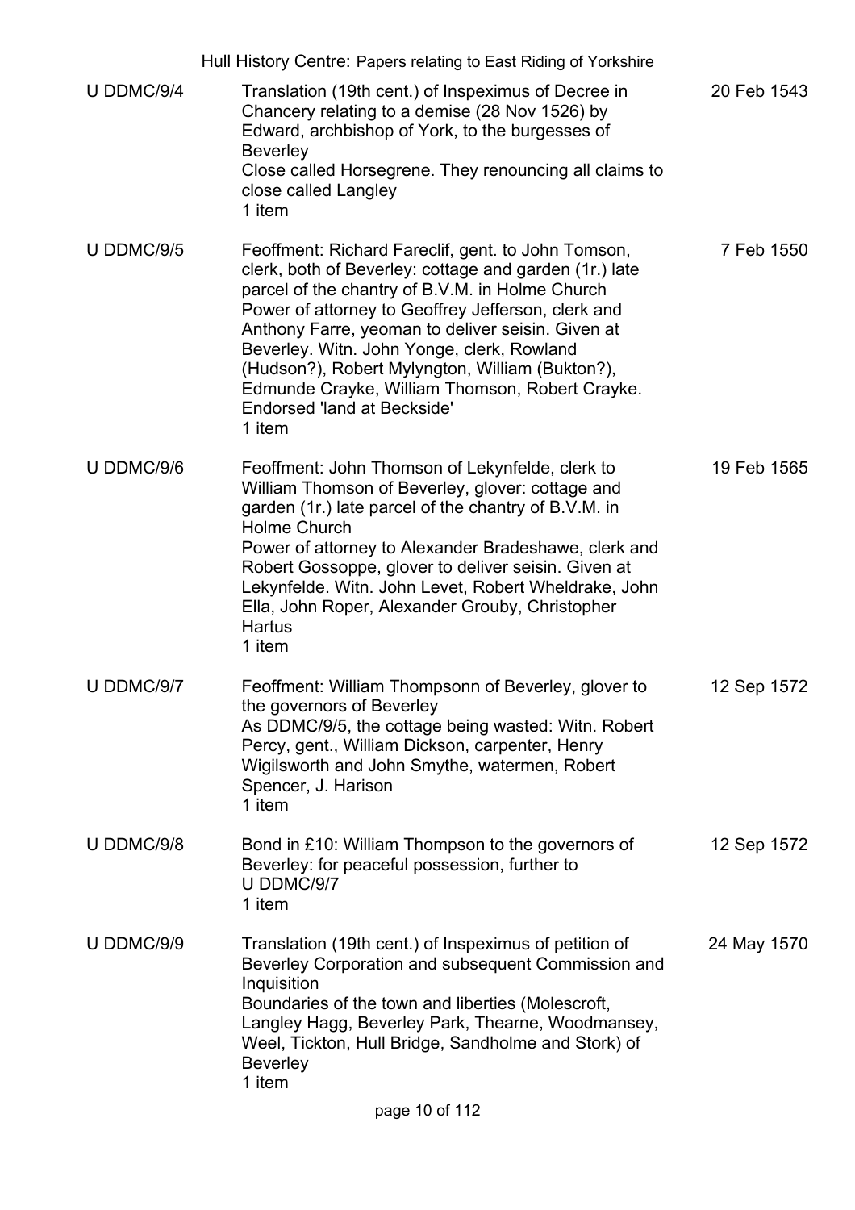| Reference | Description | Date |
|---|---|---|
| U DDMC/9/4 | Translation (19th cent.) of Inspeximus of Decree in Chancery relating to a demise (28 Nov 1526) by Edward, archbishop of York, to the burgesses of Beverley<br>Close called Horsegrene. They renouncing all claims to close called Langley<br>1 item | 20 Feb 1543 |
| U DDMC/9/5 | Feoffment: Richard Fareclif, gent. to John Tomson, clerk, both of Beverley: cottage and garden (1r.) late parcel of the chantry of B.V.M. in Holme Church<br>Power of attorney to Geoffrey Jefferson, clerk and Anthony Farre, yeoman to deliver seisin. Given at Beverley. Witn. John Yonge, clerk, Rowland (Hudson?), Robert Mylyngton, William (Bukton?), Edmunde Crayke, William Thomson, Robert Crayke. Endorsed 'land at Beckside'<br>1 item | 7 Feb 1550 |
| U DDMC/9/6 | Feoffment: John Thomson of Lekynfelde, clerk to William Thomson of Beverley, glover: cottage and garden (1r.) late parcel of the chantry of B.V.M. in Holme Church<br>Power of attorney to Alexander Bradeshawe, clerk and Robert Gossoppe, glover to deliver seisin. Given at Lekynfelde. Witn. John Levet, Robert Wheldrake, John Ella, John Roper, Alexander Grouby, Christopher Hartus<br>1 item | 19 Feb 1565 |
| U DDMC/9/7 | Feoffment: William Thompsonn of Beverley, glover to the governors of Beverley<br>As DDMC/9/5, the cottage being wasted: Witn. Robert Percy, gent., William Dickson, carpenter, Henry Wigilsworth and John Smythe, watermen, Robert Spencer, J. Harison<br>1 item | 12 Sep 1572 |
| U DDMC/9/8 | Bond in £10: William Thompson to the governors of Beverley: for peaceful possession, further to U DDMC/9/7<br>1 item | 12 Sep 1572 |
| U DDMC/9/9 | Translation (19th cent.) of Inspeximus of petition of Beverley Corporation and subsequent Commission and Inquisition<br>Boundaries of the town and liberties (Molescroft, Langley Hagg, Beverley Park, Thearne, Woodmansey, Weel, Tickton, Hull Bridge, Sandholme and Stork) of Beverley<br>1 item | 24 May 1570 |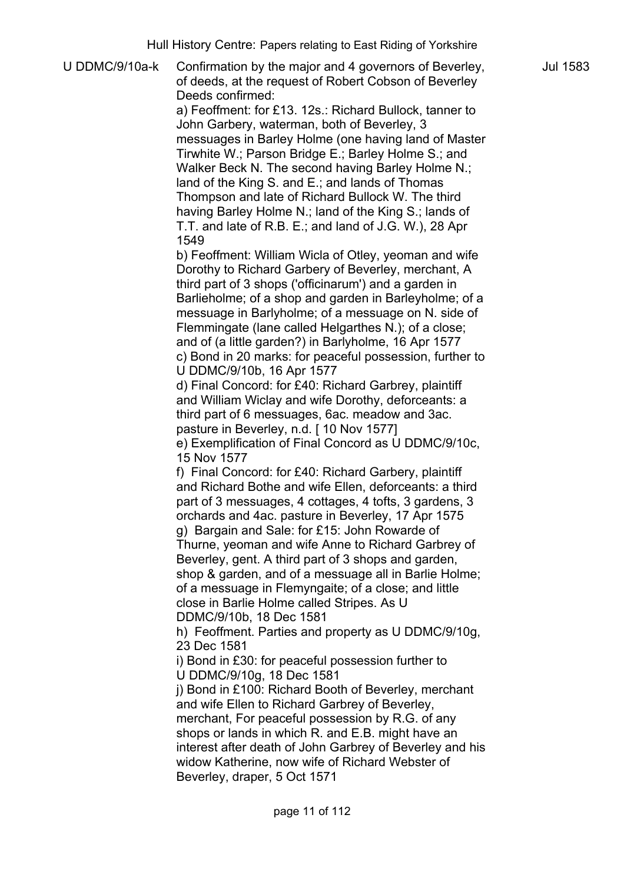U DDMC/9/10a-k | Confirmation by the major and 4 governors of Beverley, of deeds, at the request of Robert Cobson of Beverley | Jul 1583

Deeds confirmed:

a) Feoffment: for £13. 12s.: Richard Bullock, tanner to John Garbery, waterman, both of Beverley, 3 messuages in Barley Holme (one having land of Master Tirwhite W.; Parson Bridge E.; Barley Holme S.; and Walker Beck N. The second having Barley Holme N.; land of the King S. and E.; and lands of Thomas Thompson and late of Richard Bullock W. The third having Barley Holme N.; land of the King S.; lands of T.T. and late of R.B. E.; and land of J.G. W.), 28 Apr 1549

b) Feoffment: William Wicla of Otley, yeoman and wife Dorothy to Richard Garbery of Beverley, merchant, A third part of 3 shops ('officinarum') and a garden in Barlieholme; of a shop and garden in Barleyholme; of a messuage in Barlyholme; of a messuage on N. side of Flemmingate (lane called Helgarthes N.); of a close; and of (a little garden?) in Barlyholme, 16 Apr 1577

c) Bond in 20 marks: for peaceful possession, further to U DDMC/9/10b, 16 Apr 1577

d) Final Concord: for £40: Richard Garbrey, plaintiff and William Wiclay and wife Dorothy, deforceants: a third part of 6 messuages, 6ac. meadow and 3ac. pasture in Beverley, n.d. [ 10 Nov 1577]

e) Exemplification of Final Concord as U DDMC/9/10c, 15 Nov 1577

f) Final Concord: for £40: Richard Garbery, plaintiff and Richard Bothe and wife Ellen, deforceants: a third part of 3 messuages, 4 cottages, 4 tofts, 3 gardens, 3 orchards and 4ac. pasture in Beverley, 17 Apr 1575

g) Bargain and Sale: for £15: John Rowarde of Thurne, yeoman and wife Anne to Richard Garbrey of Beverley, gent. A third part of 3 shops and garden, shop & garden, and of a message all in Barlie Holme; of a message in Flemyngaite; of a close; and little close in Barlie Holme called Stripes. As U DDMC/9/10b, 18 Dec 1581

h) Feoffment. Parties and property as U DDMC/9/10g, 23 Dec 1581

i) Bond in £30: for peaceful possession further to U DDMC/9/10g, 18 Dec 1581

j) Bond in £100: Richard Booth of Beverley, merchant and wife Ellen to Richard Garbrey of Beverley, merchant, For peaceful possession by R.G. of any shops or lands in which R. and E.B. might have an interest after death of John Garbrey of Beverley and his widow Katherine, now wife of Richard Webster of Beverley, draper, 5 Oct 1571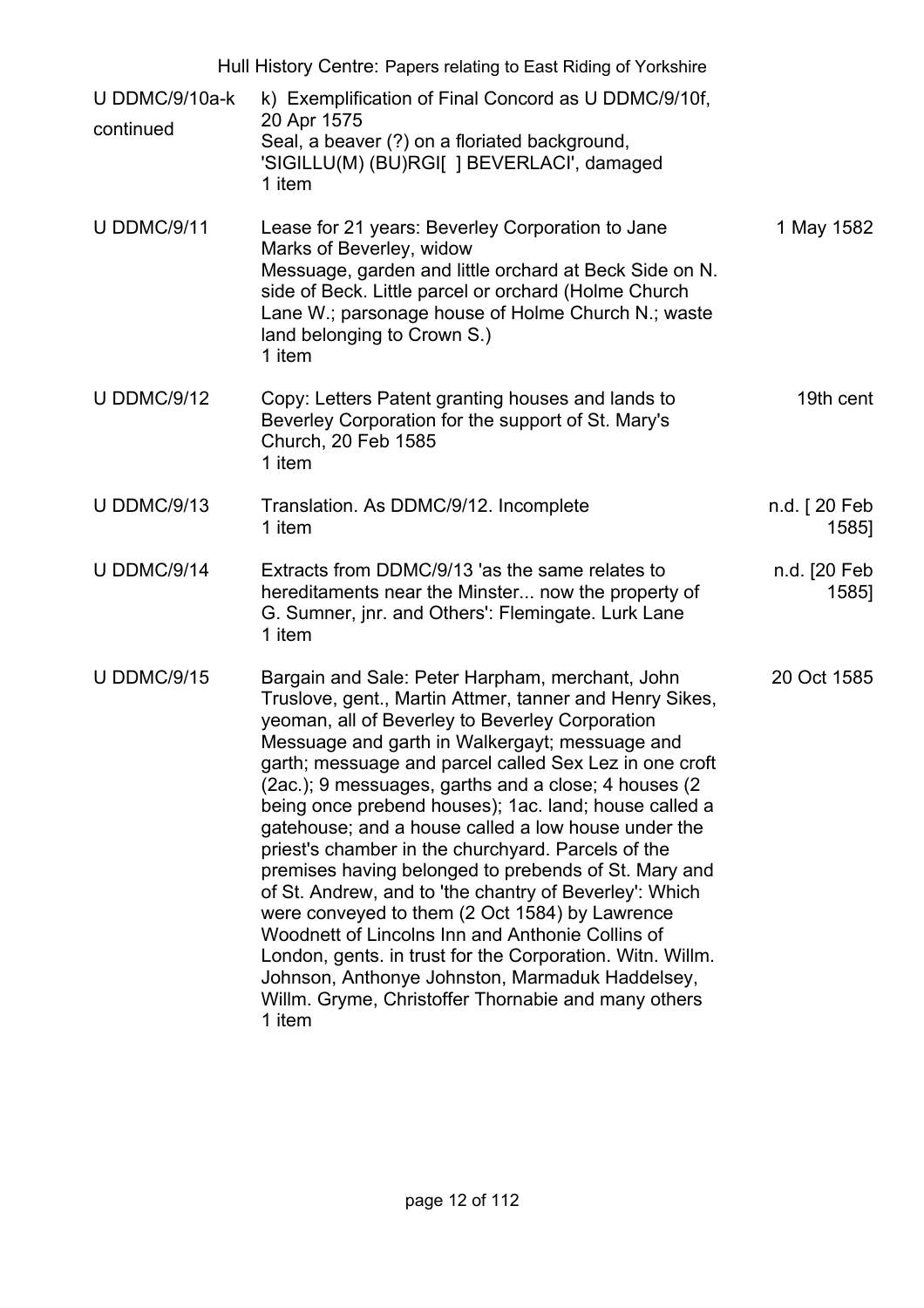| Reference | Description | Date |
|---|---|---|
| U DDMC/9/10a-k continued | k) Exemplification of Final Concord as U DDMC/9/10f, 20 Apr 1575<br>Seal, a beaver (?) on a floriated background, 'SIGILLU(M) (BU)RGI[ ] BEVERLACI', damaged<br>1 item | |
| U DDMC/9/11 | Lease for 21 years: Beverley Corporation to Jane Marks of Beverley, widow<br>Messuage, garden and little orchard at Beck Side on N. side of Beck. Little parcel or orchard (Holme Church Lane W.; parsonage house of Holme Church N.; waste land belonging to Crown S.)<br>1 item | 1 May 1582 |
| U DDMC/9/12 | Copy: Letters Patent granting houses and lands to Beverley Corporation for the support of St. Mary's Church, 20 Feb 1585<br>1 item | 19th cent |
| U DDMC/9/13 | Translation. As DDMC/9/12. Incomplete<br>1 item | n.d. [ 20 Feb 1585] |
| U DDMC/9/14 | Extracts from DDMC/9/13 'as the same relates to hereditaments near the Minster... now the property of G. Sumner, jnr. and Others': Flemingate. Lurk Lane<br>1 item | n.d. [20 Feb 1585] |
| U DDMC/9/15 | Bargain and Sale: Peter Harpham, merchant, John Truslove, gent., Martin Attmer, tanner and Henry Sikes, yeoman, all of Beverley to Beverley Corporation<br>Messuage and garth in Walkergayt; messuage and garth; messuage and parcel called Sex Lez in one croft (2ac.); 9 messuages, garths and a close; 4 houses (2 being once prebend houses); 1ac. land; house called a gatehouse; and a house called a low house under the priest's chamber in the churchyard. Parcels of the premises having belonged to prebends of St. Mary and of St. Andrew, and to 'the chantry of Beverley': Which were conveyed to them (2 Oct 1584) by Lawrence Woodnett of Lincolns Inn and Anthonie Collins of London, gents. in trust for the Corporation. Witn. Willm. Johnson, Anthonye Johnston, Marmaduk Haddelsey, Willm. Gryme, Christoffer Thornabie and many others<br>1 item | 20 Oct 1585 |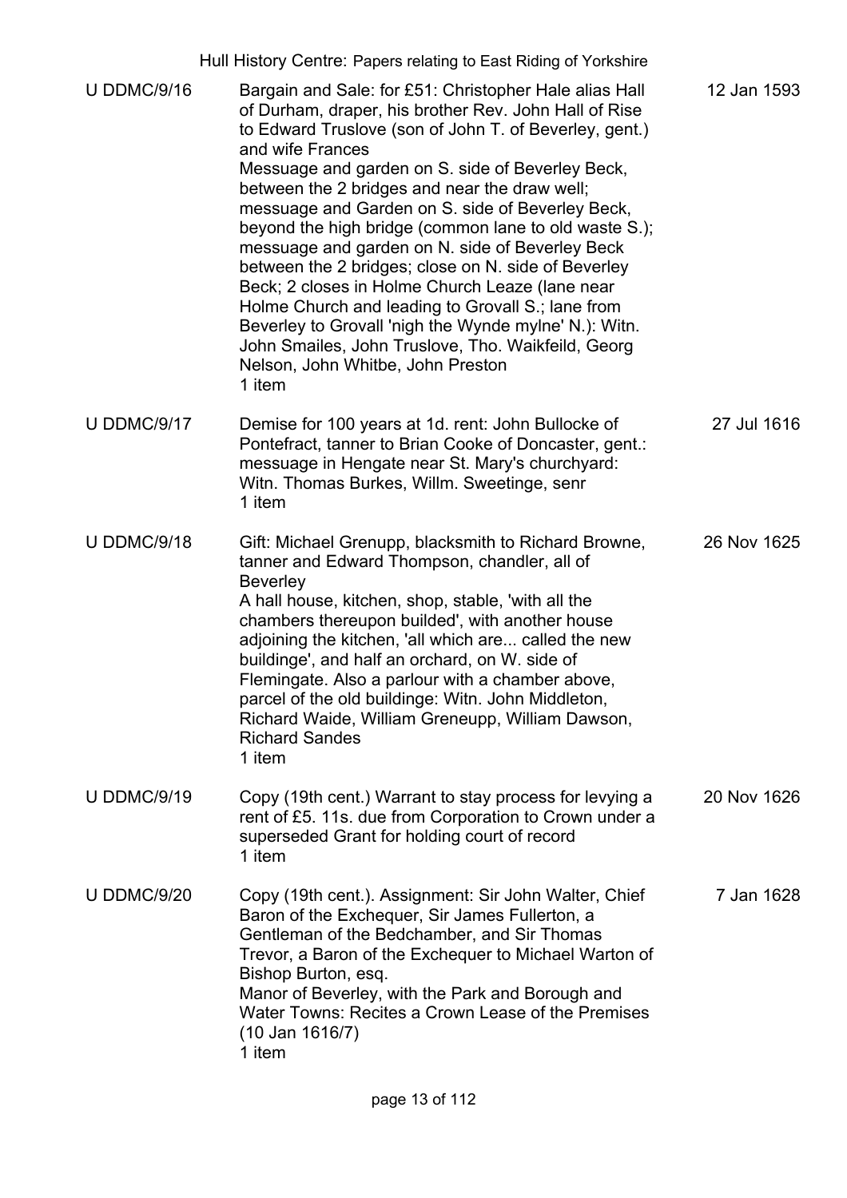| | | |
|---|---|---|
| U DDMC/9/16 | Bargain and Sale: for £51: Christopher Hale alias Hall of Durham, draper, his brother Rev. John Hall of Rise to Edward Truslove (son of John T. of Beverley, gent.) and wife Frances<br>Messuage and garden on S. side of Beverley Beck, between the 2 bridges and near the draw well; messuage and Garden on S. side of Beverley Beck, beyond the high bridge (common lane to old waste S.); messuage and garden on N. side of Beverley Beck between the 2 bridges; close on N. side of Beverley Beck; 2 closes in Holme Church Leaze (lane near Holme Church and leading to Grovall S.; lane from Beverley to Grovall 'nigh the Wynde mylne' N.): Witn. John Smailes, John Truslove, Tho. Waikfeild, Georg Nelson, John Whitbe, John Preston<br>1 item | 12 Jan 1593 |
| U DDMC/9/17 | Demise for 100 years at 1d. rent: John Bullocke of Pontefract, tanner to Brian Cooke of Doncaster, gent.: messuage in Hengate near St. Mary's churchyard: Witn. Thomas Burkes, Willm. Sweetinge, senr<br>1 item | 27 Jul 1616 |
| U DDMC/9/18 | Gift: Michael Grenupp, blacksmith to Richard Browne, tanner and Edward Thompson, chandler, all of Beverley<br>A hall house, kitchen, shop, stable, 'with all the chambers thereupon builded', with another house adjoining the kitchen, 'all which are... called the new buildinge', and half an orchard, on W. side of Flemingate. Also a parlour with a chamber above, parcel of the old buildinge: Witn. John Middleton, Richard Waide, William Greneupp, William Dawson, Richard Sandes<br>1 item | 26 Nov 1625 |
| U DDMC/9/19 | Copy (19th cent.) Warrant to stay process for levying a rent of £5. 11s. due from Corporation to Crown under a superseded Grant for holding court of record<br>1 item | 20 Nov 1626 |
| U DDMC/9/20 | Copy (19th cent.). Assignment: Sir John Walter, Chief Baron of the Exchequer, Sir James Fullerton, a Gentleman of the Bedchamber, and Sir Thomas Trevor, a Baron of the Exchequer to Michael Warton of Bishop Burton, esq.<br>Manor of Beverley, with the Park and Borough and Water Towns: Recites a Crown Lease of the Premises (10 Jan 1616/7)<br>1 item | 7 Jan 1628 |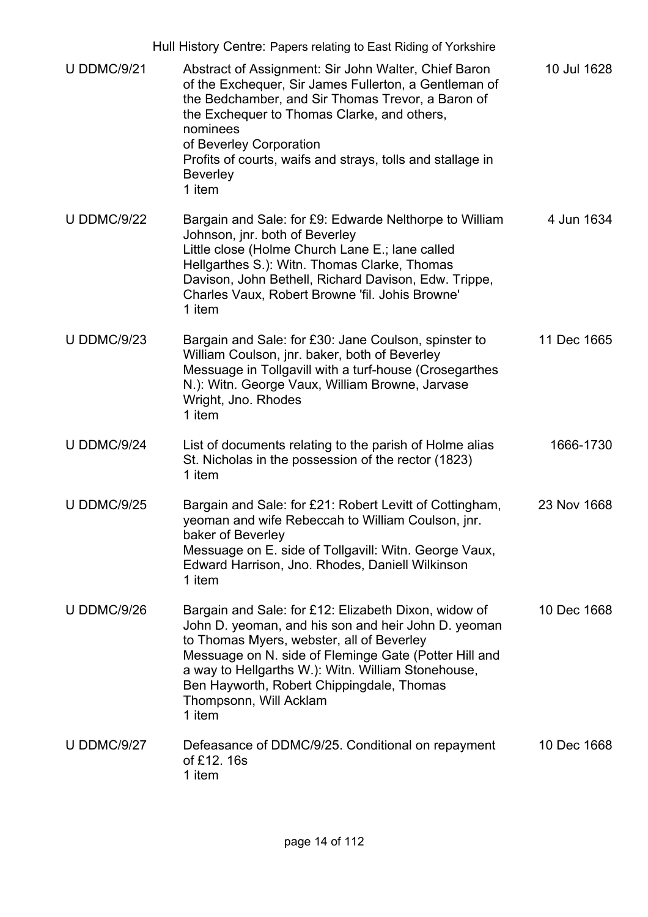| Reference | Description | Date |
| --- | --- | --- |
| U DDMC/9/21 | Abstract of Assignment: Sir John Walter, Chief Baron of the Exchequer, Sir James Fullerton, a Gentleman of the Bedchamber, and Sir Thomas Trevor, a Baron of the Exchequer to Thomas Clarke, and others, nominees of Beverley Corporation<br>Profits of courts, waifs and strays, tolls and stallage in Beverley<br>1 item | 10 Jul 1628 |
| U DDMC/9/22 | Bargain and Sale: for £9: Edwarde Nelthorpe to William Johnson, jnr. both of Beverley<br>Little close (Holme Church Lane E.; lane called Hellgarthes S.): Witn. Thomas Clarke, Thomas Davison, John Bethell, Richard Davison, Edw. Trippe, Charles Vaux, Robert Browne 'fil. Johis Browne'<br>1 item | 4 Jun 1634 |
| U DDMC/9/23 | Bargain and Sale: for £30: Jane Coulson, spinster to William Coulson, jnr. baker, both of Beverley<br>Messuage in Tollgavill with a turf-house (Crosegarthes N.): Witn. George Vaux, William Browne, Jarvase Wright, Jno. Rhodes<br>1 item | 11 Dec 1665 |
| U DDMC/9/24 | List of documents relating to the parish of Holme alias St. Nicholas in the possession of the rector (1823)<br>1 item | 1666-1730 |
| U DDMC/9/25 | Bargain and Sale: for £21: Robert Levitt of Cottingham, yeoman and wife Rebeccah to William Coulson, jnr. baker of Beverley<br>Messuage on E. side of Tollgavill: Witn. George Vaux, Edward Harrison, Jno. Rhodes, Daniell Wilkinson<br>1 item | 23 Nov 1668 |
| U DDMC/9/26 | Bargain and Sale: for £12: Elizabeth Dixon, widow of John D. yeoman, and his son and heir John D. yeoman to Thomas Myers, webster, all of Beverley<br>Messuage on N. side of Fleminge Gate (Potter Hill and a way to Hellgarths W.): Witn. William Stonehouse, Ben Hayworth, Robert Chippingdale, Thomas Thompsonn, Will Acklam<br>1 item | 10 Dec 1668 |
| U DDMC/9/27 | Defeasance of DDMC/9/25. Conditional on repayment of £12. 16s<br>1 item | 10 Dec 1668 |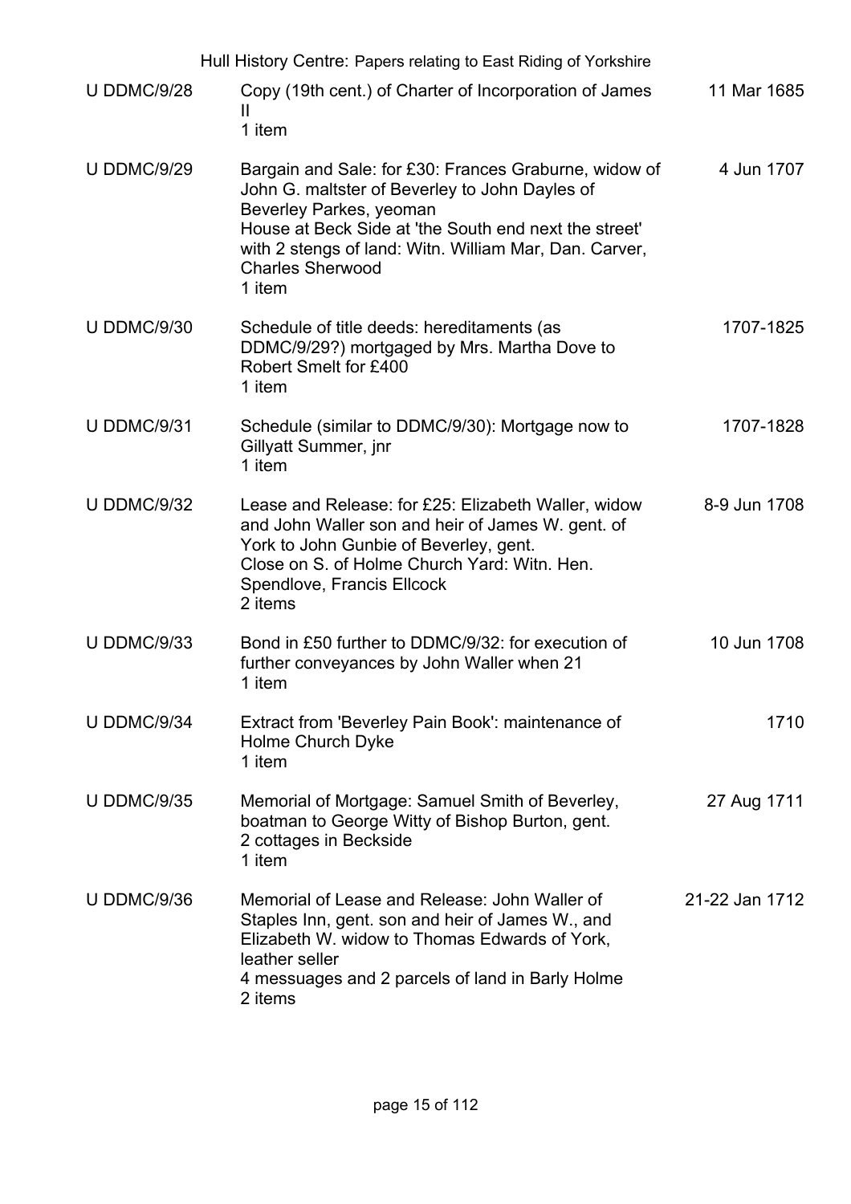| | | |
|---|---|---|
| U DDMC/9/28 | Copy (19th cent.) of Charter of Incorporation of James II<br>1 item | 11 Mar 1685 |
| U DDMC/9/29 | Bargain and Sale: for £30: Frances Graburne, widow of John G. maltster of Beverley to John Dayles of Beverley Parkes, yeoman<br>House at Beck Side at 'the South end next the street' with 2 stengs of land: Witn. William Mar, Dan. Carver, Charles Sherwood<br>1 item | 4 Jun 1707 |
| U DDMC/9/30 | Schedule of title deeds: hereditaments (as DDMC/9/29?) mortgaged by Mrs. Martha Dove to Robert Smelt for £400<br>1 item | 1707-1825 |
| U DDMC/9/31 | Schedule (similar to DDMC/9/30): Mortgage now to Gillyatt Summer, jnr<br>1 item | 1707-1828 |
| U DDMC/9/32 | Lease and Release: for £25: Elizabeth Waller, widow and John Waller son and heir of James W. gent. of York to John Gunbie of Beverley, gent.<br>Close on S. of Holme Church Yard: Witn. Hen. Spendlove, Francis Ellcock<br>2 items | 8-9 Jun 1708 |
| U DDMC/9/33 | Bond in £50 further to DDMC/9/32: for execution of further conveyances by John Waller when 21<br>1 item | 10 Jun 1708 |
| U DDMC/9/34 | Extract from 'Beverley Pain Book': maintenance of Holme Church Dyke<br>1 item | 1710 |
| U DDMC/9/35 | Memorial of Mortgage: Samuel Smith of Beverley, boatman to George Witty of Bishop Burton, gent.<br>2 cottages in Beckside<br>1 item | 27 Aug 1711 |
| U DDMC/9/36 | Memorial of Lease and Release: John Waller of Staples Inn, gent. son and heir of James W., and Elizabeth W. widow to Thomas Edwards of York, leather seller<br>4 messuages and 2 parcels of land in Barly Holme<br>2 items | 21-22 Jan 1712 |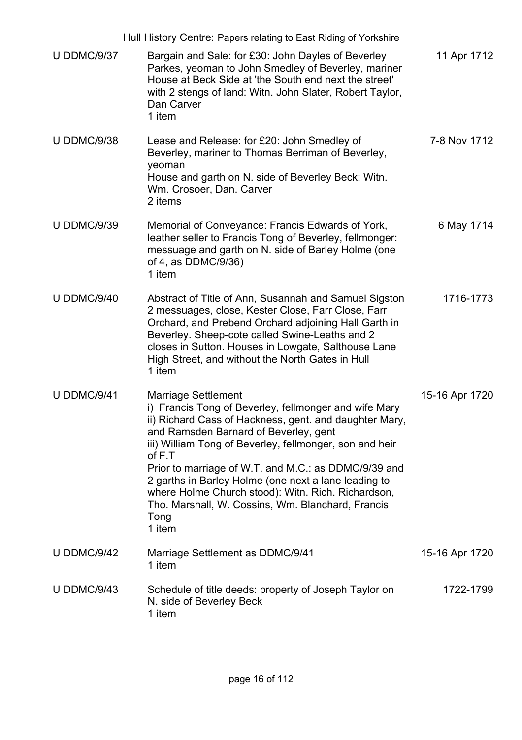| | | |
|---|---|---|
| U DDMC/9/37 | Bargain and Sale: for £30: John Dayles of Beverley Parkes, yeoman to John Smedley of Beverley, mariner<br>House at Beck Side at 'the South end next the street' with 2 stengs of land: Witn. John Slater, Robert Taylor, Dan Carver<br>1 item | 11 Apr 1712 |
| U DDMC/9/38 | Lease and Release: for £20: John Smedley of Beverley, mariner to Thomas Berriman of Beverley, yeoman<br>House and garth on N. side of Beverley Beck: Witn. Wm. Crosoer, Dan. Carver<br>2 items | 7-8 Nov 1712 |
| U DDMC/9/39 | Memorial of Conveyance: Francis Edwards of York, leather seller to Francis Tong of Beverley, fellmonger: messuage and garth on N. side of Barley Holme (one of 4, as DDMC/9/36)<br>1 item | 6 May 1714 |
| U DDMC/9/40 | Abstract of Title of Ann, Susannah and Samuel Sigston<br>2 messuages, close, Kester Close, Farr Close, Farr Orchard, and Prebend Orchard adjoining Hall Garth in Beverley. Sheep-cote called Swine-Leaths and 2 closes in Sutton. Houses in Lowgate, Salthouse Lane High Street, and without the North Gates in Hull<br>1 item | 1716-1773 |
| U DDMC/9/41 | Marriage Settlement<br>i) Francis Tong of Beverley, fellmonger and wife Mary<br>ii) Richard Cass of Hackness, gent. and daughter Mary, and Ramsden Barnard of Beverley, gent<br>iii) William Tong of Beverley, fellmonger, son and heir of F.T<br>Prior to marriage of W.T. and M.C.: as DDMC/9/39 and 2 garths in Barley Holme (one next a lane leading to where Holme Church stood): Witn. Rich. Richardson, Tho. Marshall, W. Cossins, Wm. Blanchard, Francis Tong<br>1 item | 15-16 Apr 1720 |
| U DDMC/9/42 | Marriage Settlement as DDMC/9/41<br>1 item | 15-16 Apr 1720 |
| U DDMC/9/43 | Schedule of title deeds: property of Joseph Taylor on N. side of Beverley Beck<br>1 item | 1722-1799 |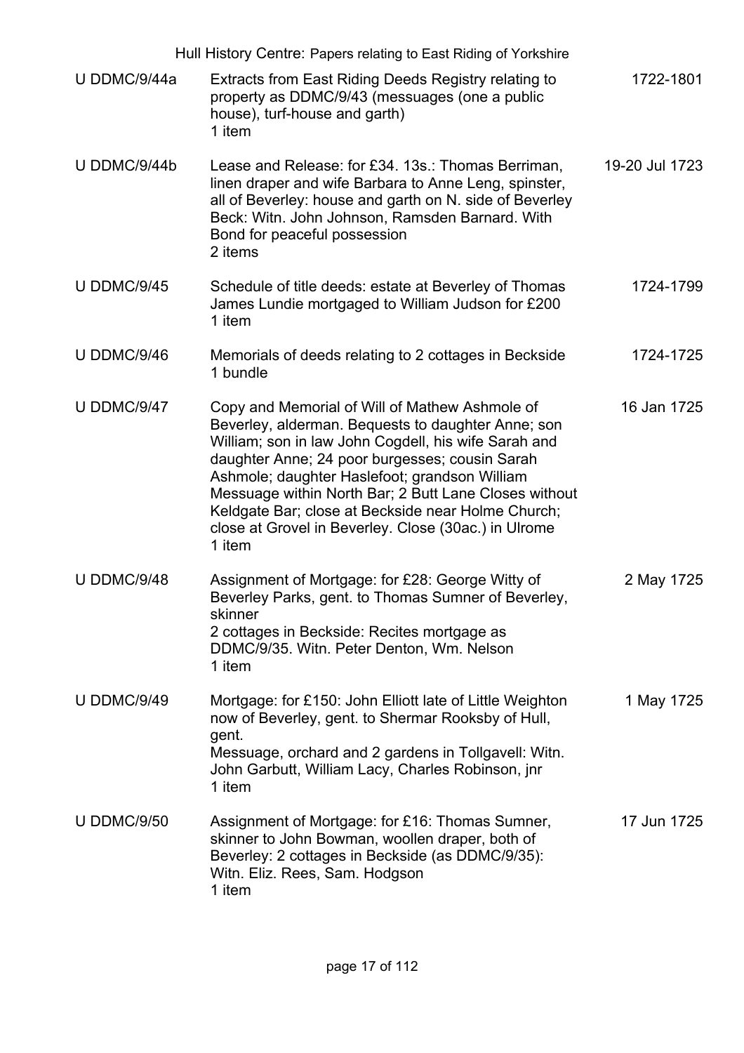| Reference | Description | Date |
|---|---|---|
| U DDMC/9/44a | Extracts from East Riding Deeds Registry relating to property as DDMC/9/43 (messuages (one a public house), turf-house and garth)<br>1 item | 1722-1801 |
| U DDMC/9/44b | Lease and Release: for £34. 13s.: Thomas Berriman, linen draper and wife Barbara to Anne Leng, spinster, all of Beverley: house and garth on N. side of Beverley Beck: Witn. John Johnson, Ramsden Barnard. With Bond for peaceful possession<br>2 items | 19-20 Jul 1723 |
| U DDMC/9/45 | Schedule of title deeds: estate at Beverley of Thomas James Lundie mortgaged to William Judson for £200<br>1 item | 1724-1799 |
| U DDMC/9/46 | Memorials of deeds relating to 2 cottages in Beckside<br>1 bundle | 1724-1725 |
| U DDMC/9/47 | Copy and Memorial of Will of Mathew Ashmole of Beverley, alderman. Bequests to daughter Anne; son William; son in law John Cogdell, his wife Sarah and daughter Anne; 24 poor burgesses; cousin Sarah Ashmole; daughter Haslefoot; grandson William Messuage within North Bar; 2 Butt Lane Closes without Keldgate Bar; close at Beckside near Holme Church; close at Grovel in Beverley. Close (30ac.) in Ulrome<br>1 item | 16 Jan 1725 |
| U DDMC/9/48 | Assignment of Mortgage: for £28: George Witty of Beverley Parks, gent. to Thomas Sumner of Beverley, skinner<br>2 cottages in Beckside: Recites mortgage as DDMC/9/35. Witn. Peter Denton, Wm. Nelson<br>1 item | 2 May 1725 |
| U DDMC/9/49 | Mortgage: for £150: John Elliott late of Little Weighton now of Beverley, gent. to Shermar Rooksby of Hull, gent.<br>Messuage, orchard and 2 gardens in Tollgavell: Witn. John Garbutt, William Lacy, Charles Robinson, jnr<br>1 item | 1 May 1725 |
| U DDMC/9/50 | Assignment of Mortgage: for £16: Thomas Sumner, skinner to John Bowman, woollen draper, both of Beverley: 2 cottages in Beckside (as DDMC/9/35): Witn. Eliz. Rees, Sam. Hodgson<br>1 item | 17 Jun 1725 |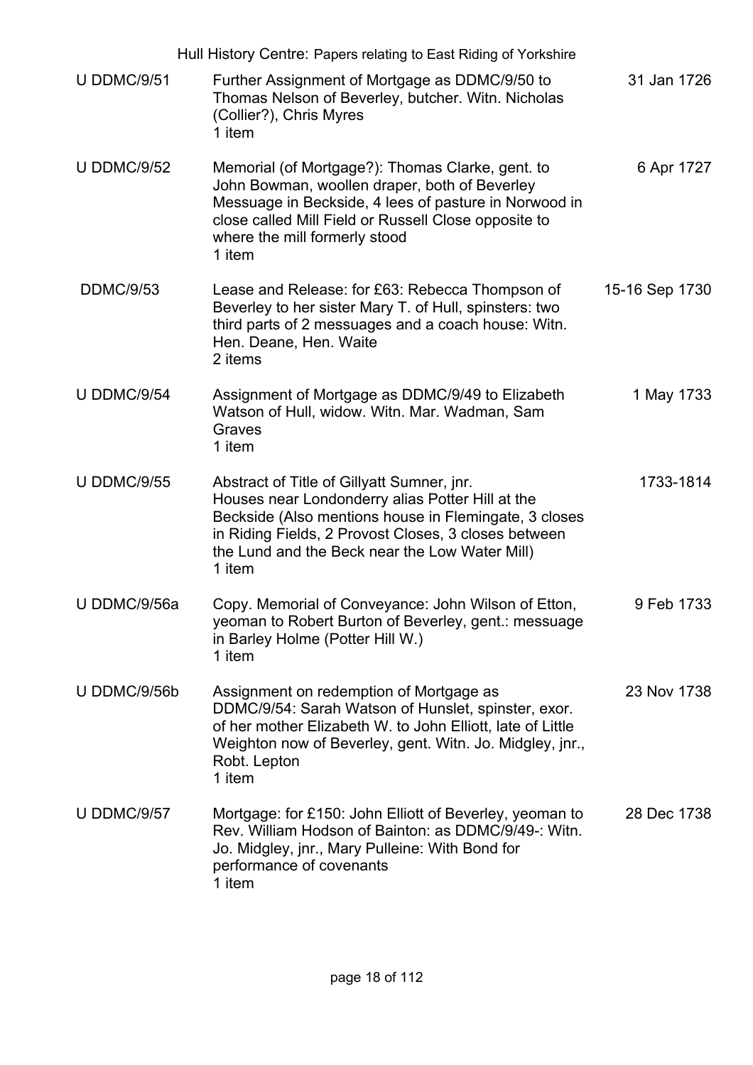| | | |
|---|---|---|
| U DDMC/9/51 | Further Assignment of Mortgage as DDMC/9/50 to Thomas Nelson of Beverley, butcher. Witn. Nicholas (Collier?), Chris Myres<br>1 item | 31 Jan 1726 |
| U DDMC/9/52 | Memorial (of Mortgage?): Thomas Clarke, gent. to John Bowman, woollen draper, both of Beverley Messuage in Beckside, 4 lees of pasture in Norwood in close called Mill Field or Russell Close opposite to where the mill formerly stood<br>1 item | 6 Apr 1727 |
| DDMC/9/53 | Lease and Release: for £63: Rebecca Thompson of Beverley to her sister Mary T. of Hull, spinsters: two third parts of 2 messuages and a coach house: Witn. Hen. Deane, Hen. Waite<br>2 items | 15-16 Sep 1730 |
| U DDMC/9/54 | Assignment of Mortgage as DDMC/9/49 to Elizabeth Watson of Hull, widow. Witn. Mar. Wadman, Sam Graves<br>1 item | 1 May 1733 |
| U DDMC/9/55 | Abstract of Title of Gillyatt Sumner, jnr.<br>Houses near Londonderry alias Potter Hill at the Beckside (Also mentions house in Flemingate, 3 closes in Riding Fields, 2 Provost Closes, 3 closes between the Lund and the Beck near the Low Water Mill)<br>1 item | 1733-1814 |
| U DDMC/9/56a | Copy. Memorial of Conveyance: John Wilson of Etton, yeoman to Robert Burton of Beverley, gent.: messuage in Barley Holme (Potter Hill W.)<br>1 item | 9 Feb 1733 |
| U DDMC/9/56b | Assignment on redemption of Mortgage as DDMC/9/54: Sarah Watson of Hunslet, spinster, exor. of her mother Elizabeth W. to John Elliott, late of Little Weighton now of Beverley, gent. Witn. Jo. Midgley, jnr., Robt. Lepton<br>1 item | 23 Nov 1738 |
| U DDMC/9/57 | Mortgage: for £150: John Elliott of Beverley, yeoman to Rev. William Hodson of Bainton: as DDMC/9/49-: Witn. Jo. Midgley, jnr., Mary Pulleine: With Bond for performance of covenants<br>1 item | 28 Dec 1738 |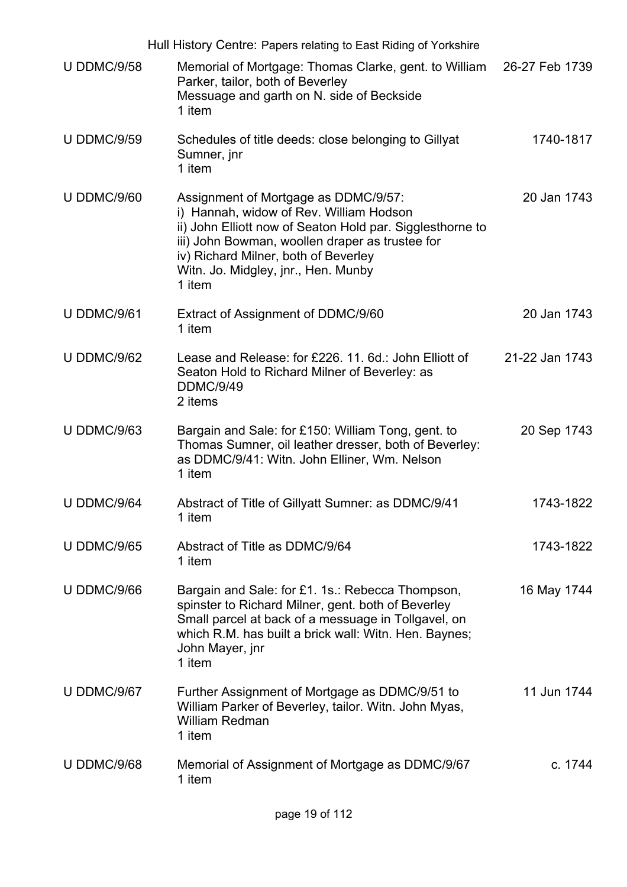| Reference | Description | Date |
|---|---|---|
| U DDMC/9/58 | Memorial of Mortgage: Thomas Clarke, gent. to William Parker, tailor, both of Beverley<br>Messuage and garth on N. side of Beckside<br>1 item | 26-27 Feb 1739 |
| U DDMC/9/59 | Schedules of title deeds: close belonging to Gillyat Sumner, jnr<br>1 item | 1740-1817 |
| U DDMC/9/60 | Assignment of Mortgage as DDMC/9/57:<br>i) Hannah, widow of Rev. William Hodson<br>ii) John Elliott now of Seaton Hold par. Sigglesthorne to<br>iii) John Bowman, woollen draper as trustee for<br>iv) Richard Milner, both of Beverley<br>Witn. Jo. Midgley, jnr., Hen. Munby<br>1 item | 20 Jan 1743 |
| U DDMC/9/61 | Extract of Assignment of DDMC/9/60<br>1 item | 20 Jan 1743 |
| U DDMC/9/62 | Lease and Release: for £226. 11. 6d.: John Elliott of Seaton Hold to Richard Milner of Beverley: as DDMC/9/49<br>2 items | 21-22 Jan 1743 |
| U DDMC/9/63 | Bargain and Sale: for £150: William Tong, gent. to Thomas Sumner, oil leather dresser, both of Beverley: as DDMC/9/41: Witn. John Elliner, Wm. Nelson<br>1 item | 20 Sep 1743 |
| U DDMC/9/64 | Abstract of Title of Gillyatt Sumner: as DDMC/9/41<br>1 item | 1743-1822 |
| U DDMC/9/65 | Abstract of Title as DDMC/9/64<br>1 item | 1743-1822 |
| U DDMC/9/66 | Bargain and Sale: for £1. 1s.: Rebecca Thompson, spinster to Richard Milner, gent. both of Beverley<br>Small parcel at back of a messuage in Tollgavel, on which R.M. has built a brick wall: Witn. Hen. Baynes; John Mayer, jnr<br>1 item | 16 May 1744 |
| U DDMC/9/67 | Further Assignment of Mortgage as DDMC/9/51 to William Parker of Beverley, tailor. Witn. John Myas, William Redman<br>1 item | 11 Jun 1744 |
| U DDMC/9/68 | Memorial of Assignment of Mortgage as DDMC/9/67<br>1 item | c. 1744 |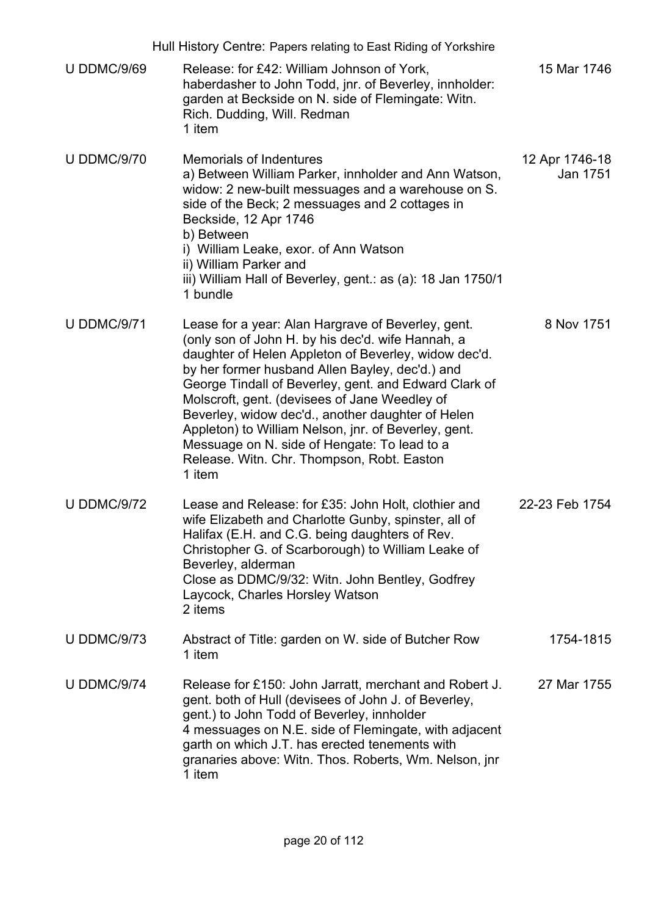| | | |
|---|---|---|
| U DDMC/9/69 | Release: for £42: William Johnson of York, haberdasher to John Todd, jnr. of Beverley, innholder: garden at Beckside on N. side of Flemingate: Witn. Rich. Dudding, Will. Redman<br>1 item | 15 Mar 1746 |
| U DDMC/9/70 | Memorials of Indentures<br>a) Between William Parker, innholder and Ann Watson, widow: 2 new-built messuages and a warehouse on S. side of the Beck; 2 messuages and 2 cottages in Beckside, 12 Apr 1746<br>b) Between<br>i) William Leake, exor. of Ann Watson<br>ii) William Parker and<br>iii) William Hall of Beverley, gent.: as (a): 18 Jan 1750/1<br>1 bundle | 12 Apr 1746-18 Jan 1751 |
| U DDMC/9/71 | Lease for a year: Alan Hargrave of Beverley, gent. (only son of John H. by his dec'd. wife Hannah, a daughter of Helen Appleton of Beverley, widow dec'd. by her former husband Allen Bayley, dec'd.) and George Tindall of Beverley, gent. and Edward Clark of Molscroft, gent. (devisees of Jane Weedley of Beverley, widow dec'd., another daughter of Helen Appleton) to William Nelson, jnr. of Beverley, gent. Messuage on N. side of Hengate: To lead to a Release. Witn. Chr. Thompson, Robt. Easton<br>1 item | 8 Nov 1751 |
| U DDMC/9/72 | Lease and Release: for £35: John Holt, clothier and wife Elizabeth and Charlotte Gunby, spinster, all of Halifax (E.H. and C.G. being daughters of Rev. Christopher G. of Scarborough) to William Leake of Beverley, alderman<br>Close as DDMC/9/32: Witn. John Bentley, Godfrey Laycock, Charles Horsley Watson<br>2 items | 22-23 Feb 1754 |
| U DDMC/9/73 | Abstract of Title: garden on W. side of Butcher Row<br>1 item | 1754-1815 |
| U DDMC/9/74 | Release for £150: John Jarratt, merchant and Robert J. gent. both of Hull (devisees of John J. of Beverley, gent.) to John Todd of Beverley, innholder<br>4 messuages on N.E. side of Flemingate, with adjacent garth on which J.T. has erected tenements with granaries above: Witn. Thos. Roberts, Wm. Nelson, jnr<br>1 item | 27 Mar 1755 |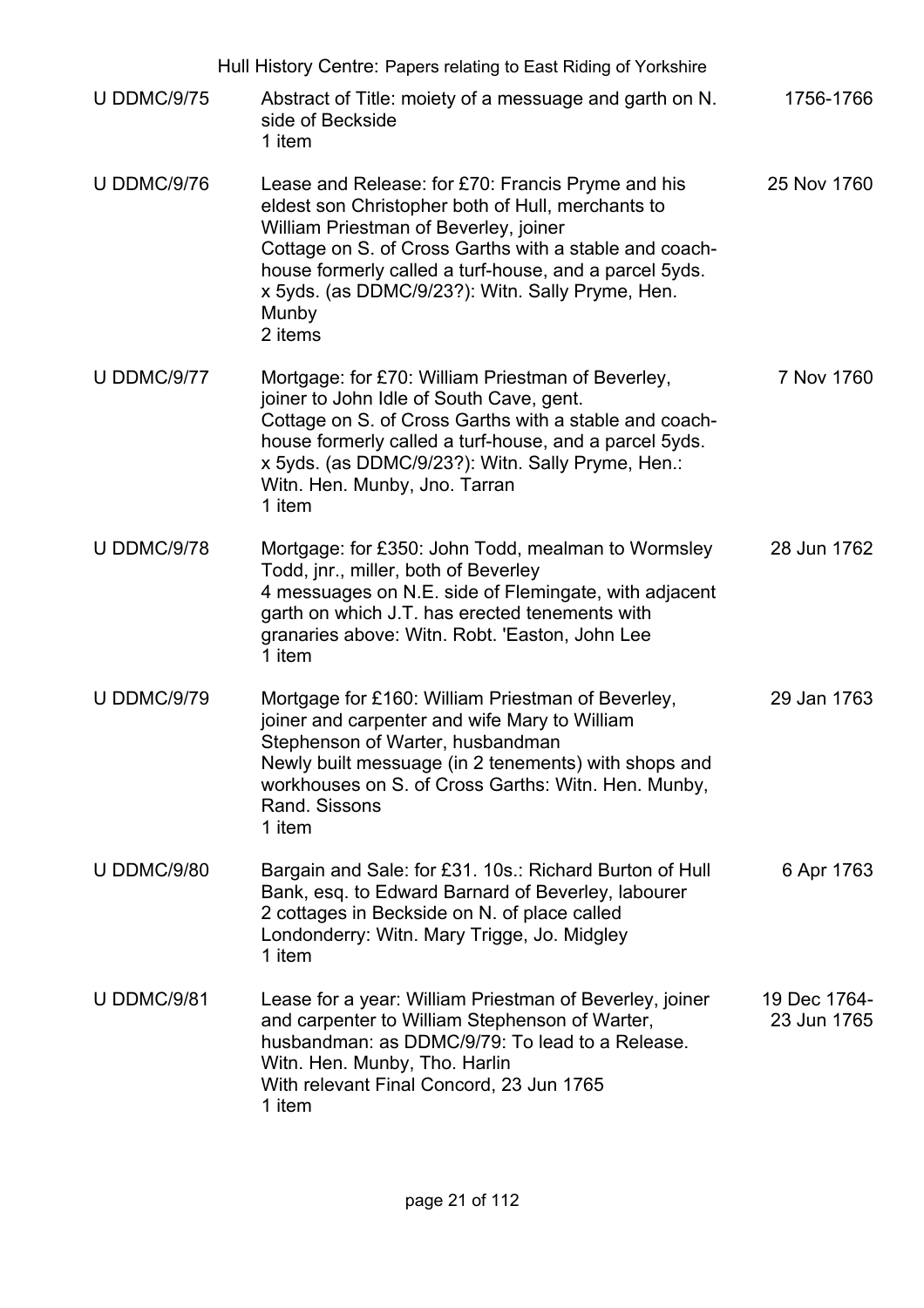| | | |
|---|---|---|
| U DDMC/9/75 | Abstract of Title: moiety of a messuage and garth on N. side of Beckside<br>1 item | 1756-1766 |
| U DDMC/9/76 | Lease and Release: for £70: Francis Pryme and his eldest son Christopher both of Hull, merchants to William Priestman of Beverley, joiner<br>Cottage on S. of Cross Garths with a stable and coach-house formerly called a turf-house, and a parcel 5yds. x 5yds. (as DDMC/9/23?): Witn. Sally Pryme, Hen. Munby<br>2 items | 25 Nov 1760 |
| U DDMC/9/77 | Mortgage: for £70: William Priestman of Beverley, joiner to John Idle of South Cave, gent.<br>Cottage on S. of Cross Garths with a stable and coach-house formerly called a turf-house, and a parcel 5yds. x 5yds. (as DDMC/9/23?): Witn. Sally Pryme, Hen.: Witn. Hen. Munby, Jno. Tarran<br>1 item | 7 Nov 1760 |
| U DDMC/9/78 | Mortgage: for £350: John Todd, mealman to Wormsley Todd, jnr., miller, both of Beverley<br>4 messuages on N.E. side of Flemingate, with adjacent garth on which J.T. has erected tenements with granaries above: Witn. Robt. 'Easton, John Lee<br>1 item | 28 Jun 1762 |
| U DDMC/9/79 | Mortgage for £160: William Priestman of Beverley, joiner and carpenter and wife Mary to William Stephenson of Warter, husbandman<br>Newly built messuage (in 2 tenements) with shops and workhouses on S. of Cross Garths: Witn. Hen. Munby, Rand. Sissons<br>1 item | 29 Jan 1763 |
| U DDMC/9/80 | Bargain and Sale: for £31. 10s.: Richard Burton of Hull Bank, esq. to Edward Barnard of Beverley, labourer<br>2 cottages in Beckside on N. of place called Londonderry: Witn. Mary Trigge, Jo. Midgley<br>1 item | 6 Apr 1763 |
| U DDMC/9/81 | Lease for a year: William Priestman of Beverley, joiner and carpenter to William Stephenson of Warter, husbandman: as DDMC/9/79: To lead to a Release. Witn. Hen. Munby, Tho. Harlin<br>With relevant Final Concord, 23 Jun 1765<br>1 item | 19 Dec 1764-23 Jun 1765 |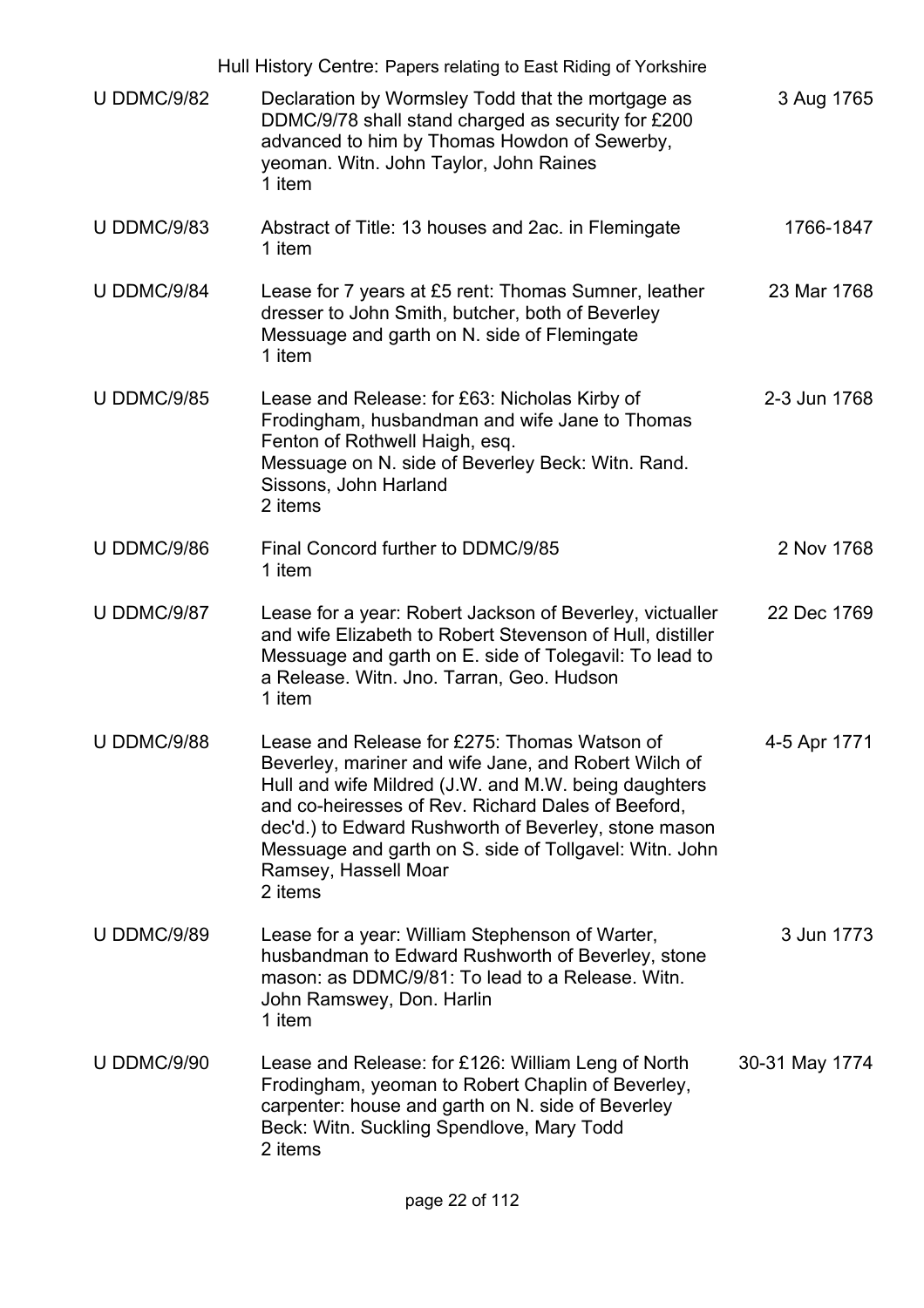| Reference | Description | Date |
|---|---|---|
| U DDMC/9/82 | Declaration by Wormsley Todd that the mortgage as DDMC/9/78 shall stand charged as security for £200 advanced to him by Thomas Howdon of Sewerby, yeoman. Witn. John Taylor, John Raines<br>1 item | 3 Aug 1765 |
| U DDMC/9/83 | Abstract of Title: 13 houses and 2ac. in Flemingate<br>1 item | 1766-1847 |
| U DDMC/9/84 | Lease for 7 years at £5 rent: Thomas Sumner, leather dresser to John Smith, butcher, both of Beverley<br>Messuage and garth on N. side of Flemingate<br>1 item | 23 Mar 1768 |
| U DDMC/9/85 | Lease and Release: for £63: Nicholas Kirby of Frodingham, husbandman and wife Jane to Thomas Fenton of Rothwell Haigh, esq.<br>Messuage on N. side of Beverley Beck: Witn. Rand. Sissons, John Harland<br>2 items | 2-3 Jun 1768 |
| U DDMC/9/86 | Final Concord further to DDMC/9/85<br>1 item | 2 Nov 1768 |
| U DDMC/9/87 | Lease for a year: Robert Jackson of Beverley, victualler and wife Elizabeth to Robert Stevenson of Hull, distiller<br>Messuage and garth on E. side of Tolegavil: To lead to a Release. Witn. Jno. Tarran, Geo. Hudson<br>1 item | 22 Dec 1769 |
| U DDMC/9/88 | Lease and Release for £275: Thomas Watson of Beverley, mariner and wife Jane, and Robert Wilch of Hull and wife Mildred (J.W. and M.W. being daughters and co-heiresses of Rev. Richard Dales of Beeford, dec'd.) to Edward Rushworth of Beverley, stone mason<br>Messuage and garth on S. side of Tollgavel: Witn. John Ramsey, Hassell Moar<br>2 items | 4-5 Apr 1771 |
| U DDMC/9/89 | Lease for a year: William Stephenson of Warter, husbandman to Edward Rushworth of Beverley, stone mason: as DDMC/9/81: To lead to a Release. Witn. John Ramswey, Don. Harlin<br>1 item | 3 Jun 1773 |
| U DDMC/9/90 | Lease and Release: for £126: William Leng of North Frodingham, yeoman to Robert Chaplin of Beverley, carpenter: house and garth on N. side of Beverley Beck: Witn. Suckling Spendlove, Mary Todd<br>2 items | 30-31 May 1774 |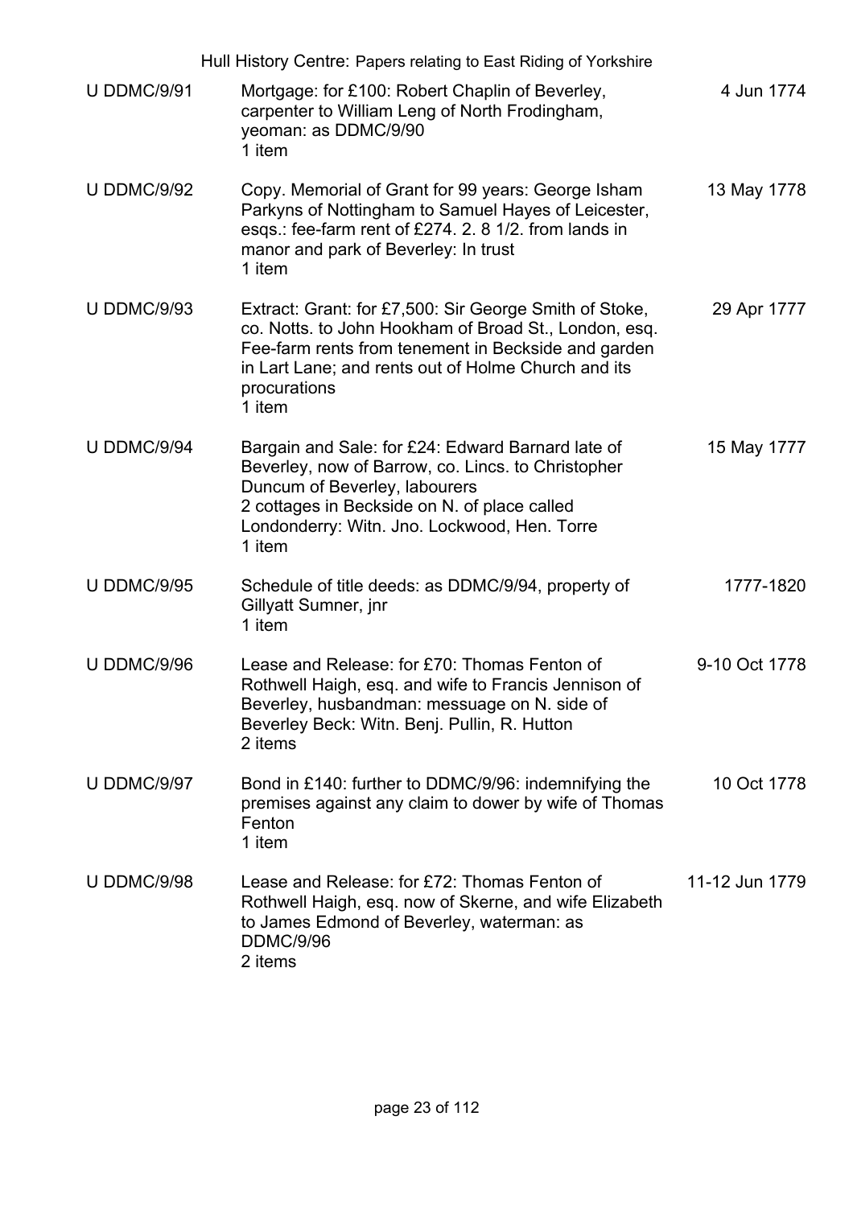| | | |
|---|---|---|
| U DDMC/9/91 | Mortgage: for £100: Robert Chaplin of Beverley, carpenter to William Leng of North Frodingham, yeoman: as DDMC/9/90<br>1 item | 4 Jun 1774 |
| U DDMC/9/92 | Copy. Memorial of Grant for 99 years: George Isham Parkyns of Nottingham to Samuel Hayes of Leicester, esqs.: fee-farm rent of £274. 2. 8 1/2. from lands in manor and park of Beverley: In trust<br>1 item | 13 May 1778 |
| U DDMC/9/93 | Extract: Grant: for £7,500: Sir George Smith of Stoke, co. Notts. to John Hookham of Broad St., London, esq. Fee-farm rents from tenement in Beckside and garden in Lart Lane; and rents out of Holme Church and its procurations<br>1 item | 29 Apr 1777 |
| U DDMC/9/94 | Bargain and Sale: for £24: Edward Barnard late of Beverley, now of Barrow, co. Lincs. to Christopher Duncum of Beverley, labourers<br>2 cottages in Beckside on N. of place called Londonderry: Witn. Jno. Lockwood, Hen. Torre<br>1 item | 15 May 1777 |
| U DDMC/9/95 | Schedule of title deeds: as DDMC/9/94, property of Gillyatt Sumner, jnr<br>1 item | 1777-1820 |
| U DDMC/9/96 | Lease and Release: for £70: Thomas Fenton of Rothwell Haigh, esq. and wife to Francis Jennison of Beverley, husbandman: messuage on N. side of Beverley Beck: Witn. Benj. Pullin, R. Hutton<br>2 items | 9-10 Oct 1778 |
| U DDMC/9/97 | Bond in £140: further to DDMC/9/96: indemnifying the premises against any claim to dower by wife of Thomas Fenton<br>1 item | 10 Oct 1778 |
| U DDMC/9/98 | Lease and Release: for £72: Thomas Fenton of Rothwell Haigh, esq. now of Skerne, and wife Elizabeth to James Edmond of Beverley, waterman: as DDMC/9/96<br>2 items | 11-12 Jun 1779 |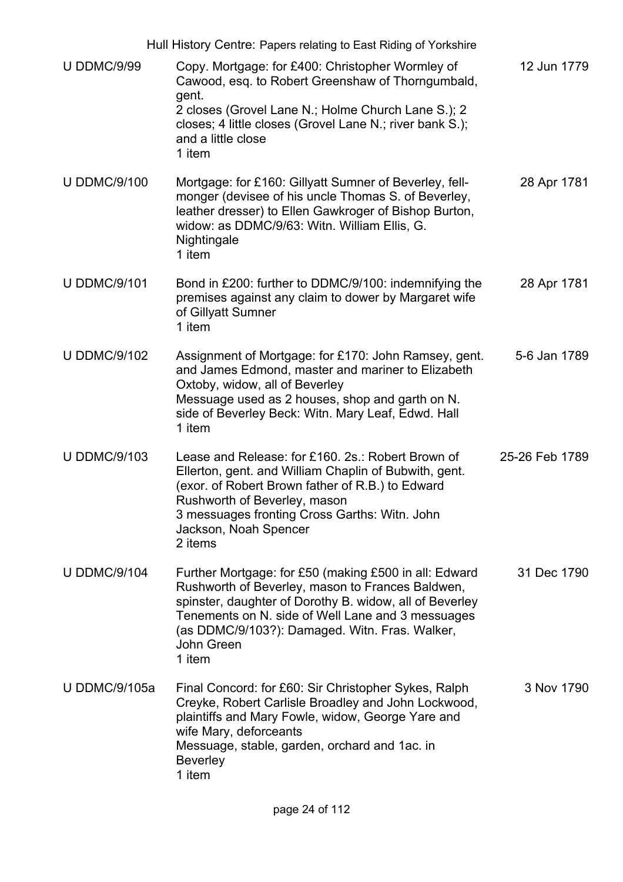| Reference | Description | Date |
| --- | --- | --- |
| U DDMC/9/99 | Copy. Mortgage: for £400: Christopher Wormley of Cawood, esq. to Robert Greenshaw of Thorngumbald, gent.<br>2 closes (Grovel Lane N.; Holme Church Lane S.); 2 closes; 4 little closes (Grovel Lane N.; river bank S.); and a little close<br>1 item | 12 Jun 1779 |
| U DDMC/9/100 | Mortgage: for £160: Gillyatt Sumner of Beverley, fell-monger (devisee of his uncle Thomas S. of Beverley, leather dresser) to Ellen Gawkroger of Bishop Burton, widow: as DDMC/9/63: Witn. William Ellis, G. Nightingale<br>1 item | 28 Apr 1781 |
| U DDMC/9/101 | Bond in £200: further to DDMC/9/100: indemnifying the premises against any claim to dower by Margaret wife of Gillyatt Sumner<br>1 item | 28 Apr 1781 |
| U DDMC/9/102 | Assignment of Mortgage: for £170: John Ramsey, gent. and James Edmond, master and mariner to Elizabeth Oxtoby, widow, all of Beverley<br>Messuage used as 2 houses, shop and garth on N. side of Beverley Beck: Witn. Mary Leaf, Edwd. Hall<br>1 item | 5-6 Jan 1789 |
| U DDMC/9/103 | Lease and Release: for £160. 2s.: Robert Brown of Ellerton, gent. and William Chaplin of Bubwith, gent. (exor. of Robert Brown father of R.B.) to Edward Rushworth of Beverley, mason<br>3 messuages fronting Cross Garths: Witn. John Jackson, Noah Spencer<br>2 items | 25-26 Feb 1789 |
| U DDMC/9/104 | Further Mortgage: for £50 (making £500 in all: Edward Rushworth of Beverley, mason to Frances Baldwen, spinster, daughter of Dorothy B. widow, all of Beverley<br>Tenements on N. side of Well Lane and 3 messuages (as DDMC/9/103?): Damaged. Witn. Fras. Walker, John Green<br>1 item | 31 Dec 1790 |
| U DDMC/9/105a | Final Concord: for £60: Sir Christopher Sykes, Ralph Creyke, Robert Carlisle Broadley and John Lockwood, plaintiffs and Mary Fowle, widow, George Yare and wife Mary, deforceants<br>Messuage, stable, garden, orchard and 1ac. in Beverley<br>1 item | 3 Nov 1790 |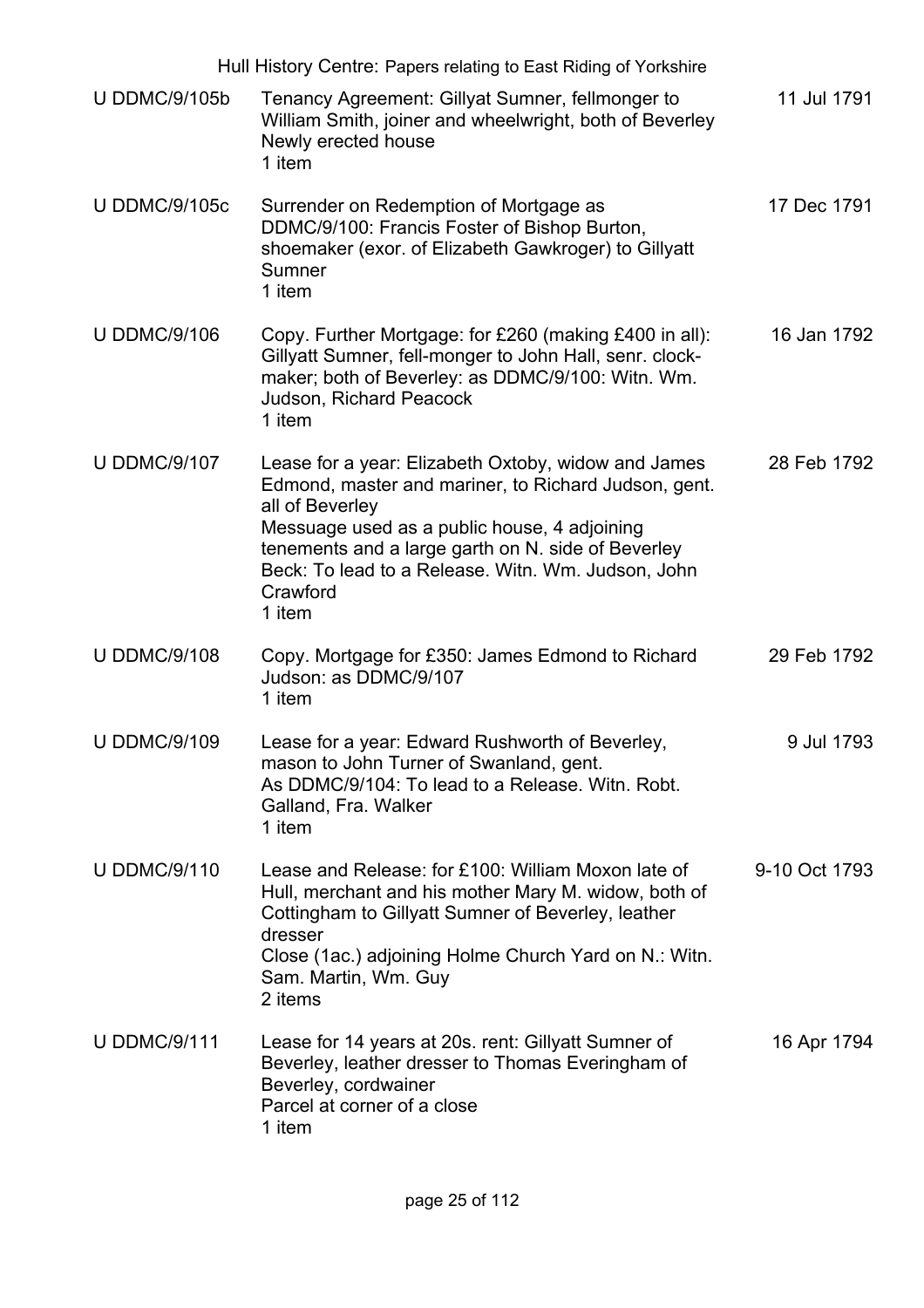| | | |
|---|---|---|
| U DDMC/9/105b | Tenancy Agreement: Gillyat Sumner, fellmonger to William Smith, joiner and wheelwright, both of Beverley<br>Newly erected house<br>1 item | 11 Jul 1791 |
| U DDMC/9/105c | Surrender on Redemption of Mortgage as DDMC/9/100: Francis Foster of Bishop Burton, shoemaker (exor. of Elizabeth Gawkroger) to Gillyatt Sumner<br>1 item | 17 Dec 1791 |
| U DDMC/9/106 | Copy. Further Mortgage: for £260 (making £400 in all): Gillyatt Sumner, fell-monger to John Hall, senr. clock-maker; both of Beverley: as DDMC/9/100: Witn. Wm. Judson, Richard Peacock<br>1 item | 16 Jan 1792 |
| U DDMC/9/107 | Lease for a year: Elizabeth Oxtoby, widow and James Edmond, master and mariner, to Richard Judson, gent. all of Beverley<br>Messuage used as a public house, 4 adjoining tenements and a large garth on N. side of Beverley Beck: To lead to a Release. Witn. Wm. Judson, John Crawford<br>1 item | 28 Feb 1792 |
| U DDMC/9/108 | Copy. Mortgage for £350: James Edmond to Richard Judson: as DDMC/9/107<br>1 item | 29 Feb 1792 |
| U DDMC/9/109 | Lease for a year: Edward Rushworth of Beverley, mason to John Turner of Swanland, gent.<br>As DDMC/9/104: To lead to a Release. Witn. Robt. Galland, Fra. Walker<br>1 item | 9 Jul 1793 |
| U DDMC/9/110 | Lease and Release: for £100: William Moxon late of Hull, merchant and his mother Mary M. widow, both of Cottingham to Gillyatt Sumner of Beverley, leather dresser<br>Close (1ac.) adjoining Holme Church Yard on N.: Witn. Sam. Martin, Wm. Guy<br>2 items | 9-10 Oct 1793 |
| U DDMC/9/111 | Lease for 14 years at 20s. rent: Gillyatt Sumner of Beverley, leather dresser to Thomas Everingham of Beverley, cordwainer<br>Parcel at corner of a close<br>1 item | 16 Apr 1794 |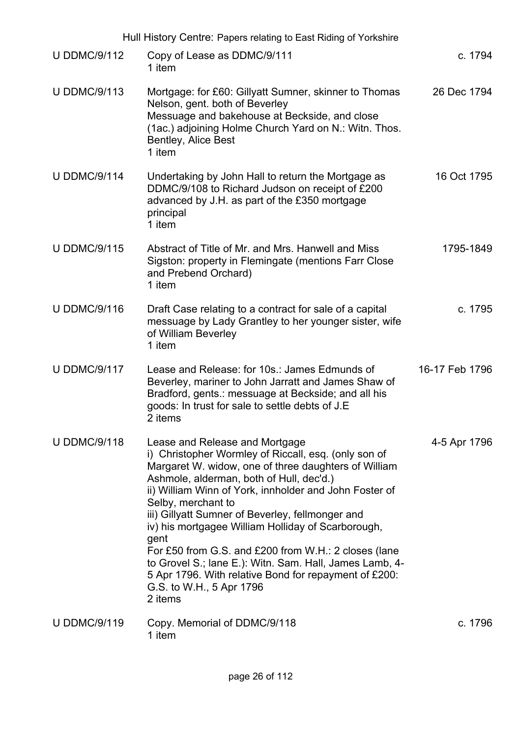| Reference | Description | Date |
|---|---|---|
| U DDMC/9/112 | Copy of Lease as DDMC/9/111<br>1 item | c. 1794 |
| U DDMC/9/113 | Mortgage: for £60: Gillyatt Sumner, skinner to Thomas Nelson, gent. both of Beverley<br>Messuage and bakehouse at Beckside, and close (1ac.) adjoining Holme Church Yard on N.: Witn. Thos. Bentley, Alice Best<br>1 item | 26 Dec 1794 |
| U DDMC/9/114 | Undertaking by John Hall to return the Mortgage as DDMC/9/108 to Richard Judson on receipt of £200 advanced by J.H. as part of the £350 mortgage principal<br>1 item | 16 Oct 1795 |
| U DDMC/9/115 | Abstract of Title of Mr. and Mrs. Hanwell and Miss Sigston: property in Flemingate (mentions Farr Close and Prebend Orchard)<br>1 item | 1795-1849 |
| U DDMC/9/116 | Draft Case relating to a contract for sale of a capital messuage by Lady Grantley to her younger sister, wife of William Beverley<br>1 item | c. 1795 |
| U DDMC/9/117 | Lease and Release: for 10s.: James Edmunds of Beverley, mariner to John Jarratt and James Shaw of Bradford, gents.: messuage at Beckside; and all his goods: In trust for sale to settle debts of J.E<br>2 items | 16-17 Feb 1796 |
| U DDMC/9/118 | Lease and Release and Mortgage<br>i) Christopher Wormley of Riccall, esq. (only son of Margaret W. widow, one of three daughters of William Ashmole, alderman, both of Hull, dec'd.)<br>ii) William Winn of York, innholder and John Foster of Selby, merchant to<br>iii) Gillyatt Sumner of Beverley, fellmonger and<br>iv) his mortgagee William Holliday of Scarborough, gent<br>For £50 from G.S. and £200 from W.H.: 2 closes (lane to Grovel S.; lane E.): Witn. Sam. Hall, James Lamb, 4-5 Apr 1796. With relative Bond for repayment of £200: G.S. to W.H., 5 Apr 1796<br>2 items | 4-5 Apr 1796 |
| U DDMC/9/119 | Copy. Memorial of DDMC/9/118<br>1 item | c. 1796 |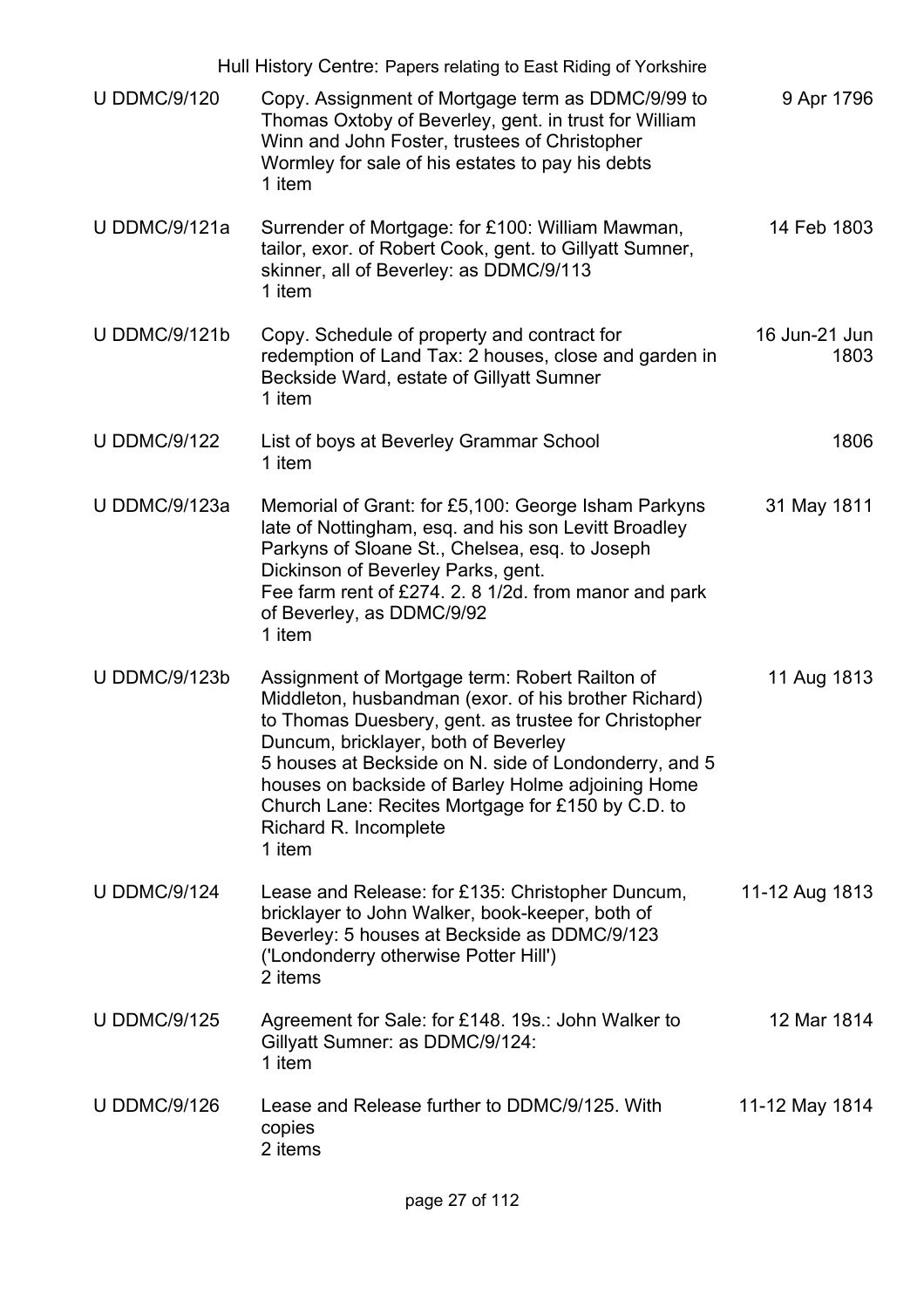| Reference | Description | Date |
|---|---|---|
| U DDMC/9/120 | Copy. Assignment of Mortgage term as DDMC/9/99 to Thomas Oxtoby of Beverley, gent. in trust for William Winn and John Foster, trustees of Christopher Wormley for sale of his estates to pay his debts<br>1 item | 9 Apr 1796 |
| U DDMC/9/121a | Surrender of Mortgage: for £100: William Mawman, tailor, exor. of Robert Cook, gent. to Gillyatt Sumner, skinner, all of Beverley: as DDMC/9/113<br>1 item | 14 Feb 1803 |
| U DDMC/9/121b | Copy. Schedule of property and contract for redemption of Land Tax: 2 houses, close and garden in Beckside Ward, estate of Gillyatt Sumner<br>1 item | 16 Jun-21 Jun 1803 |
| U DDMC/9/122 | List of boys at Beverley Grammar School<br>1 item | 1806 |
| U DDMC/9/123a | Memorial of Grant: for £5,100: George Isham Parkyns late of Nottingham, esq. and his son Levitt Broadley Parkyns of Sloane St., Chelsea, esq. to Joseph Dickinson of Beverley Parks, gent.<br>Fee farm rent of £274. 2. 8 1/2d. from manor and park of Beverley, as DDMC/9/92<br>1 item | 31 May 1811 |
| U DDMC/9/123b | Assignment of Mortgage term: Robert Railton of Middleton, husbandman (exor. of his brother Richard) to Thomas Duesbery, gent. as trustee for Christopher Duncum, bricklayer, both of Beverley<br>5 houses at Beckside on N. side of Londonderry, and 5 houses on backside of Barley Holme adjoining Home Church Lane: Recites Mortgage for £150 by C.D. to Richard R. Incomplete<br>1 item | 11 Aug 1813 |
| U DDMC/9/124 | Lease and Release: for £135: Christopher Duncum, bricklayer to John Walker, book-keeper, both of Beverley: 5 houses at Beckside as DDMC/9/123 ('Londonderry otherwise Potter Hill')<br>2 items | 11-12 Aug 1813 |
| U DDMC/9/125 | Agreement for Sale: for £148. 19s.: John Walker to Gillyatt Sumner: as DDMC/9/124:<br>1 item | 12 Mar 1814 |
| U DDMC/9/126 | Lease and Release further to DDMC/9/125. With copies<br>2 items | 11-12 May 1814 |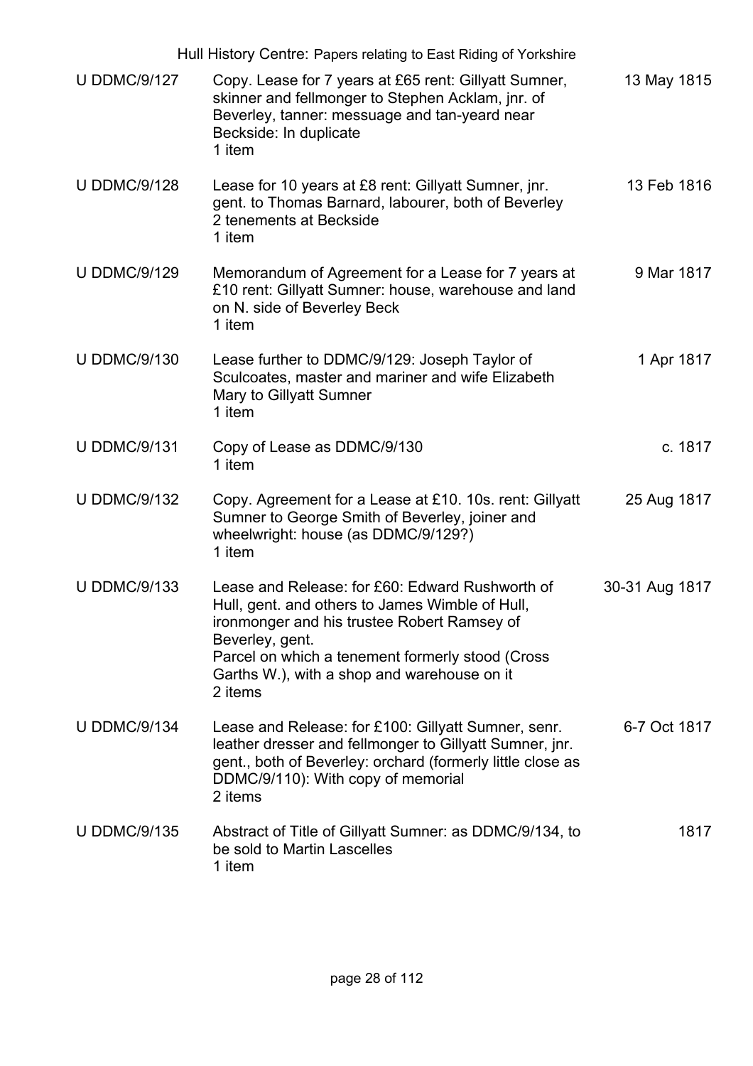| Reference | Description | Date |
|---|---|---|
| U DDMC/9/127 | Copy. Lease for 7 years at £65 rent: Gillyatt Sumner, skinner and fellmonger to Stephen Acklam, jnr. of Beverley, tanner: messuage and tan-yeard near Beckside: In duplicate<br>1 item | 13 May 1815 |
| U DDMC/9/128 | Lease for 10 years at £8 rent: Gillyatt Sumner, jnr. gent. to Thomas Barnard, labourer, both of Beverley 2 tenements at Beckside<br>1 item | 13 Feb 1816 |
| U DDMC/9/129 | Memorandum of Agreement for a Lease for 7 years at £10 rent: Gillyatt Sumner: house, warehouse and land on N. side of Beverley Beck<br>1 item | 9 Mar 1817 |
| U DDMC/9/130 | Lease further to DDMC/9/129: Joseph Taylor of Sculcoates, master and mariner and wife Elizabeth Mary to Gillyatt Sumner<br>1 item | 1 Apr 1817 |
| U DDMC/9/131 | Copy of Lease as DDMC/9/130<br>1 item | c. 1817 |
| U DDMC/9/132 | Copy. Agreement for a Lease at £10. 10s. rent: Gillyatt Sumner to George Smith of Beverley, joiner and wheelwright: house (as DDMC/9/129?)<br>1 item | 25 Aug 1817 |
| U DDMC/9/133 | Lease and Release: for £60: Edward Rushworth of Hull, gent. and others to James Wimble of Hull, ironmonger and his trustee Robert Ramsey of Beverley, gent.<br>Parcel on which a tenement formerly stood (Cross Garths W.), with a shop and warehouse on it<br>2 items | 30-31 Aug 1817 |
| U DDMC/9/134 | Lease and Release: for £100: Gillyatt Sumner, senr. leather dresser and fellmonger to Gillyatt Sumner, jnr. gent., both of Beverley: orchard (formerly little close as DDMC/9/110): With copy of memorial<br>2 items | 6-7 Oct 1817 |
| U DDMC/9/135 | Abstract of Title of Gillyatt Sumner: as DDMC/9/134, to be sold to Martin Lascelles<br>1 item | 1817 |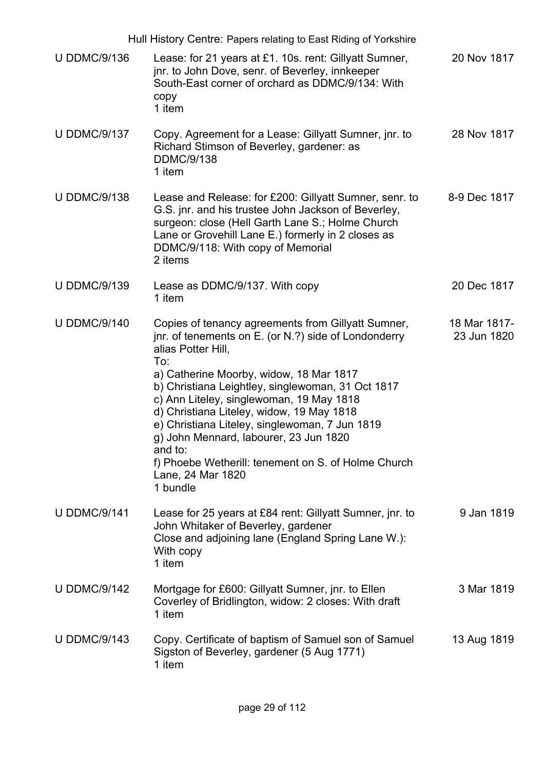| Reference | Description | Date |
|---|---|---|
| U DDMC/9/136 | Lease: for 21 years at £1. 10s. rent: Gillyatt Sumner, jnr. to John Dove, senr. of Beverley, innkeeper<br>South-East corner of orchard as DDMC/9/134: With copy<br>1 item | 20 Nov 1817 |
| U DDMC/9/137 | Copy. Agreement for a Lease: Gillyatt Sumner, jnr. to Richard Stimson of Beverley, gardener: as DDMC/9/138<br>1 item | 28 Nov 1817 |
| U DDMC/9/138 | Lease and Release: for £200: Gillyatt Sumner, senr. to G.S. jnr. and his trustee John Jackson of Beverley, surgeon: close (Hell Garth Lane S.; Holme Church Lane or Grovehill Lane E.) formerly in 2 closes as DDMC/9/118: With copy of Memorial<br>2 items | 8-9 Dec 1817 |
| U DDMC/9/139 | Lease as DDMC/9/137. With copy<br>1 item | 20 Dec 1817 |
| U DDMC/9/140 | Copies of tenancy agreements from Gillyatt Sumner, jnr. of tenements on E. (or N.?) side of Londonderry alias Potter Hill,<br>To:<br>a) Catherine Moorby, widow, 18 Mar 1817<br>b) Christiana Leightley, singlewoman, 31 Oct 1817<br>c) Ann Liteley, singlewoman, 19 May 1818<br>d) Christiana Liteley, widow, 19 May 1818<br>e) Christiana Liteley, singlewoman, 7 Jun 1819<br>g) John Mennard, labourer, 23 Jun 1820<br>and to:<br>f) Phoebe Wetherill: tenement on S. of Holme Church Lane, 24 Mar 1820<br>1 bundle | 18 Mar 1817-23 Jun 1820 |
| U DDMC/9/141 | Lease for 25 years at £84 rent: Gillyatt Sumner, jnr. to John Whitaker of Beverley, gardener<br>Close and adjoining lane (England Spring Lane W.): With copy<br>1 item | 9 Jan 1819 |
| U DDMC/9/142 | Mortgage for £600: Gillyatt Sumner, jnr. to Ellen Coverley of Bridlington, widow: 2 closes: With draft<br>1 item | 3 Mar 1819 |
| U DDMC/9/143 | Copy. Certificate of baptism of Samuel son of Samuel Sigston of Beverley, gardener (5 Aug 1771)<br>1 item | 13 Aug 1819 |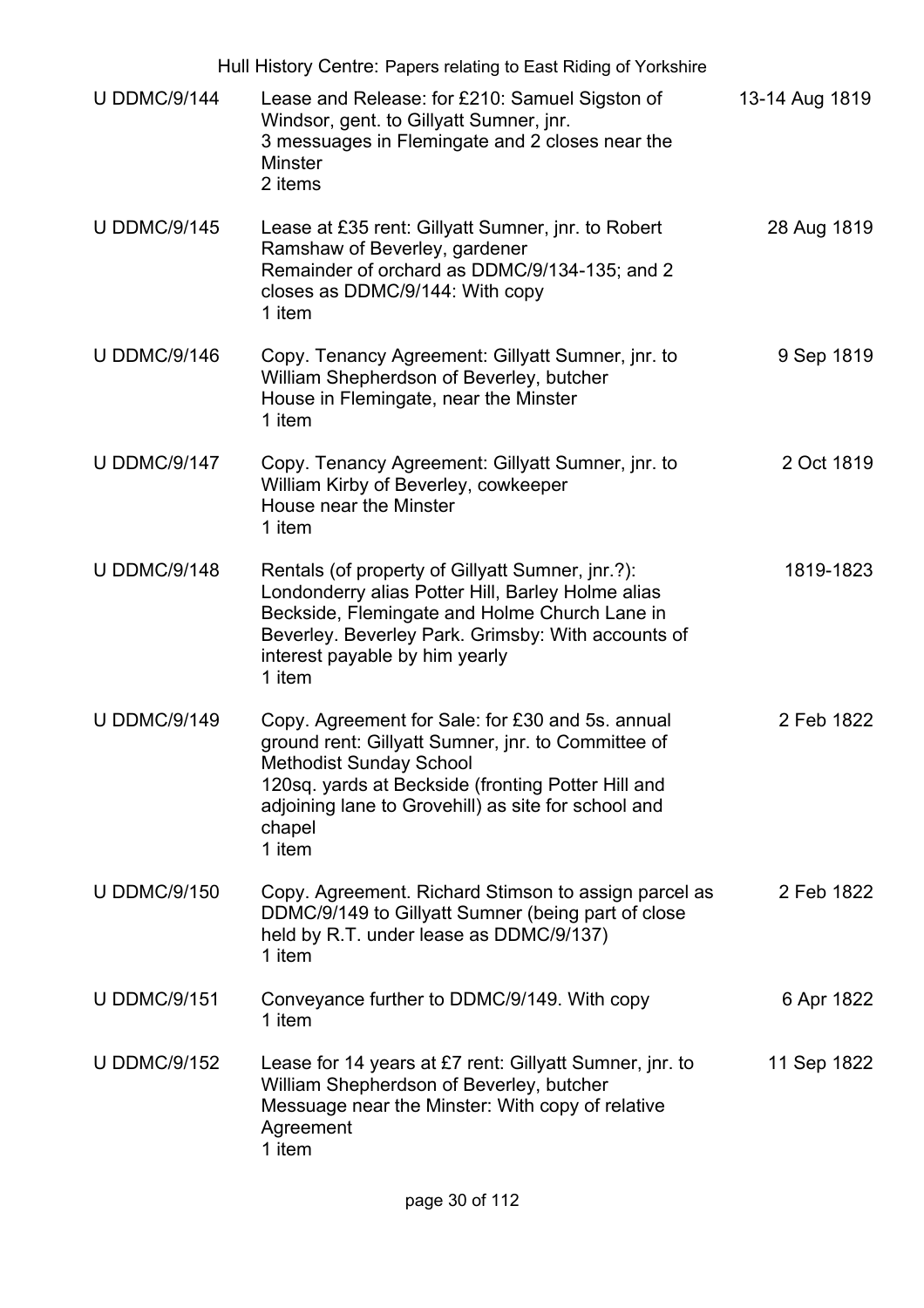| Reference | Description | Date |
|---|---|---|
| U DDMC/9/144 | Lease and Release: for £210: Samuel Sigston of Windsor, gent. to Gillyatt Sumner, jnr.<br>3 messuages in Flemingate and 2 closes near the Minster<br>2 items | 13-14 Aug 1819 |
| U DDMC/9/145 | Lease at £35 rent: Gillyatt Sumner, jnr. to Robert Ramshaw of Beverley, gardener<br>Remainder of orchard as DDMC/9/134-135; and 2 closes as DDMC/9/144: With copy<br>1 item | 28 Aug 1819 |
| U DDMC/9/146 | Copy. Tenancy Agreement: Gillyatt Sumner, jnr. to William Shepherdson of Beverley, butcher<br>House in Flemingate, near the Minster<br>1 item | 9 Sep 1819 |
| U DDMC/9/147 | Copy. Tenancy Agreement: Gillyatt Sumner, jnr. to William Kirby of Beverley, cowkeeper<br>House near the Minster<br>1 item | 2 Oct 1819 |
| U DDMC/9/148 | Rentals (of property of Gillyatt Sumner, jnr.?): Londonderry alias Potter Hill, Barley Holme alias Beckside, Flemingate and Holme Church Lane in Beverley. Beverley Park. Grimsby: With accounts of interest payable by him yearly<br>1 item | 1819-1823 |
| U DDMC/9/149 | Copy. Agreement for Sale: for £30 and 5s. annual ground rent: Gillyatt Sumner, jnr. to Committee of Methodist Sunday School<br>120sq. yards at Beckside (fronting Potter Hill and adjoining lane to Grovehill) as site for school and chapel<br>1 item | 2 Feb 1822 |
| U DDMC/9/150 | Copy. Agreement. Richard Stimson to assign parcel as DDMC/9/149 to Gillyatt Sumner (being part of close held by R.T. under lease as DDMC/9/137)<br>1 item | 2 Feb 1822 |
| U DDMC/9/151 | Conveyance further to DDMC/9/149. With copy<br>1 item | 6 Apr 1822 |
| U DDMC/9/152 | Lease for 14 years at £7 rent: Gillyatt Sumner, jnr. to William Shepherdson of Beverley, butcher<br>Messuage near the Minster: With copy of relative Agreement<br>1 item | 11 Sep 1822 |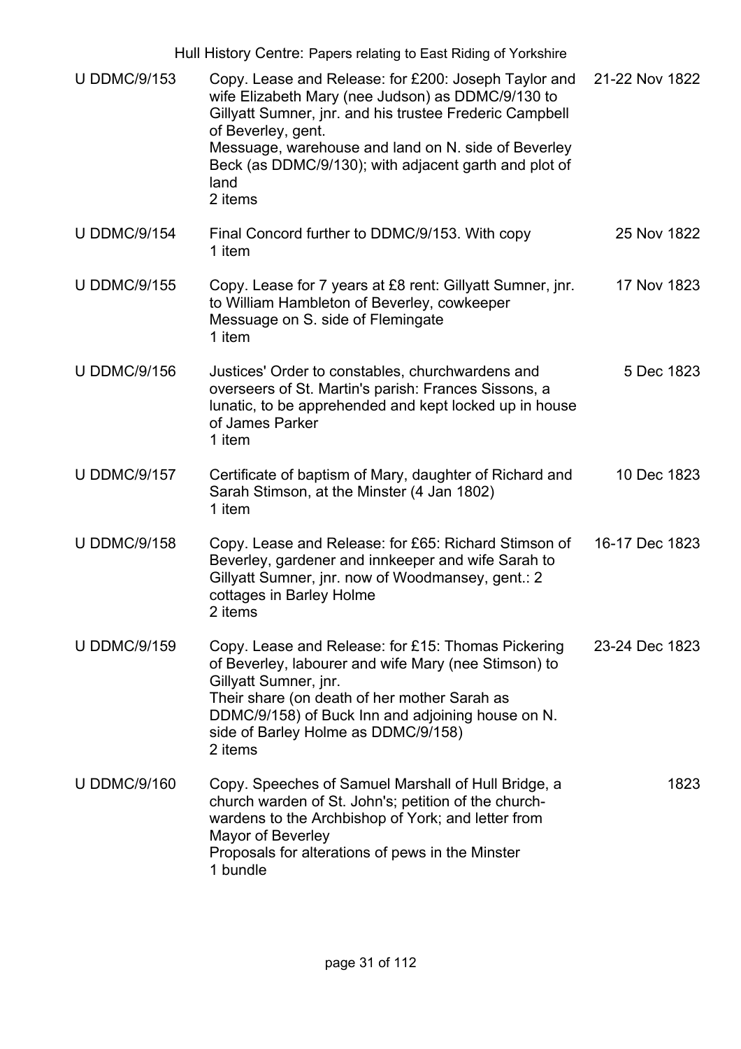| Reference | Description | Date |
|---|---|---|
| U DDMC/9/153 | Copy. Lease and Release: for £200: Joseph Taylor and wife Elizabeth Mary (nee Judson) as DDMC/9/130 to Gillyatt Sumner, jnr. and his trustee Frederic Campbell of Beverley, gent.<br>Messuage, warehouse and land on N. side of Beverley Beck (as DDMC/9/130); with adjacent garth and plot of land<br>2 items | 21-22 Nov 1822 |
| U DDMC/9/154 | Final Concord further to DDMC/9/153. With copy<br>1 item | 25 Nov 1822 |
| U DDMC/9/155 | Copy. Lease for 7 years at £8 rent: Gillyatt Sumner, jnr. to William Hambleton of Beverley, cowkeeper<br>Messuage on S. side of Flemingate<br>1 item | 17 Nov 1823 |
| U DDMC/9/156 | Justices' Order to constables, churchwardens and overseers of St. Martin's parish: Frances Sissons, a lunatic, to be apprehended and kept locked up in house of James Parker<br>1 item | 5 Dec 1823 |
| U DDMC/9/157 | Certificate of baptism of Mary, daughter of Richard and Sarah Stimson, at the Minster (4 Jan 1802)<br>1 item | 10 Dec 1823 |
| U DDMC/9/158 | Copy. Lease and Release: for £65: Richard Stimson of Beverley, gardener and innkeeper and wife Sarah to Gillyatt Sumner, jnr. now of Woodmansey, gent.: 2 cottages in Barley Holme<br>2 items | 16-17 Dec 1823 |
| U DDMC/9/159 | Copy. Lease and Release: for £15: Thomas Pickering of Beverley, labourer and wife Mary (nee Stimson) to Gillyatt Sumner, jnr.<br>Their share (on death of her mother Sarah as DDMC/9/158) of Buck Inn and adjoining house on N. side of Barley Holme as DDMC/9/158)<br>2 items | 23-24 Dec 1823 |
| U DDMC/9/160 | Copy. Speeches of Samuel Marshall of Hull Bridge, a church warden of St. John's; petition of the church-wardens to the Archbishop of York; and letter from Mayor of Beverley<br>Proposals for alterations of pews in the Minster<br>1 bundle | 1823 |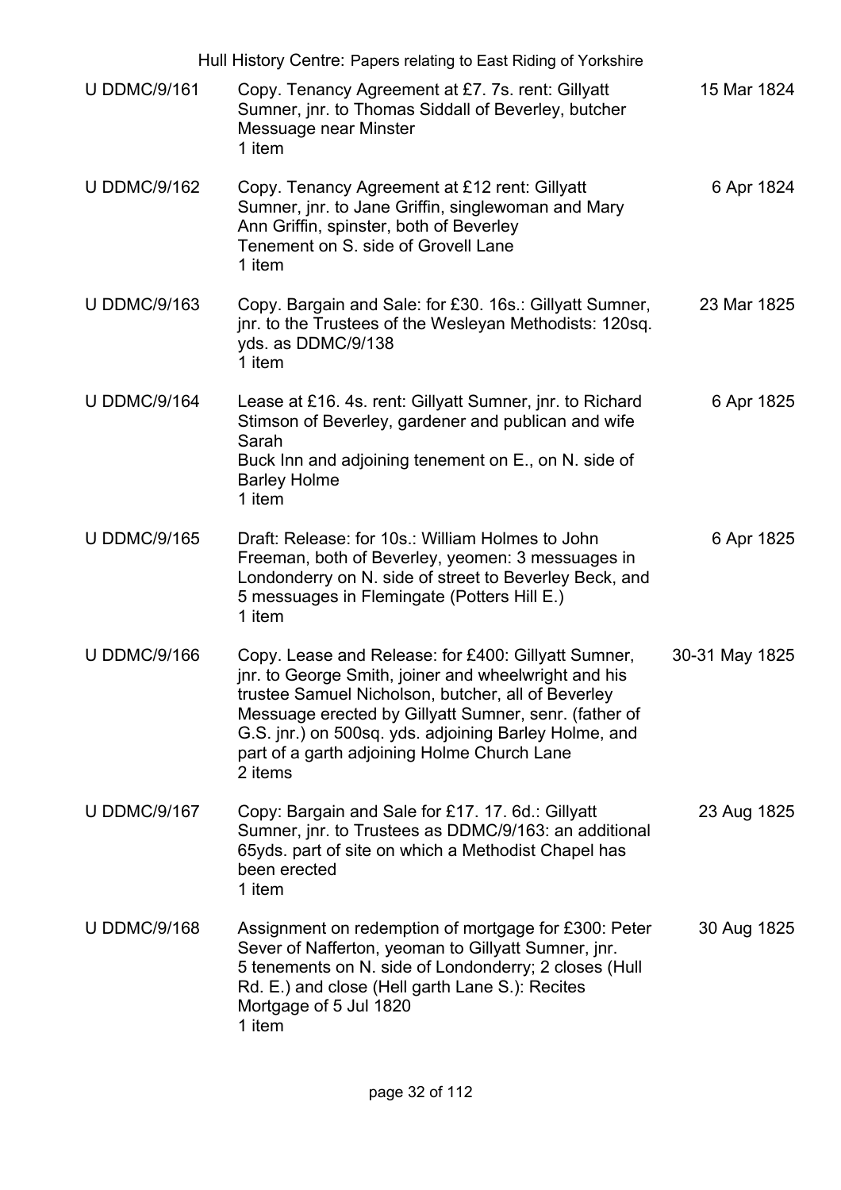| | | |
|---|---|---|
| U DDMC/9/161 | Copy. Tenancy Agreement at £7. 7s. rent: Gillyatt Sumner, jnr. to Thomas Siddall of Beverley, butcher<br>Messuage near Minster<br>1 item | 15 Mar 1824 |
| U DDMC/9/162 | Copy. Tenancy Agreement at £12 rent: Gillyatt Sumner, jnr. to Jane Griffin, singlewoman and Mary Ann Griffin, spinster, both of Beverley<br>Tenement on S. side of Grovell Lane<br>1 item | 6 Apr 1824 |
| U DDMC/9/163 | Copy. Bargain and Sale: for £30. 16s.: Gillyatt Sumner, jnr. to the Trustees of the Wesleyan Methodists: 120sq. yds. as DDMC/9/138<br>1 item | 23 Mar 1825 |
| U DDMC/9/164 | Lease at £16. 4s. rent: Gillyatt Sumner, jnr. to Richard Stimson of Beverley, gardener and publican and wife Sarah<br>Buck Inn and adjoining tenement on E., on N. side of Barley Holme<br>1 item | 6 Apr 1825 |
| U DDMC/9/165 | Draft: Release: for 10s.: William Holmes to John Freeman, both of Beverley, yeomen: 3 messuages in Londonderry on N. side of street to Beverley Beck, and 5 messuages in Flemingate (Potters Hill E.)<br>1 item | 6 Apr 1825 |
| U DDMC/9/166 | Copy. Lease and Release: for £400: Gillyatt Sumner, jnr. to George Smith, joiner and wheelwright and his trustee Samuel Nicholson, butcher, all of Beverley<br>Messuage erected by Gillyatt Sumner, senr. (father of G.S. jnr.) on 500sq. yds. adjoining Barley Holme, and part of a garth adjoining Holme Church Lane<br>2 items | 30-31 May 1825 |
| U DDMC/9/167 | Copy: Bargain and Sale for £17. 17. 6d.: Gillyatt Sumner, jnr. to Trustees as DDMC/9/163: an additional 65yds. part of site on which a Methodist Chapel has been erected<br>1 item | 23 Aug 1825 |
| U DDMC/9/168 | Assignment on redemption of mortgage for £300: Peter Sever of Nafferton, yeoman to Gillyatt Sumner, jnr.<br>5 tenements on N. side of Londonderry; 2 closes (Hull Rd. E.) and close (Hell garth Lane S.): Recites Mortgage of 5 Jul 1820<br>1 item | 30 Aug 1825 |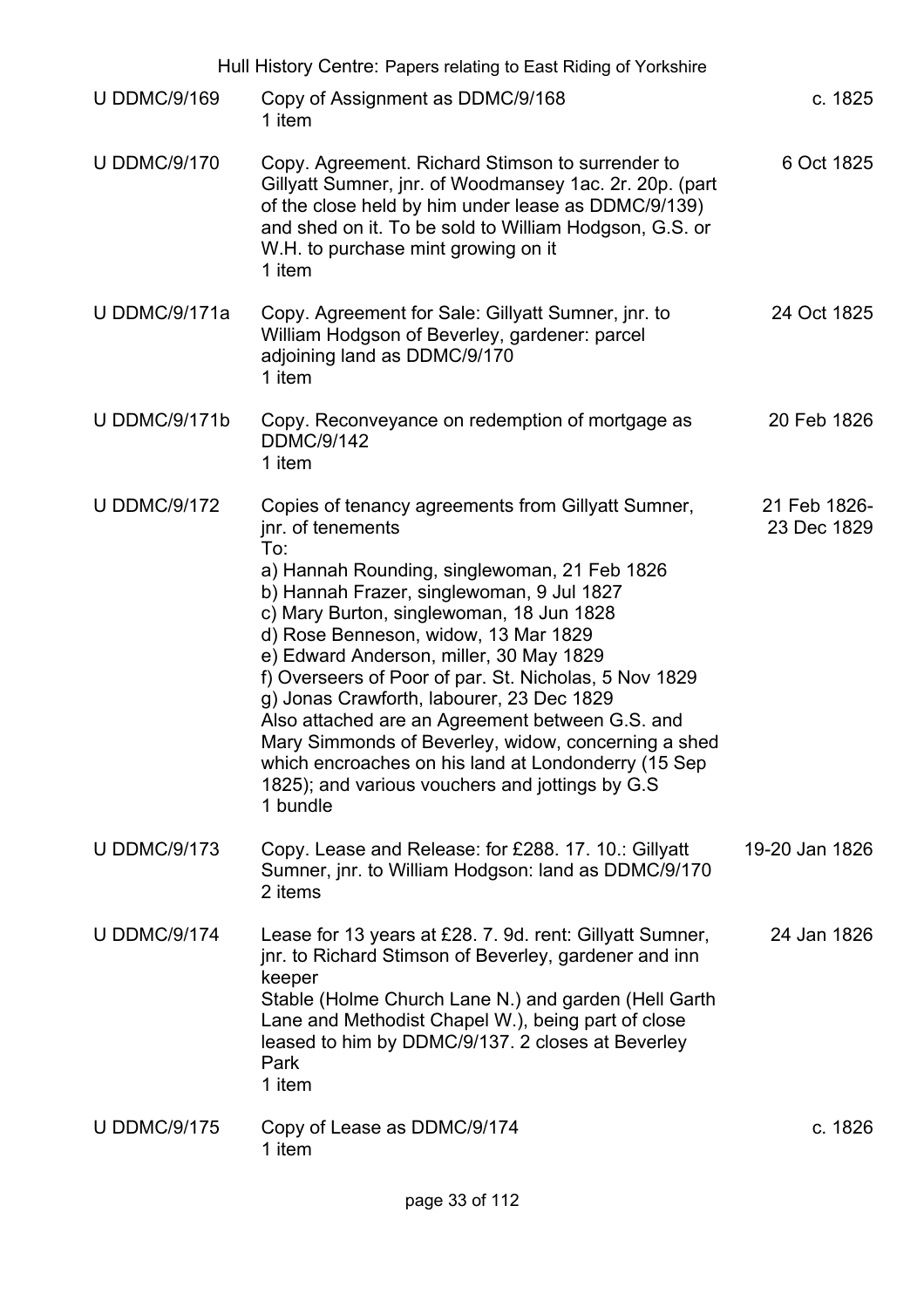| | | |
|---|---|---|
| U DDMC/9/169 | Copy of Assignment as DDMC/9/168<br>1 item | c. 1825 |
| U DDMC/9/170 | Copy. Agreement. Richard Stimson to surrender to Gillyatt Sumner, jnr. of Woodmansey 1ac. 2r. 20p. (part of the close held by him under lease as DDMC/9/139) and shed on it. To be sold to William Hodgson, G.S. or W.H. to purchase mint growing on it<br>1 item | 6 Oct 1825 |
| U DDMC/9/171a | Copy. Agreement for Sale: Gillyatt Sumner, jnr. to William Hodgson of Beverley, gardener: parcel adjoining land as DDMC/9/170<br>1 item | 24 Oct 1825 |
| U DDMC/9/171b | Copy. Reconveyance on redemption of mortgage as DDMC/9/142<br>1 item | 20 Feb 1826 |
| U DDMC/9/172 | Copies of tenancy agreements from Gillyatt Sumner, jnr. of tenements<br>To:<br>a) Hannah Rounding, singlewoman, 21 Feb 1826<br>b) Hannah Frazer, singlewoman, 9 Jul 1827<br>c) Mary Burton, singlewoman, 18 Jun 1828<br>d) Rose Benneson, widow, 13 Mar 1829<br>e) Edward Anderson, miller, 30 May 1829<br>f) Overseers of Poor of par. St. Nicholas, 5 Nov 1829<br>g) Jonas Crawforth, labourer, 23 Dec 1829<br>Also attached are an Agreement between G.S. and Mary Simmonds of Beverley, widow, concerning a shed which encroaches on his land at Londonderry (15 Sep 1825); and various vouchers and jottings by G.S<br>1 bundle | 21 Feb 1826-23 Dec 1829 |
| U DDMC/9/173 | Copy. Lease and Release: for £288. 17. 10.: Gillyatt Sumner, jnr. to William Hodgson: land as DDMC/9/170<br>2 items | 19-20 Jan 1826 |
| U DDMC/9/174 | Lease for 13 years at £28. 7. 9d. rent: Gillyatt Sumner, jnr. to Richard Stimson of Beverley, gardener and inn keeper<br>Stable (Holme Church Lane N.) and garden (Hell Garth Lane and Methodist Chapel W.), being part of close leased to him by DDMC/9/137. 2 closes at Beverley Park<br>1 item | 24 Jan 1826 |
| U DDMC/9/175 | Copy of Lease as DDMC/9/174<br>1 item | c. 1826 |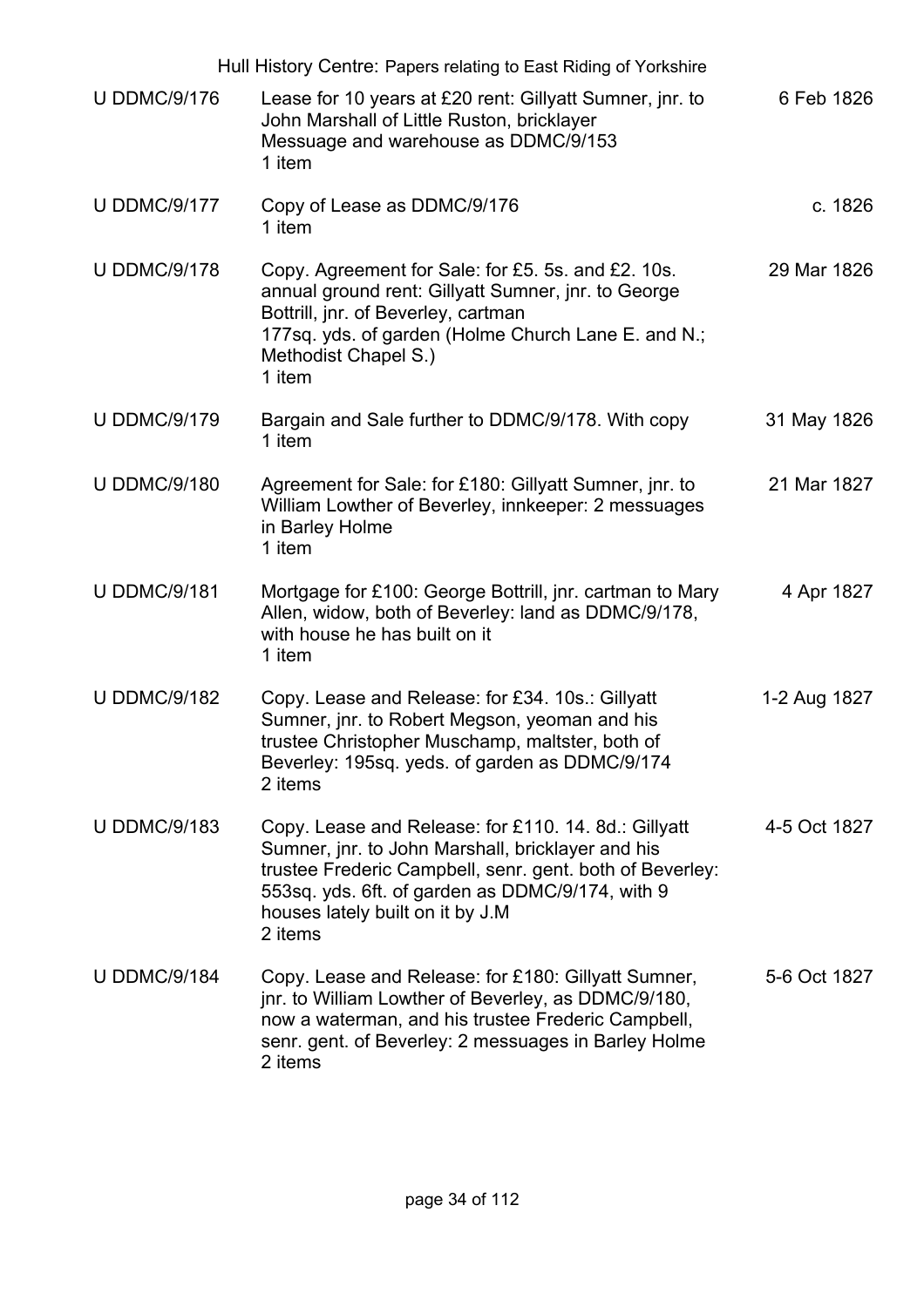| Reference | Description | Date |
|---|---|---|
| U DDMC/9/176 | Lease for 10 years at £20 rent: Gillyatt Sumner, jnr. to John Marshall of Little Ruston, bricklayer<br>Messuage and warehouse as DDMC/9/153<br>1 item | 6 Feb 1826 |
| U DDMC/9/177 | Copy of Lease as DDMC/9/176<br>1 item | c. 1826 |
| U DDMC/9/178 | Copy. Agreement for Sale: for £5. 5s. and £2. 10s. annual ground rent: Gillyatt Sumner, jnr. to George Bottrill, jnr. of Beverley, cartman<br>177sq. yds. of garden (Holme Church Lane E. and N.; Methodist Chapel S.)<br>1 item | 29 Mar 1826 |
| U DDMC/9/179 | Bargain and Sale further to DDMC/9/178. With copy<br>1 item | 31 May 1826 |
| U DDMC/9/180 | Agreement for Sale: for £180: Gillyatt Sumner, jnr. to William Lowther of Beverley, innkeeper: 2 messuages in Barley Holme<br>1 item | 21 Mar 1827 |
| U DDMC/9/181 | Mortgage for £100: George Bottrill, jnr. cartman to Mary Allen, widow, both of Beverley: land as DDMC/9/178, with house he has built on it<br>1 item | 4 Apr 1827 |
| U DDMC/9/182 | Copy. Lease and Release: for £34. 10s.: Gillyatt Sumner, jnr. to Robert Megson, yeoman and his trustee Christopher Muschamp, maltster, both of Beverley: 195sq. yeds. of garden as DDMC/9/174<br>2 items | 1-2 Aug 1827 |
| U DDMC/9/183 | Copy. Lease and Release: for £110. 14. 8d.: Gillyatt Sumner, jnr. to John Marshall, bricklayer and his trustee Frederic Campbell, senr. gent. both of Beverley: 553sq. yds. 6ft. of garden as DDMC/9/174, with 9 houses lately built on it by J.M<br>2 items | 4-5 Oct 1827 |
| U DDMC/9/184 | Copy. Lease and Release: for £180: Gillyatt Sumner, jnr. to William Lowther of Beverley, as DDMC/9/180, now a waterman, and his trustee Frederic Campbell, senr. gent. of Beverley: 2 messuages in Barley Holme<br>2 items | 5-6 Oct 1827 |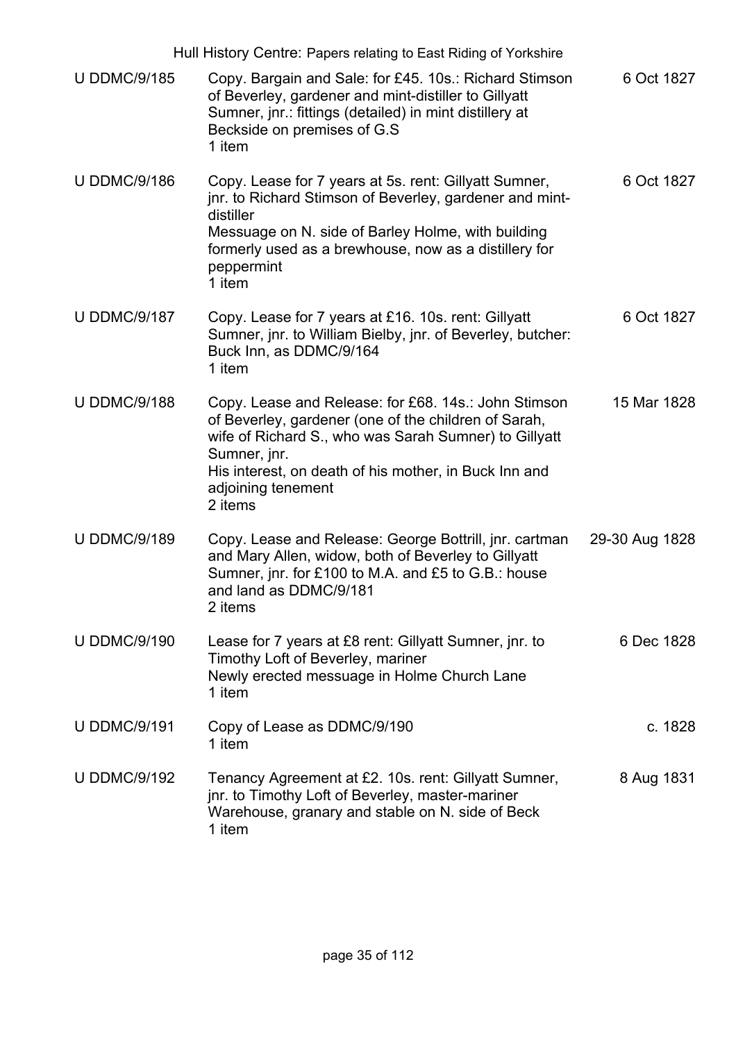| | | |
|---|---|---|
| U DDMC/9/185 | Copy. Bargain and Sale: for £45. 10s.: Richard Stimson of Beverley, gardener and mint-distiller to Gillyatt Sumner, jnr.: fittings (detailed) in mint distillery at Beckside on premises of G.S<br>1 item | 6 Oct 1827 |
| U DDMC/9/186 | Copy. Lease for 7 years at 5s. rent: Gillyatt Sumner, jnr. to Richard Stimson of Beverley, gardener and mint-distiller<br>Messuage on N. side of Barley Holme, with building formerly used as a brewhouse, now as a distillery for peppermint<br>1 item | 6 Oct 1827 |
| U DDMC/9/187 | Copy. Lease for 7 years at £16. 10s. rent: Gillyatt Sumner, jnr. to William Bielby, jnr. of Beverley, butcher: Buck Inn, as DDMC/9/164<br>1 item | 6 Oct 1827 |
| U DDMC/9/188 | Copy. Lease and Release: for £68. 14s.: John Stimson of Beverley, gardener (one of the children of Sarah, wife of Richard S., who was Sarah Sumner) to Gillyatt Sumner, jnr.<br>His interest, on death of his mother, in Buck Inn and adjoining tenement<br>2 items | 15 Mar 1828 |
| U DDMC/9/189 | Copy. Lease and Release: George Bottrill, jnr. cartman and Mary Allen, widow, both of Beverley to Gillyatt Sumner, jnr. for £100 to M.A. and £5 to G.B.: house and land as DDMC/9/181<br>2 items | 29-30 Aug 1828 |
| U DDMC/9/190 | Lease for 7 years at £8 rent: Gillyatt Sumner, jnr. to Timothy Loft of Beverley, mariner<br>Newly erected messuage in Holme Church Lane<br>1 item | 6 Dec 1828 |
| U DDMC/9/191 | Copy of Lease as DDMC/9/190<br>1 item | c. 1828 |
| U DDMC/9/192 | Tenancy Agreement at £2. 10s. rent: Gillyatt Sumner, jnr. to Timothy Loft of Beverley, master-mariner<br>Warehouse, granary and stable on N. side of Beck<br>1 item | 8 Aug 1831 |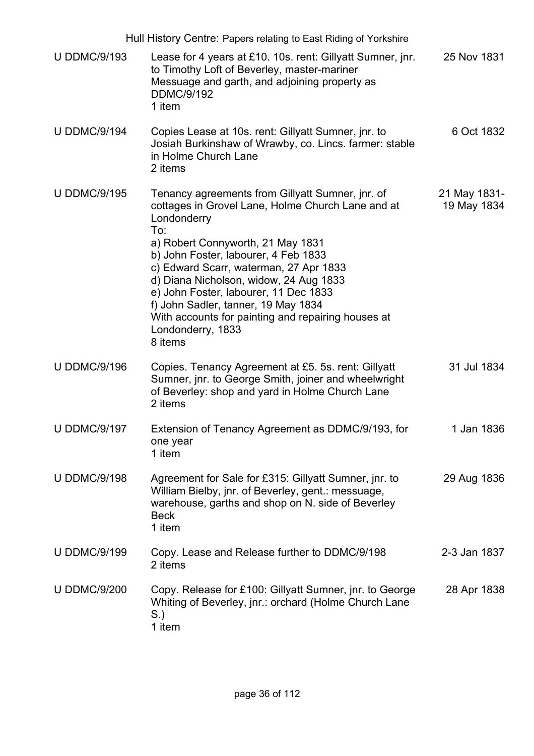| | | |
|---|---|---|
| U DDMC/9/193 | Lease for 4 years at £10. 10s. rent: Gillyatt Sumner, jnr. to Timothy Loft of Beverley, master-mariner<br>Messuage and garth, and adjoining property as DDMC/9/192<br>1 item | 25 Nov 1831 |
| U DDMC/9/194 | Copies Lease at 10s. rent: Gillyatt Sumner, jnr. to Josiah Burkinshaw of Wrawby, co. Lincs. farmer: stable in Holme Church Lane<br>2 items | 6 Oct 1832 |
| U DDMC/9/195 | Tenancy agreements from Gillyatt Sumner, jnr. of cottages in Grovel Lane, Holme Church Lane and at Londonderry<br>To:<br>a) Robert Connyworth, 21 May 1831<br>b) John Foster, labourer, 4 Feb 1833<br>c) Edward Scarr, waterman, 27 Apr 1833<br>d) Diana Nicholson, widow, 24 Aug 1833<br>e) John Foster, labourer, 11 Dec 1833<br>f) John Sadler, tanner, 19 May 1834<br>With accounts for painting and repairing houses at Londonderry, 1833<br>8 items | 21 May 1831-19 May 1834 |
| U DDMC/9/196 | Copies. Tenancy Agreement at £5. 5s. rent: Gillyatt Sumner, jnr. to George Smith, joiner and wheelwright of Beverley: shop and yard in Holme Church Lane<br>2 items | 31 Jul 1834 |
| U DDMC/9/197 | Extension of Tenancy Agreement as DDMC/9/193, for one year<br>1 item | 1 Jan 1836 |
| U DDMC/9/198 | Agreement for Sale for £315: Gillyatt Sumner, jnr. to William Bielby, jnr. of Beverley, gent.: messuage, warehouse, garths and shop on N. side of Beverley Beck<br>1 item | 29 Aug 1836 |
| U DDMC/9/199 | Copy. Lease and Release further to DDMC/9/198<br>2 items | 2-3 Jan 1837 |
| U DDMC/9/200 | Copy. Release for £100: Gillyatt Sumner, jnr. to George Whiting of Beverley, jnr.: orchard (Holme Church Lane S.)<br>1 item | 28 Apr 1838 |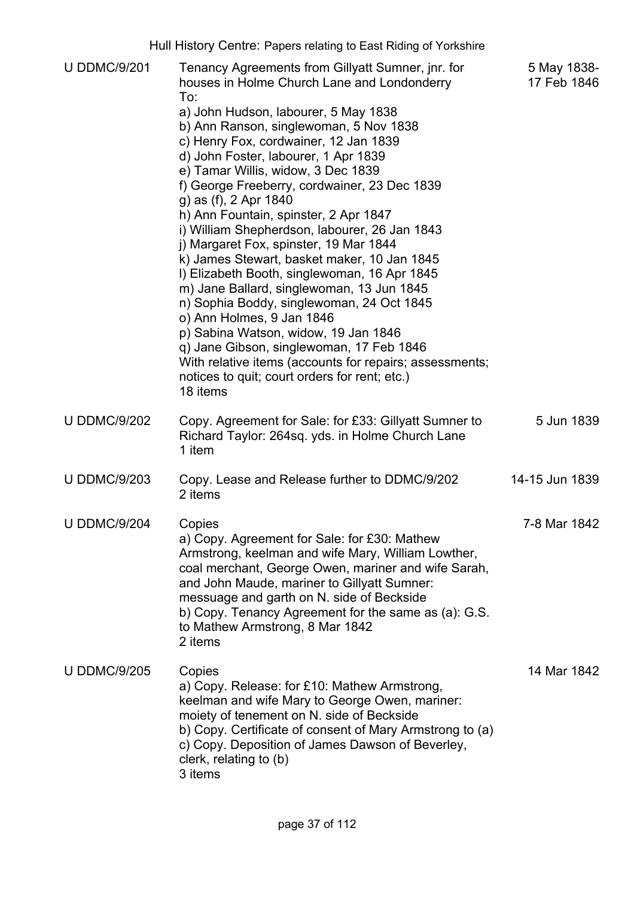| Reference | Description | Dates |
|---|---|---|
| U DDMC/9/201 | Tenancy Agreements from Gillyatt Sumner, jnr. for houses in Holme Church Lane and Londonderry<br>To:<br>a) John Hudson, labourer, 5 May 1838<br>b) Ann Ranson, singlewoman, 5 Nov 1838<br>c) Henry Fox, cordwainer, 12 Jan 1839<br>d) John Foster, labourer, 1 Apr 1839<br>e) Tamar Willis, widow, 3 Dec 1839<br>f) George Freeberry, cordwainer, 23 Dec 1839<br>g) as (f), 2 Apr 1840<br>h) Ann Fountain, spinster, 2 Apr 1847<br>i) William Shepherdson, labourer, 26 Jan 1843<br>j) Margaret Fox, spinster, 19 Mar 1844<br>k) James Stewart, basket maker, 10 Jan 1845<br>l) Elizabeth Booth, singlewoman, 16 Apr 1845<br>m) Jane Ballard, singlewoman, 13 Jun 1845<br>n) Sophia Boddy, singlewoman, 24 Oct 1845<br>o) Ann Holmes, 9 Jan 1846<br>p) Sabina Watson, widow, 19 Jan 1846<br>q) Jane Gibson, singlewoman, 17 Feb 1846<br>With relative items (accounts for repairs; assessments; notices to quit; court orders for rent; etc.)<br>18 items | 5 May 1838-17 Feb 1846 |
| U DDMC/9/202 | Copy. Agreement for Sale: for £33: Gillyatt Sumner to Richard Taylor: 264sq. yds. in Holme Church Lane<br>1 item | 5 Jun 1839 |
| U DDMC/9/203 | Copy. Lease and Release further to DDMC/9/202<br>2 items | 14-15 Jun 1839 |
| U DDMC/9/204 | Copies<br>a) Copy. Agreement for Sale: for £30: Mathew Armstrong, keelman and wife Mary, William Lowther, coal merchant, George Owen, mariner and wife Sarah, and John Maude, mariner to Gillyatt Sumner: messuage and garth on N. side of Beckside<br>b) Copy. Tenancy Agreement for the same as (a): G.S. to Mathew Armstrong, 8 Mar 1842<br>2 items | 7-8 Mar 1842 |
| U DDMC/9/205 | Copies<br>a) Copy. Release: for £10: Mathew Armstrong, keelman and wife Mary to George Owen, mariner: moiety of tenement on N. side of Beckside<br>b) Copy. Certificate of consent of Mary Armstrong to (a)<br>c) Copy. Deposition of James Dawson of Beverley, clerk, relating to (b)<br>3 items | 14 Mar 1842 |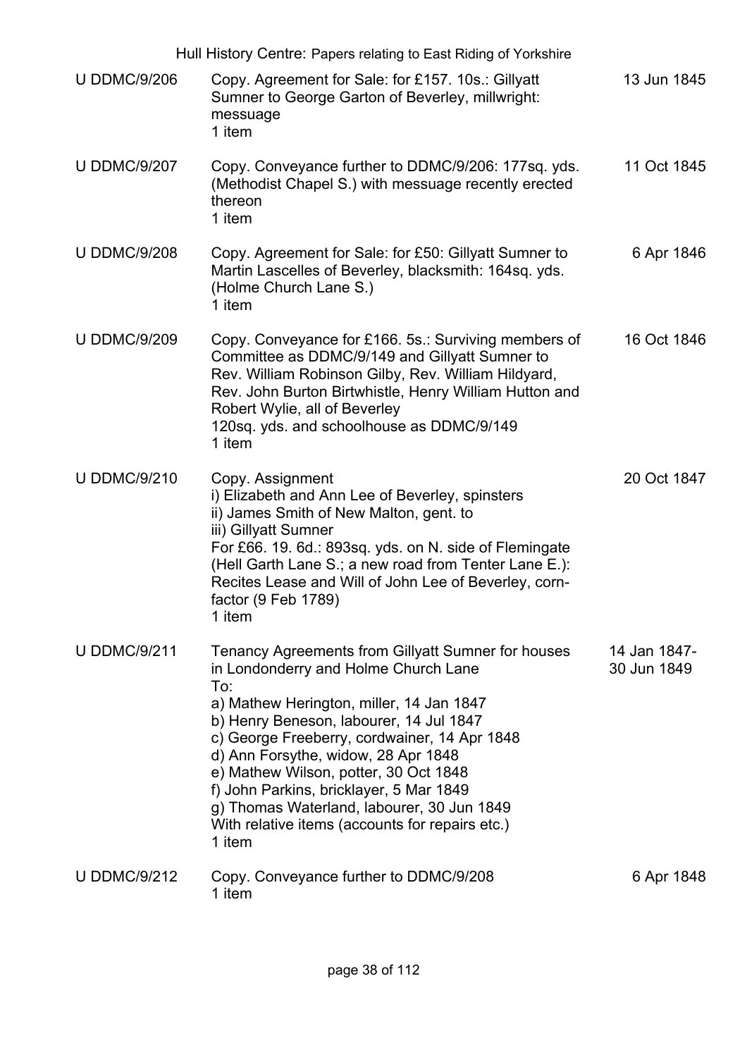| Reference | Description | Date |
| --- | --- | --- |
| U DDMC/9/206 | Copy. Agreement for Sale: for £157. 10s.: Gillyatt Sumner to George Garton of Beverley, millwright: messuage<br>1 item | 13 Jun 1845 |
| U DDMC/9/207 | Copy. Conveyance further to DDMC/9/206: 177sq. yds. (Methodist Chapel S.) with messuage recently erected thereon<br>1 item | 11 Oct 1845 |
| U DDMC/9/208 | Copy. Agreement for Sale: for £50: Gillyatt Sumner to Martin Lascelles of Beverley, blacksmith: 164sq. yds. (Holme Church Lane S.)<br>1 item | 6 Apr 1846 |
| U DDMC/9/209 | Copy. Conveyance for £166. 5s.: Surviving members of Committee as DDMC/9/149 and Gillyatt Sumner to Rev. William Robinson Gilby, Rev. William Hildyard, Rev. John Burton Birtwhistle, Henry William Hutton and Robert Wylie, all of Beverley<br>120sq. yds. and schoolhouse as DDMC/9/149<br>1 item | 16 Oct 1846 |
| U DDMC/9/210 | Copy. Assignment<br>i) Elizabeth and Ann Lee of Beverley, spinsters<br>ii) James Smith of New Malton, gent. to<br>iii) Gillyatt Sumner<br>For £66. 19. 6d.: 893sq. yds. on N. side of Flemingate (Hell Garth Lane S.; a new road from Tenter Lane E.): Recites Lease and Will of John Lee of Beverley, corn-factor (9 Feb 1789)<br>1 item | 20 Oct 1847 |
| U DDMC/9/211 | Tenancy Agreements from Gillyatt Sumner for houses in Londonderry and Holme Church Lane<br>To:<br>a) Mathew Herington, miller, 14 Jan 1847<br>b) Henry Beneson, labourer, 14 Jul 1847<br>c) George Freeberry, cordwainer, 14 Apr 1848<br>d) Ann Forsythe, widow, 28 Apr 1848<br>e) Mathew Wilson, potter, 30 Oct 1848<br>f) John Parkins, bricklayer, 5 Mar 1849<br>g) Thomas Waterland, labourer, 30 Jun 1849<br>With relative items (accounts for repairs etc.)<br>1 item | 14 Jan 1847-30 Jun 1849 |
| U DDMC/9/212 | Copy. Conveyance further to DDMC/9/208<br>1 item | 6 Apr 1848 |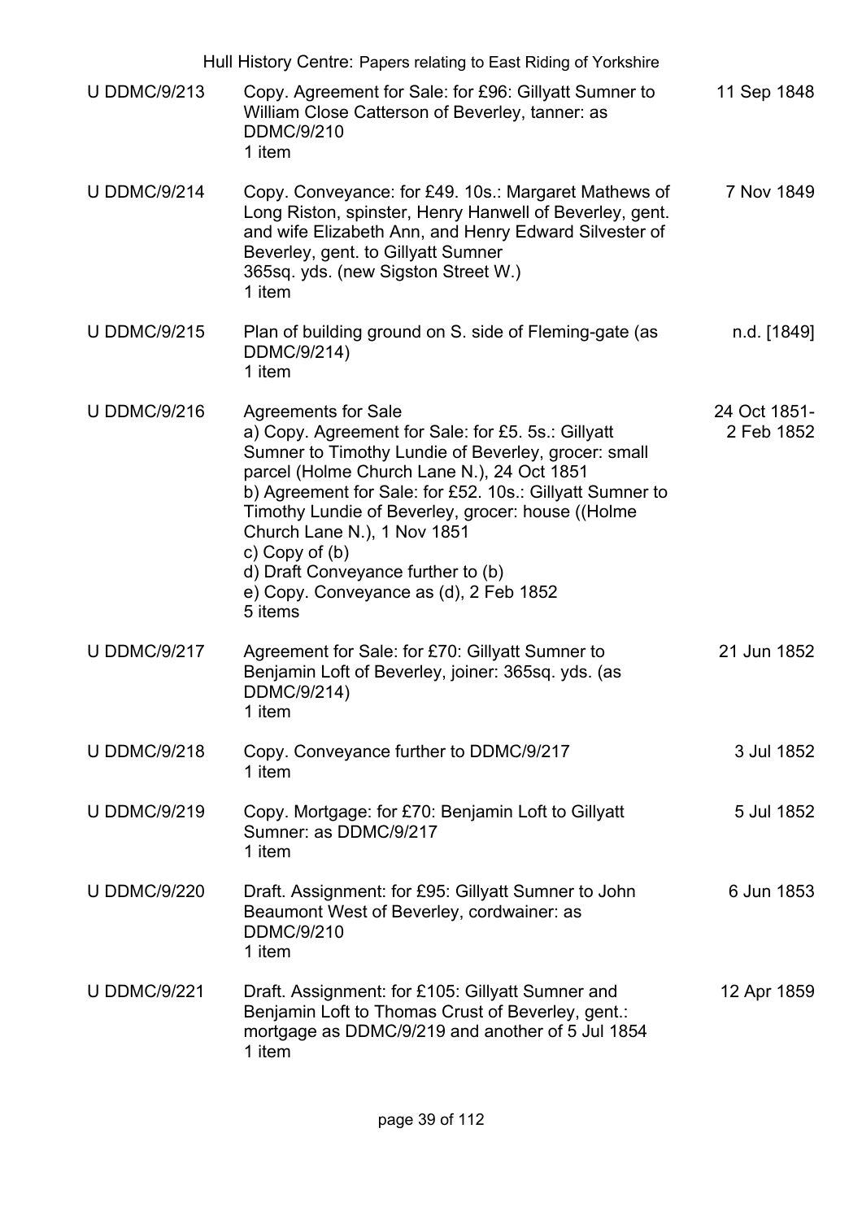| | | |
|---|---|---|
| U DDMC/9/213 | Copy. Agreement for Sale: for £96: Gillyatt Sumner to William Close Catterson of Beverley, tanner: as DDMC/9/210<br>1 item | 11 Sep 1848 |
| U DDMC/9/214 | Copy. Conveyance: for £49. 10s.: Margaret Mathews of Long Riston, spinster, Henry Hanwell of Beverley, gent. and wife Elizabeth Ann, and Henry Edward Silvester of Beverley, gent. to Gillyatt Sumner<br>365sq. yds. (new Sigston Street W.)<br>1 item | 7 Nov 1849 |
| U DDMC/9/215 | Plan of building ground on S. side of Fleming-gate (as DDMC/9/214)<br>1 item | n.d. [1849] |
| U DDMC/9/216 | Agreements for Sale<br>a) Copy. Agreement for Sale: for £5. 5s.: Gillyatt Sumner to Timothy Lundie of Beverley, grocer: small parcel (Holme Church Lane N.), 24 Oct 1851<br>b) Agreement for Sale: for £52. 10s.: Gillyatt Sumner to Timothy Lundie of Beverley, grocer: house ((Holme Church Lane N.), 1 Nov 1851<br>c) Copy of (b)<br>d) Draft Conveyance further to (b)<br>e) Copy. Conveyance as (d), 2 Feb 1852<br>5 items | 24 Oct 1851-2 Feb 1852 |
| U DDMC/9/217 | Agreement for Sale: for £70: Gillyatt Sumner to Benjamin Loft of Beverley, joiner: 365sq. yds. (as DDMC/9/214)<br>1 item | 21 Jun 1852 |
| U DDMC/9/218 | Copy. Conveyance further to DDMC/9/217<br>1 item | 3 Jul 1852 |
| U DDMC/9/219 | Copy. Mortgage: for £70: Benjamin Loft to Gillyatt Sumner: as DDMC/9/217<br>1 item | 5 Jul 1852 |
| U DDMC/9/220 | Draft. Assignment: for £95: Gillyatt Sumner to John Beaumont West of Beverley, cordwainer: as DDMC/9/210<br>1 item | 6 Jun 1853 |
| U DDMC/9/221 | Draft. Assignment: for £105: Gillyatt Sumner and Benjamin Loft to Thomas Crust of Beverley, gent.: mortgage as DDMC/9/219 and another of 5 Jul 1854<br>1 item | 12 Apr 1859 |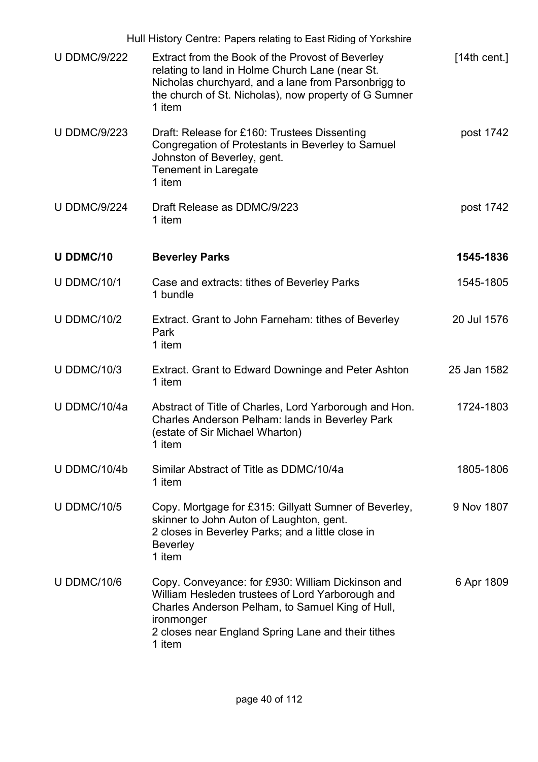| Reference | Description | Date |
|---|---|---|
| U DDMC/9/222 | Extract from the Book of the Provost of Beverley relating to land in Holme Church Lane (near St. Nicholas churchyard, and a lane from Parsonbrigg to the church of St. Nicholas), now property of G Sumner<br>1 item | [14th cent.] |
| U DDMC/9/223 | Draft: Release for £160: Trustees Dissenting Congregation of Protestants in Beverley to Samuel Johnston of Beverley, gent.<br>Tenement in Laregate<br>1 item | post 1742 |
| U DDMC/9/224 | Draft Release as DDMC/9/223<br>1 item | post 1742 |
| **U DDMC/10** | **Beverley Parks** | **1545-1836** |
| U DDMC/10/1 | Case and extracts: tithes of Beverley Parks<br>1 bundle | 1545-1805 |
| U DDMC/10/2 | Extract. Grant to John Farneham: tithes of Beverley Park<br>1 item | 20 Jul 1576 |
| U DDMC/10/3 | Extract. Grant to Edward Downinge and Peter Ashton<br>1 item | 25 Jan 1582 |
| U DDMC/10/4a | Abstract of Title of Charles, Lord Yarborough and Hon. Charles Anderson Pelham: lands in Beverley Park (estate of Sir Michael Wharton)<br>1 item | 1724-1803 |
| U DDMC/10/4b | Similar Abstract of Title as DDMC/10/4a<br>1 item | 1805-1806 |
| U DDMC/10/5 | Copy. Mortgage for £315: Gillyatt Sumner of Beverley, skinner to John Auton of Laughton, gent.<br>2 closes in Beverley Parks; and a little close in Beverley<br>1 item | 9 Nov 1807 |
| U DDMC/10/6 | Copy. Conveyance: for £930: William Dickinson and William Hesleden trustees of Lord Yarborough and Charles Anderson Pelham, to Samuel King of Hull, ironmonger<br>2 closes near England Spring Lane and their tithes<br>1 item | 6 Apr 1809 |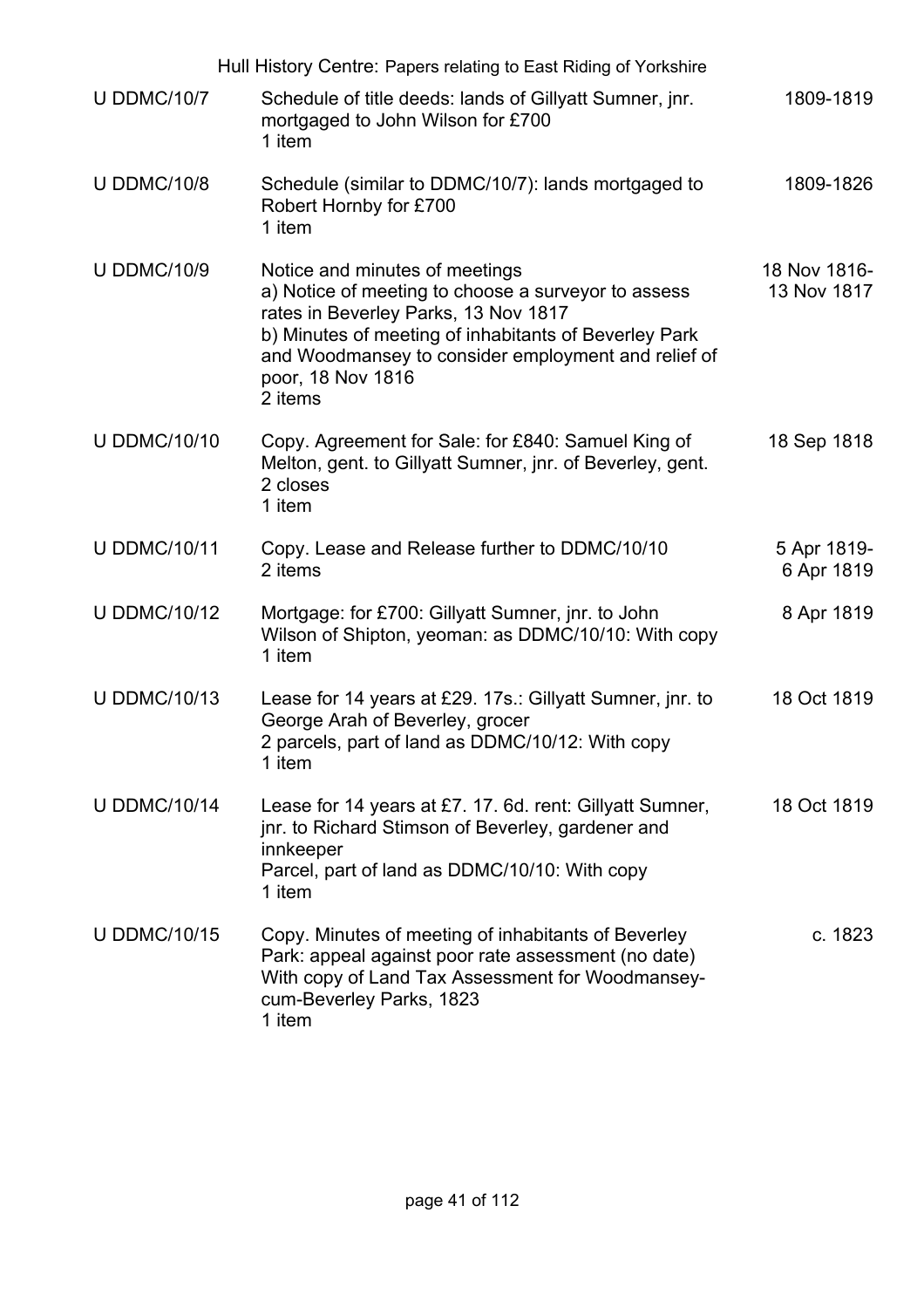| Reference | Description | Date |
|---|---|---|
| U DDMC/10/7 | Schedule of title deeds: lands of Gillyatt Sumner, jnr. mortgaged to John Wilson for £700<br>1 item | 1809-1819 |
| U DDMC/10/8 | Schedule (similar to DDMC/10/7): lands mortgaged to Robert Hornby for £700<br>1 item | 1809-1826 |
| U DDMC/10/9 | Notice and minutes of meetings<br>a) Notice of meeting to choose a surveyor to assess rates in Beverley Parks, 13 Nov 1817<br>b) Minutes of meeting of inhabitants of Beverley Park and Woodmansey to consider employment and relief of poor, 18 Nov 1816<br>2 items | 18 Nov 1816-13 Nov 1817 |
| U DDMC/10/10 | Copy. Agreement for Sale: for £840: Samuel King of Melton, gent. to Gillyatt Sumner, jnr. of Beverley, gent.<br>2 closes<br>1 item | 18 Sep 1818 |
| U DDMC/10/11 | Copy. Lease and Release further to DDMC/10/10<br>2 items | 5 Apr 1819-6 Apr 1819 |
| U DDMC/10/12 | Mortgage: for £700: Gillyatt Sumner, jnr. to John Wilson of Shipton, yeoman: as DDMC/10/10: With copy<br>1 item | 8 Apr 1819 |
| U DDMC/10/13 | Lease for 14 years at £29. 17s.: Gillyatt Sumner, jnr. to George Arah of Beverley, grocer<br>2 parcels, part of land as DDMC/10/12: With copy<br>1 item | 18 Oct 1819 |
| U DDMC/10/14 | Lease for 14 years at £7. 17. 6d. rent: Gillyatt Sumner, jnr. to Richard Stimson of Beverley, gardener and innkeeper<br>Parcel, part of land as DDMC/10/10: With copy<br>1 item | 18 Oct 1819 |
| U DDMC/10/15 | Copy. Minutes of meeting of inhabitants of Beverley Park: appeal against poor rate assessment (no date)<br>With copy of Land Tax Assessment for Woodmansey-cum-Beverley Parks, 1823<br>1 item | c. 1823 |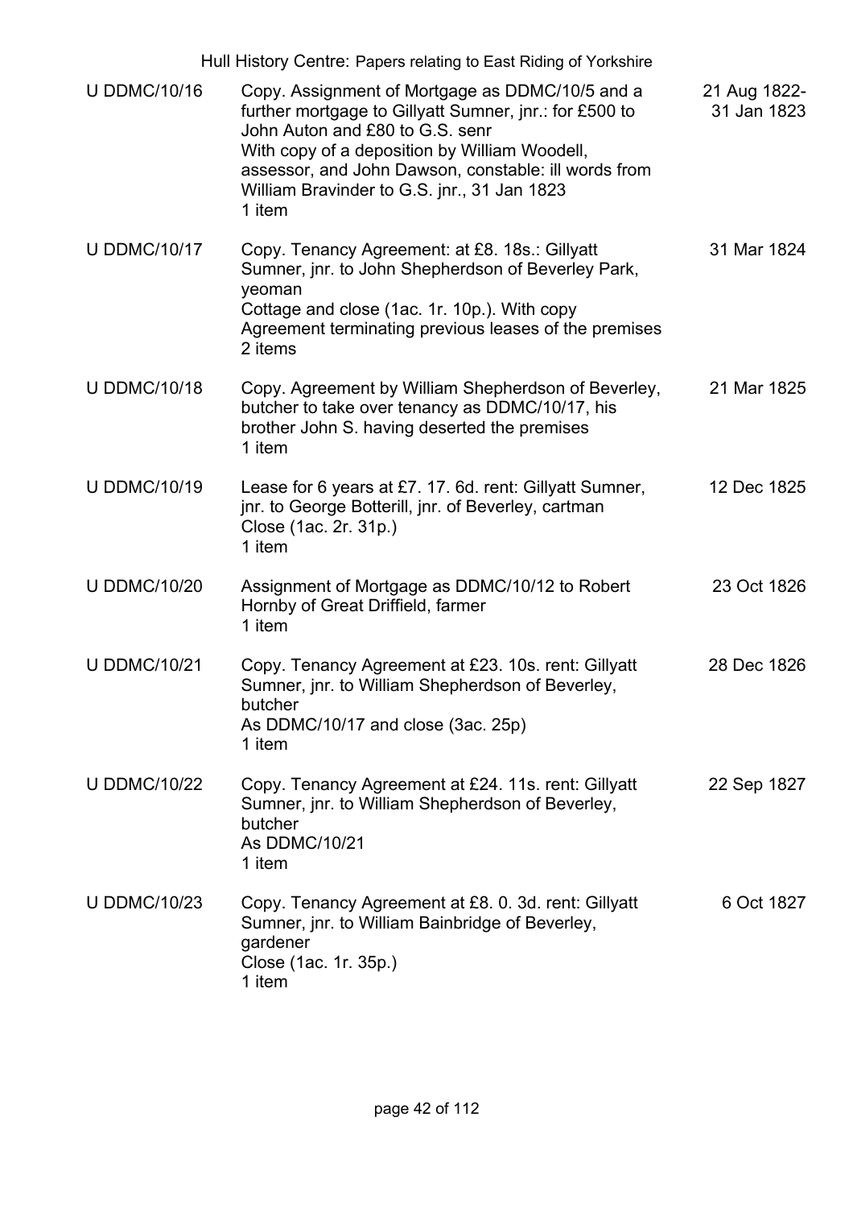| | | |
|---|---|---|
| U DDMC/10/16 | Copy. Assignment of Mortgage as DDMC/10/5 and a further mortgage to Gillyatt Sumner, jnr.: for £500 to John Auton and £80 to G.S. senr<br>With copy of a deposition by William Woodell, assessor, and John Dawson, constable: ill words from William Bravinder to G.S. jnr., 31 Jan 1823<br>1 item | 21 Aug 1822-31 Jan 1823 |
| U DDMC/10/17 | Copy. Tenancy Agreement: at £8. 18s.: Gillyatt Sumner, jnr. to John Shepherdson of Beverley Park, yeoman<br>Cottage and close (1ac. 1r. 10p.). With copy Agreement terminating previous leases of the premises<br>2 items | 31 Mar 1824 |
| U DDMC/10/18 | Copy. Agreement by William Shepherdson of Beverley, butcher to take over tenancy as DDMC/10/17, his brother John S. having deserted the premises<br>1 item | 21 Mar 1825 |
| U DDMC/10/19 | Lease for 6 years at £7. 17. 6d. rent: Gillyatt Sumner, jnr. to George Botterill, jnr. of Beverley, cartman<br>Close (1ac. 2r. 31p.)<br>1 item | 12 Dec 1825 |
| U DDMC/10/20 | Assignment of Mortgage as DDMC/10/12 to Robert Hornby of Great Driffield, farmer<br>1 item | 23 Oct 1826 |
| U DDMC/10/21 | Copy. Tenancy Agreement at £23. 10s. rent: Gillyatt Sumner, jnr. to William Shepherdson of Beverley, butcher<br>As DDMC/10/17 and close (3ac. 25p)<br>1 item | 28 Dec 1826 |
| U DDMC/10/22 | Copy. Tenancy Agreement at £24. 11s. rent: Gillyatt Sumner, jnr. to William Shepherdson of Beverley, butcher<br>As DDMC/10/21<br>1 item | 22 Sep 1827 |
| U DDMC/10/23 | Copy. Tenancy Agreement at £8. 0. 3d. rent: Gillyatt Sumner, jnr. to William Bainbridge of Beverley, gardener<br>Close (1ac. 1r. 35p.)<br>1 item | 6 Oct 1827 |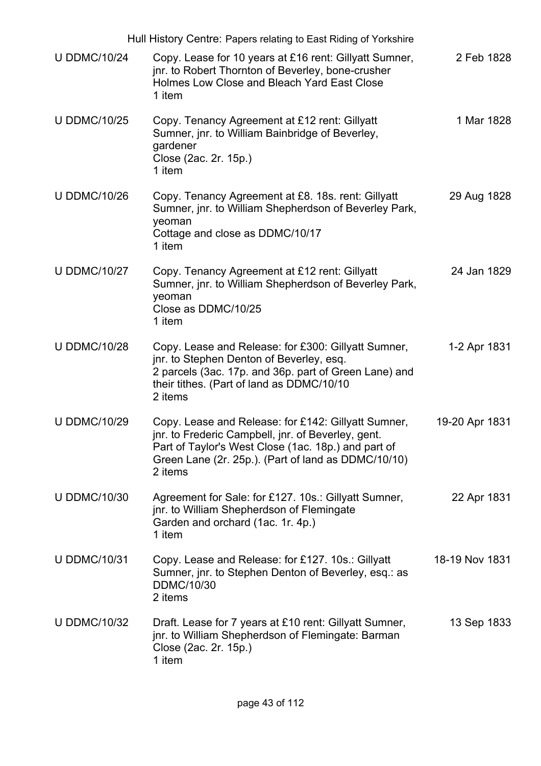| | | |
|---|---|---|
| U DDMC/10/24 | Copy. Lease for 10 years at £16 rent: Gillyatt Sumner, jnr. to Robert Thornton of Beverley, bone-crusher<br>Holmes Low Close and Bleach Yard East Close<br>1 item | 2 Feb 1828 |
| U DDMC/10/25 | Copy. Tenancy Agreement at £12 rent: Gillyatt Sumner, jnr. to William Bainbridge of Beverley, gardener<br>Close (2ac. 2r. 15p.)<br>1 item | 1 Mar 1828 |
| U DDMC/10/26 | Copy. Tenancy Agreement at £8. 18s. rent: Gillyatt Sumner, jnr. to William Shepherdson of Beverley Park, yeoman<br>Cottage and close as DDMC/10/17<br>1 item | 29 Aug 1828 |
| U DDMC/10/27 | Copy. Tenancy Agreement at £12 rent: Gillyatt Sumner, jnr. to William Shepherdson of Beverley Park, yeoman<br>Close as DDMC/10/25<br>1 item | 24 Jan 1829 |
| U DDMC/10/28 | Copy. Lease and Release: for £300: Gillyatt Sumner, jnr. to Stephen Denton of Beverley, esq.<br>2 parcels (3ac. 17p. and 36p. part of Green Lane) and their tithes. (Part of land as DDMC/10/10<br>2 items | 1-2 Apr 1831 |
| U DDMC/10/29 | Copy. Lease and Release: for £142: Gillyatt Sumner, jnr. to Frederic Campbell, jnr. of Beverley, gent.<br>Part of Taylor's West Close (1ac. 18p.) and part of Green Lane (2r. 25p.). (Part of land as DDMC/10/10)<br>2 items | 19-20 Apr 1831 |
| U DDMC/10/30 | Agreement for Sale: for £127. 10s.: Gillyatt Sumner, jnr. to William Shepherdson of Flemingate<br>Garden and orchard (1ac. 1r. 4p.)<br>1 item | 22 Apr 1831 |
| U DDMC/10/31 | Copy. Lease and Release: for £127. 10s.: Gillyatt Sumner, jnr. to Stephen Denton of Beverley, esq.: as DDMC/10/30<br>2 items | 18-19 Nov 1831 |
| U DDMC/10/32 | Draft. Lease for 7 years at £10 rent: Gillyatt Sumner, jnr. to William Shepherdson of Flemingate: Barman Close (2ac. 2r. 15p.)<br>1 item | 13 Sep 1833 |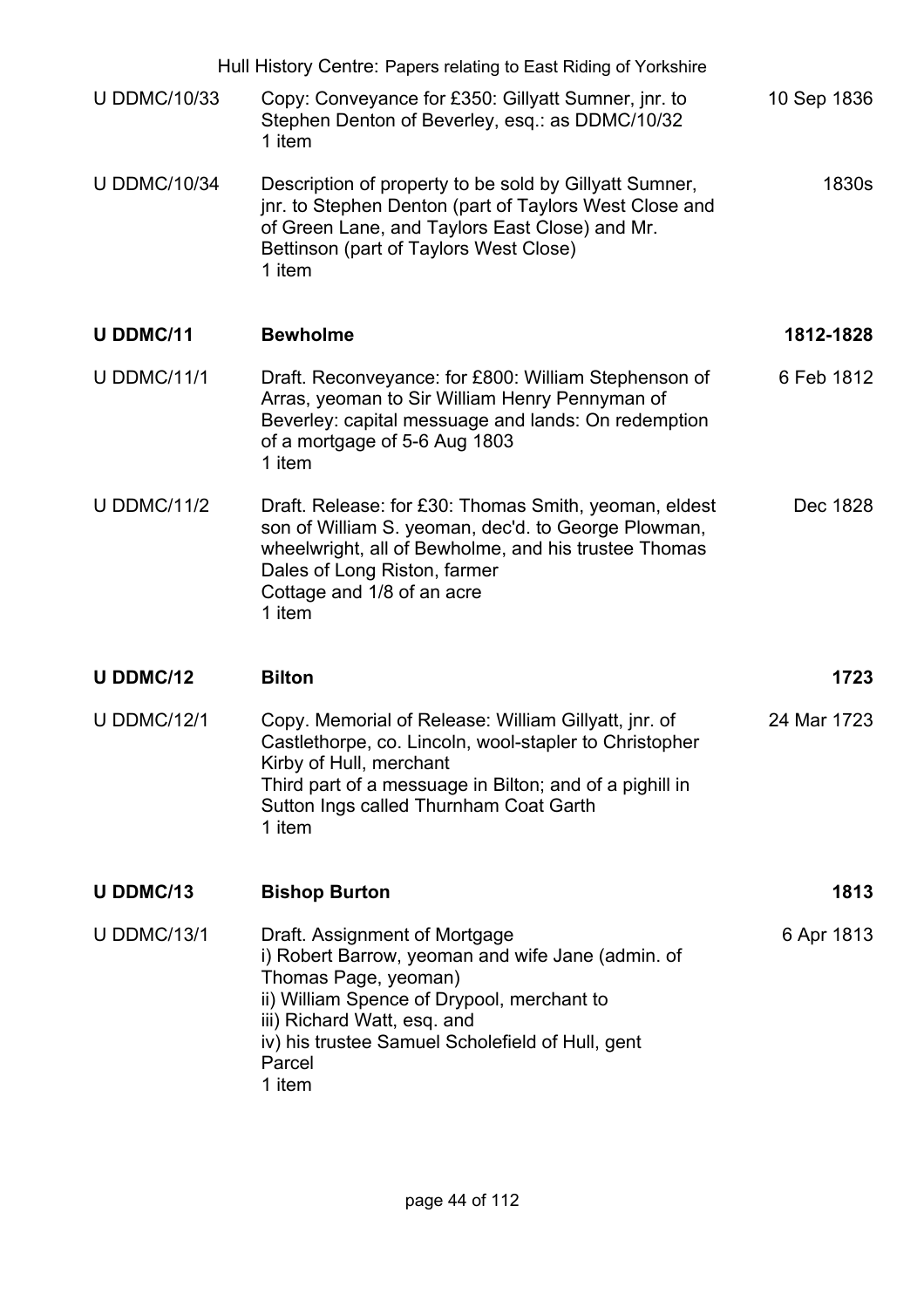| | | |
|---|---|---|
| U DDMC/10/33 | Copy: Conveyance for £350: Gillyatt Sumner, jnr. to Stephen Denton of Beverley, esq.: as DDMC/10/32<br>1 item | 10 Sep 1836 |
| U DDMC/10/34 | Description of property to be sold by Gillyatt Sumner, jnr. to Stephen Denton (part of Taylors West Close and of Green Lane, and Taylors East Close) and Mr. Bettinson (part of Taylors West Close)<br>1 item | 1830s |
| **U DDMC/11** | **Bewholme** | **1812-1828** |
| U DDMC/11/1 | Draft. Reconveyance: for £800: William Stephenson of Arras, yeoman to Sir William Henry Pennyman of Beverley: capital messuage and lands: On redemption of a mortgage of 5-6 Aug 1803<br>1 item | 6 Feb 1812 |
| U DDMC/11/2 | Draft. Release: for £30: Thomas Smith, yeoman, eldest son of William S. yeoman, dec'd. to George Plowman, wheelwright, all of Bewholme, and his trustee Thomas Dales of Long Riston, farmer<br>Cottage and 1/8 of an acre<br>1 item | Dec 1828 |
| **U DDMC/12** | **Bilton** | **1723** |
| U DDMC/12/1 | Copy. Memorial of Release: William Gillyatt, jnr. of Castlethorpe, co. Lincoln, wool-stapler to Christopher Kirby of Hull, merchant<br>Third part of a messuage in Bilton; and of a pighill in Sutton Ings called Thurnham Coat Garth<br>1 item | 24 Mar 1723 |
| **U DDMC/13** | **Bishop Burton** | **1813** |
| U DDMC/13/1 | Draft. Assignment of Mortgage<br>i) Robert Barrow, yeoman and wife Jane (admin. of Thomas Page, yeoman)<br>ii) William Spence of Drypool, merchant to<br>iii) Richard Watt, esq. and<br>iv) his trustee Samuel Scholefield of Hull, gent<br>Parcel<br>1 item | 6 Apr 1813 |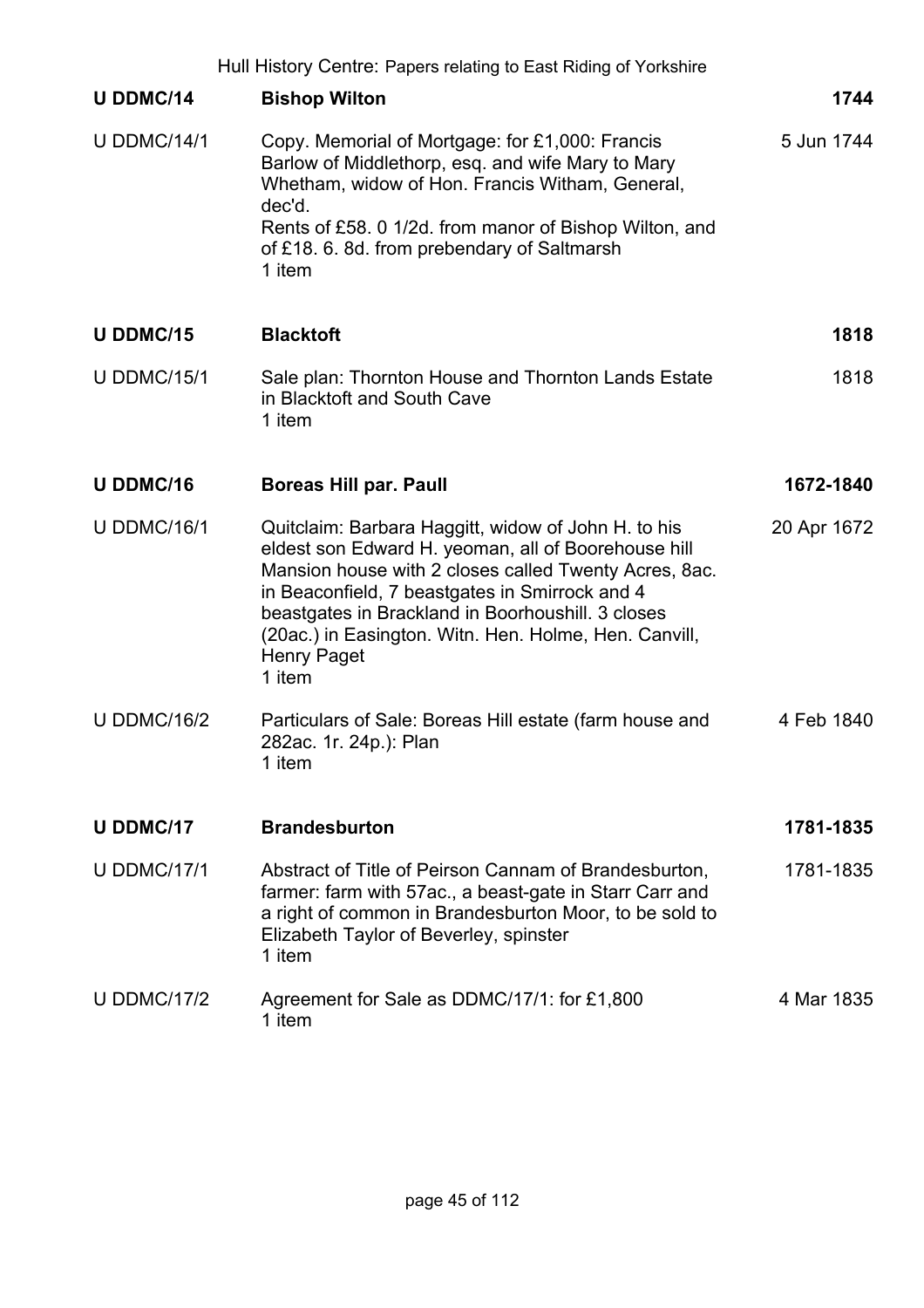| | | |
|---|---|---|
| **U DDMC/14** | **Bishop Wilton** | **1744** |
| U DDMC/14/1 | Copy. Memorial of Mortgage: for £1,000: Francis Barlow of Middlethorp, esq. and wife Mary to Mary Whetham, widow of Hon. Francis Witham, General, dec'd.<br>Rents of £58. 0 1/2d. from manor of Bishop Wilton, and of £18. 6. 8d. from prebendary of Saltmarsh<br>1 item | 5 Jun 1744 |
| **U DDMC/15** | **Blacktoft** | **1818** |
| U DDMC/15/1 | Sale plan: Thornton House and Thornton Lands Estate in Blacktoft and South Cave<br>1 item | 1818 |
| **U DDMC/16** | **Boreas Hill par. Paull** | **1672-1840** |
| U DDMC/16/1 | Quitclaim: Barbara Haggitt, widow of John H. to his eldest son Edward H. yeoman, all of Boorehouse hill Mansion house with 2 closes called Twenty Acres, 8ac. in Beaconfield, 7 beastgates in Smirrock and 4 beastgates in Brackland in Boorhoushill. 3 closes (20ac.) in Easington. Witn. Hen. Holme, Hen. Canvill, Henry Paget<br>1 item | 20 Apr 1672 |
| U DDMC/16/2 | Particulars of Sale: Boreas Hill estate (farm house and 282ac. 1r. 24p.): Plan<br>1 item | 4 Feb 1840 |
| **U DDMC/17** | **Brandesburton** | **1781-1835** |
| U DDMC/17/1 | Abstract of Title of Peirson Cannam of Brandesburton, farmer: farm with 57ac., a beast-gate in Starr Carr and a right of common in Brandesburton Moor, to be sold to Elizabeth Taylor of Beverley, spinster<br>1 item | 1781-1835 |
| U DDMC/17/2 | Agreement for Sale as DDMC/17/1: for £1,800<br>1 item | 4 Mar 1835 |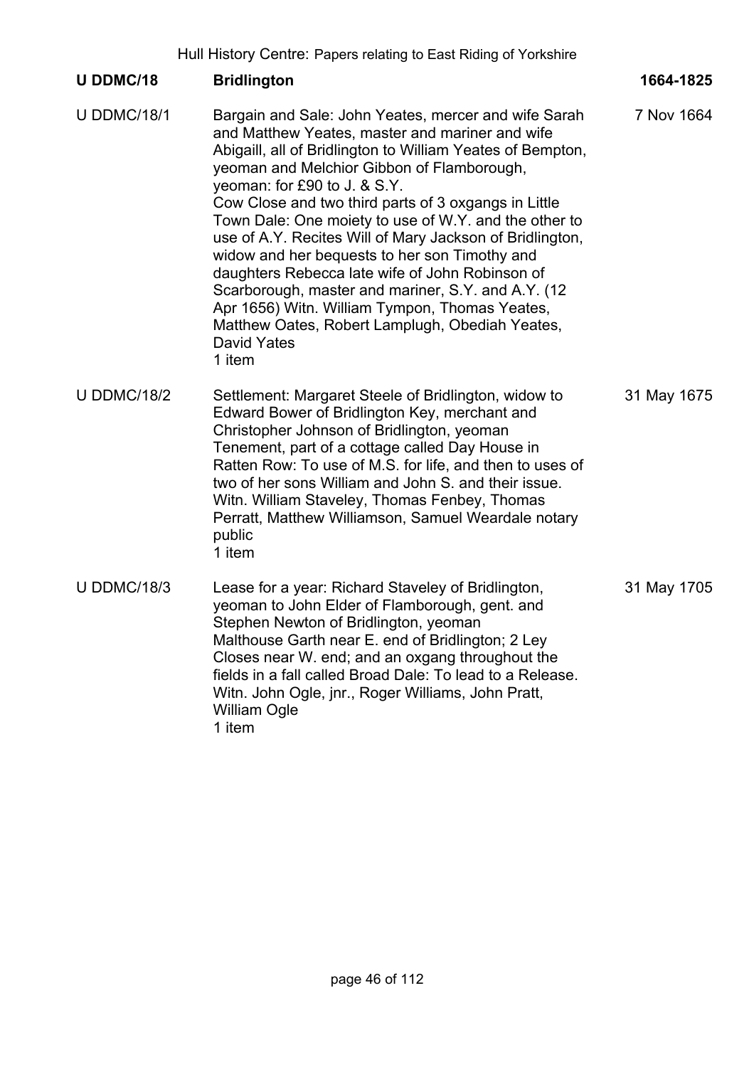| U DDMC/18 | **Bridlington** | **1664-1825** |
|---|---|---|
| U DDMC/18/1 | Bargain and Sale: John Yeates, mercer and wife Sarah and Matthew Yeates, master and mariner and wife Abigaill, all of Bridlington to William Yeates of Bempton, yeoman and Melchior Gibbon of Flamborough, yeoman: for £90 to J. & S.Y.<br>Cow Close and two third parts of 3 oxgangs in Little Town Dale: One moiety to use of W.Y. and the other to use of A.Y. Recites Will of Mary Jackson of Bridlington, widow and her bequests to her son Timothy and daughters Rebecca late wife of John Robinson of Scarborough, master and mariner, S.Y. and A.Y. (12 Apr 1656) Witn. William Tympon, Thomas Yeates, Matthew Oates, Robert Lamplugh, Obediah Yeates, David Yates<br>1 item | 7 Nov 1664 |
| U DDMC/18/2 | Settlement: Margaret Steele of Bridlington, widow to Edward Bower of Bridlington Key, merchant and Christopher Johnson of Bridlington, yeoman<br>Tenement, part of a cottage called Day House in Ratten Row: To use of M.S. for life, and then to uses of two of her sons William and John S. and their issue. Witn. William Staveley, Thomas Fenbey, Thomas Perratt, Matthew Williamson, Samuel Weardale notary public<br>1 item | 31 May 1675 |
| U DDMC/18/3 | Lease for a year: Richard Staveley of Bridlington, yeoman to John Elder of Flamborough, gent. and Stephen Newton of Bridlington, yeoman<br>Malthouse Garth near E. end of Bridlington; 2 Ley Closes near W. end; and an oxgang throughout the fields in a fall called Broad Dale: To lead to a Release. Witn. John Ogle, jnr., Roger Williams, John Pratt, William Ogle<br>1 item | 31 May 1705 |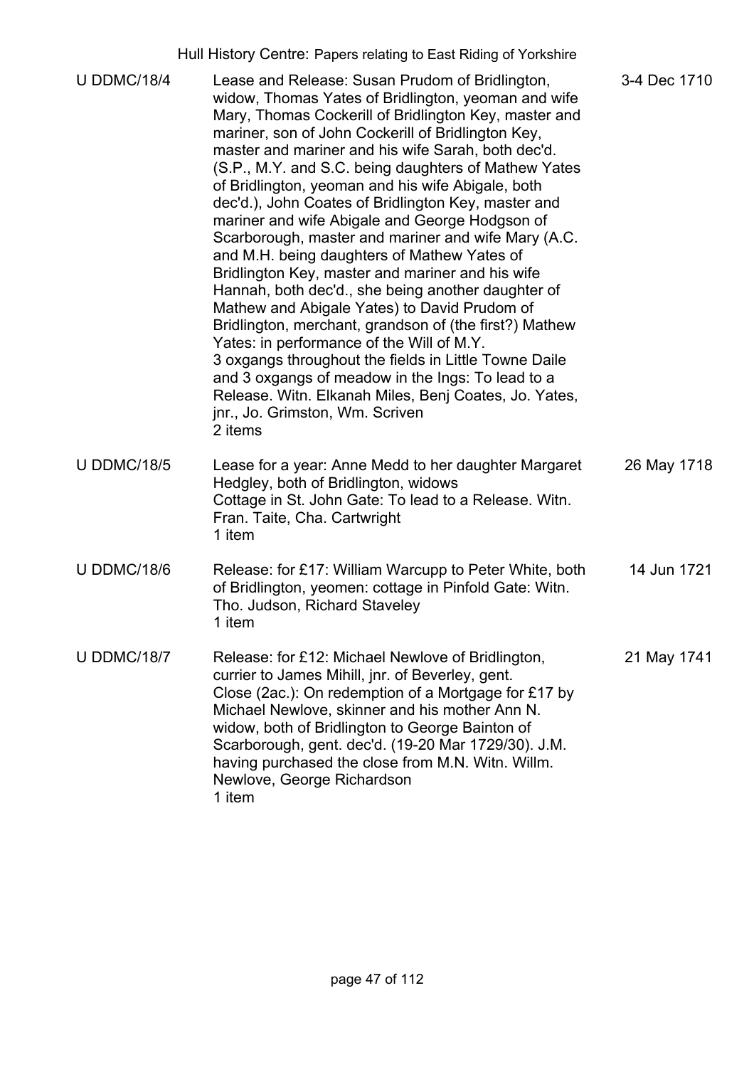| | | |
|---|---|---|
| U DDMC/18/4 | Lease and Release: Susan Prudom of Bridlington, widow, Thomas Yates of Bridlington, yeoman and wife Mary, Thomas Cockerill of Bridlington Key, master and mariner, son of John Cockerill of Bridlington Key, master and mariner and his wife Sarah, both dec'd. (S.P., M.Y. and S.C. being daughters of Mathew Yates of Bridlington, yeoman and his wife Abigale, both dec'd.), John Coates of Bridlington Key, master and mariner and wife Abigale and George Hodgson of Scarborough, master and mariner and wife Mary (A.C. and M.H. being daughters of Mathew Yates of Bridlington Key, master and mariner and his wife Hannah, both dec'd., she being another daughter of Mathew and Abigale Yates) to David Prudom of Bridlington, merchant, grandson of (the first?) Mathew Yates: in performance of the Will of M.Y.<br>3 oxgangs throughout the fields in Little Towne Daile and 3 oxgangs of meadow in the Ings: To lead to a Release. Witn. Elkanah Miles, Benj Coates, Jo. Yates, jnr., Jo. Grimston, Wm. Scriven<br>2 items | 3-4 Dec 1710 |
| U DDMC/18/5 | Lease for a year: Anne Medd to her daughter Margaret Hedgley, both of Bridlington, widows<br>Cottage in St. John Gate: To lead to a Release. Witn. Fran. Taite, Cha. Cartwright<br>1 item | 26 May 1718 |
| U DDMC/18/6 | Release: for £17: William Warcupp to Peter White, both of Bridlington, yeomen: cottage in Pinfold Gate: Witn. Tho. Judson, Richard Staveley<br>1 item | 14 Jun 1721 |
| U DDMC/18/7 | Release: for £12: Michael Newlove of Bridlington, currier to James Mihill, jnr. of Beverley, gent.<br>Close (2ac.): On redemption of a Mortgage for £17 by Michael Newlove, skinner and his mother Ann N. widow, both of Bridlington to George Bainton of Scarborough, gent. dec'd. (19-20 Mar 1729/30). J.M. having purchased the close from M.N. Witn. Willm. Newlove, George Richardson<br>1 item | 21 May 1741 |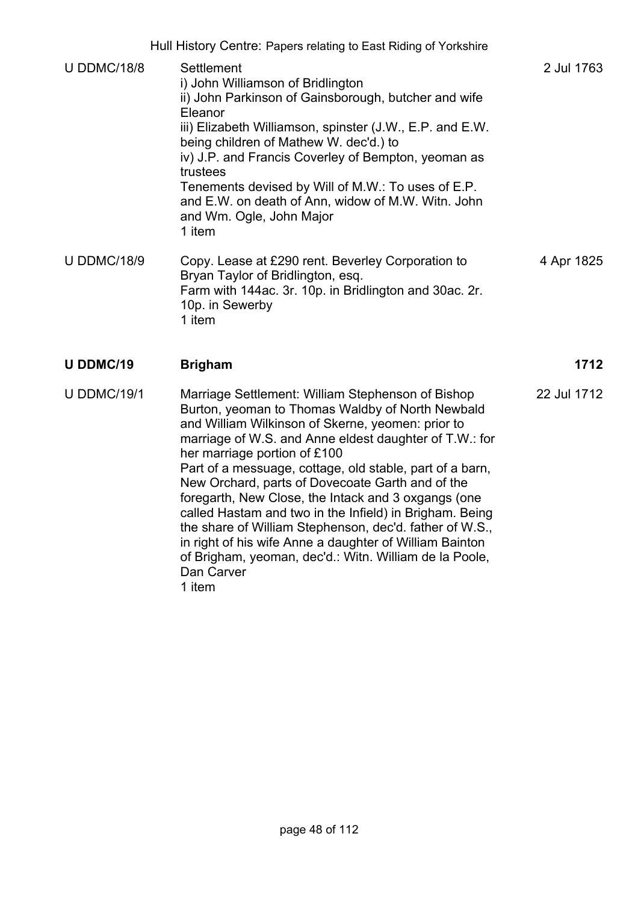| | | |
|---|---|---|
| U DDMC/18/8 | Settlement<br>i) John Williamson of Bridlington<br>ii) John Parkinson of Gainsborough, butcher and wife Eleanor<br>iii) Elizabeth Williamson, spinster (J.W., E.P. and E.W. being children of Mathew W. dec'd.) to<br>iv) J.P. and Francis Coverley of Bempton, yeoman as trustees<br>Tenements devised by Will of M.W.: To uses of E.P. and E.W. on death of Ann, widow of M.W. Witn. John and Wm. Ogle, John Major<br>1 item | 2 Jul 1763 |
| U DDMC/18/9 | Copy. Lease at £290 rent. Beverley Corporation to Bryan Taylor of Bridlington, esq.<br>Farm with 144ac. 3r. 10p. in Bridlington and 30ac. 2r. 10p. in Sewerby<br>1 item | 4 Apr 1825 |
| **U DDMC/19** | **Brigham** | **1712** |
| U DDMC/19/1 | Marriage Settlement: William Stephenson of Bishop Burton, yeoman to Thomas Waldby of North Newbald and William Wilkinson of Skerne, yeomen: prior to marriage of W.S. and Anne eldest daughter of T.W.: for her marriage portion of £100<br>Part of a messuage, cottage, old stable, part of a barn, New Orchard, parts of Dovecoate Garth and of the foregarth, New Close, the Intack and 3 oxgangs (one called Hastam and two in the Infield) in Brigham. Being the share of William Stephenson, dec'd. father of W.S., in right of his wife Anne a daughter of William Bainton of Brigham, yeoman, dec'd.: Witn. William de la Poole, Dan Carver<br>1 item | 22 Jul 1712 |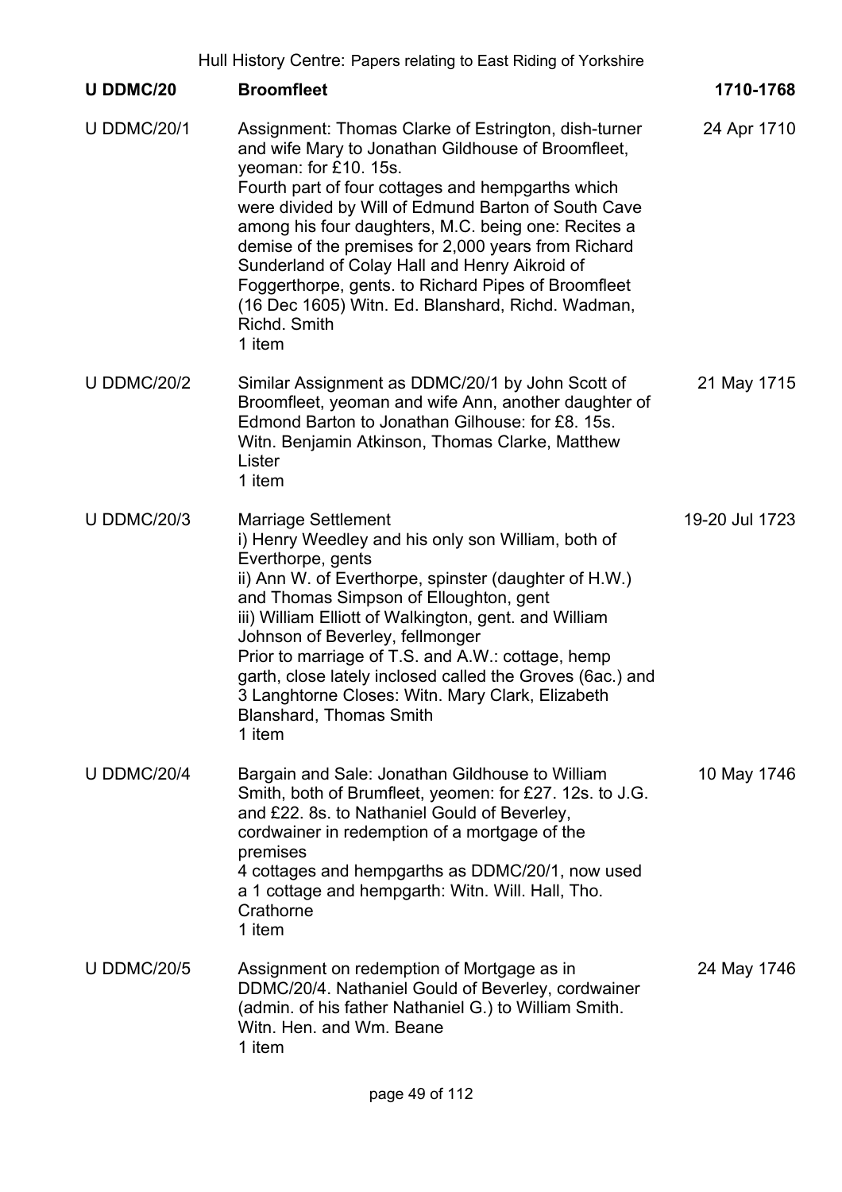| U DDMC/20 | **Broomfleet** | **1710-1768** |
|---|---|---|
| U DDMC/20/1 | Assignment: Thomas Clarke of Estrington, dish-turner and wife Mary to Jonathan Gildhouse of Broomfleet, yeoman: for £10. 15s.<br>Fourth part of four cottages and hempgarths which were divided by Will of Edmund Barton of South Cave among his four daughters, M.C. being one: Recites a demise of the premises for 2,000 years from Richard Sunderland of Colay Hall and Henry Aikroid of Foggerthorpe, gents. to Richard Pipes of Broomfleet (16 Dec 1605) Witn. Ed. Blanshard, Richd. Wadman, Richd. Smith<br>1 item | 24 Apr 1710 |
| U DDMC/20/2 | Similar Assignment as DDMC/20/1 by John Scott of Broomfleet, yeoman and wife Ann, another daughter of Edmond Barton to Jonathan Gilhouse: for £8. 15s. Witn. Benjamin Atkinson, Thomas Clarke, Matthew Lister<br>1 item | 21 May 1715 |
| U DDMC/20/3 | Marriage Settlement<br>i) Henry Weedley and his only son William, both of Everthorpe, gents<br>ii) Ann W. of Everthorpe, spinster (daughter of H.W.) and Thomas Simpson of Elloughton, gent<br>iii) William Elliott of Walkington, gent. and William Johnson of Beverley, fellmonger<br>Prior to marriage of T.S. and A.W.: cottage, hemp garth, close lately inclosed called the Groves (6ac.) and 3 Langhtorne Closes: Witn. Mary Clark, Elizabeth Blanshard, Thomas Smith<br>1 item | 19-20 Jul 1723 |
| U DDMC/20/4 | Bargain and Sale: Jonathan Gildhouse to William Smith, both of Brumfleet, yeomen: for £27. 12s. to J.G. and £22. 8s. to Nathaniel Gould of Beverley, cordwainer in redemption of a mortgage of the premises<br>4 cottages and hempgarths as DDMC/20/1, now used a 1 cottage and hempgarth: Witn. Will. Hall, Tho. Crathorne<br>1 item | 10 May 1746 |
| U DDMC/20/5 | Assignment on redemption of Mortgage as in DDMC/20/4. Nathaniel Gould of Beverley, cordwainer (admin. of his father Nathaniel G.) to William Smith. Witn. Hen. and Wm. Beane<br>1 item | 24 May 1746 |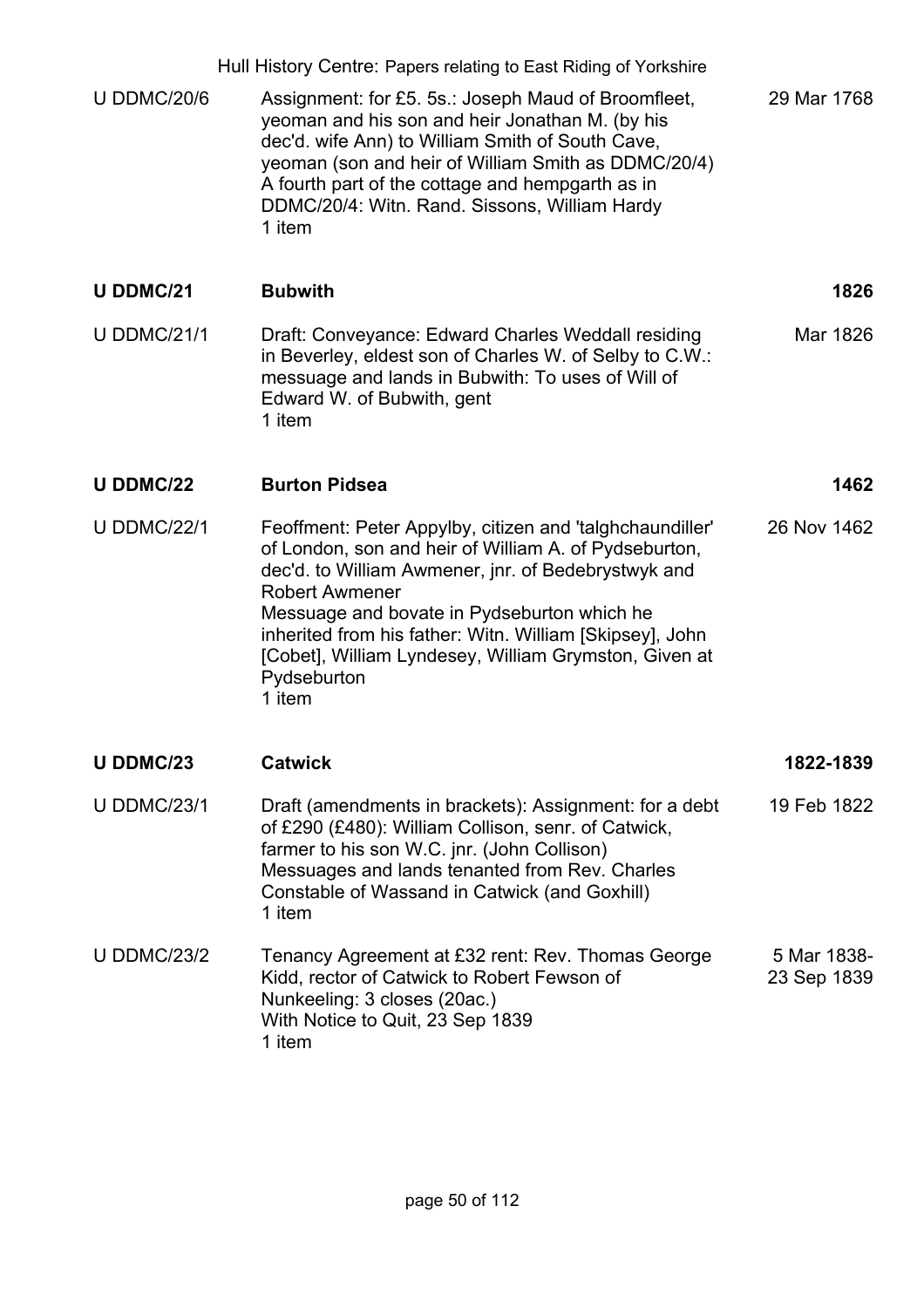| | | |
|---|---|---|
| U DDMC/20/6 | Assignment: for £5. 5s.: Joseph Maud of Broomfleet, yeoman and his son and heir Jonathan M. (by his dec'd. wife Ann) to William Smith of South Cave, yeoman (son and heir of William Smith as DDMC/20/4) A fourth part of the cottage and hempgarth as in DDMC/20/4: Witn. Rand. Sissons, William Hardy<br>1 item | 29 Mar 1768 |
| **U DDMC/21** | **Bubwith** | **1826** |
| U DDMC/21/1 | Draft: Conveyance: Edward Charles Weddall residing in Beverley, eldest son of Charles W. of Selby to C.W.: messuage and lands in Bubwith: To uses of Will of Edward W. of Bubwith, gent<br>1 item | Mar 1826 |
| **U DDMC/22** | **Burton Pidsea** | **1462** |
| U DDMC/22/1 | Feoffment: Peter Appylby, citizen and 'talghchaundiller' of London, son and heir of William A. of Pydseburton, dec'd. to William Awmener, jnr. of Bedebrystwyk and Robert Awmener<br>Messuage and bovate in Pydseburton which he inherited from his father: Witn. William [Skipsey], John [Cobet], William Lyndesey, William Grymston, Given at Pydseburton<br>1 item | 26 Nov 1462 |
| **U DDMC/23** | **Catwick** | **1822-1839** |
| U DDMC/23/1 | Draft (amendments in brackets): Assignment: for a debt of £290 (£480): William Collison, senr. of Catwick, farmer to his son W.C. jnr. (John Collison)<br>Messuages and lands tenanted from Rev. Charles Constable of Wassand in Catwick (and Goxhill)<br>1 item | 19 Feb 1822 |
| U DDMC/23/2 | Tenancy Agreement at £32 rent: Rev. Thomas George Kidd, rector of Catwick to Robert Fewson of Nunkeeling: 3 closes (20ac.)<br>With Notice to Quit, 23 Sep 1839<br>1 item | 5 Mar 1838-23 Sep 1839 |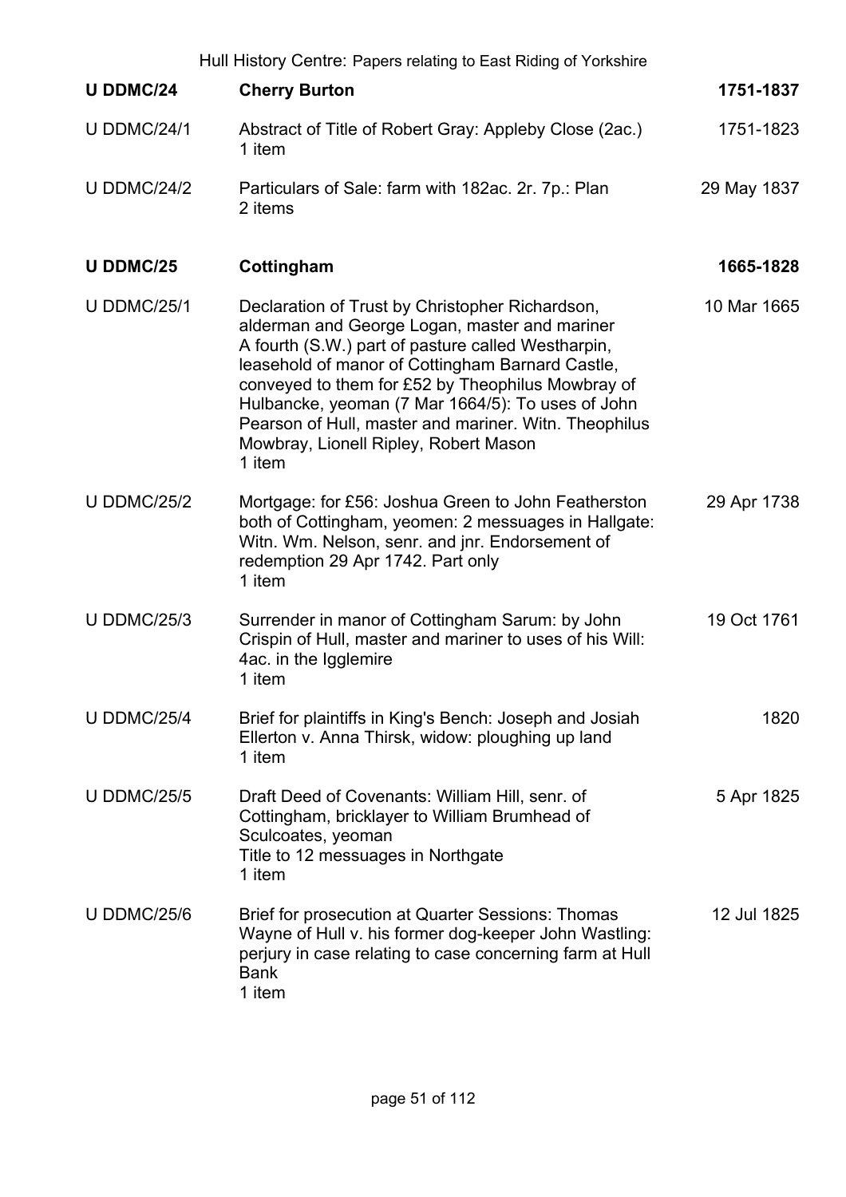| | | |
|---|---|---|
| **U DDMC/24** | **Cherry Burton** | **1751-1837** |
| U DDMC/24/1 | Abstract of Title of Robert Gray: Appleby Close (2ac.)<br>1 item | 1751-1823 |
| U DDMC/24/2 | Particulars of Sale: farm with 182ac. 2r. 7p.: Plan<br>2 items | 29 May 1837 |
| **U DDMC/25** | **Cottingham** | **1665-1828** |
| U DDMC/25/1 | Declaration of Trust by Christopher Richardson, alderman and George Logan, master and mariner<br>A fourth (S.W.) part of pasture called Westharpin, leasehold of manor of Cottingham Barnard Castle, conveyed to them for £52 by Theophilus Mowbray of Hulbancke, yeoman (7 Mar 1664/5): To uses of John Pearson of Hull, master and mariner. Witn. Theophilus Mowbray, Lionell Ripley, Robert Mason<br>1 item | 10 Mar 1665 |
| U DDMC/25/2 | Mortgage: for £56: Joshua Green to John Featherston both of Cottingham, yeomen: 2 messuages in Hallgate: Witn. Wm. Nelson, senr. and jnr. Endorsement of redemption 29 Apr 1742. Part only<br>1 item | 29 Apr 1738 |
| U DDMC/25/3 | Surrender in manor of Cottingham Sarum: by John Crispin of Hull, master and mariner to uses of his Will: 4ac. in the Igglemire<br>1 item | 19 Oct 1761 |
| U DDMC/25/4 | Brief for plaintiffs in King's Bench: Joseph and Josiah Ellerton v. Anna Thirsk, widow: ploughing up land<br>1 item | 1820 |
| U DDMC/25/5 | Draft Deed of Covenants: William Hill, senr. of Cottingham, bricklayer to William Brumhead of Sculcoates, yeoman<br>Title to 12 messuages in Northgate<br>1 item | 5 Apr 1825 |
| U DDMC/25/6 | Brief for prosecution at Quarter Sessions: Thomas Wayne of Hull v. his former dog-keeper John Wastling: perjury in case relating to case concerning farm at Hull Bank<br>1 item | 12 Jul 1825 |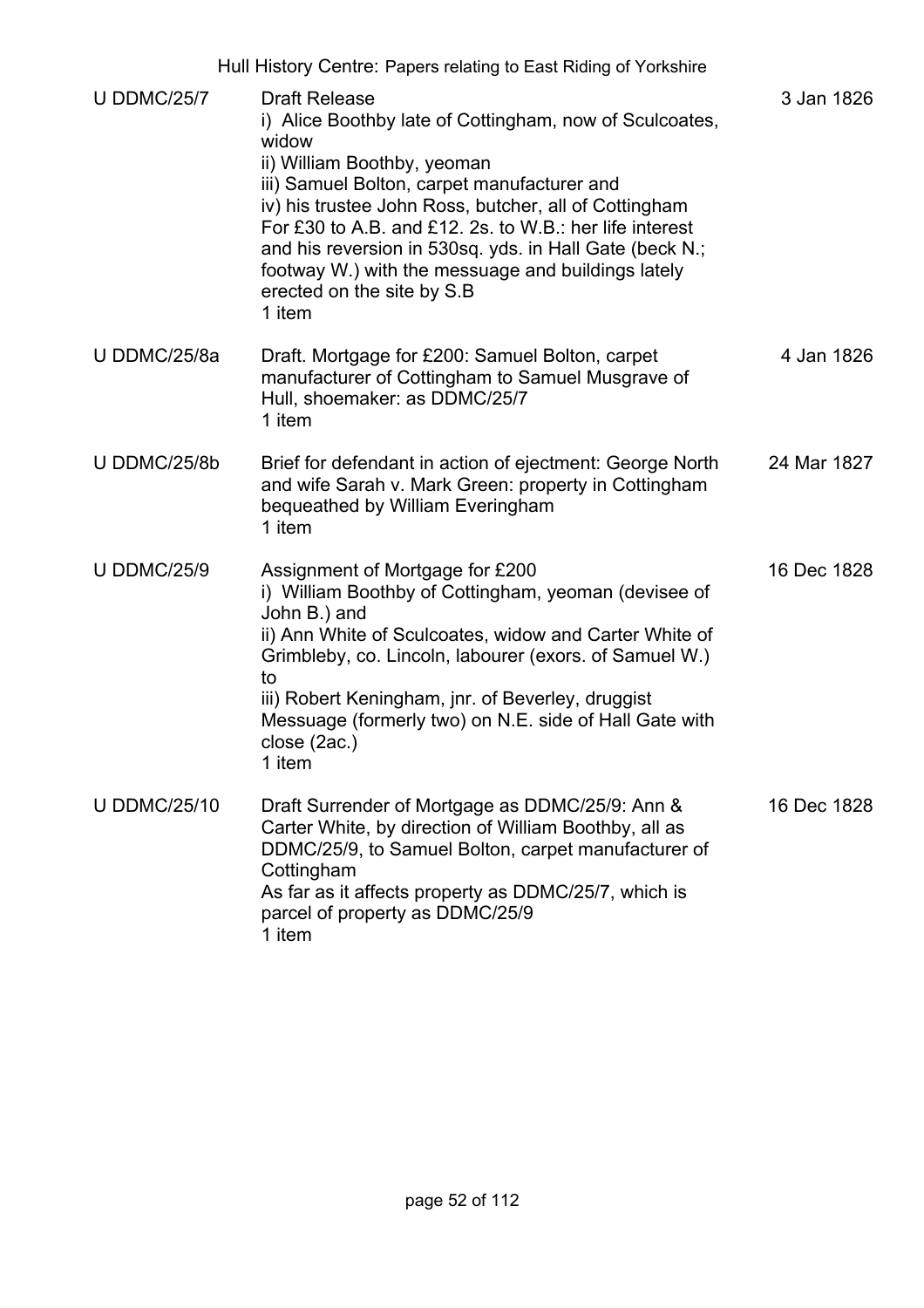| | | |
|---|---|---|
| U DDMC/25/7 | Draft Release<br>i) Alice Boothby late of Cottingham, now of Sculcoates, widow<br>ii) William Boothby, yeoman<br>iii) Samuel Bolton, carpet manufacturer and<br>iv) his trustee John Ross, butcher, all of Cottingham<br>For £30 to A.B. and £12. 2s. to W.B.: her life interest and his reversion in 530sq. yds. in Hall Gate (beck N.; footway W.) with the messuage and buildings lately erected on the site by S.B<br>1 item | 3 Jan 1826 |
| U DDMC/25/8a | Draft. Mortgage for £200: Samuel Bolton, carpet manufacturer of Cottingham to Samuel Musgrave of Hull, shoemaker: as DDMC/25/7<br>1 item | 4 Jan 1826 |
| U DDMC/25/8b | Brief for defendant in action of ejectment: George North and wife Sarah v. Mark Green: property in Cottingham bequeathed by William Everingham<br>1 item | 24 Mar 1827 |
| U DDMC/25/9 | Assignment of Mortgage for £200<br>i) William Boothby of Cottingham, yeoman (devisee of John B.) and<br>ii) Ann White of Sculcoates, widow and Carter White of Grimbleby, co. Lincoln, labourer (exors. of Samuel W.) to<br>iii) Robert Keningham, jnr. of Beverley, druggist<br>Messuage (formerly two) on N.E. side of Hall Gate with close (2ac.)<br>1 item | 16 Dec 1828 |
| U DDMC/25/10 | Draft Surrender of Mortgage as DDMC/25/9: Ann & Carter White, by direction of William Boothby, all as DDMC/25/9, to Samuel Bolton, carpet manufacturer of Cottingham<br>As far as it affects property as DDMC/25/7, which is parcel of property as DDMC/25/9<br>1 item | 16 Dec 1828 |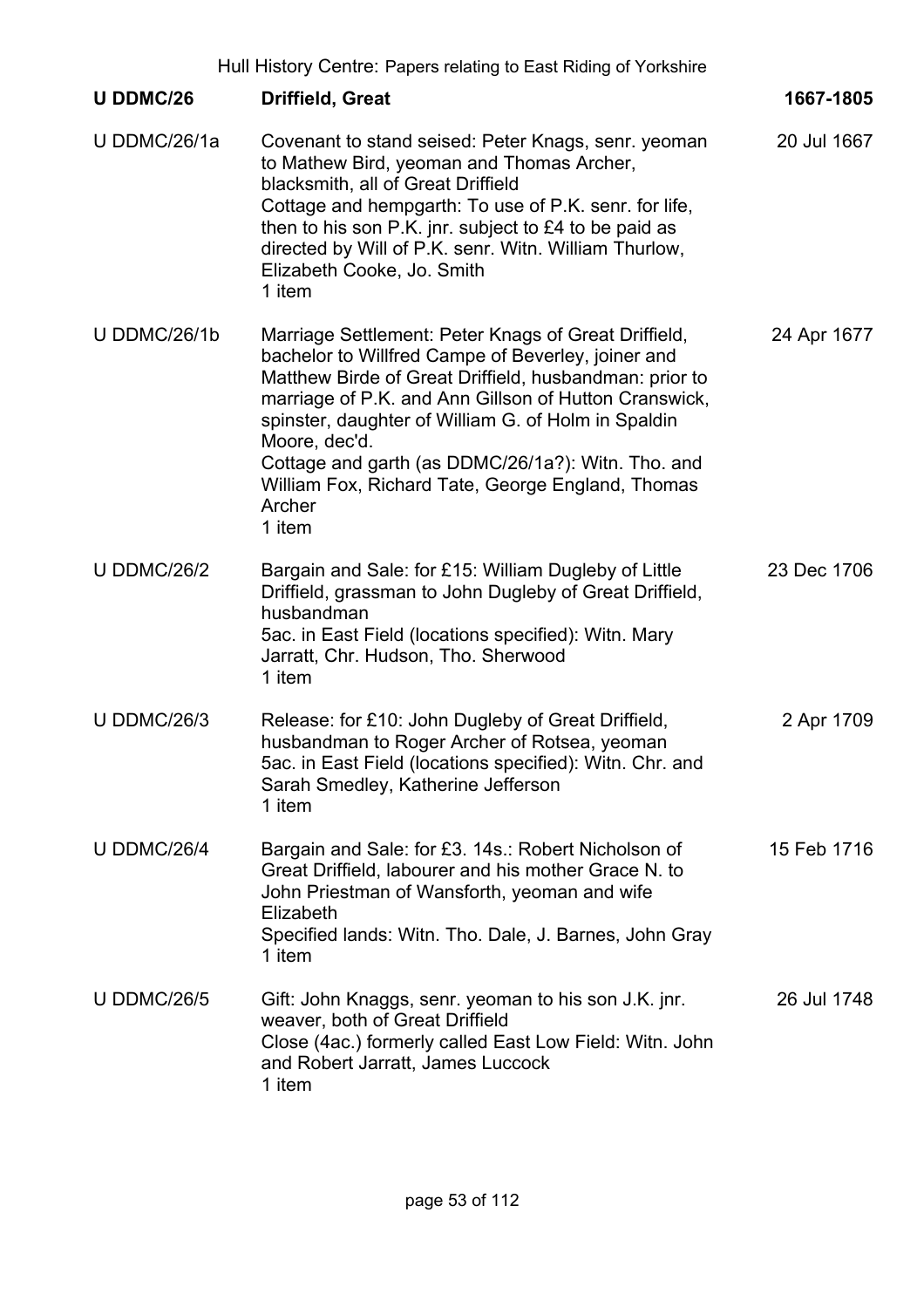| U DDMC/26 | **Driffield, Great** | **1667-1805** |
| --- | --- | --- |
| U DDMC/26/1a | Covenant to stand seised: Peter Knags, senr. yeoman to Mathew Bird, yeoman and Thomas Archer, blacksmith, all of Great Driffield<br>Cottage and hempgarth: To use of P.K. senr. for life, then to his son P.K. jnr. subject to £4 to be paid as directed by Will of P.K. senr. Witn. William Thurlow, Elizabeth Cooke, Jo. Smith<br>1 item | 20 Jul 1667 |
| U DDMC/26/1b | Marriage Settlement: Peter Knags of Great Driffield, bachelor to Willfred Campe of Beverley, joiner and Matthew Birde of Great Driffield, husbandman: prior to marriage of P.K. and Ann Gillson of Hutton Cranswick, spinster, daughter of William G. of Holm in Spaldin Moore, dec'd.<br>Cottage and garth (as DDMC/26/1a?): Witn. Tho. and William Fox, Richard Tate, George England, Thomas Archer<br>1 item | 24 Apr 1677 |
| U DDMC/26/2 | Bargain and Sale: for £15: William Dugleby of Little Driffield, grassman to John Dugleby of Great Driffield, husbandman<br>5ac. in East Field (locations specified): Witn. Mary Jarratt, Chr. Hudson, Tho. Sherwood<br>1 item | 23 Dec 1706 |
| U DDMC/26/3 | Release: for £10: John Dugleby of Great Driffield, husbandman to Roger Archer of Rotsea, yeoman<br>5ac. in East Field (locations specified): Witn. Chr. and Sarah Smedley, Katherine Jefferson<br>1 item | 2 Apr 1709 |
| U DDMC/26/4 | Bargain and Sale: for £3. 14s.: Robert Nicholson of Great Driffield, labourer and his mother Grace N. to John Priestman of Wansforth, yeoman and wife Elizabeth<br>Specified lands: Witn. Tho. Dale, J. Barnes, John Gray<br>1 item | 15 Feb 1716 |
| U DDMC/26/5 | Gift: John Knaggs, senr. yeoman to his son J.K. jnr. weaver, both of Great Driffield<br>Close (4ac.) formerly called East Low Field: Witn. John and Robert Jarratt, James Luccock<br>1 item | 26 Jul 1748 |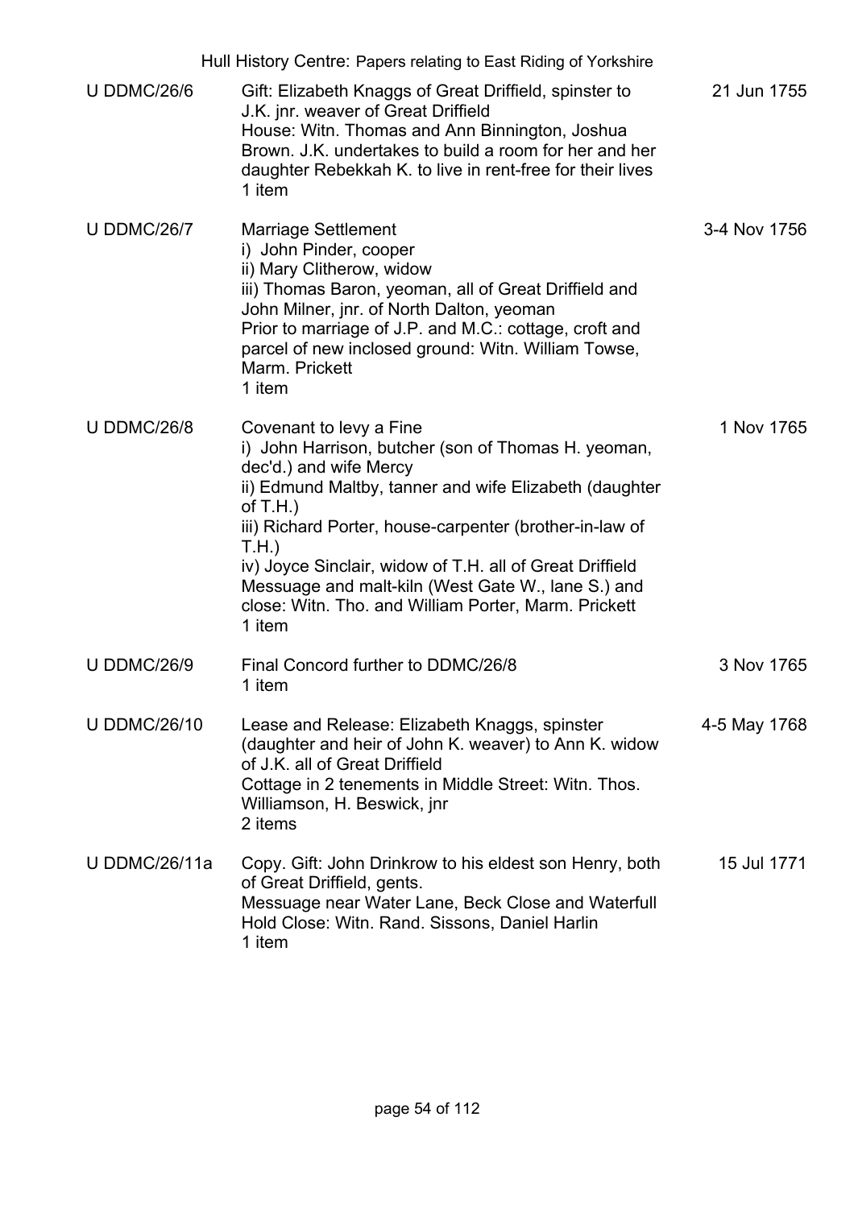| Reference | Description | Date |
|---|---|---|
| U DDMC/26/6 | Gift: Elizabeth Knaggs of Great Driffield, spinster to J.K. jnr. weaver of Great Driffield<br>House: Witn. Thomas and Ann Binnington, Joshua Brown. J.K. undertakes to build a room for her and her daughter Rebekkah K. to live in rent-free for their lives<br>1 item | 21 Jun 1755 |
| U DDMC/26/7 | Marriage Settlement<br>i) John Pinder, cooper<br>ii) Mary Clitherow, widow<br>iii) Thomas Baron, yeoman, all of Great Driffield and John Milner, jnr. of North Dalton, yeoman<br>Prior to marriage of J.P. and M.C.: cottage, croft and parcel of new inclosed ground: Witn. William Towse, Marm. Prickett<br>1 item | 3-4 Nov 1756 |
| U DDMC/26/8 | Covenant to levy a Fine<br>i) John Harrison, butcher (son of Thomas H. yeoman, dec'd.) and wife Mercy<br>ii) Edmund Maltby, tanner and wife Elizabeth (daughter of T.H.)<br>iii) Richard Porter, house-carpenter (brother-in-law of T.H.)<br>iv) Joyce Sinclair, widow of T.H. all of Great Driffield<br>Messuage and malt-kiln (West Gate W., lane S.) and close: Witn. Tho. and William Porter, Marm. Prickett<br>1 item | 1 Nov 1765 |
| U DDMC/26/9 | Final Concord further to DDMC/26/8<br>1 item | 3 Nov 1765 |
| U DDMC/26/10 | Lease and Release: Elizabeth Knaggs, spinster (daughter and heir of John K. weaver) to Ann K. widow of J.K. all of Great Driffield<br>Cottage in 2 tenements in Middle Street: Witn. Thos. Williamson, H. Beswick, jnr<br>2 items | 4-5 May 1768 |
| U DDMC/26/11a | Copy. Gift: John Drinkrow to his eldest son Henry, both of Great Driffield, gents.<br>Messuage near Water Lane, Beck Close and Waterfull Hold Close: Witn. Rand. Sissons, Daniel Harlin<br>1 item | 15 Jul 1771 |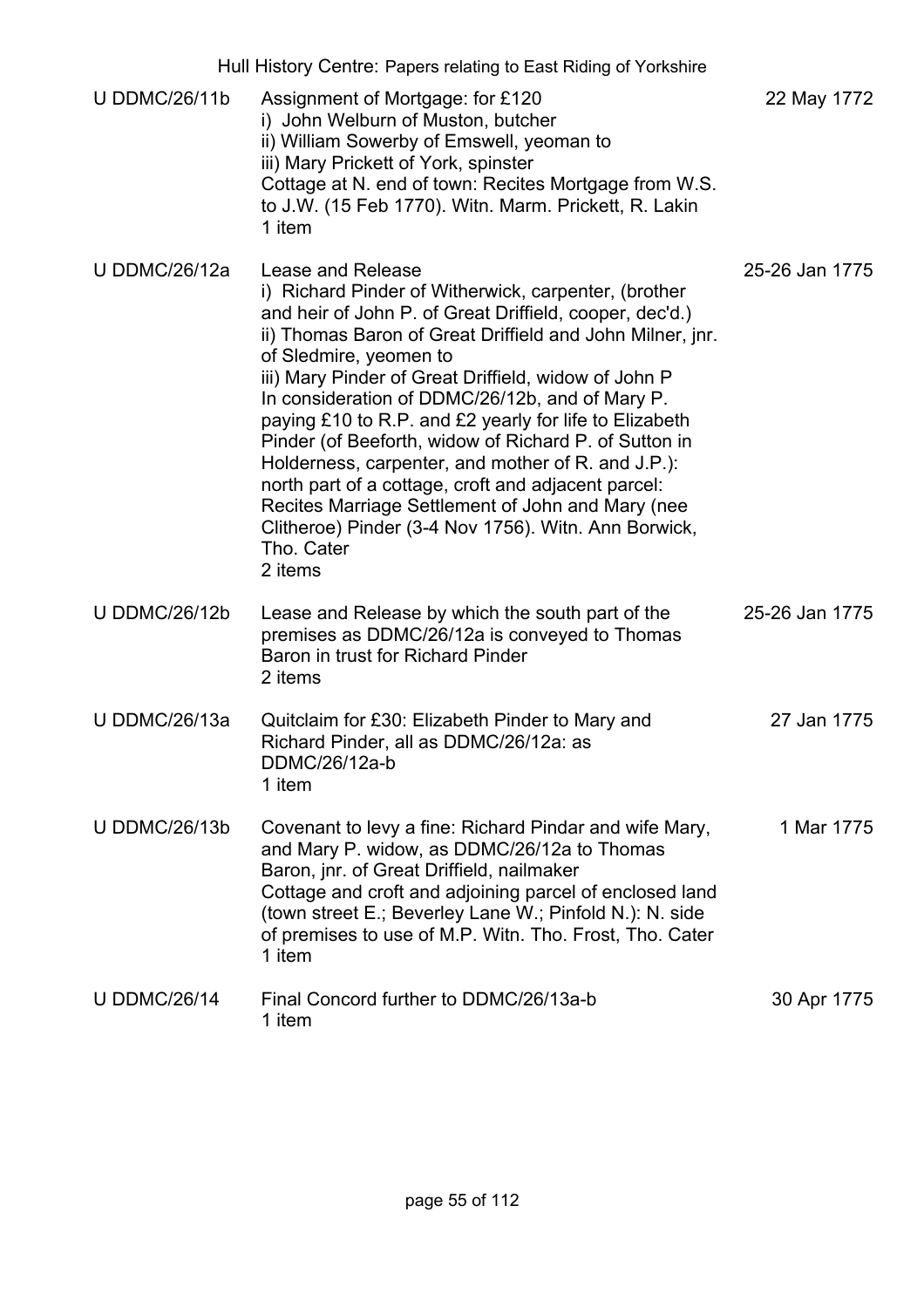| | | |
|---|---|---|
| U DDMC/26/11b | Assignment of Mortgage: for £120<br>i) John Welburn of Muston, butcher<br>ii) William Sowerby of Emswell, yeoman to<br>iii) Mary Prickett of York, spinster<br>Cottage at N. end of town: Recites Mortgage from W.S. to J.W. (15 Feb 1770). Witn. Marm. Prickett, R. Lakin<br>1 item | 22 May 1772 |
| U DDMC/26/12a | Lease and Release<br>i) Richard Pinder of Witherwick, carpenter, (brother and heir of John P. of Great Driffield, cooper, dec'd.)<br>ii) Thomas Baron of Great Driffield and John Milner, jnr. of Sledmire, yeomen to<br>iii) Mary Pinder of Great Driffield, widow of John P<br>In consideration of DDMC/26/12b, and of Mary P. paying £10 to R.P. and £2 yearly for life to Elizabeth Pinder (of Beeforth, widow of Richard P. of Sutton in Holderness, carpenter, and mother of R. and J.P.): north part of a cottage, croft and adjacent parcel: Recites Marriage Settlement of John and Mary (nee Clitheroe) Pinder (3-4 Nov 1756). Witn. Ann Borwick, Tho. Cater<br>2 items | 25-26 Jan 1775 |
| U DDMC/26/12b | Lease and Release by which the south part of the premises as DDMC/26/12a is conveyed to Thomas Baron in trust for Richard Pinder<br>2 items | 25-26 Jan 1775 |
| U DDMC/26/13a | Quitclaim for £30: Elizabeth Pinder to Mary and Richard Pinder, all as DDMC/26/12a: as DDMC/26/12a-b<br>1 item | 27 Jan 1775 |
| U DDMC/26/13b | Covenant to levy a fine: Richard Pindar and wife Mary, and Mary P. widow, as DDMC/26/12a to Thomas Baron, jnr. of Great Driffield, nailmaker<br>Cottage and croft and adjoining parcel of enclosed land (town street E.; Beverley Lane W.; Pinfold N.): N. side of premises to use of M.P. Witn. Tho. Frost, Tho. Cater<br>1 item | 1 Mar 1775 |
| U DDMC/26/14 | Final Concord further to DDMC/26/13a-b<br>1 item | 30 Apr 1775 |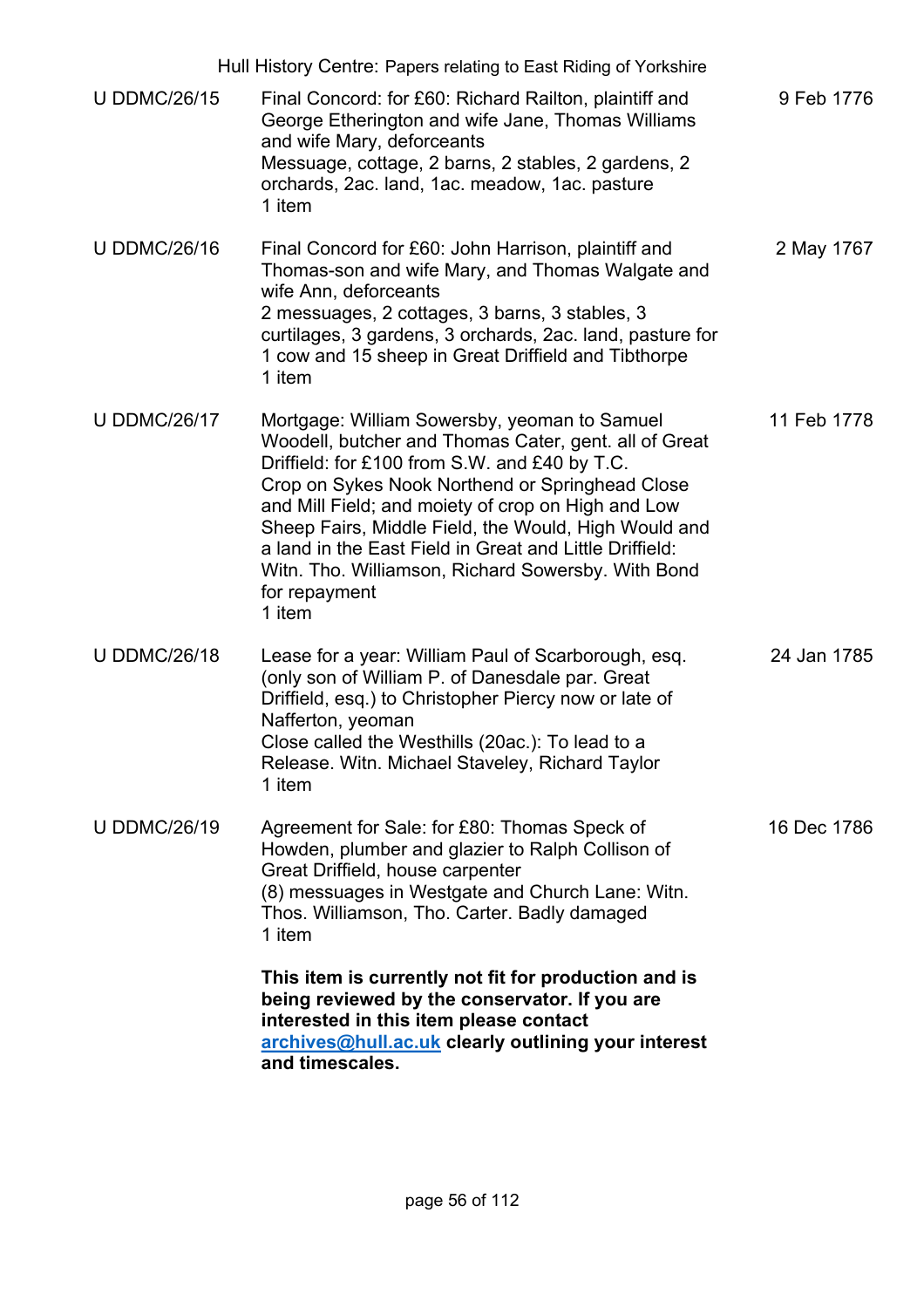| | | |
|---|---|---|
| U DDMC/26/15 | Final Concord: for £60: Richard Railton, plaintiff and George Etherington and wife Jane, Thomas Williams and wife Mary, deforceants<br>Messuage, cottage, 2 barns, 2 stables, 2 gardens, 2 orchards, 2ac. land, 1ac. meadow, 1ac. pasture<br>1 item | 9 Feb 1776 |
| U DDMC/26/16 | Final Concord for £60: John Harrison, plaintiff and Thomas-son and wife Mary, and Thomas Walgate and wife Ann, deforceants<br>2 messuages, 2 cottages, 3 barns, 3 stables, 3 curtilages, 3 gardens, 3 orchards, 2ac. land, pasture for 1 cow and 15 sheep in Great Driffield and Tibthorpe<br>1 item | 2 May 1767 |
| U DDMC/26/17 | Mortgage: William Sowersby, yeoman to Samuel Woodell, butcher and Thomas Cater, gent. all of Great Driffield: for £100 from S.W. and £40 by T.C.<br>Crop on Sykes Nook Northend or Springhead Close and Mill Field; and moiety of crop on High and Low Sheep Fairs, Middle Field, the Would, High Would and a land in the East Field in Great and Little Driffield: Witn. Tho. Williamson, Richard Sowersby. With Bond for repayment<br>1 item | 11 Feb 1778 |
| U DDMC/26/18 | Lease for a year: William Paul of Scarborough, esq. (only son of William P. of Danesdale par. Great Driffield, esq.) to Christopher Piercy now or late of Nafferton, yeoman<br>Close called the Westhills (20ac.): To lead to a Release. Witn. Michael Staveley, Richard Taylor<br>1 item | 24 Jan 1785 |
| U DDMC/26/19 | Agreement for Sale: for £80: Thomas Speck of Howden, plumber and glazier to Ralph Collison of Great Driffield, house carpenter<br>(8) messuages in Westgate and Church Lane: Witn. Thos. Williamson, Tho. Carter. Badly damaged<br>1 item<br><br>**This item is currently not fit for production and is being reviewed by the conservator. If you are interested in this item please contact archives@hull.ac.uk clearly outlining your interest and timescales.** | 16 Dec 1786 |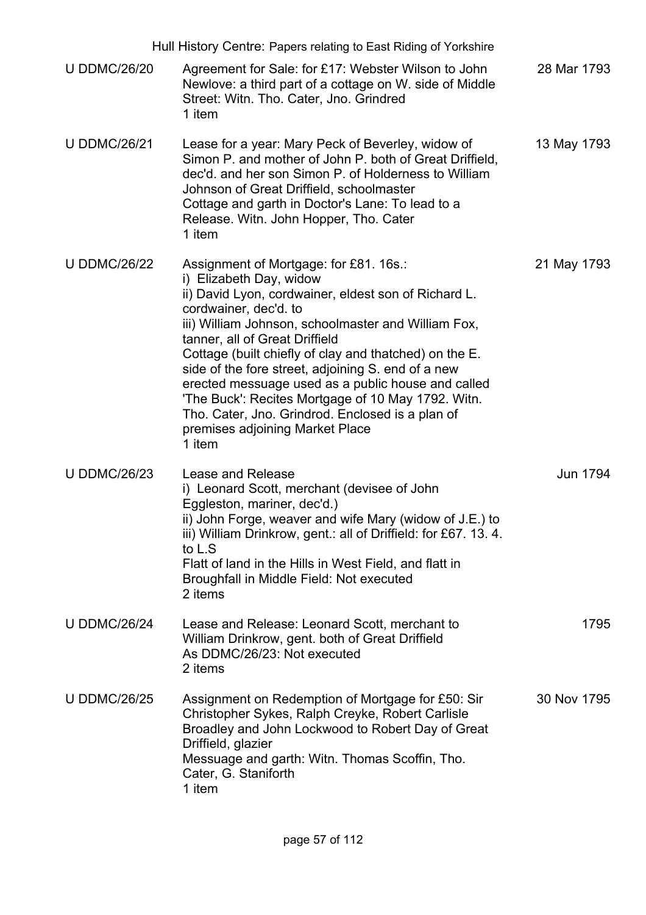| | | |
|---|---|---|
| U DDMC/26/20 | Agreement for Sale: for £17: Webster Wilson to John Newlove: a third part of a cottage on W. side of Middle Street: Witn. Tho. Cater, Jno. Grindred<br>1 item | 28 Mar 1793 |
| U DDMC/26/21 | Lease for a year: Mary Peck of Beverley, widow of Simon P. and mother of John P. both of Great Driffield, dec'd. and her son Simon P. of Holderness to William Johnson of Great Driffield, schoolmaster<br>Cottage and garth in Doctor's Lane: To lead to a Release. Witn. John Hopper, Tho. Cater<br>1 item | 13 May 1793 |
| U DDMC/26/22 | Assignment of Mortgage: for £81. 16s.:<br>i) Elizabeth Day, widow<br>ii) David Lyon, cordwainer, eldest son of Richard L. cordwainer, dec'd. to<br>iii) William Johnson, schoolmaster and William Fox, tanner, all of Great Driffield<br>Cottage (built chiefly of clay and thatched) on the E. side of the fore street, adjoining S. end of a new erected messuage used as a public house and called 'The Buck': Recites Mortgage of 10 May 1792. Witn. Tho. Cater, Jno. Grindrod. Enclosed is a plan of premises adjoining Market Place<br>1 item | 21 May 1793 |
| U DDMC/26/23 | Lease and Release<br>i) Leonard Scott, merchant (devisee of John Eggleston, mariner, dec'd.)<br>ii) John Forge, weaver and wife Mary (widow of J.E.) to<br>iii) William Drinkrow, gent.: all of Driffield: for £67. 13. 4. to L.S<br>Flatt of land in the Hills in West Field, and flatt in Broughfall in Middle Field: Not executed<br>2 items | Jun 1794 |
| U DDMC/26/24 | Lease and Release: Leonard Scott, merchant to William Drinkrow, gent. both of Great Driffield<br>As DDMC/26/23: Not executed<br>2 items | 1795 |
| U DDMC/26/25 | Assignment on Redemption of Mortgage for £50: Sir Christopher Sykes, Ralph Creyke, Robert Carlisle Broadley and John Lockwood to Robert Day of Great Driffield, glazier<br>Messuage and garth: Witn. Thomas Scoffin, Tho. Cater, G. Staniforth<br>1 item | 30 Nov 1795 |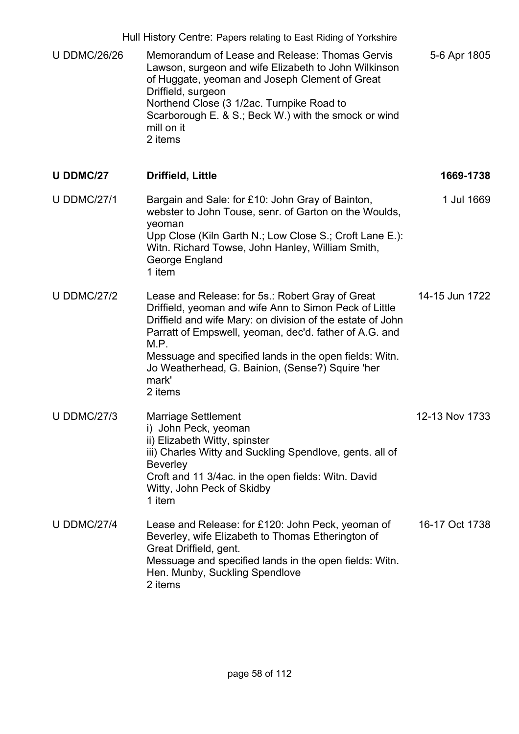| | | |
|---|---|---|
| U DDMC/26/26 | Memorandum of Lease and Release: Thomas Gervis Lawson, surgeon and wife Elizabeth to John Wilkinson of Huggate, yeoman and Joseph Clement of Great Driffield, surgeon<br>Northend Close (3 1/2ac. Turnpike Road to Scarborough E. & S.; Beck W.) with the smock or wind mill on it<br>2 items | 5-6 Apr 1805 |
| **U DDMC/27** | **Driffield, Little** | **1669-1738** |
| U DDMC/27/1 | Bargain and Sale: for £10: John Gray of Bainton, webster to John Touse, senr. of Garton on the Woulds, yeoman<br>Upp Close (Kiln Garth N.; Low Close S.; Croft Lane E.): Witn. Richard Towse, John Hanley, William Smith, George England<br>1 item | 1 Jul 1669 |
| U DDMC/27/2 | Lease and Release: for 5s.: Robert Gray of Great Driffield, yeoman and wife Ann to Simon Peck of Little Driffield and wife Mary: on division of the estate of John Parratt of Empswell, yeoman, dec'd. father of A.G. and M.P.<br>Messuage and specified lands in the open fields: Witn. Jo Weatherhead, G. Bainion, (Sense?) Squire 'her mark'<br>2 items | 14-15 Jun 1722 |
| U DDMC/27/3 | Marriage Settlement<br>i) John Peck, yeoman<br>ii) Elizabeth Witty, spinster<br>iii) Charles Witty and Suckling Spendlove, gents. all of Beverley<br>Croft and 11 3/4ac. in the open fields: Witn. David Witty, John Peck of Skidby<br>1 item | 12-13 Nov 1733 |
| U DDMC/27/4 | Lease and Release: for £120: John Peck, yeoman of Beverley, wife Elizabeth to Thomas Etherington of Great Driffield, gent.<br>Messuage and specified lands in the open fields: Witn. Hen. Munby, Suckling Spendlove<br>2 items | 16-17 Oct 1738 |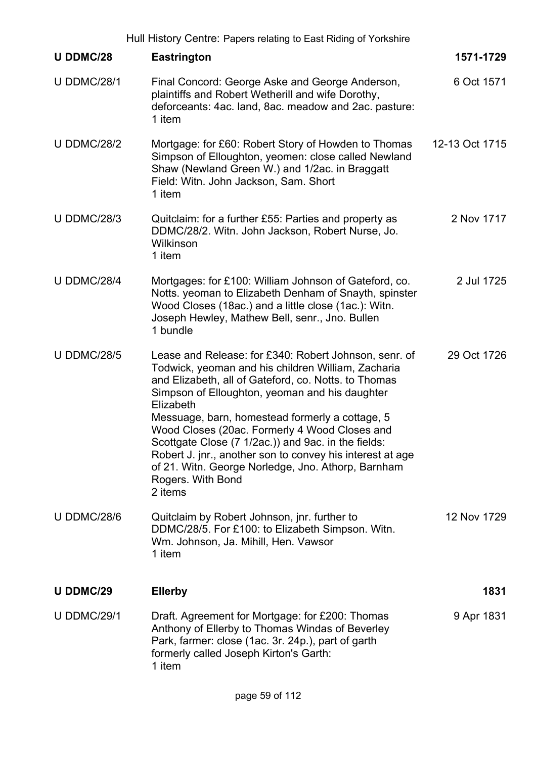| | | |
|---|---|---|
| **U DDMC/28** | **Eastrington** | **1571-1729** |
| U DDMC/28/1 | Final Concord: George Aske and George Anderson, plaintiffs and Robert Wetherill and wife Dorothy, deforceants: 4ac. land, 8ac. meadow and 2ac. pasture: 1 item | 6 Oct 1571 |
| U DDMC/28/2 | Mortgage: for £60: Robert Story of Howden to Thomas Simpson of Elloughton, yeomen: close called Newland Shaw (Newland Green W.) and 1/2ac. in Braggatt Field: Witn. John Jackson, Sam. Short<br>1 item | 12-13 Oct 1715 |
| U DDMC/28/3 | Quitclaim: for a further £55: Parties and property as DDMC/28/2. Witn. John Jackson, Robert Nurse, Jo. Wilkinson<br>1 item | 2 Nov 1717 |
| U DDMC/28/4 | Mortgages: for £100: William Johnson of Gateford, co. Notts. yeoman to Elizabeth Denham of Snayth, spinster Wood Closes (18ac.) and a little close (1ac.): Witn. Joseph Hewley, Mathew Bell, senr., Jno. Bullen<br>1 bundle | 2 Jul 1725 |
| U DDMC/28/5 | Lease and Release: for £340: Robert Johnson, senr. of Todwick, yeoman and his children William, Zacharia and Elizabeth, all of Gateford, co. Notts. to Thomas Simpson of Elloughton, yeoman and his daughter Elizabeth<br>Messuage, barn, homestead formerly a cottage, 5 Wood Closes (20ac. Formerly 4 Wood Closes and Scottgate Close (7 1/2ac.)) and 9ac. in the fields: Robert J. jnr., another son to convey his interest at age of 21. Witn. George Norledge, Jno. Athorp, Barnham Rogers. With Bond<br>2 items | 29 Oct 1726 |
| U DDMC/28/6 | Quitclaim by Robert Johnson, jnr. further to DDMC/28/5. For £100: to Elizabeth Simpson. Witn. Wm. Johnson, Ja. Mihill, Hen. Vawsor<br>1 item | 12 Nov 1729 |
| **U DDMC/29** | **Ellerby** | **1831** |
| U DDMC/29/1 | Draft. Agreement for Mortgage: for £200: Thomas Anthony of Ellerby to Thomas Windas of Beverley Park, farmer: close (1ac. 3r. 24p.), part of garth formerly called Joseph Kirton's Garth:<br>1 item | 9 Apr 1831 |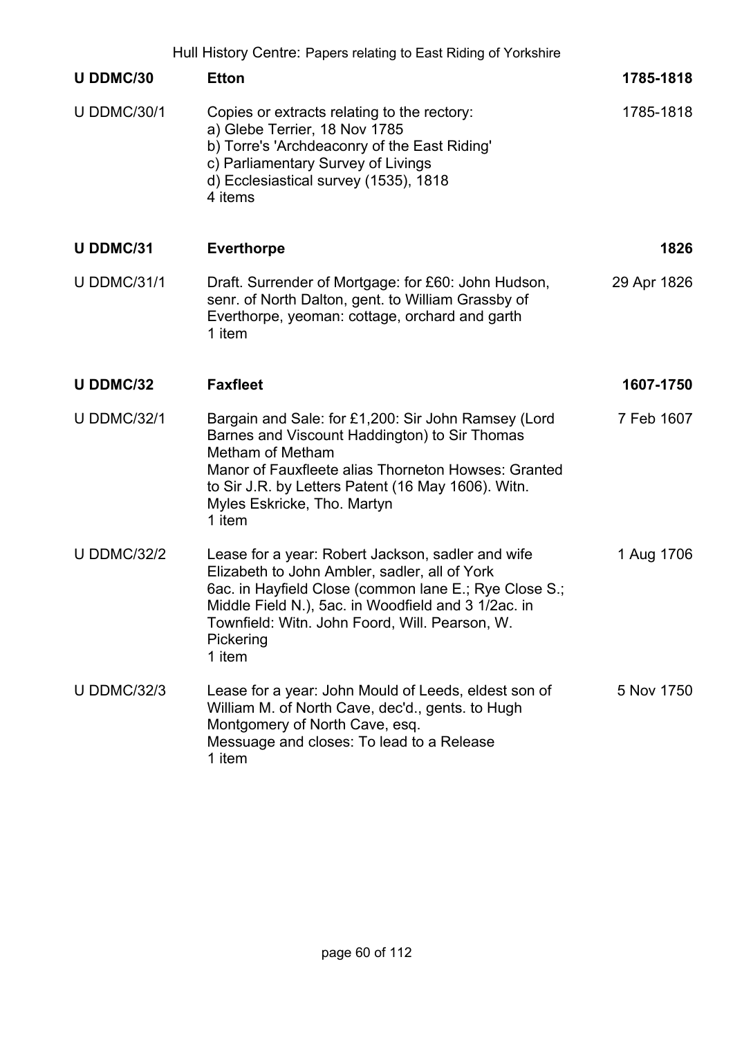| | | |
|---|---|---|
| **U DDMC/30** | **Etton** | **1785-1818** |
| U DDMC/30/1 | Copies or extracts relating to the rectory:<br>a) Glebe Terrier, 18 Nov 1785<br>b) Torre's 'Archdeaconry of the East Riding'<br>c) Parliamentary Survey of Livings<br>d) Ecclesiastical survey (1535), 1818<br>4 items | 1785-1818 |
| **U DDMC/31** | **Everthorpe** | **1826** |
| U DDMC/31/1 | Draft. Surrender of Mortgage: for £60: John Hudson, senr. of North Dalton, gent. to William Grassby of Everthorpe, yeoman: cottage, orchard and garth<br>1 item | 29 Apr 1826 |
| **U DDMC/32** | **Faxfleet** | **1607-1750** |
| U DDMC/32/1 | Bargain and Sale: for £1,200: Sir John Ramsey (Lord Barnes and Viscount Haddington) to Sir Thomas Metham of Metham<br>Manor of Fauxfleete alias Thorneton Howses: Granted to Sir J.R. by Letters Patent (16 May 1606). Witn. Myles Eskricke, Tho. Martyn<br>1 item | 7 Feb 1607 |
| U DDMC/32/2 | Lease for a year: Robert Jackson, sadler and wife Elizabeth to John Ambler, sadler, all of York<br>6ac. in Hayfield Close (common lane E.; Rye Close S.; Middle Field N.), 5ac. in Woodfield and 3 1/2ac. in Townfield: Witn. John Foord, Will. Pearson, W. Pickering<br>1 item | 1 Aug 1706 |
| U DDMC/32/3 | Lease for a year: John Mould of Leeds, eldest son of William M. of North Cave, dec'd., gents. to Hugh Montgomery of North Cave, esq.<br>Messuage and closes: To lead to a Release<br>1 item | 5 Nov 1750 |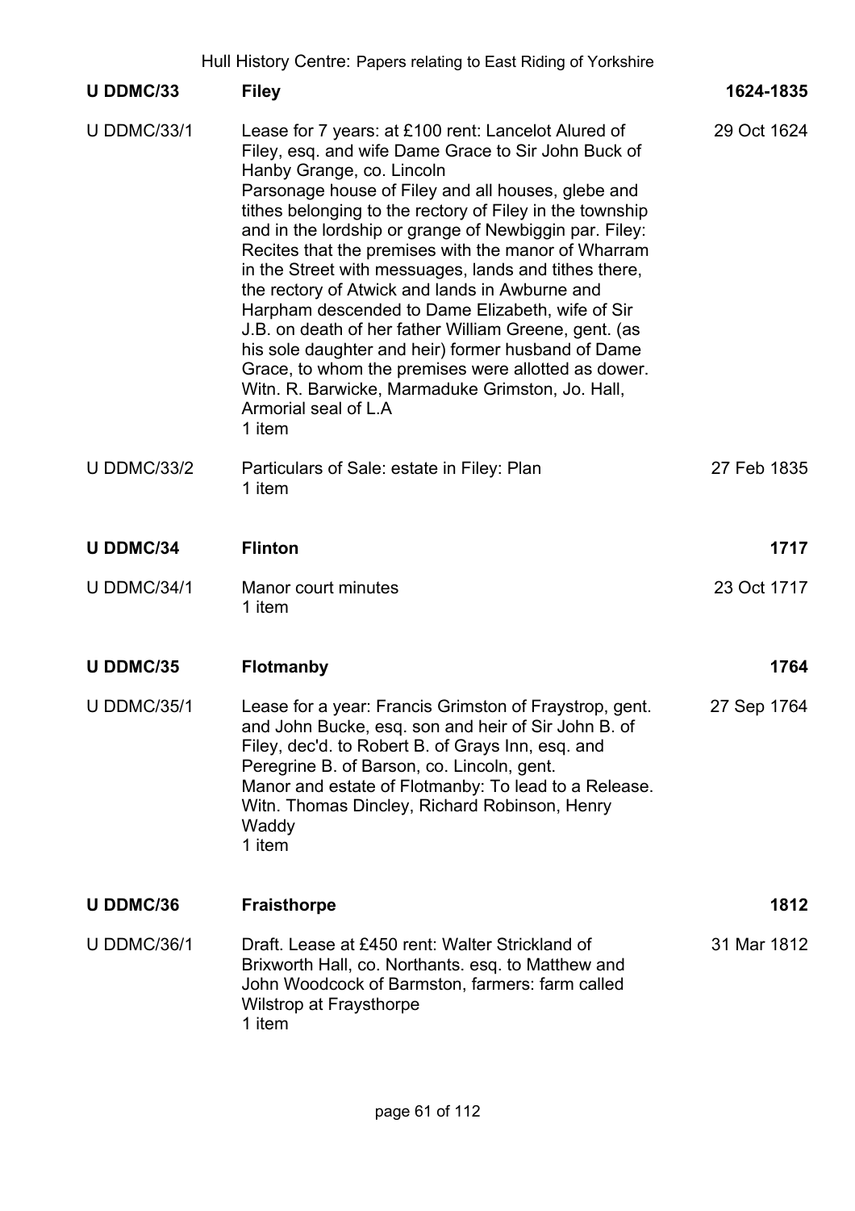| | | |
|---|---|---|
| **U DDMC/33** | **Filey** | **1624-1835** |
| U DDMC/33/1 | Lease for 7 years: at £100 rent: Lancelot Alured of Filey, esq. and wife Dame Grace to Sir John Buck of Hanby Grange, co. Lincoln<br>Parsonage house of Filey and all houses, glebe and tithes belonging to the rectory of Filey in the township and in the lordship or grange of Newbiggin par. Filey: Recites that the premises with the manor of Wharram in the Street with messuages, lands and tithes there, the rectory of Atwick and lands in Awburne and Harpham descended to Dame Elizabeth, wife of Sir J.B. on death of her father William Greene, gent. (as his sole daughter and heir) former husband of Dame Grace, to whom the premises were allotted as dower.<br>Witn. R. Barwicke, Marmaduke Grimston, Jo. Hall,<br>Armorial seal of L.A<br>1 item | 29 Oct 1624 |
| U DDMC/33/2 | Particulars of Sale: estate in Filey: Plan<br>1 item | 27 Feb 1835 |
| **U DDMC/34** | **Flinton** | **1717** |
| U DDMC/34/1 | Manor court minutes<br>1 item | 23 Oct 1717 |
| **U DDMC/35** | **Flotmanby** | **1764** |
| U DDMC/35/1 | Lease for a year: Francis Grimston of Fraystrop, gent. and John Bucke, esq. son and heir of Sir John B. of Filey, dec'd. to Robert B. of Grays Inn, esq. and Peregrine B. of Barson, co. Lincoln, gent.<br>Manor and estate of Flotmanby: To lead to a Release.<br>Witn. Thomas Dincley, Richard Robinson, Henry Waddy<br>1 item | 27 Sep 1764 |
| **U DDMC/36** | **Fraisthorpe** | **1812** |
| U DDMC/36/1 | Draft. Lease at £450 rent: Walter Strickland of Brixworth Hall, co. Northants. esq. to Matthew and John Woodcock of Barmston, farmers: farm called Wilstrop at Fraysthorpe<br>1 item | 31 Mar 1812 |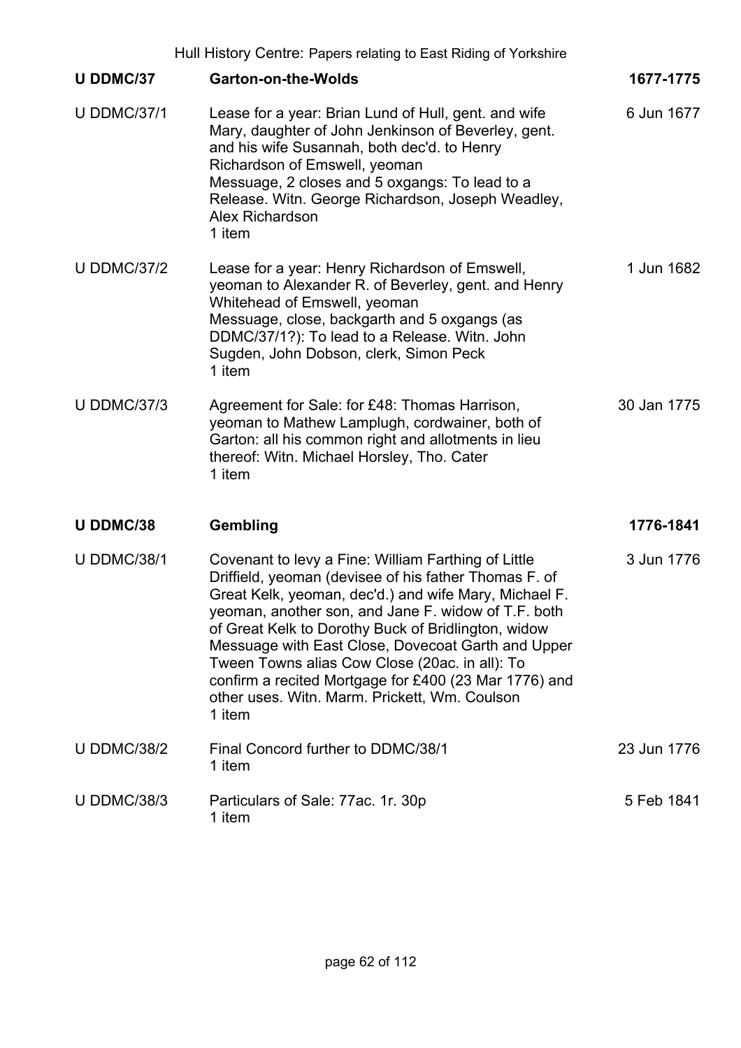| Reference | Description | Date |
|---|---|---|
| **U DDMC/37** | **Garton-on-the-Wolds** | **1677-1775** |
| U DDMC/37/1 | Lease for a year: Brian Lund of Hull, gent. and wife Mary, daughter of John Jenkinson of Beverley, gent. and his wife Susannah, both dec'd. to Henry Richardson of Emswell, yeoman<br>Messuage, 2 closes and 5 oxgangs: To lead to a Release. Witn. George Richardson, Joseph Weadley, Alex Richardson<br>1 item | 6 Jun 1677 |
| U DDMC/37/2 | Lease for a year: Henry Richardson of Emswell, yeoman to Alexander R. of Beverley, gent. and Henry Whitehead of Emswell, yeoman<br>Messuage, close, backgarth and 5 oxgangs (as DDMC/37/1?): To lead to a Release. Witn. John Sugden, John Dobson, clerk, Simon Peck<br>1 item | 1 Jun 1682 |
| U DDMC/37/3 | Agreement for Sale: for £48: Thomas Harrison, yeoman to Mathew Lamplugh, cordwainer, both of Garton: all his common right and allotments in lieu thereof: Witn. Michael Horsley, Tho. Cater<br>1 item | 30 Jan 1775 |
| **U DDMC/38** | **Gembling** | **1776-1841** |
| U DDMC/38/1 | Covenant to levy a Fine: William Farthing of Little Driffield, yeoman (devisee of his father Thomas F. of Great Kelk, yeoman, dec'd.) and wife Mary, Michael F. yeoman, another son, and Jane F. widow of T.F. both of Great Kelk to Dorothy Buck of Bridlington, widow<br>Messuage with East Close, Dovecoat Garth and Upper Tween Towns alias Cow Close (20ac. in all): To confirm a recited Mortgage for £400 (23 Mar 1776) and other uses. Witn. Marm. Prickett, Wm. Coulson<br>1 item | 3 Jun 1776 |
| U DDMC/38/2 | Final Concord further to DDMC/38/1<br>1 item | 23 Jun 1776 |
| U DDMC/38/3 | Particulars of Sale: 77ac. 1r. 30p<br>1 item | 5 Feb 1841 |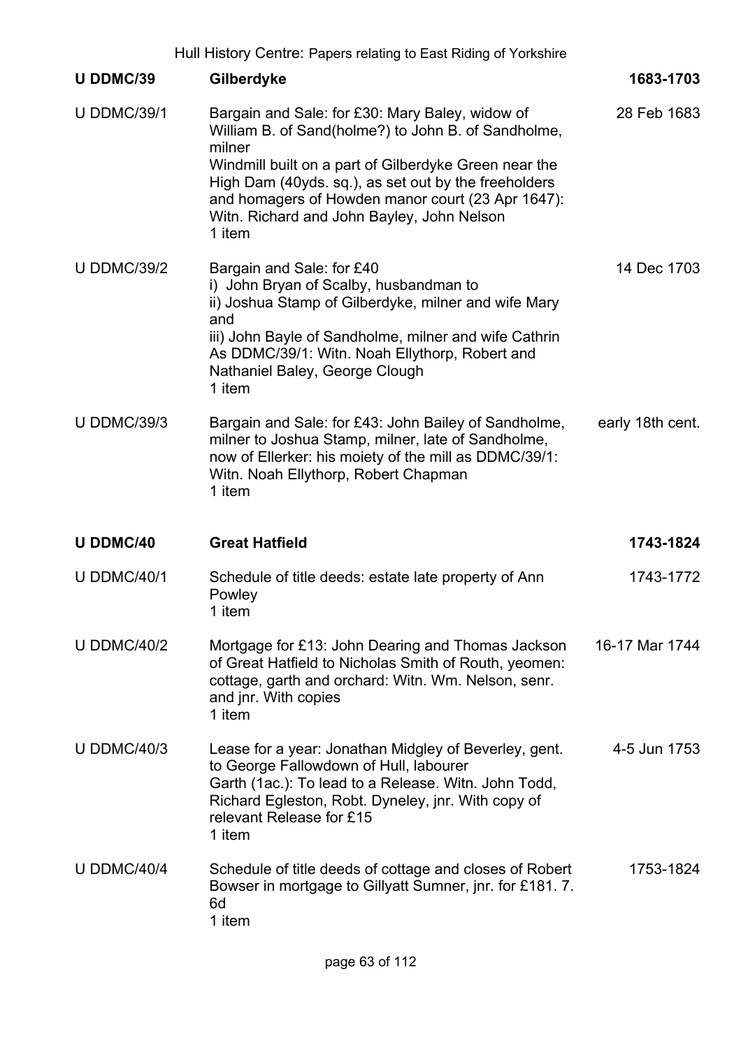| | | |
|---|---|---|
| **U DDMC/39** | **Gilberdyke** | **1683-1703** |
| U DDMC/39/1 | Bargain and Sale: for £30: Mary Baley, widow of William B. of Sand(holme?) to John B. of Sandholme, milner<br>Windmill built on a part of Gilberdyke Green near the High Dam (40yds. sq.), as set out by the freeholders and homagers of Howden manor court (23 Apr 1647): Witn. Richard and John Bayley, John Nelson<br>1 item | 28 Feb 1683 |
| U DDMC/39/2 | Bargain and Sale: for £40<br>i) John Bryan of Scalby, husbandman to<br>ii) Joshua Stamp of Gilberdyke, milner and wife Mary and<br>iii) John Bayle of Sandholme, milner and wife Cathrin<br>As DDMC/39/1: Witn. Noah Ellythorp, Robert and Nathaniel Baley, George Clough<br>1 item | 14 Dec 1703 |
| U DDMC/39/3 | Bargain and Sale: for £43: John Bailey of Sandholme, milner to Joshua Stamp, milner, late of Sandholme, now of Ellerker: his moiety of the mill as DDMC/39/1: Witn. Noah Ellythorp, Robert Chapman<br>1 item | early 18th cent. |
| **U DDMC/40** | **Great Hatfield** | **1743-1824** |
| U DDMC/40/1 | Schedule of title deeds: estate late property of Ann Powley<br>1 item | 1743-1772 |
| U DDMC/40/2 | Mortgage for £13: John Dearing and Thomas Jackson of Great Hatfield to Nicholas Smith of Routh, yeomen: cottage, garth and orchard: Witn. Wm. Nelson, senr. and jnr. With copies<br>1 item | 16-17 Mar 1744 |
| U DDMC/40/3 | Lease for a year: Jonathan Midgley of Beverley, gent. to George Fallowdown of Hull, labourer<br>Garth (1ac.): To lead to a Release. Witn. John Todd, Richard Egleston, Robt. Dyneley, jnr. With copy of relevant Release for £15<br>1 item | 4-5 Jun 1753 |
| U DDMC/40/4 | Schedule of title deeds of cottage and closes of Robert Bowser in mortgage to Gillyatt Sumner, jnr. for £181. 7. 6d<br>1 item | 1753-1824 |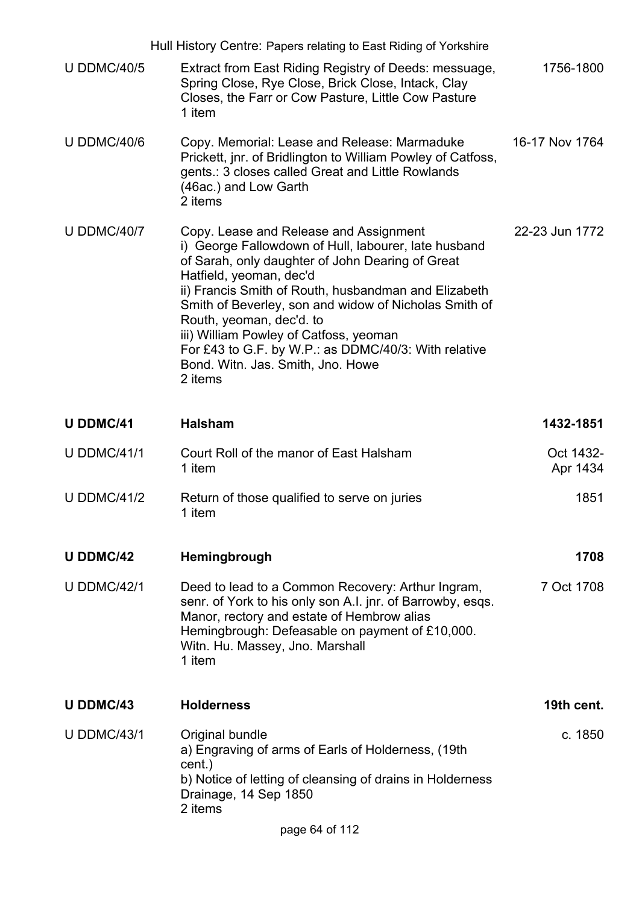| Reference | Description | Date |
|---|---|---|
| U DDMC/40/5 | Extract from East Riding Registry of Deeds: messuage, Spring Close, Rye Close, Brick Close, Intack, Clay Closes, the Farr or Cow Pasture, Little Cow Pasture<br>1 item | 1756-1800 |
| U DDMC/40/6 | Copy. Memorial: Lease and Release: Marmaduke Prickett, jnr. of Bridlington to William Powley of Catfoss, gents.: 3 closes called Great and Little Rowlands (46ac.) and Low Garth<br>2 items | 16-17 Nov 1764 |
| U DDMC/40/7 | Copy. Lease and Release and Assignment<br>i) George Fallowdown of Hull, labourer, late husband of Sarah, only daughter of John Dearing of Great Hatfield, yeoman, dec'd<br>ii) Francis Smith of Routh, husbandman and Elizabeth Smith of Beverley, son and widow of Nicholas Smith of Routh, yeoman, dec'd. to<br>iii) William Powley of Catfoss, yeoman<br>For £43 to G.F. by W.P.: as DDMC/40/3: With relative Bond. Witn. Jas. Smith, Jno. Howe<br>2 items | 22-23 Jun 1772 |
| **U DDMC/41** | **Halsham** | **1432-1851** |
| U DDMC/41/1 | Court Roll of the manor of East Halsham<br>1 item | Oct 1432-Apr 1434 |
| U DDMC/41/2 | Return of those qualified to serve on juries<br>1 item | 1851 |
| **U DDMC/42** | **Hemingbrough** | **1708** |
| U DDMC/42/1 | Deed to lead to a Common Recovery: Arthur Ingram, senr. of York to his only son A.I. jnr. of Barrowby, esqs. Manor, rectory and estate of Hembrow alias Hemingbrough: Defeasable on payment of £10,000. Witn. Hu. Massey, Jno. Marshall<br>1 item | 7 Oct 1708 |
| **U DDMC/43** | **Holderness** | **19th cent.** |
| U DDMC/43/1 | Original bundle<br>a) Engraving of arms of Earls of Holderness, (19th cent.)<br>b) Notice of letting of cleansing of drains in Holderness Drainage, 14 Sep 1850<br>2 items | c. 1850 |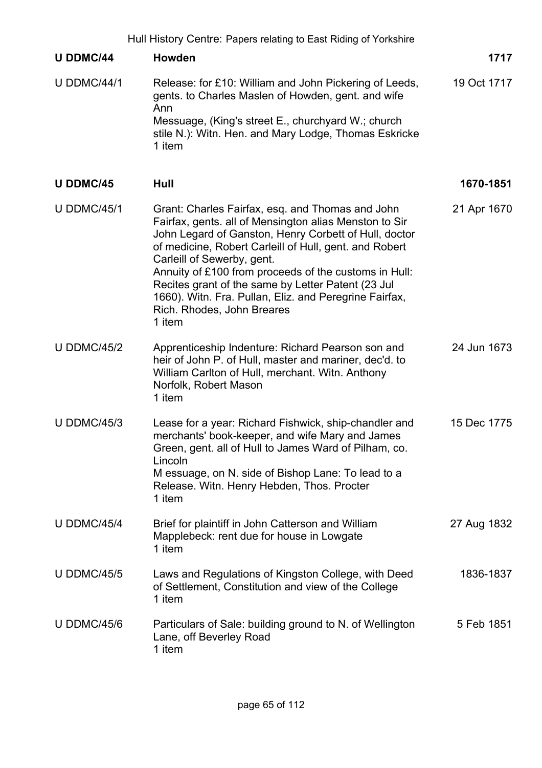| | | |
|---|---|---|
| **U DDMC/44** | **Howden** | **1717** |
| U DDMC/44/1 | Release: for £10: William and John Pickering of Leeds, gents. to Charles Maslen of Howden, gent. and wife Ann<br>Messuage, (King's street E., churchyard W.; church stile N.): Witn. Hen. and Mary Lodge, Thomas Eskricke<br>1 item | 19 Oct 1717 |
| **U DDMC/45** | **Hull** | **1670-1851** |
| U DDMC/45/1 | Grant: Charles Fairfax, esq. and Thomas and John Fairfax, gents. all of Mensington alias Menston to Sir John Legard of Ganston, Henry Corbett of Hull, doctor of medicine, Robert Carleill of Hull, gent. and Robert Carleill of Sewerby, gent.<br>Annuity of £100 from proceeds of the customs in Hull: Recites grant of the same by Letter Patent (23 Jul 1660). Witn. Fra. Pullan, Eliz. and Peregrine Fairfax, Rich. Rhodes, John Breares<br>1 item | 21 Apr 1670 |
| U DDMC/45/2 | Apprenticeship Indenture: Richard Pearson son and heir of John P. of Hull, master and mariner, dec'd. to William Carlton of Hull, merchant. Witn. Anthony Norfolk, Robert Mason<br>1 item | 24 Jun 1673 |
| U DDMC/45/3 | Lease for a year: Richard Fishwick, ship-chandler and merchants' book-keeper, and wife Mary and James Green, gent. all of Hull to James Ward of Pilham, co. Lincoln<br>M essuage, on N. side of Bishop Lane: To lead to a Release. Witn. Henry Hebden, Thos. Procter<br>1 item | 15 Dec 1775 |
| U DDMC/45/4 | Brief for plaintiff in John Catterson and William Mapplebeck: rent due for house in Lowgate<br>1 item | 27 Aug 1832 |
| U DDMC/45/5 | Laws and Regulations of Kingston College, with Deed of Settlement, Constitution and view of the College<br>1 item | 1836-1837 |
| U DDMC/45/6 | Particulars of Sale: building ground to N. of Wellington Lane, off Beverley Road<br>1 item | 5 Feb 1851 |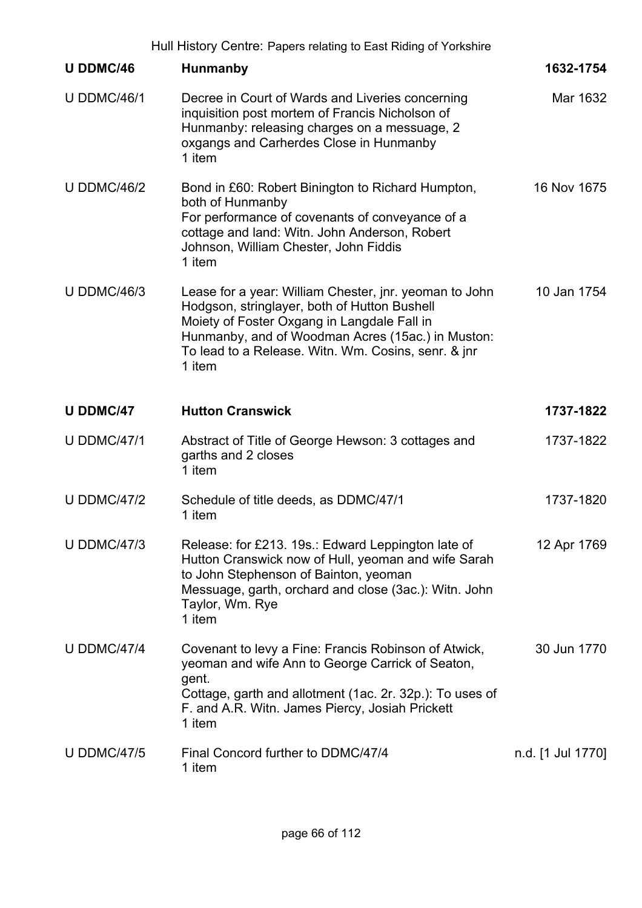| U DDMC/46 | **Hunmanby** | **1632-1754** |
|---|---|---|
| U DDMC/46/1 | Decree in Court of Wards and Liveries concerning inquisition post mortem of Francis Nicholson of Hunmanby: releasing charges on a messuage, 2 oxgangs and Carherdes Close in Hunmanby<br>1 item | Mar 1632 |
| U DDMC/46/2 | Bond in £60: Robert Binington to Richard Humpton, both of Hunmanby<br>For performance of covenants of conveyance of a cottage and land: Witn. John Anderson, Robert Johnson, William Chester, John Fiddis<br>1 item | 16 Nov 1675 |
| U DDMC/46/3 | Lease for a year: William Chester, jnr. yeoman to John Hodgson, stringlayer, both of Hutton Bushell<br>Moiety of Foster Oxgang in Langdale Fall in Hunmanby, and of Woodman Acres (15ac.) in Muston: To lead to a Release. Witn. Wm. Cosins, senr. & jnr<br>1 item | 10 Jan 1754 |

| U DDMC/47 | **Hutton Cranswick** | **1737-1822** |
|---|---|---|
| U DDMC/47/1 | Abstract of Title of George Hewson: 3 cottages and garths and 2 closes<br>1 item | 1737-1822 |
| U DDMC/47/2 | Schedule of title deeds, as DDMC/47/1<br>1 item | 1737-1820 |
| U DDMC/47/3 | Release: for £213. 19s.: Edward Leppington late of Hutton Cranswick now of Hull, yeoman and wife Sarah to John Stephenson of Bainton, yeoman<br>Messuage, garth, orchard and close (3ac.): Witn. John Taylor, Wm. Rye<br>1 item | 12 Apr 1769 |
| U DDMC/47/4 | Covenant to levy a Fine: Francis Robinson of Atwick, yeoman and wife Ann to George Carrick of Seaton, gent.<br>Cottage, garth and allotment (1ac. 2r. 32p.): To uses of F. and A.R. Witn. James Piercy, Josiah Prickett<br>1 item | 30 Jun 1770 |
| U DDMC/47/5 | Final Concord further to DDMC/47/4<br>1 item | n.d. [1 Jul 1770] |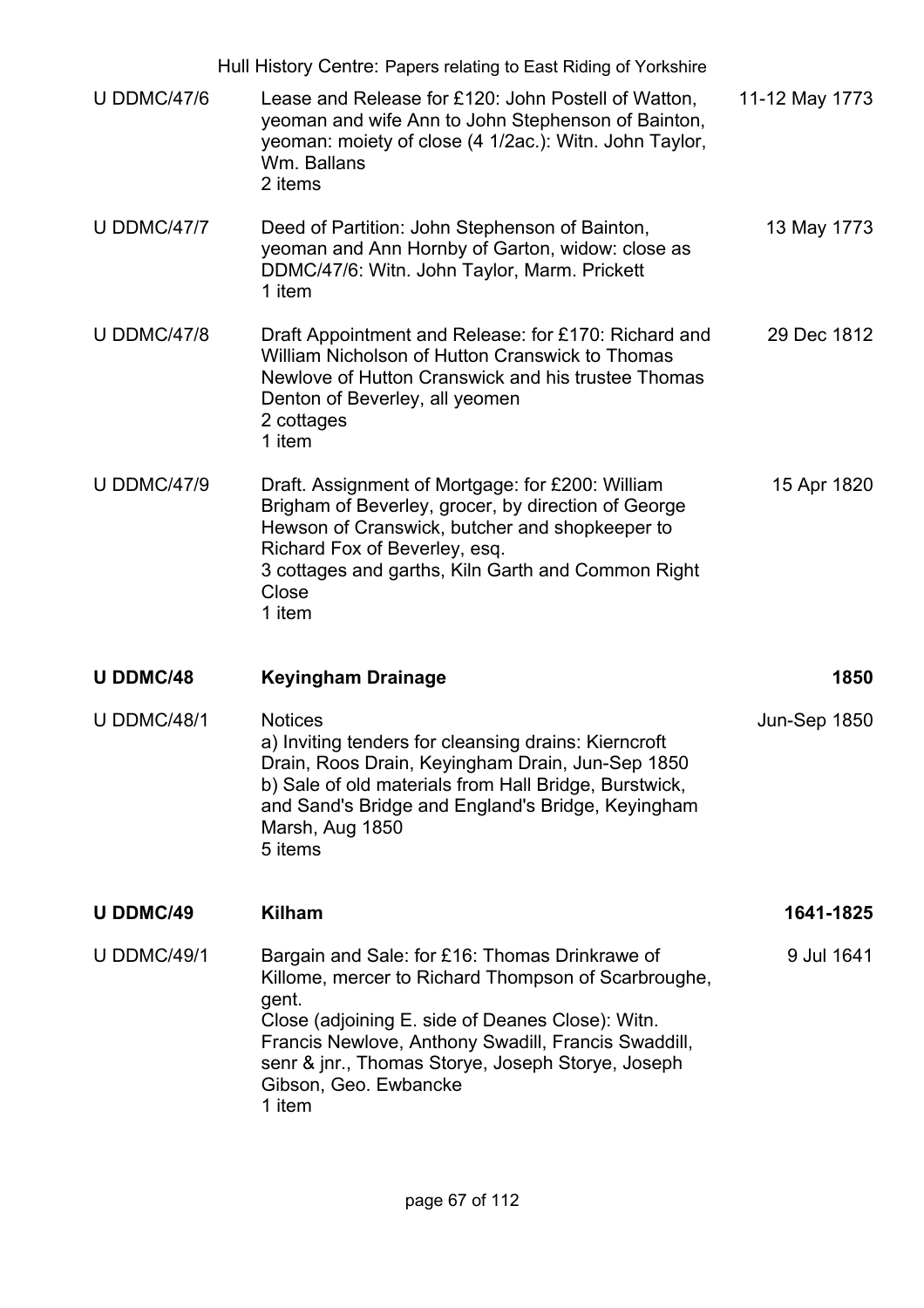| | | |
|---|---|---|
| U DDMC/47/6 | Lease and Release for £120: John Postell of Watton, yeoman and wife Ann to John Stephenson of Bainton, yeoman: moiety of close (4 1/2ac.): Witn. John Taylor, Wm. Ballans<br>2 items | 11-12 May 1773 |
| U DDMC/47/7 | Deed of Partition: John Stephenson of Bainton, yeoman and Ann Hornby of Garton, widow: close as DDMC/47/6: Witn. John Taylor, Marm. Prickett<br>1 item | 13 May 1773 |
| U DDMC/47/8 | Draft Appointment and Release: for £170: Richard and William Nicholson of Hutton Cranswick to Thomas Newlove of Hutton Cranswick and his trustee Thomas Denton of Beverley, all yeomen<br>2 cottages<br>1 item | 29 Dec 1812 |
| U DDMC/47/9 | Draft. Assignment of Mortgage: for £200: William Brigham of Beverley, grocer, by direction of George Hewson of Cranswick, butcher and shopkeeper to Richard Fox of Beverley, esq.<br>3 cottages and garths, Kiln Garth and Common Right Close<br>1 item | 15 Apr 1820 |
| **U DDMC/48** | **Keyingham Drainage** | **1850** |
| U DDMC/48/1 | Notices<br>a) Inviting tenders for cleansing drains: Kierncroft Drain, Roos Drain, Keyingham Drain, Jun-Sep 1850<br>b) Sale of old materials from Hall Bridge, Burstwick, and Sand's Bridge and England's Bridge, Keyingham Marsh, Aug 1850<br>5 items | Jun-Sep 1850 |
| **U DDMC/49** | **Kilham** | **1641-1825** |
| U DDMC/49/1 | Bargain and Sale: for £16: Thomas Drinkrawe of Killome, mercer to Richard Thompson of Scarbroughe, gent.<br>Close (adjoining E. side of Deanes Close): Witn. Francis Newlove, Anthony Swadill, Francis Swaddill, senr & jnr., Thomas Storye, Joseph Storye, Joseph Gibson, Geo. Ewbancke<br>1 item | 9 Jul 1641 |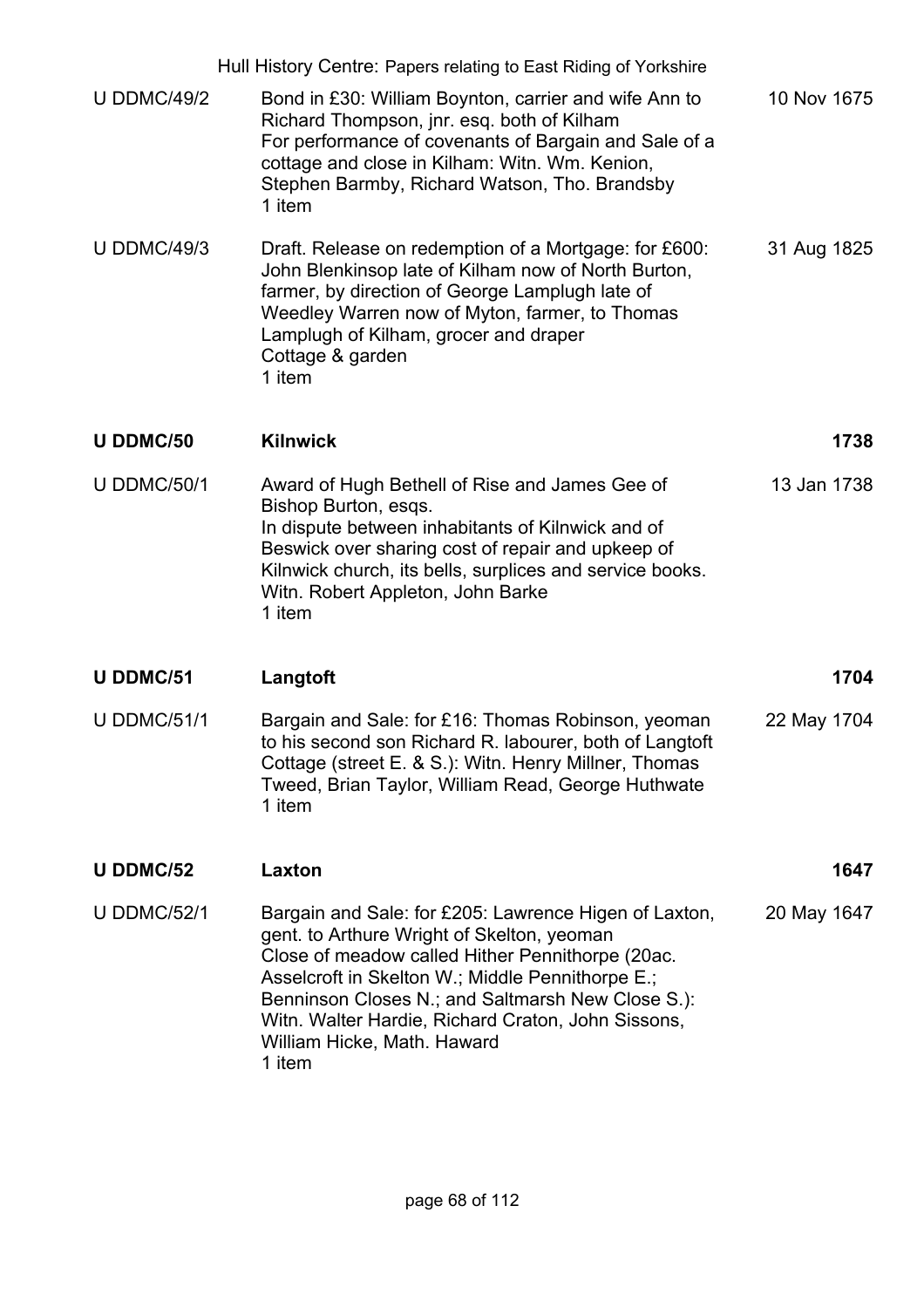| | | |
|---|---|---|
| U DDMC/49/2 | Bond in £30: William Boynton, carrier and wife Ann to Richard Thompson, jnr. esq. both of Kilham<br>For performance of covenants of Bargain and Sale of a cottage and close in Kilham: Witn. Wm. Kenion, Stephen Barmby, Richard Watson, Tho. Brandsby<br>1 item | 10 Nov 1675 |
| U DDMC/49/3 | Draft. Release on redemption of a Mortgage: for £600: John Blenkinsop late of Kilham now of North Burton, farmer, by direction of George Lamplugh late of Weedley Warren now of Myton, farmer, to Thomas Lamplugh of Kilham, grocer and draper<br>Cottage & garden<br>1 item | 31 Aug 1825 |
| **U DDMC/50** | **Kilnwick** | **1738** |
| U DDMC/50/1 | Award of Hugh Bethell of Rise and James Gee of Bishop Burton, esqs.<br>In dispute between inhabitants of Kilnwick and of Beswick over sharing cost of repair and upkeep of Kilnwick church, its bells, surplices and service books. Witn. Robert Appleton, John Barke<br>1 item | 13 Jan 1738 |
| **U DDMC/51** | **Langtoft** | **1704** |
| U DDMC/51/1 | Bargain and Sale: for £16: Thomas Robinson, yeoman to his second son Richard R. labourer, both of Langtoft<br>Cottage (street E. & S.): Witn. Henry Millner, Thomas Tweed, Brian Taylor, William Read, George Huthwate<br>1 item | 22 May 1704 |
| **U DDMC/52** | **Laxton** | **1647** |
| U DDMC/52/1 | Bargain and Sale: for £205: Lawrence Higen of Laxton, gent. to Arthure Wright of Skelton, yeoman<br>Close of meadow called Hither Pennithorpe (20ac. Asselcroft in Skelton W.; Middle Pennithorpe E.; Benninson Closes N.; and Saltmarsh New Close S.): Witn. Walter Hardie, Richard Craton, John Sissons, William Hicke, Math. Haward<br>1 item | 20 May 1647 |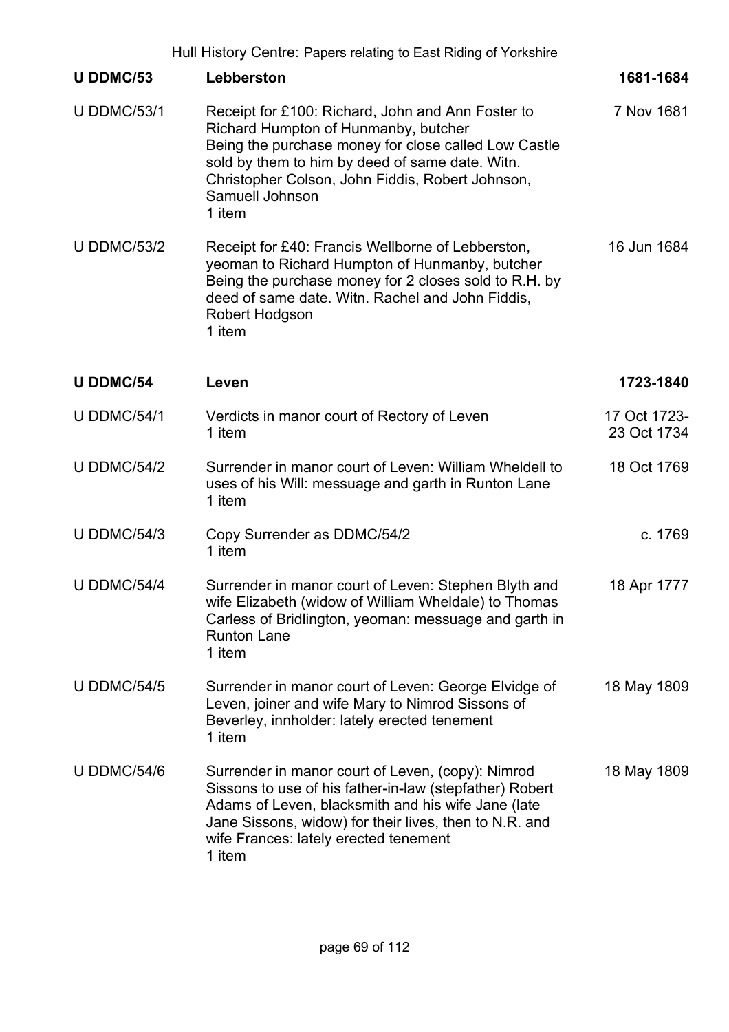| U DDMC/53 | Lebberston | 1681-1684 |
|---|---|---|
| U DDMC/53/1 | Receipt for £100: Richard, John and Ann Foster to Richard Humpton of Hunmanby, butcher<br>Being the purchase money for close called Low Castle sold by them to him by deed of same date. Witn. Christopher Colson, John Fiddis, Robert Johnson, Samuell Johnson<br>1 item | 7 Nov 1681 |
| U DDMC/53/2 | Receipt for £40: Francis Wellborne of Lebberston, yeoman to Richard Humpton of Hunmanby, butcher<br>Being the purchase money for 2 closes sold to R.H. by deed of same date. Witn. Rachel and John Fiddis, Robert Hodgson<br>1 item | 16 Jun 1684 |

| U DDMC/54 | Leven | 1723-1840 |
|---|---|---|
| U DDMC/54/1 | Verdicts in manor court of Rectory of Leven<br>1 item | 17 Oct 1723-23 Oct 1734 |
| U DDMC/54/2 | Surrender in manor court of Leven: William Wheldell to uses of his Will: messuage and garth in Runton Lane<br>1 item | 18 Oct 1769 |
| U DDMC/54/3 | Copy Surrender as DDMC/54/2<br>1 item | c. 1769 |
| U DDMC/54/4 | Surrender in manor court of Leven: Stephen Blyth and wife Elizabeth (widow of William Wheldale) to Thomas Carless of Bridlington, yeoman: messuage and garth in Runton Lane<br>1 item | 18 Apr 1777 |
| U DDMC/54/5 | Surrender in manor court of Leven: George Elvidge of Leven, joiner and wife Mary to Nimrod Sissons of Beverley, innholder: lately erected tenement<br>1 item | 18 May 1809 |
| U DDMC/54/6 | Surrender in manor court of Leven, (copy): Nimrod Sissons to use of his father-in-law (stepfather) Robert Adams of Leven, blacksmith and his wife Jane (late Jane Sissons, widow) for their lives, then to N.R. and wife Frances: lately erected tenement<br>1 item | 18 May 1809 |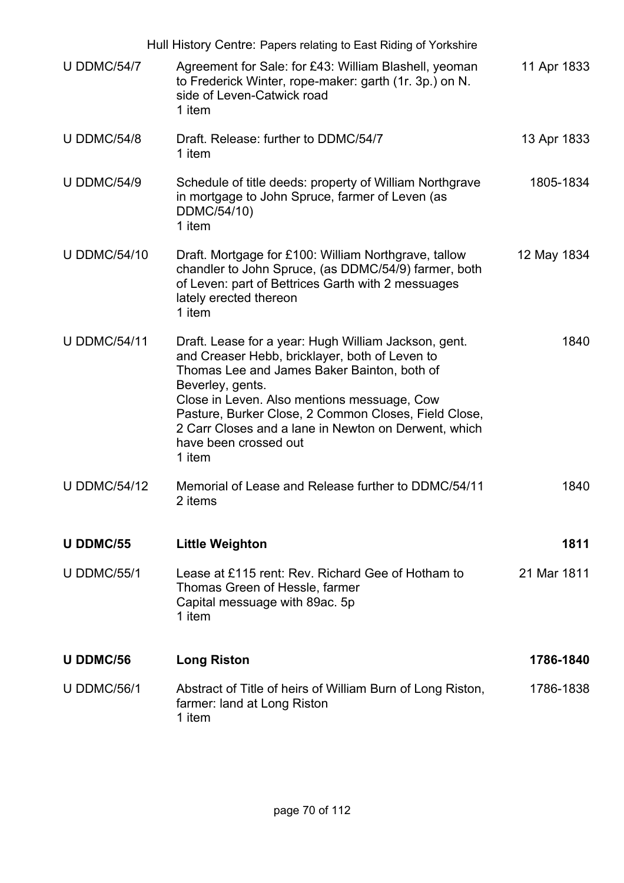| | | |
|---|---|---|
| U DDMC/54/7 | Agreement for Sale: for £43: William Blashell, yeoman to Frederick Winter, rope-maker: garth (1r. 3p.) on N. side of Leven-Catwick road<br>1 item | 11 Apr 1833 |
| U DDMC/54/8 | Draft. Release: further to DDMC/54/7<br>1 item | 13 Apr 1833 |
| U DDMC/54/9 | Schedule of title deeds: property of William Northgrave in mortgage to John Spruce, farmer of Leven (as DDMC/54/10)<br>1 item | 1805-1834 |
| U DDMC/54/10 | Draft. Mortgage for £100: William Northgrave, tallow chandler to John Spruce, (as DDMC/54/9) farmer, both of Leven: part of Bettrices Garth with 2 messuages lately erected thereon<br>1 item | 12 May 1834 |
| U DDMC/54/11 | Draft. Lease for a year: Hugh William Jackson, gent. and Creaser Hebb, bricklayer, both of Leven to Thomas Lee and James Baker Bainton, both of Beverley, gents.<br>Close in Leven. Also mentions messuage, Cow Pasture, Burker Close, 2 Common Closes, Field Close, 2 Carr Closes and a lane in Newton on Derwent, which have been crossed out<br>1 item | 1840 |
| U DDMC/54/12 | Memorial of Lease and Release further to DDMC/54/11<br>2 items | 1840 |
| **U DDMC/55** | **Little Weighton** | **1811** |
| U DDMC/55/1 | Lease at £115 rent: Rev. Richard Gee of Hotham to Thomas Green of Hessle, farmer<br>Capital messuage with 89ac. 5p<br>1 item | 21 Mar 1811 |
| **U DDMC/56** | **Long Riston** | **1786-1840** |
| U DDMC/56/1 | Abstract of Title of heirs of William Burn of Long Riston, farmer: land at Long Riston<br>1 item | 1786-1838 |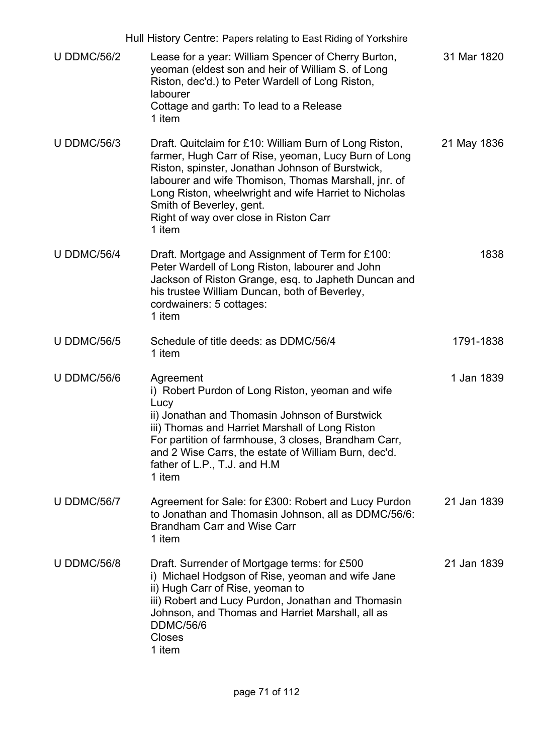| | | |
|---|---|---|
| U DDMC/56/2 | Lease for a year: William Spencer of Cherry Burton, yeoman (eldest son and heir of William S. of Long Riston, dec'd.) to Peter Wardell of Long Riston, labourer<br>Cottage and garth: To lead to a Release<br>1 item | 31 Mar 1820 |
| U DDMC/56/3 | Draft. Quitclaim for £10: William Burn of Long Riston, farmer, Hugh Carr of Rise, yeoman, Lucy Burn of Long Riston, spinster, Jonathan Johnson of Burstwick, labourer and wife Thomison, Thomas Marshall, jnr. of Long Riston, wheelwright and wife Harriet to Nicholas Smith of Beverley, gent.<br>Right of way over close in Riston Carr<br>1 item | 21 May 1836 |
| U DDMC/56/4 | Draft. Mortgage and Assignment of Term for £100: Peter Wardell of Long Riston, labourer and John Jackson of Riston Grange, esq. to Japheth Duncan and his trustee William Duncan, both of Beverley, cordwainers: 5 cottages:<br>1 item | 1838 |
| U DDMC/56/5 | Schedule of title deeds: as DDMC/56/4<br>1 item | 1791-1838 |
| U DDMC/56/6 | Agreement<br>i) Robert Purdon of Long Riston, yeoman and wife Lucy<br>ii) Jonathan and Thomasin Johnson of Burstwick<br>iii) Thomas and Harriet Marshall of Long Riston<br>For partition of farmhouse, 3 closes, Brandham Carr, and 2 Wise Carrs, the estate of William Burn, dec'd. father of L.P., T.J. and H.M<br>1 item | 1 Jan 1839 |
| U DDMC/56/7 | Agreement for Sale: for £300: Robert and Lucy Purdon to Jonathan and Thomasin Johnson, all as DDMC/56/6: Brandham Carr and Wise Carr<br>1 item | 21 Jan 1839 |
| U DDMC/56/8 | Draft. Surrender of Mortgage terms: for £500<br>i) Michael Hodgson of Rise, yeoman and wife Jane<br>ii) Hugh Carr of Rise, yeoman to<br>iii) Robert and Lucy Purdon, Jonathan and Thomasin Johnson, and Thomas and Harriet Marshall, all as DDMC/56/6<br>Closes<br>1 item | 21 Jan 1839 |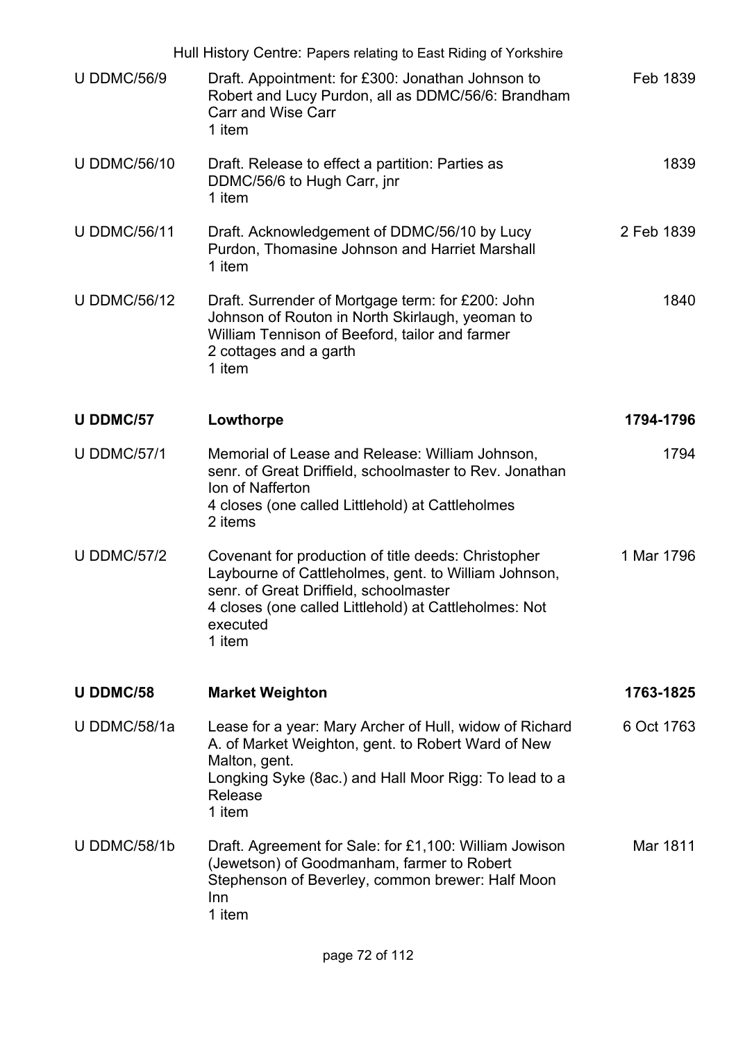| | | |
|---|---|---|
| U DDMC/56/9 | Draft. Appointment: for £300: Jonathan Johnson to Robert and Lucy Purdon, all as DDMC/56/6: Brandham Carr and Wise Carr<br>1 item | Feb 1839 |
| U DDMC/56/10 | Draft. Release to effect a partition: Parties as DDMC/56/6 to Hugh Carr, jnr<br>1 item | 1839 |
| U DDMC/56/11 | Draft. Acknowledgement of DDMC/56/10 by Lucy Purdon, Thomasine Johnson and Harriet Marshall<br>1 item | 2 Feb 1839 |
| U DDMC/56/12 | Draft. Surrender of Mortgage term: for £200: John Johnson of Routon in North Skirlaugh, yeoman to William Tennison of Beeford, tailor and farmer<br>2 cottages and a garth<br>1 item | 1840 |
| **U DDMC/57** | **Lowthorpe** | **1794-1796** |
| U DDMC/57/1 | Memorial of Lease and Release: William Johnson, senr. of Great Driffield, schoolmaster to Rev. Jonathan Ion of Nafferton<br>4 closes (one called Littlehold) at Cattleholmes<br>2 items | 1794 |
| U DDMC/57/2 | Covenant for production of title deeds: Christopher Laybourne of Cattleholmes, gent. to William Johnson, senr. of Great Driffield, schoolmaster<br>4 closes (one called Littlehold) at Cattleholmes: Not executed<br>1 item | 1 Mar 1796 |
| **U DDMC/58** | **Market Weighton** | **1763-1825** |
| U DDMC/58/1a | Lease for a year: Mary Archer of Hull, widow of Richard A. of Market Weighton, gent. to Robert Ward of New Malton, gent.<br>Longking Syke (8ac.) and Hall Moor Rigg: To lead to a Release<br>1 item | 6 Oct 1763 |
| U DDMC/58/1b | Draft. Agreement for Sale: for £1,100: William Jowison (Jewetson) of Goodmanham, farmer to Robert Stephenson of Beverley, common brewer: Half Moon Inn<br>1 item | Mar 1811 |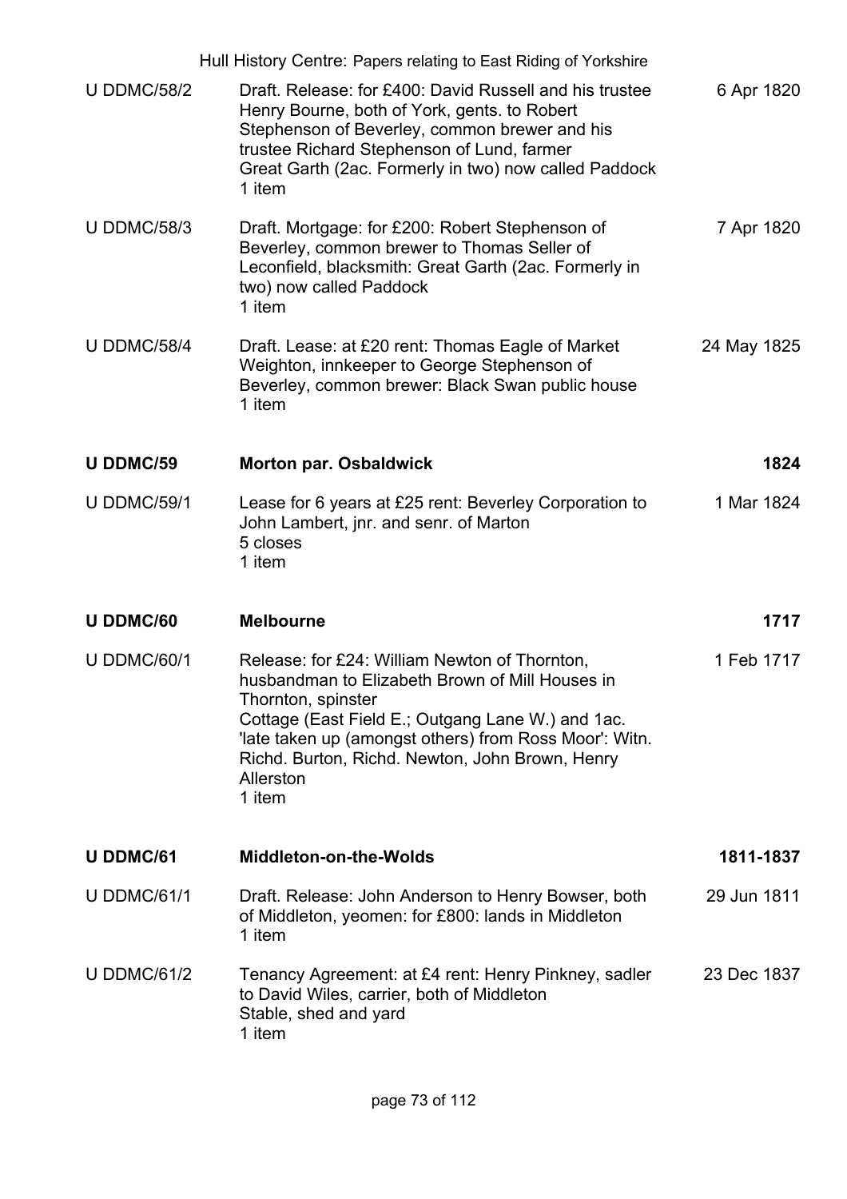| | | |
|---|---|---|
| U DDMC/58/2 | Draft. Release: for £400: David Russell and his trustee Henry Bourne, both of York, gents. to Robert Stephenson of Beverley, common brewer and his trustee Richard Stephenson of Lund, farmer<br>Great Garth (2ac. Formerly in two) now called Paddock<br>1 item | 6 Apr 1820 |
| U DDMC/58/3 | Draft. Mortgage: for £200: Robert Stephenson of Beverley, common brewer to Thomas Seller of Leconfield, blacksmith: Great Garth (2ac. Formerly in two) now called Paddock<br>1 item | 7 Apr 1820 |
| U DDMC/58/4 | Draft. Lease: at £20 rent: Thomas Eagle of Market Weighton, innkeeper to George Stephenson of Beverley, common brewer: Black Swan public house<br>1 item | 24 May 1825 |
| **U DDMC/59** | **Morton par. Osbaldwick** | **1824** |
| U DDMC/59/1 | Lease for 6 years at £25 rent: Beverley Corporation to John Lambert, jnr. and senr. of Marton<br>5 closes<br>1 item | 1 Mar 1824 |
| **U DDMC/60** | **Melbourne** | **1717** |
| U DDMC/60/1 | Release: for £24: William Newton of Thornton, husbandman to Elizabeth Brown of Mill Houses in Thornton, spinster<br>Cottage (East Field E.; Outgang Lane W.) and 1ac. 'late taken up (amongst others) from Ross Moor': Witn. Richd. Burton, Richd. Newton, John Brown, Henry Allerston<br>1 item | 1 Feb 1717 |
| **U DDMC/61** | **Middleton-on-the-Wolds** | **1811-1837** |
| U DDMC/61/1 | Draft. Release: John Anderson to Henry Bowser, both of Middleton, yeomen: for £800: lands in Middleton<br>1 item | 29 Jun 1811 |
| U DDMC/61/2 | Tenancy Agreement: at £4 rent: Henry Pinkney, sadler to David Wiles, carrier, both of Middleton<br>Stable, shed and yard<br>1 item | 23 Dec 1837 |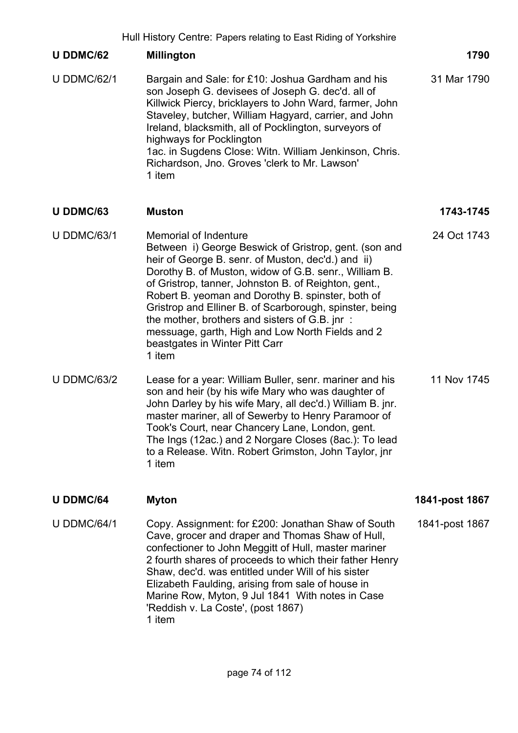| | | |
|---|---|---|
| **U DDMC/62** | **Millington** | **1790** |
| U DDMC/62/1 | Bargain and Sale: for £10: Joshua Gardham and his son Joseph G. devisees of Joseph G. dec'd. all of Killwick Piercy, bricklayers to John Ward, farmer, John Staveley, butcher, William Hagyard, carrier, and John Ireland, blacksmith, all of Pocklington, surveyors of highways for Pocklington<br>1ac. in Sugdens Close: Witn. William Jenkinson, Chris. Richardson, Jno. Groves 'clerk to Mr. Lawson'<br>1 item | 31 Mar 1790 |
| **U DDMC/63** | **Muston** | **1743-1745** |
| U DDMC/63/1 | Memorial of Indenture<br>Between i) George Beswick of Gristrop, gent. (son and heir of George B. senr. of Muston, dec'd.) and ii) Dorothy B. of Muston, widow of G.B. senr., William B. of Gristrop, tanner, Johnston B. of Reighton, gent., Robert B. yeoman and Dorothy B. spinster, both of Gristrop and Elliner B. of Scarborough, spinster, being the mother, brothers and sisters of G.B. jnr :<br>messuage, garth, High and Low North Fields and 2 beastgates in Winter Pitt Carr<br>1 item | 24 Oct 1743 |
| U DDMC/63/2 | Lease for a year: William Buller, senr. mariner and his son and heir (by his wife Mary who was daughter of John Darley by his wife Mary, all dec'd.) William B. jnr. master mariner, all of Sewerby to Henry Paramoor of Took's Court, near Chancery Lane, London, gent.<br>The Ings (12ac.) and 2 Norgare Closes (8ac.): To lead to a Release. Witn. Robert Grimston, John Taylor, jnr<br>1 item | 11 Nov 1745 |
| **U DDMC/64** | **Myton** | **1841-post 1867** |
| U DDMC/64/1 | Copy. Assignment: for £200: Jonathan Shaw of South Cave, grocer and draper and Thomas Shaw of Hull, confectioner to John Meggitt of Hull, master mariner<br>2 fourth shares of proceeds to which their father Henry Shaw, dec'd. was entitled under Will of his sister Elizabeth Faulding, arising from sale of house in Marine Row, Myton, 9 Jul 1841 With notes in Case 'Reddish v. La Coste', (post 1867)<br>1 item | 1841-post 1867 |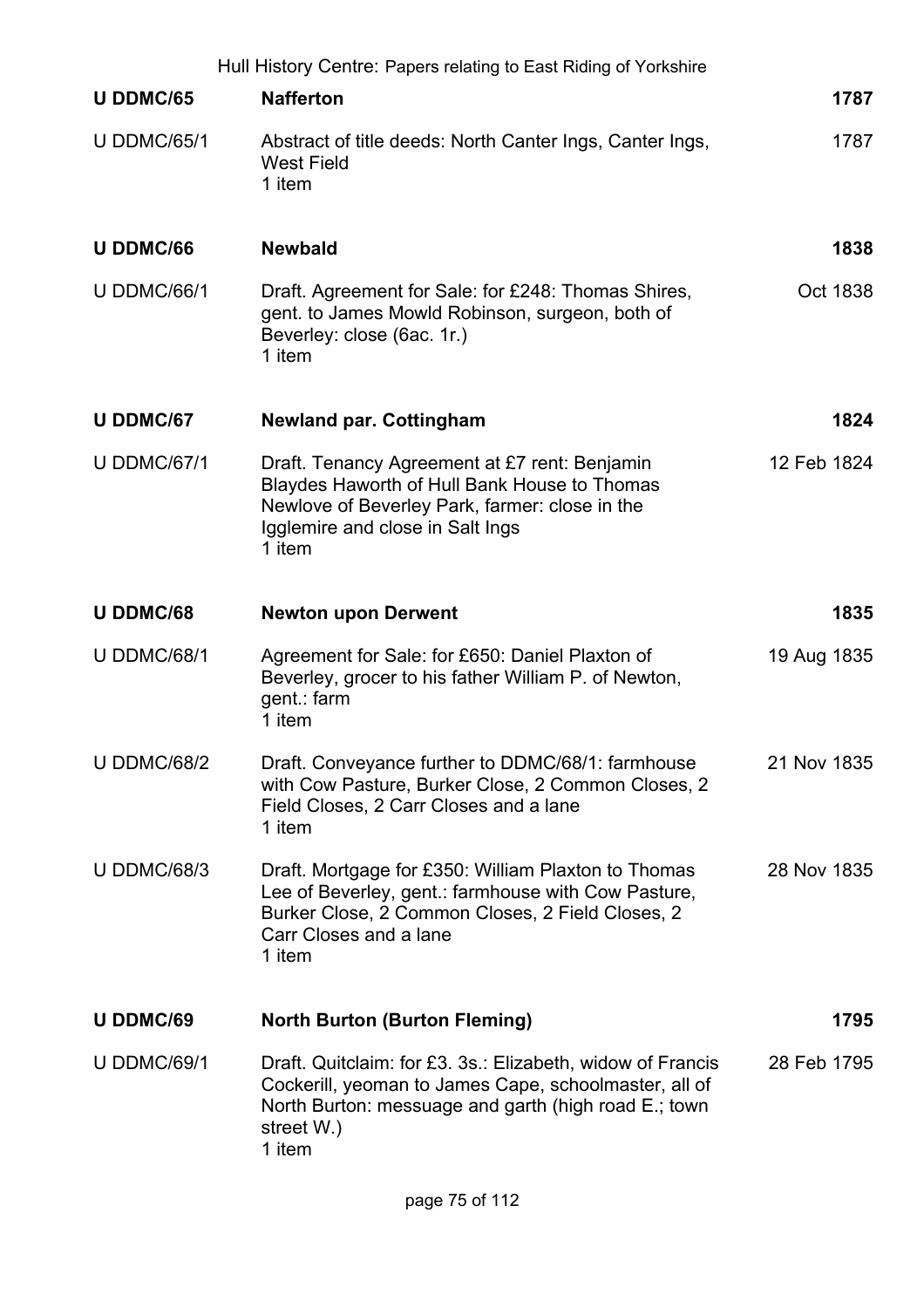| | | |
|---|---|---|
| **U DDMC/65** | **Nafferton** | **1787** |
| U DDMC/65/1 | Abstract of title deeds: North Canter Ings, Canter Ings, West Field<br>1 item | 1787 |
| **U DDMC/66** | **Newbald** | **1838** |
| U DDMC/66/1 | Draft. Agreement for Sale: for £248: Thomas Shires, gent. to James Mowld Robinson, surgeon, both of Beverley: close (6ac. 1r.)<br>1 item | Oct 1838 |
| **U DDMC/67** | **Newland par. Cottingham** | **1824** |
| U DDMC/67/1 | Draft. Tenancy Agreement at £7 rent: Benjamin Blaydes Haworth of Hull Bank House to Thomas Newlove of Beverley Park, farmer: close in the Igglemire and close in Salt Ings<br>1 item | 12 Feb 1824 |
| **U DDMC/68** | **Newton upon Derwent** | **1835** |
| U DDMC/68/1 | Agreement for Sale: for £650: Daniel Plaxton of Beverley, grocer to his father William P. of Newton, gent.: farm<br>1 item | 19 Aug 1835 |
| U DDMC/68/2 | Draft. Conveyance further to DDMC/68/1: farmhouse with Cow Pasture, Burker Close, 2 Common Closes, 2 Field Closes, 2 Carr Closes and a lane<br>1 item | 21 Nov 1835 |
| U DDMC/68/3 | Draft. Mortgage for £350: William Plaxton to Thomas Lee of Beverley, gent.: farmhouse with Cow Pasture, Burker Close, 2 Common Closes, 2 Field Closes, 2 Carr Closes and a lane<br>1 item | 28 Nov 1835 |
| **U DDMC/69** | **North Burton (Burton Fleming)** | **1795** |
| U DDMC/69/1 | Draft. Quitclaim: for £3. 3s.: Elizabeth, widow of Francis Cockerill, yeoman to James Cape, schoolmaster, all of North Burton: messuage and garth (high road E.; town street W.)<br>1 item | 28 Feb 1795 |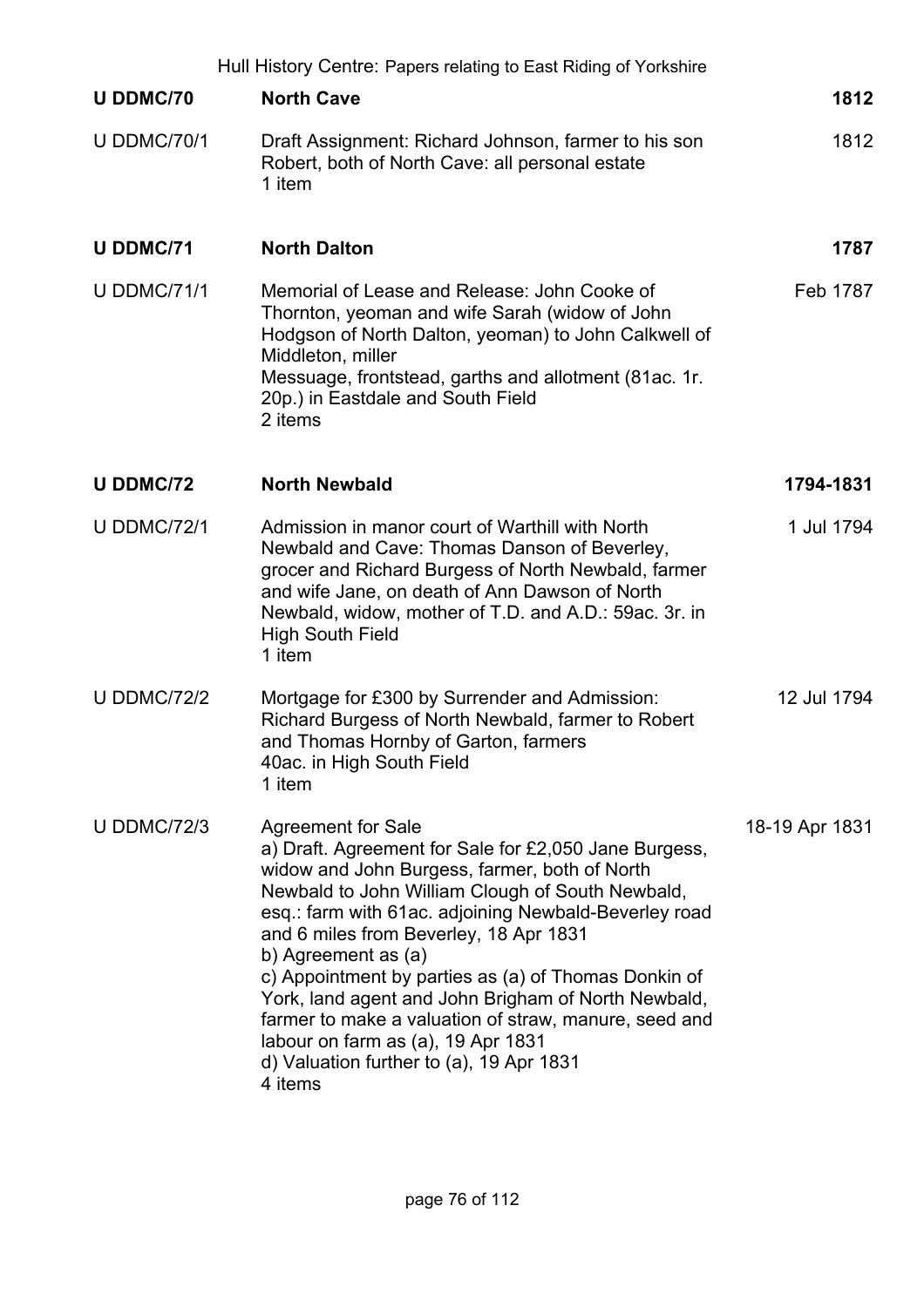| | | |
|---|---|---|
| **U DDMC/70** | **North Cave** | **1812** |
| U DDMC/70/1 | Draft Assignment: Richard Johnson, farmer to his son Robert, both of North Cave: all personal estate<br>1 item | 1812 |
| **U DDMC/71** | **North Dalton** | **1787** |
| U DDMC/71/1 | Memorial of Lease and Release: John Cooke of Thornton, yeoman and wife Sarah (widow of John Hodgson of North Dalton, yeoman) to John Calkwell of Middleton, miller<br>Messuage, frontstead, garths and allotment (81ac. 1r. 20p.) in Eastdale and South Field<br>2 items | Feb 1787 |
| **U DDMC/72** | **North Newbald** | **1794-1831** |
| U DDMC/72/1 | Admission in manor court of Warthill with North Newbald and Cave: Thomas Danson of Beverley, grocer and Richard Burgess of North Newbald, farmer and wife Jane, on death of Ann Dawson of North Newbald, widow, mother of T.D. and A.D.: 59ac. 3r. in High South Field<br>1 item | 1 Jul 1794 |
| U DDMC/72/2 | Mortgage for £300 by Surrender and Admission: Richard Burgess of North Newbald, farmer to Robert and Thomas Hornby of Garton, farmers<br>40ac. in High South Field<br>1 item | 12 Jul 1794 |
| U DDMC/72/3 | Agreement for Sale<br>a) Draft. Agreement for Sale for £2,050 Jane Burgess, widow and John Burgess, farmer, both of North Newbald to John William Clough of South Newbald, esq.: farm with 61ac. adjoining Newbald-Beverley road and 6 miles from Beverley, 18 Apr 1831<br>b) Agreement as (a)<br>c) Appointment by parties as (a) of Thomas Donkin of York, land agent and John Brigham of North Newbald, farmer to make a valuation of straw, manure, seed and labour on farm as (a), 19 Apr 1831<br>d) Valuation further to (a), 19 Apr 1831<br>4 items | 18-19 Apr 1831 |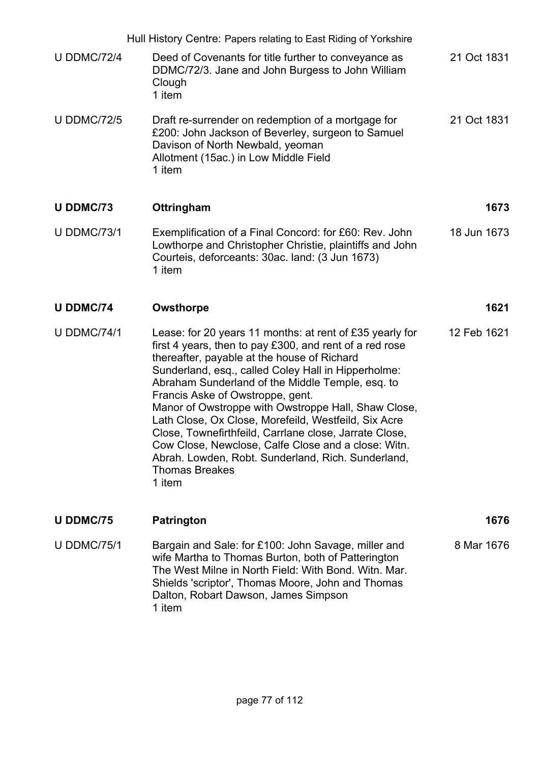| | | |
|---|---|---|
| U DDMC/72/4 | Deed of Covenants for title further to conveyance as DDMC/72/3. Jane and John Burgess to John William Clough<br>1 item | 21 Oct 1831 |
| U DDMC/72/5 | Draft re-surrender on redemption of a mortgage for £200: John Jackson of Beverley, surgeon to Samuel Davison of North Newbald, yeoman<br>Allotment (15ac.) in Low Middle Field<br>1 item | 21 Oct 1831 |
| **U DDMC/73** | **Ottringham** | **1673** |
| U DDMC/73/1 | Exemplification of a Final Concord: for £60: Rev. John Lowthorpe and Christopher Christie, plaintiffs and John Courteis, deforceants: 30ac. land: (3 Jun 1673)<br>1 item | 18 Jun 1673 |
| **U DDMC/74** | **Owsthorpe** | **1621** |
| U DDMC/74/1 | Lease: for 20 years 11 months: at rent of £35 yearly for first 4 years, then to pay £300, and rent of a red rose thereafter, payable at the house of Richard Sunderland, esq., called Coley Hall in Hipperholme: Abraham Sunderland of the Middle Temple, esq. to Francis Aske of Owstroppe, gent.<br>Manor of Owstroppe with Owstroppe Hall, Shaw Close, Lath Close, Ox Close, Morefeild, Westfeild, Six Acre Close, Townefirthfeild, Carrlane close, Jarrate Close, Cow Close, Newclose, Calfe Close and a close: Witn. Abrah. Lowden, Robt. Sunderland, Rich. Sunderland, Thomas Breakes<br>1 item | 12 Feb 1621 |
| **U DDMC/75** | **Patrington** | **1676** |
| U DDMC/75/1 | Bargain and Sale: for £100: John Savage, miller and wife Martha to Thomas Burton, both of Patterington<br>The West Milne in North Field: With Bond. Witn. Mar. Shields 'scriptor', Thomas Moore, John and Thomas Dalton, Robert Dawson, James Simpson<br>1 item | 8 Mar 1676 |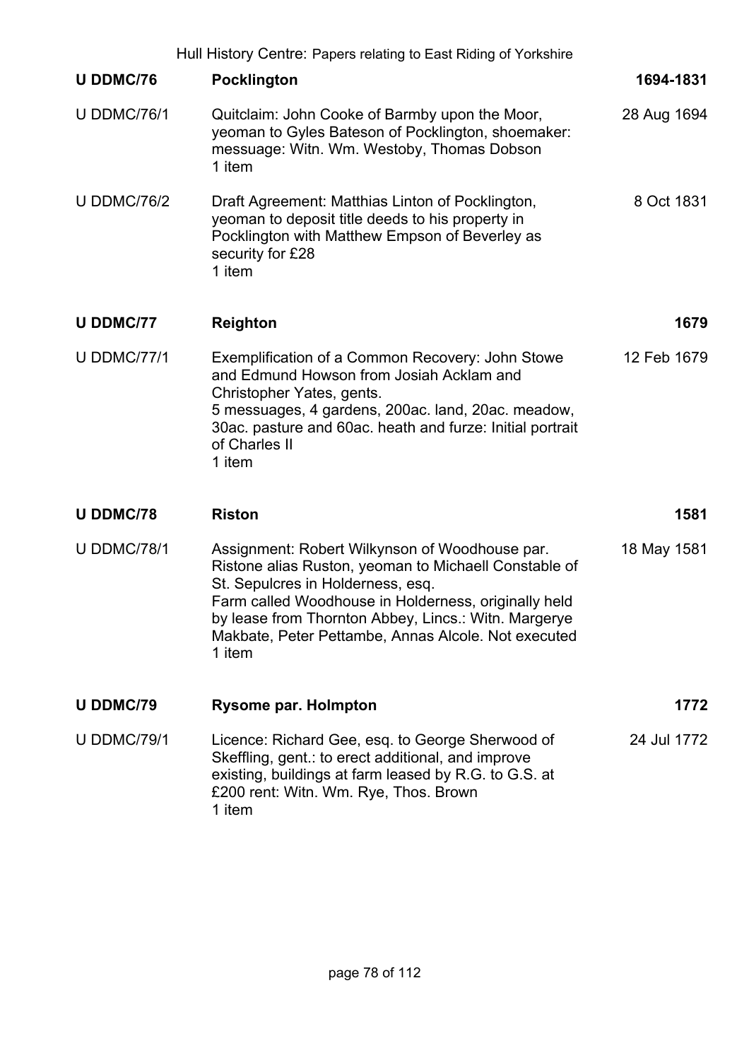| | | |
|---|---|---|
| **U DDMC/76** | **Pocklington** | **1694-1831** |
| U DDMC/76/1 | Quitclaim: John Cooke of Barmby upon the Moor, yeoman to Gyles Bateson of Pocklington, shoemaker: messuage: Witn. Wm. Westoby, Thomas Dobson<br>1 item | 28 Aug 1694 |
| U DDMC/76/2 | Draft Agreement: Matthias Linton of Pocklington, yeoman to deposit title deeds to his property in Pocklington with Matthew Empson of Beverley as security for £28<br>1 item | 8 Oct 1831 |
| **U DDMC/77** | **Reighton** | **1679** |
| U DDMC/77/1 | Exemplification of a Common Recovery: John Stowe and Edmund Howson from Josiah Acklam and Christopher Yates, gents.<br>5 messuages, 4 gardens, 200ac. land, 20ac. meadow, 30ac. pasture and 60ac. heath and furze: Initial portrait of Charles II<br>1 item | 12 Feb 1679 |
| **U DDMC/78** | **Riston** | **1581** |
| U DDMC/78/1 | Assignment: Robert Wilkynson of Woodhouse par. Ristone alias Ruston, yeoman to Michaell Constable of St. Sepulcres in Holderness, esq.<br>Farm called Woodhouse in Holderness, originally held by lease from Thornton Abbey, Lincs.: Witn. Margerye Makbate, Peter Pettambe, Annas Alcole. Not executed<br>1 item | 18 May 1581 |
| **U DDMC/79** | **Rysome par. Holmpton** | **1772** |
| U DDMC/79/1 | Licence: Richard Gee, esq. to George Sherwood of Skeffling, gent.: to erect additional, and improve existing, buildings at farm leased by R.G. to G.S. at £200 rent: Witn. Wm. Rye, Thos. Brown<br>1 item | 24 Jul 1772 |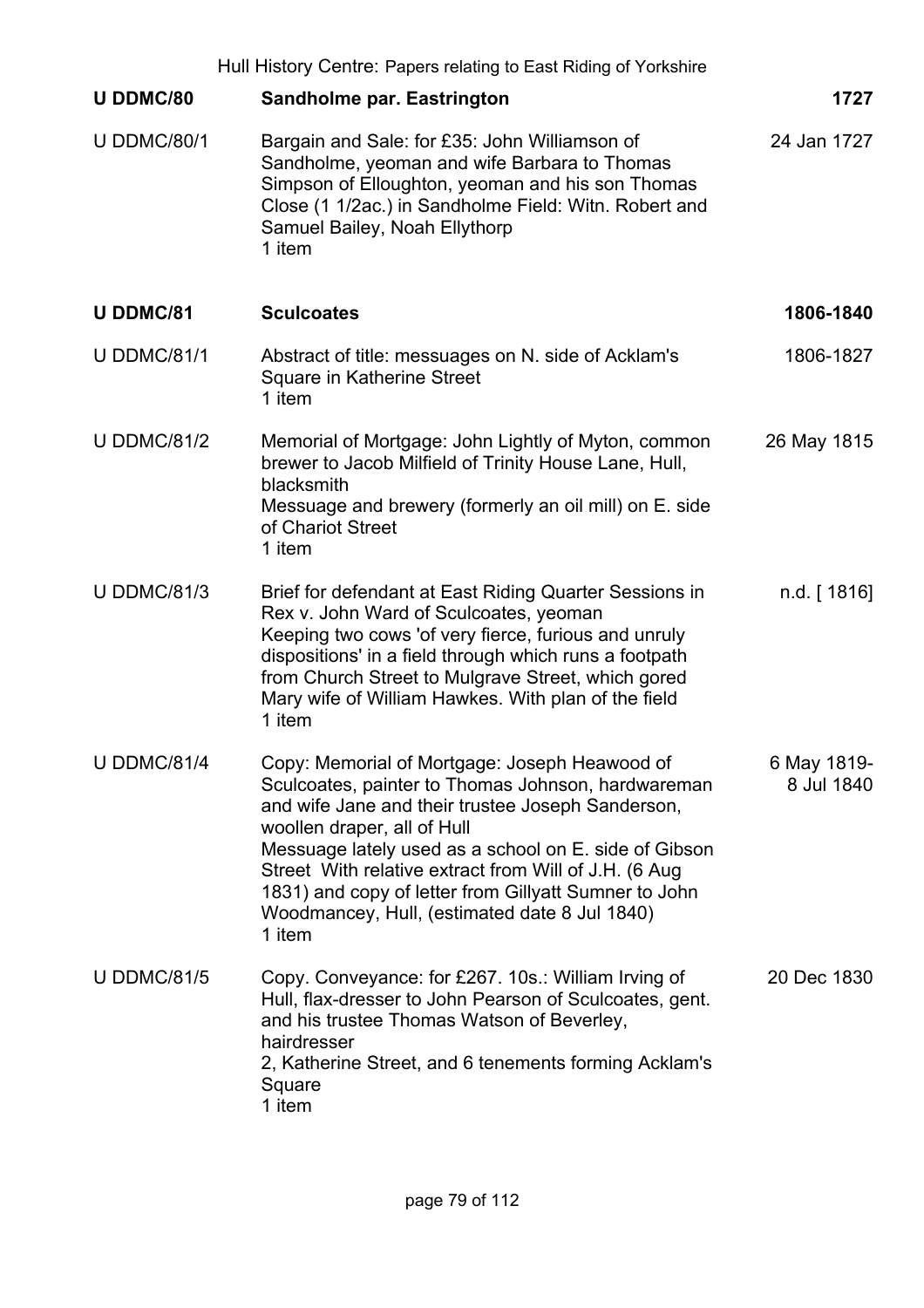| | | |
|---|---|---|
| **U DDMC/80** | **Sandholme par. Eastrington** | **1727** |
| U DDMC/80/1 | Bargain and Sale: for £35: John Williamson of Sandholme, yeoman and wife Barbara to Thomas Simpson of Elloughton, yeoman and his son Thomas Close (1 1/2ac.) in Sandholme Field: Witn. Robert and Samuel Bailey, Noah Ellythorp<br>1 item | 24 Jan 1727 |
| **U DDMC/81** | **Sculcoates** | **1806-1840** |
| U DDMC/81/1 | Abstract of title: messuages on N. side of Acklam's Square in Katherine Street<br>1 item | 1806-1827 |
| U DDMC/81/2 | Memorial of Mortgage: John Lightly of Myton, common brewer to Jacob Milfield of Trinity House Lane, Hull, blacksmith<br>Messuage and brewery (formerly an oil mill) on E. side of Chariot Street<br>1 item | 26 May 1815 |
| U DDMC/81/3 | Brief for defendant at East Riding Quarter Sessions in Rex v. John Ward of Sculcoates, yeoman<br>Keeping two cows 'of very fierce, furious and unruly dispositions' in a field through which runs a footpath from Church Street to Mulgrave Street, which gored Mary wife of William Hawkes. With plan of the field<br>1 item | n.d. [ 1816] |
| U DDMC/81/4 | Copy: Memorial of Mortgage: Joseph Heawood of Sculcoates, painter to Thomas Johnson, hardwareman and wife Jane and their trustee Joseph Sanderson, woollen draper, all of Hull<br>Messuage lately used as a school on E. side of Gibson Street With relative extract from Will of J.H. (6 Aug 1831) and copy of letter from Gillyatt Sumner to John Woodmancey, Hull, (estimated date 8 Jul 1840)<br>1 item | 6 May 1819-8 Jul 1840 |
| U DDMC/81/5 | Copy. Conveyance: for £267. 10s.: William Irving of Hull, flax-dresser to John Pearson of Sculcoates, gent. and his trustee Thomas Watson of Beverley, hairdresser<br>2, Katherine Street, and 6 tenements forming Acklam's Square<br>1 item | 20 Dec 1830 |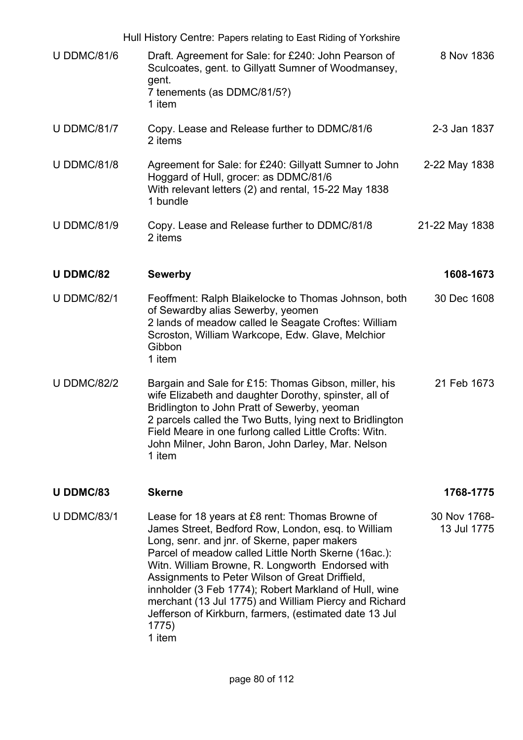| | | |
|---|---|---|
| U DDMC/81/6 | Draft. Agreement for Sale: for £240: John Pearson of Sculcoates, gent. to Gillyatt Sumner of Woodmansey, gent.<br>7 tenements (as DDMC/81/5?)<br>1 item | 8 Nov 1836 |
| U DDMC/81/7 | Copy. Lease and Release further to DDMC/81/6<br>2 items | 2-3 Jan 1837 |
| U DDMC/81/8 | Agreement for Sale: for £240: Gillyatt Sumner to John Hoggard of Hull, grocer: as DDMC/81/6<br>With relevant letters (2) and rental, 15-22 May 1838<br>1 bundle | 2-22 May 1838 |
| U DDMC/81/9 | Copy. Lease and Release further to DDMC/81/8<br>2 items | 21-22 May 1838 |
| **U DDMC/82** | **Sewerby** | **1608-1673** |
| U DDMC/82/1 | Feoffment: Ralph Blaikelocke to Thomas Johnson, both of Sewardby alias Sewerby, yeomen<br>2 lands of meadow called le Seagate Croftes: William Scroston, William Warkcope, Edw. Glave, Melchior Gibbon<br>1 item | 30 Dec 1608 |
| U DDMC/82/2 | Bargain and Sale for £15: Thomas Gibson, miller, his wife Elizabeth and daughter Dorothy, spinster, all of Bridlington to John Pratt of Sewerby, yeoman<br>2 parcels called the Two Butts, lying next to Bridlington Field Meare in one furlong called Little Crofts: Witn. John Milner, John Baron, John Darley, Mar. Nelson<br>1 item | 21 Feb 1673 |
| **U DDMC/83** | **Skerne** | **1768-1775** |
| U DDMC/83/1 | Lease for 18 years at £8 rent: Thomas Browne of James Street, Bedford Row, London, esq. to William Long, senr. and jnr. of Skerne, paper makers<br>Parcel of meadow called Little North Skerne (16ac.): Witn. William Browne, R. Longworth Endorsed with Assignments to Peter Wilson of Great Driffield, innholder (3 Feb 1774); Robert Markland of Hull, wine merchant (13 Jul 1775) and William Piercy and Richard Jefferson of Kirkburn, farmers, (estimated date 13 Jul 1775)<br>1 item | 30 Nov 1768-13 Jul 1775 |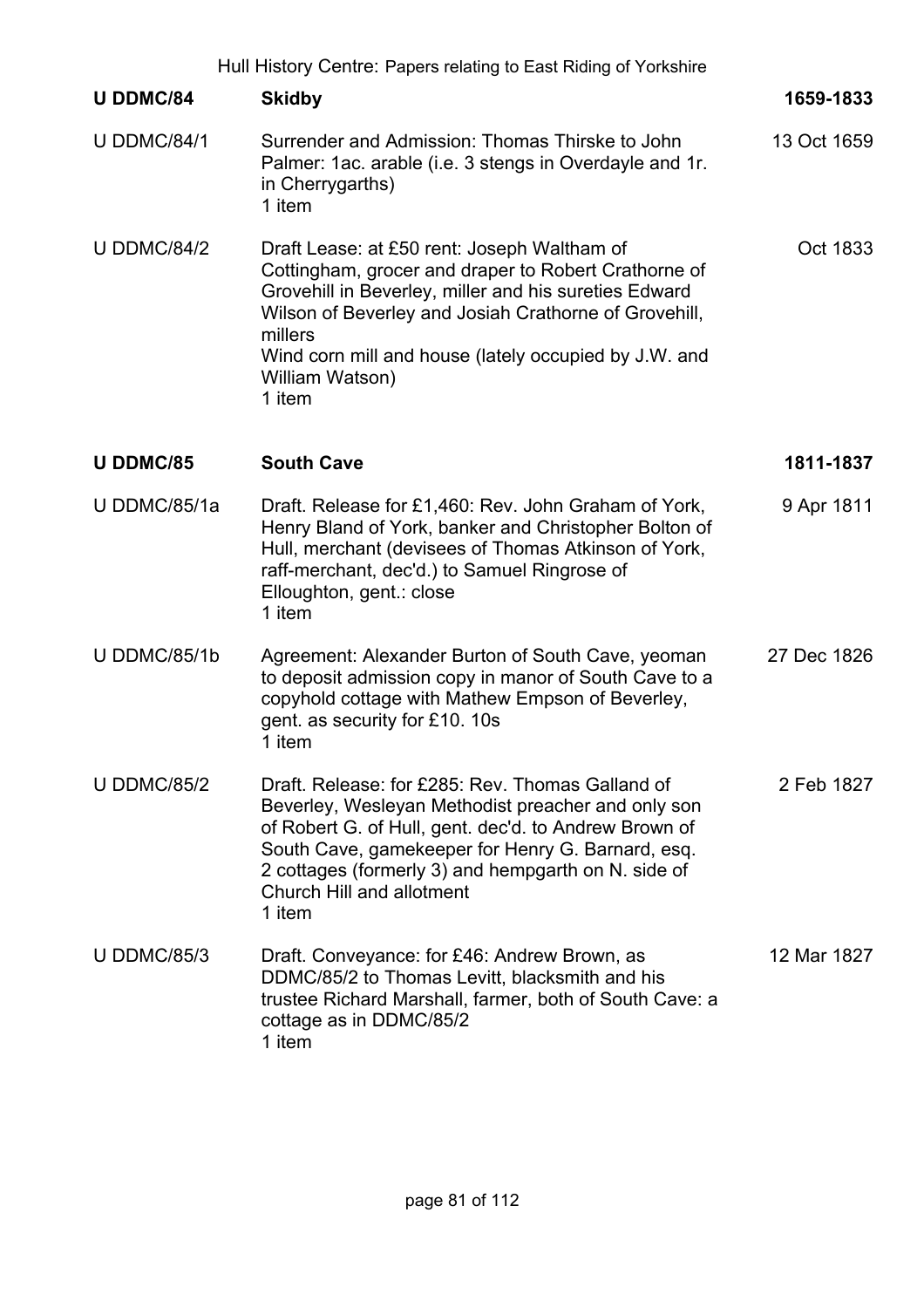| U DDMC/84 | **Skidby** | **1659-1833** |
|---|---|---|
| U DDMC/84/1 | Surrender and Admission: Thomas Thirske to John Palmer: 1ac. arable (i.e. 3 stengs in Overdayle and 1r. in Cherrygarths)<br>1 item | 13 Oct 1659 |
| U DDMC/84/2 | Draft Lease: at £50 rent: Joseph Waltham of Cottingham, grocer and draper to Robert Crathorne of Grovehill in Beverley, miller and his sureties Edward Wilson of Beverley and Josiah Crathorne of Grovehill, millers<br>Wind corn mill and house (lately occupied by J.W. and William Watson)<br>1 item | Oct 1833 |

| **U DDMC/85** | **South Cave** | **1811-1837** |
|---|---|---|
| U DDMC/85/1a | Draft. Release for £1,460: Rev. John Graham of York, Henry Bland of York, banker and Christopher Bolton of Hull, merchant (devisees of Thomas Atkinson of York, raff-merchant, dec'd.) to Samuel Ringrose of Elloughton, gent.: close<br>1 item | 9 Apr 1811 |
| U DDMC/85/1b | Agreement: Alexander Burton of South Cave, yeoman to deposit admission copy in manor of South Cave to a copyhold cottage with Mathew Empson of Beverley, gent. as security for £10. 10s<br>1 item | 27 Dec 1826 |
| U DDMC/85/2 | Draft. Release: for £285: Rev. Thomas Galland of Beverley, Wesleyan Methodist preacher and only son of Robert G. of Hull, gent. dec'd. to Andrew Brown of South Cave, gamekeeper for Henry G. Barnard, esq.<br>2 cottages (formerly 3) and hempgarth on N. side of Church Hill and allotment<br>1 item | 2 Feb 1827 |
| U DDMC/85/3 | Draft. Conveyance: for £46: Andrew Brown, as DDMC/85/2 to Thomas Levitt, blacksmith and his trustee Richard Marshall, farmer, both of South Cave: a cottage as in DDMC/85/2<br>1 item | 12 Mar 1827 |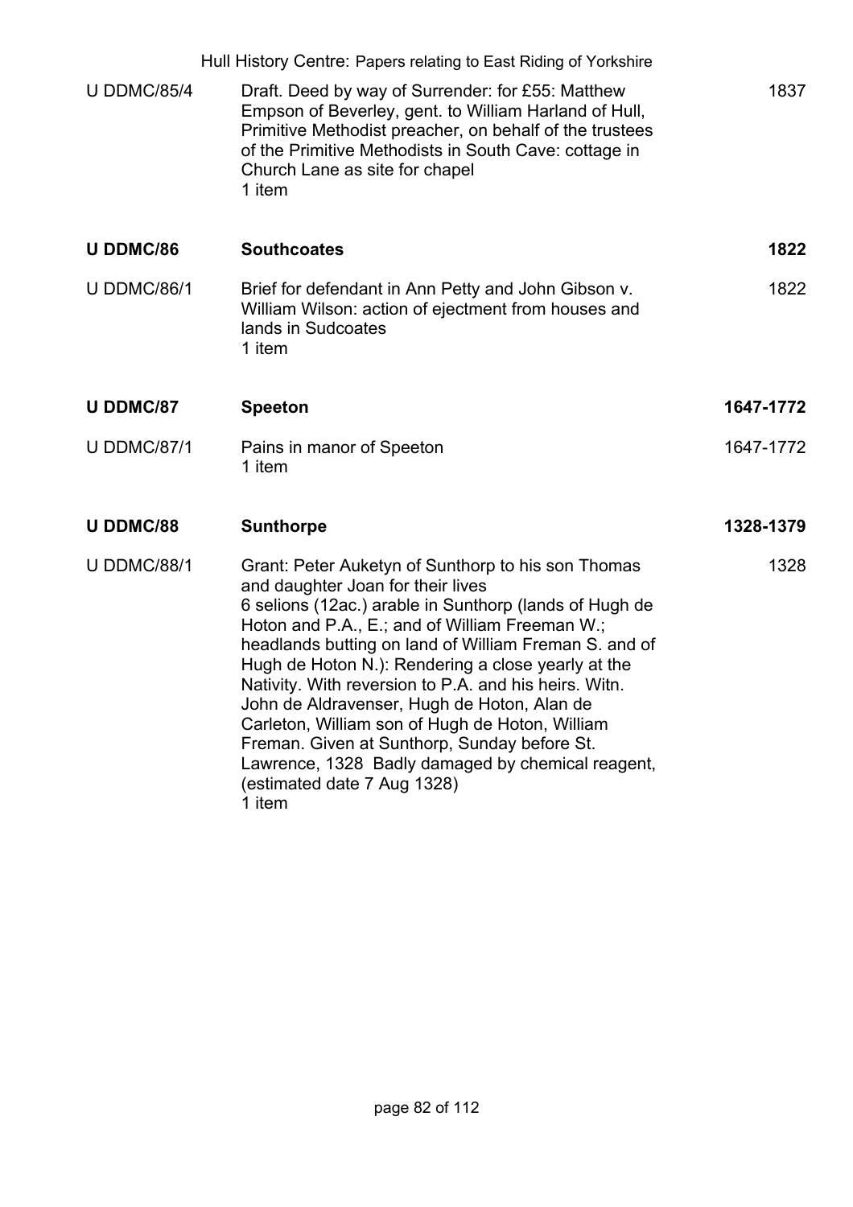| | | |
|---|---|---|
| U DDMC/85/4 | Draft. Deed by way of Surrender: for £55: Matthew Empson of Beverley, gent. to William Harland of Hull, Primitive Methodist preacher, on behalf of the trustees of the Primitive Methodists in South Cave: cottage in Church Lane as site for chapel<br>1 item | 1837 |
| **U DDMC/86** | **Southcoates** | **1822** |
| U DDMC/86/1 | Brief for defendant in Ann Petty and John Gibson v. William Wilson: action of ejectment from houses and lands in Sudcoates<br>1 item | 1822 |
| **U DDMC/87** | **Speeton** | **1647-1772** |
| U DDMC/87/1 | Pains in manor of Speeton<br>1 item | 1647-1772 |
| **U DDMC/88** | **Sunthorpe** | **1328-1379** |
| U DDMC/88/1 | Grant: Peter Auketyn of Sunthorp to his son Thomas and daughter Joan for their lives<br>6 selions (12ac.) arable in Sunthorp (lands of Hugh de Hoton and P.A., E.; and of William Freeman W.; headlands butting on land of William Freman S. and of Hugh de Hoton N.): Rendering a close yearly at the Nativity. With reversion to P.A. and his heirs. Witn. John de Aldravenser, Hugh de Hoton, Alan de Carleton, William son of Hugh de Hoton, William Freman. Given at Sunthorp, Sunday before St. Lawrence, 1328 Badly damaged by chemical reagent, (estimated date 7 Aug 1328)<br>1 item | 1328 |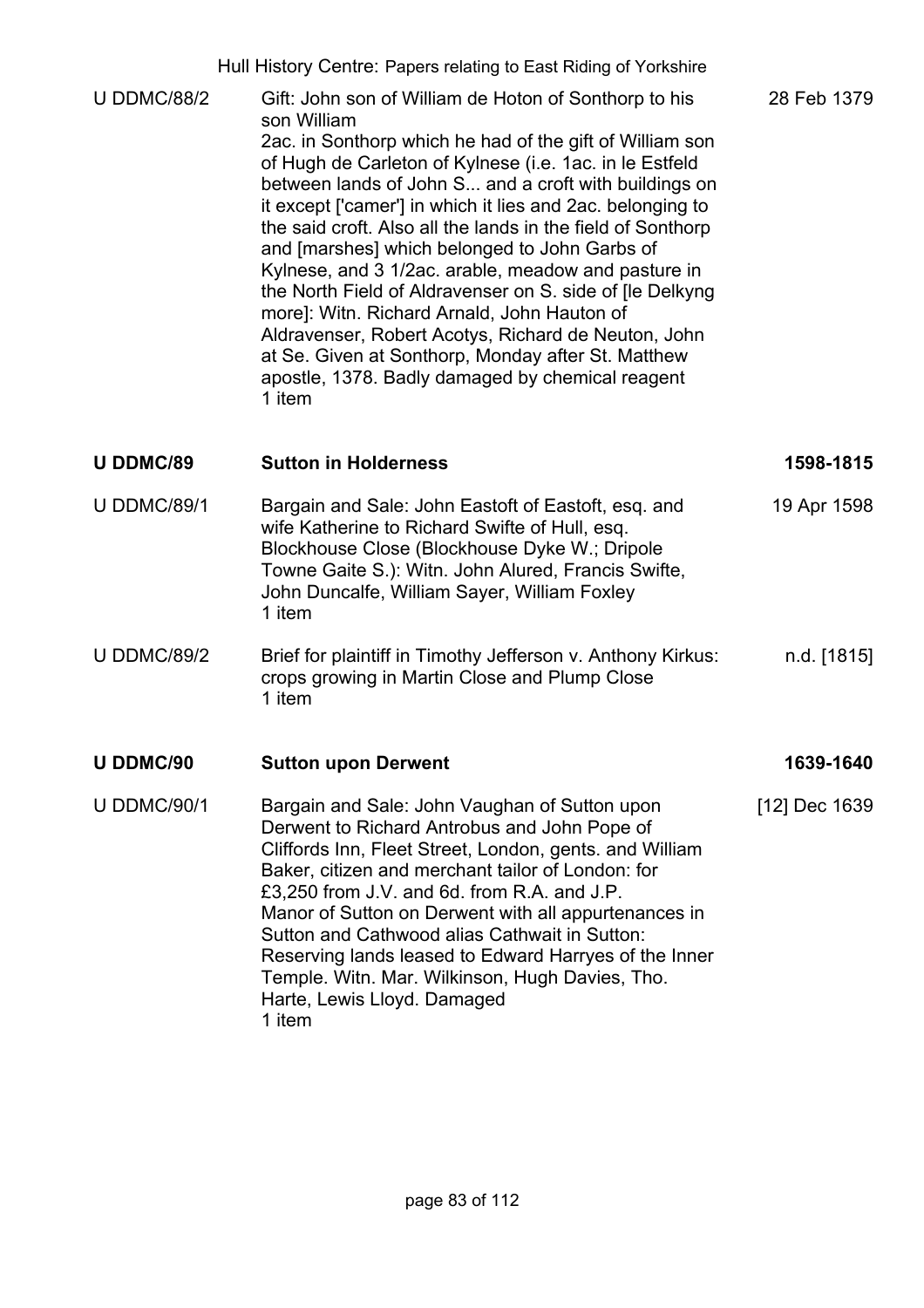| | | |
|---|---|---|
| U DDMC/88/2 | Gift: John son of William de Hoton of Sonthorp to his son William<br>2ac. in Sonthorp which he had of the gift of William son of Hugh de Carleton of Kylnese (i.e. 1ac. in le Estfeld between lands of John S... and a croft with buildings on it except ['camer'] in which it lies and 2ac. belonging to the said croft. Also all the lands in the field of Sonthorp and [marshes] which belonged to John Garbs of Kylnese, and 3 1/2ac. arable, meadow and pasture in the North Field of Aldravenser on S. side of [le Delkyng more]: Witn. Richard Arnald, John Hauton of Aldravenser, Robert Acotys, Richard de Neuton, John at Se. Given at Sonthorp, Monday after St. Matthew apostle, 1378. Badly damaged by chemical reagent<br>1 item | 28 Feb 1379 |
| **U DDMC/89** | **Sutton in Holderness** | **1598-1815** |
| U DDMC/89/1 | Bargain and Sale: John Eastoft of Eastoft, esq. and wife Katherine to Richard Swifte of Hull, esq.<br>Blockhouse Close (Blockhouse Dyke W.; Dripole Towne Gaite S.): Witn. John Alured, Francis Swifte, John Duncalfe, William Sayer, William Foxley<br>1 item | 19 Apr 1598 |
| U DDMC/89/2 | Brief for plaintiff in Timothy Jefferson v. Anthony Kirkus: crops growing in Martin Close and Plump Close<br>1 item | n.d. [1815] |
| **U DDMC/90** | **Sutton upon Derwent** | **1639-1640** |
| U DDMC/90/1 | Bargain and Sale: John Vaughan of Sutton upon Derwent to Richard Antrobus and John Pope of Cliffords Inn, Fleet Street, London, gents. and William Baker, citizen and merchant tailor of London: for £3,250 from J.V. and 6d. from R.A. and J.P.<br>Manor of Sutton on Derwent with all appurtenances in Sutton and Cathwood alias Cathwait in Sutton: Reserving lands leased to Edward Harryes of the Inner Temple. Witn. Mar. Wilkinson, Hugh Davies, Tho. Harte, Lewis Lloyd. Damaged<br>1 item | [12] Dec 1639 |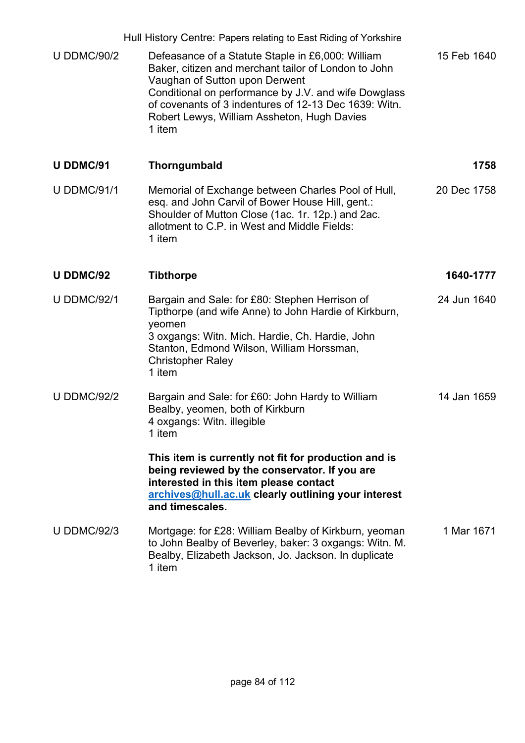| | | |
|---|---|---|
| U DDMC/90/2 | Defeasance of a Statute Staple in £6,000: William Baker, citizen and merchant tailor of London to John Vaughan of Sutton upon Derwent<br>Conditional on performance by J.V. and wife Dowglass of covenants of 3 indentures of 12-13 Dec 1639: Witn. Robert Lewys, William Assheton, Hugh Davies<br>1 item | 15 Feb 1640 |
| **U DDMC/91** | **Thorngumbald** | **1758** |
| U DDMC/91/1 | Memorial of Exchange between Charles Pool of Hull, esq. and John Carvil of Bower House Hill, gent.: Shoulder of Mutton Close (1ac. 1r. 12p.) and 2ac. allotment to C.P. in West and Middle Fields:<br>1 item | 20 Dec 1758 |
| **U DDMC/92** | **Tibthorpe** | **1640-1777** |
| U DDMC/92/1 | Bargain and Sale: for £80: Stephen Herrison of Tipthorpe (and wife Anne) to John Hardie of Kirkburn, yeomen<br>3 oxgangs: Witn. Mich. Hardie, Ch. Hardie, John Stanton, Edmond Wilson, William Horssman, Christopher Raley<br>1 item | 24 Jun 1640 |
| U DDMC/92/2 | Bargain and Sale: for £60: John Hardy to William Bealby, yeomen, both of Kirkburn<br>4 oxgangs: Witn. illegible<br>1 item<br><br>**This item is currently not fit for production and is being reviewed by the conservator. If you are interested in this item please contact archives@hull.ac.uk clearly outlining your interest and timescales.** | 14 Jan 1659 |
| U DDMC/92/3 | Mortgage: for £28: William Bealby of Kirkburn, yeoman to John Bealby of Beverley, baker: 3 oxgangs: Witn. M. Bealby, Elizabeth Jackson, Jo. Jackson. In duplicate<br>1 item | 1 Mar 1671 |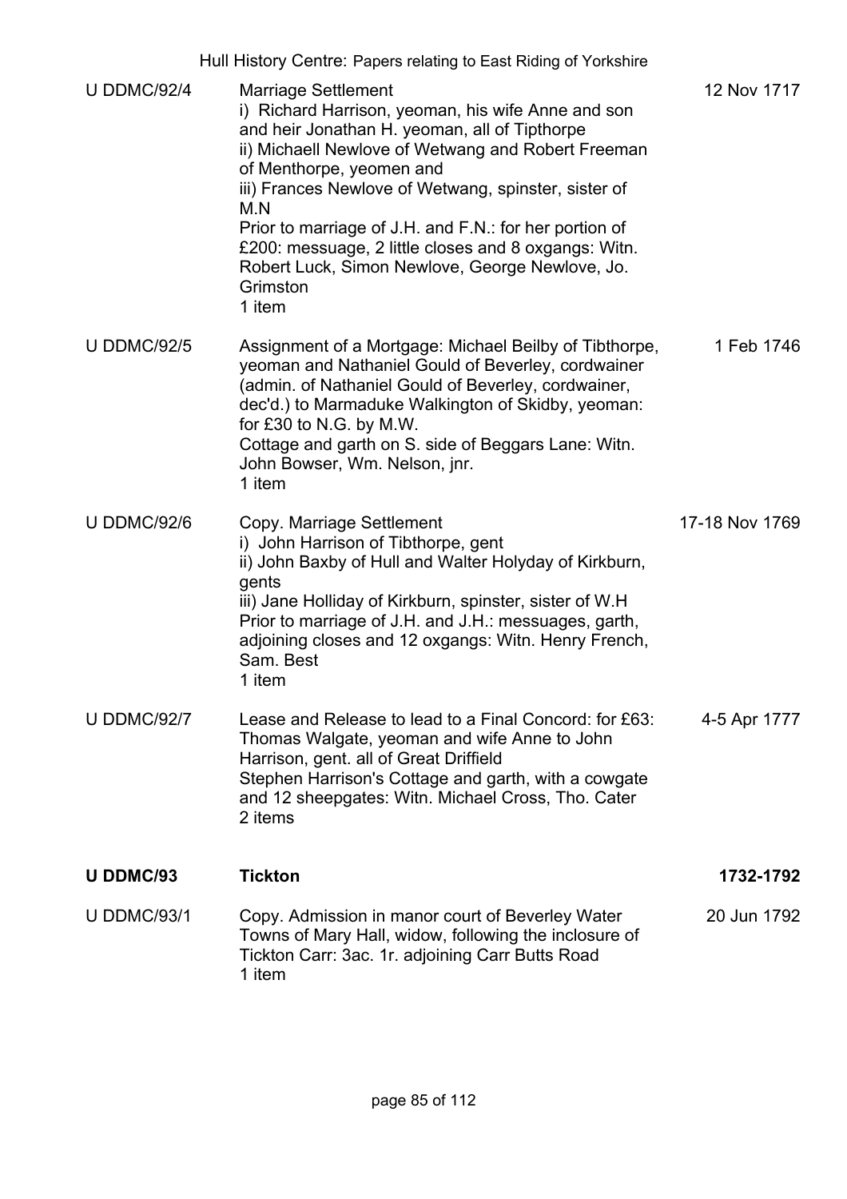| | | |
|---|---|---|
| U DDMC/92/4 | Marriage Settlement<br>i) Richard Harrison, yeoman, his wife Anne and son and heir Jonathan H. yeoman, all of Tipthorpe<br>ii) Michaell Newlove of Wetwang and Robert Freeman of Menthorpe, yeomen and<br>iii) Frances Newlove of Wetwang, spinster, sister of M.N<br>Prior to marriage of J.H. and F.N.: for her portion of £200: messuage, 2 little closes and 8 oxgangs: Witn. Robert Luck, Simon Newlove, George Newlove, Jo. Grimston<br>1 item | 12 Nov 1717 |
| U DDMC/92/5 | Assignment of a Mortgage: Michael Beilby of Tibthorpe, yeoman and Nathaniel Gould of Beverley, cordwainer (admin. of Nathaniel Gould of Beverley, cordwainer, dec'd.) to Marmaduke Walkington of Skidby, yeoman: for £30 to N.G. by M.W.<br>Cottage and garth on S. side of Beggars Lane: Witn. John Bowser, Wm. Nelson, jnr.<br>1 item | 1 Feb 1746 |
| U DDMC/92/6 | Copy. Marriage Settlement<br>i) John Harrison of Tibthorpe, gent<br>ii) John Baxby of Hull and Walter Holyday of Kirkburn, gents<br>iii) Jane Holliday of Kirkburn, spinster, sister of W.H<br>Prior to marriage of J.H. and J.H.: messuages, garth, adjoining closes and 12 oxgangs: Witn. Henry French, Sam. Best<br>1 item | 17-18 Nov 1769 |
| U DDMC/92/7 | Lease and Release to lead to a Final Concord: for £63: Thomas Walgate, yeoman and wife Anne to John Harrison, gent. all of Great Driffield<br>Stephen Harrison's Cottage and garth, with a cowgate and 12 sheepgates: Witn. Michael Cross, Tho. Cater<br>2 items | 4-5 Apr 1777 |
| **U DDMC/93** | **Tickton** | **1732-1792** |
| U DDMC/93/1 | Copy. Admission in manor court of Beverley Water Towns of Mary Hall, widow, following the inclosure of Tickton Carr: 3ac. 1r. adjoining Carr Butts Road<br>1 item | 20 Jun 1792 |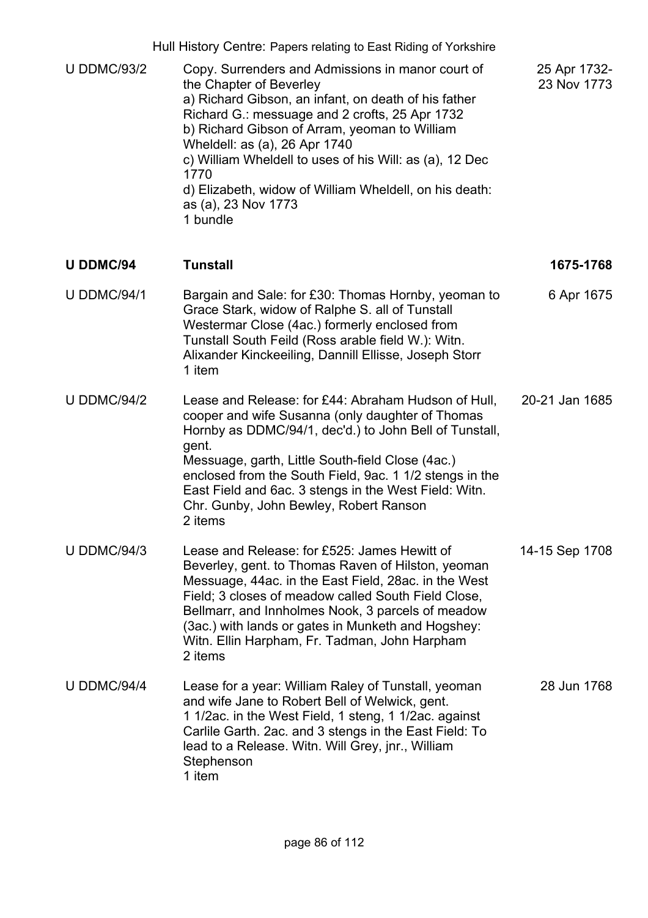| | | |
|---|---|---|
| U DDMC/93/2 | Copy. Surrenders and Admissions in manor court of the Chapter of Beverley<br>a) Richard Gibson, an infant, on death of his father Richard G.: messuage and 2 crofts, 25 Apr 1732<br>b) Richard Gibson of Arram, yeoman to William Wheldell: as (a), 26 Apr 1740<br>c) William Wheldell to uses of his Will: as (a), 12 Dec 1770<br>d) Elizabeth, widow of William Wheldell, on his death: as (a), 23 Nov 1773<br>1 bundle | 25 Apr 1732-23 Nov 1773 |
| **U DDMC/94** | **Tunstall** | **1675-1768** |
| U DDMC/94/1 | Bargain and Sale: for £30: Thomas Hornby, yeoman to Grace Stark, widow of Ralphe S. all of Tunstall Westermar Close (4ac.) formerly enclosed from Tunstall South Feild (Ross arable field W.): Witn. Alixander Kinckeeiling, Dannill Ellisse, Joseph Storr<br>1 item | 6 Apr 1675 |
| U DDMC/94/2 | Lease and Release: for £44: Abraham Hudson of Hull, cooper and wife Susanna (only daughter of Thomas Hornby as DDMC/94/1, dec'd.) to John Bell of Tunstall, gent.<br>Messuage, garth, Little South-field Close (4ac.) enclosed from the South Field, 9ac. 1 1/2 stengs in the East Field and 6ac. 3 stengs in the West Field: Witn. Chr. Gunby, John Bewley, Robert Ranson<br>2 items | 20-21 Jan 1685 |
| U DDMC/94/3 | Lease and Release: for £525: James Hewitt of Beverley, gent. to Thomas Raven of Hilston, yeoman Messuage, 44ac. in the East Field, 28ac. in the West Field; 3 closes of meadow called South Field Close, Bellmarr, and Innholmes Nook, 3 parcels of meadow (3ac.) with lands or gates in Munketh and Hogshey: Witn. Ellin Harpham, Fr. Tadman, John Harpham<br>2 items | 14-15 Sep 1708 |
| U DDMC/94/4 | Lease for a year: William Raley of Tunstall, yeoman and wife Jane to Robert Bell of Welwick, gent.<br>1 1/2ac. in the West Field, 1 steng, 1 1/2ac. against Carlile Garth. 2ac. and 3 stengs in the East Field: To lead to a Release. Witn. Will Grey, jnr., William Stephenson<br>1 item | 28 Jun 1768 |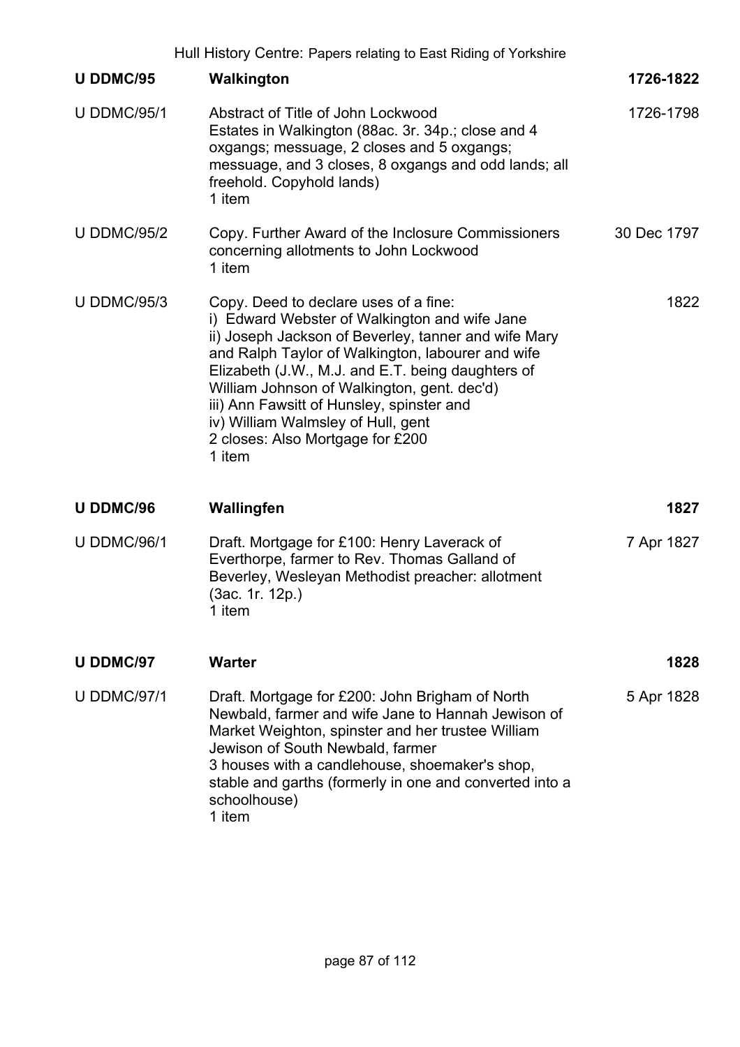| | | |
|---|---|---|
| **U DDMC/95** | **Walkington** | **1726-1822** |
| U DDMC/95/1 | Abstract of Title of John Lockwood<br>Estates in Walkington (88ac. 3r. 34p.; close and 4 oxgangs; messuage, 2 closes and 5 oxgangs; messuage, and 3 closes, 8 oxgangs and odd lands; all freehold. Copyhold lands)<br>1 item | 1726-1798 |
| U DDMC/95/2 | Copy. Further Award of the Inclosure Commissioners concerning allotments to John Lockwood<br>1 item | 30 Dec 1797 |
| U DDMC/95/3 | Copy. Deed to declare uses of a fine:<br>i) Edward Webster of Walkington and wife Jane<br>ii) Joseph Jackson of Beverley, tanner and wife Mary and Ralph Taylor of Walkington, labourer and wife Elizabeth (J.W., M.J. and E.T. being daughters of William Johnson of Walkington, gent. dec'd)<br>iii) Ann Fawsitt of Hunsley, spinster and<br>iv) William Walmsley of Hull, gent<br>2 closes: Also Mortgage for £200<br>1 item | 1822 |
| **U DDMC/96** | **Wallingfen** | **1827** |
| U DDMC/96/1 | Draft. Mortgage for £100: Henry Laverack of Everthorpe, farmer to Rev. Thomas Galland of Beverley, Wesleyan Methodist preacher: allotment (3ac. 1r. 12p.)<br>1 item | 7 Apr 1827 |
| **U DDMC/97** | **Warter** | **1828** |
| U DDMC/97/1 | Draft. Mortgage for £200: John Brigham of North Newbald, farmer and wife Jane to Hannah Jewison of Market Weighton, spinster and her trustee William Jewison of South Newbald, farmer<br>3 houses with a candlehouse, shoemaker's shop, stable and garths (formerly in one and converted into a schoolhouse)<br>1 item | 5 Apr 1828 |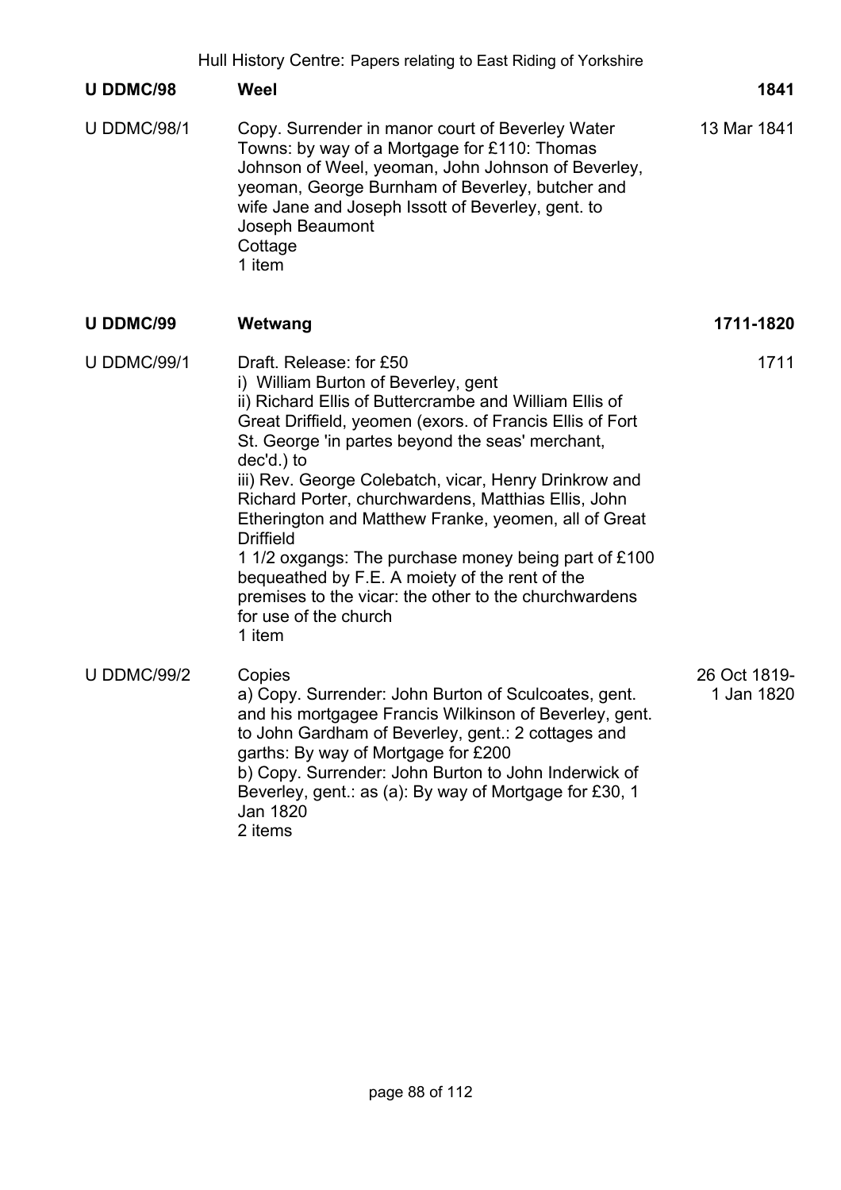| | | |
|---|---|---|
| **U DDMC/98** | **Weel** | **1841** |
| U DDMC/98/1 | Copy. Surrender in manor court of Beverley Water Towns: by way of a Mortgage for £110: Thomas Johnson of Weel, yeoman, John Johnson of Beverley, yeoman, George Burnham of Beverley, butcher and wife Jane and Joseph Issott of Beverley, gent. to Joseph Beaumont<br>Cottage<br>1 item | 13 Mar 1841 |
| **U DDMC/99** | **Wetwang** | **1711-1820** |
| U DDMC/99/1 | Draft. Release: for £50<br>i) William Burton of Beverley, gent<br>ii) Richard Ellis of Buttercrambe and William Ellis of Great Driffield, yeomen (exors. of Francis Ellis of Fort St. George 'in partes beyond the seas' merchant, dec'd.) to<br>iii) Rev. George Colebatch, vicar, Henry Drinkrow and Richard Porter, churchwardens, Matthias Ellis, John Etherington and Matthew Franke, yeomen, all of Great Driffield<br>1 1/2 oxgangs: The purchase money being part of £100 bequeathed by F.E. A moiety of the rent of the premises to the vicar: the other to the churchwardens for use of the church<br>1 item | 1711 |
| U DDMC/99/2 | Copies<br>a) Copy. Surrender: John Burton of Sculcoates, gent. and his mortgagee Francis Wilkinson of Beverley, gent. to John Gardham of Beverley, gent.: 2 cottages and garths: By way of Mortgage for £200<br>b) Copy. Surrender: John Burton to John Inderwick of Beverley, gent.: as (a): By way of Mortgage for £30, 1 Jan 1820<br>2 items | 26 Oct 1819-1 Jan 1820 |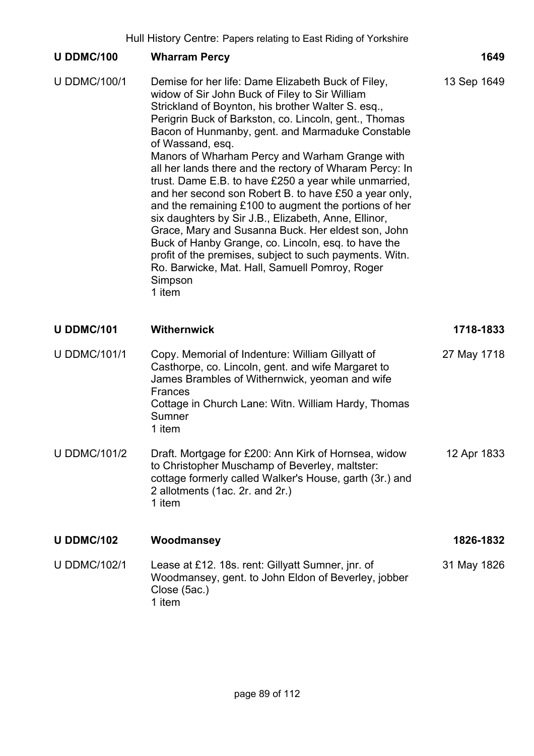## U DDMC/100 Wharram Percy — 1649

**U DDMC/100/1** — 13 Sep 1649

Demise for her life: Dame Elizabeth Buck of Filey, widow of Sir John Buck of Filey to Sir William Strickland of Boynton, his brother Walter S. esq., Perigrin Buck of Barkston, co. Lincoln, gent., Thomas Bacon of Hunmanby, gent. and Marmaduke Constable of Wassand, esq.
Manors of Wharham Percy and Warham Grange with all her lands there and the rectory of Wharam Percy: In trust. Dame E.B. to have £250 a year while unmarried, and her second son Robert B. to have £50 a year only, and the remaining £100 to augment the portions of her six daughters by Sir J.B., Elizabeth, Anne, Ellinor, Grace, Mary and Susanna Buck. Her eldest son, John Buck of Hanby Grange, co. Lincoln, esq. to have the profit of the premises, subject to such payments. Witn. Ro. Barwicke, Mat. Hall, Samuell Pomroy, Roger Simpson
1 item

## U DDMC/101 Withernwick — 1718-1833

**U DDMC/101/1** — 27 May 1718

Copy. Memorial of Indenture: William Gillyatt of Casthorpe, co. Lincoln, gent. and wife Margaret to James Brambles of Withernwick, yeoman and wife Frances
Cottage in Church Lane: Witn. William Hardy, Thomas Sumner
1 item

**U DDMC/101/2** — 12 Apr 1833

Draft. Mortgage for £200: Ann Kirk of Hornsea, widow to Christopher Muschamp of Beverley, maltster: cottage formerly called Walker's House, garth (3r.) and 2 allotments (1ac. 2r. and 2r.)
1 item

## U DDMC/102 Woodmansey — 1826-1832

**U DDMC/102/1** — 31 May 1826

Lease at £12. 18s. rent: Gillyatt Sumner, jnr. of Woodmansey, gent. to John Eldon of Beverley, jobber
Close (5ac.)
1 item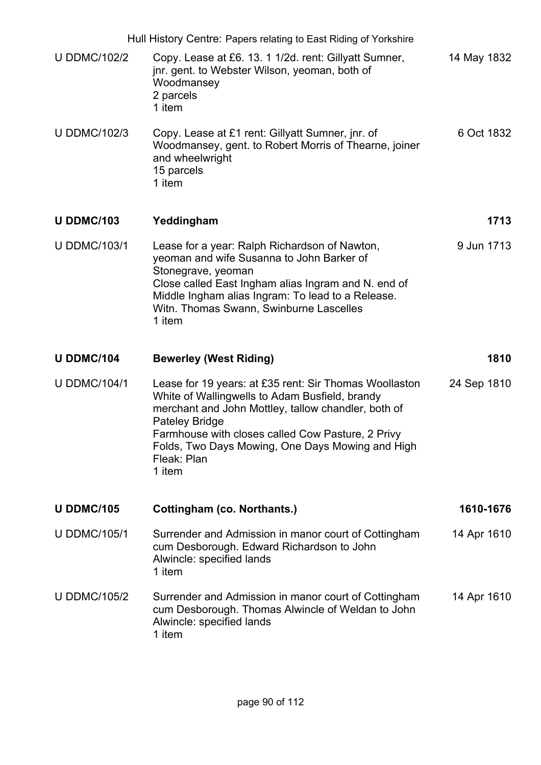| | | |
|---|---|---|
| U DDMC/102/2 | Copy. Lease at £6. 13. 1 1/2d. rent: Gillyatt Sumner, jnr. gent. to Webster Wilson, yeoman, both of Woodmansey<br>2 parcels<br>1 item | 14 May 1832 |
| U DDMC/102/3 | Copy. Lease at £1 rent: Gillyatt Sumner, jnr. of Woodmansey, gent. to Robert Morris of Thearne, joiner and wheelwright<br>15 parcels<br>1 item | 6 Oct 1832 |
| **U DDMC/103** | **Yeddingham** | **1713** |
| U DDMC/103/1 | Lease for a year: Ralph Richardson of Nawton, yeoman and wife Susanna to John Barker of Stonegrave, yeoman<br>Close called East Ingham alias Ingram and N. end of Middle Ingham alias Ingram: To lead to a Release.<br>Witn. Thomas Swann, Swinburne Lascelles<br>1 item | 9 Jun 1713 |
| **U DDMC/104** | **Bewerley (West Riding)** | **1810** |
| U DDMC/104/1 | Lease for 19 years: at £35 rent: Sir Thomas Woollaston White of Wallingwells to Adam Busfield, brandy merchant and John Mottley, tallow chandler, both of Pateley Bridge<br>Farmhouse with closes called Cow Pasture, 2 Privy Folds, Two Days Mowing, One Days Mowing and High Fleak: Plan<br>1 item | 24 Sep 1810 |
| **U DDMC/105** | **Cottingham (co. Northants.)** | **1610-1676** |
| U DDMC/105/1 | Surrender and Admission in manor court of Cottingham cum Desborough. Edward Richardson to John Alwincle: specified lands<br>1 item | 14 Apr 1610 |
| U DDMC/105/2 | Surrender and Admission in manor court of Cottingham cum Desborough. Thomas Alwincle of Weldan to John Alwincle: specified lands<br>1 item | 14 Apr 1610 |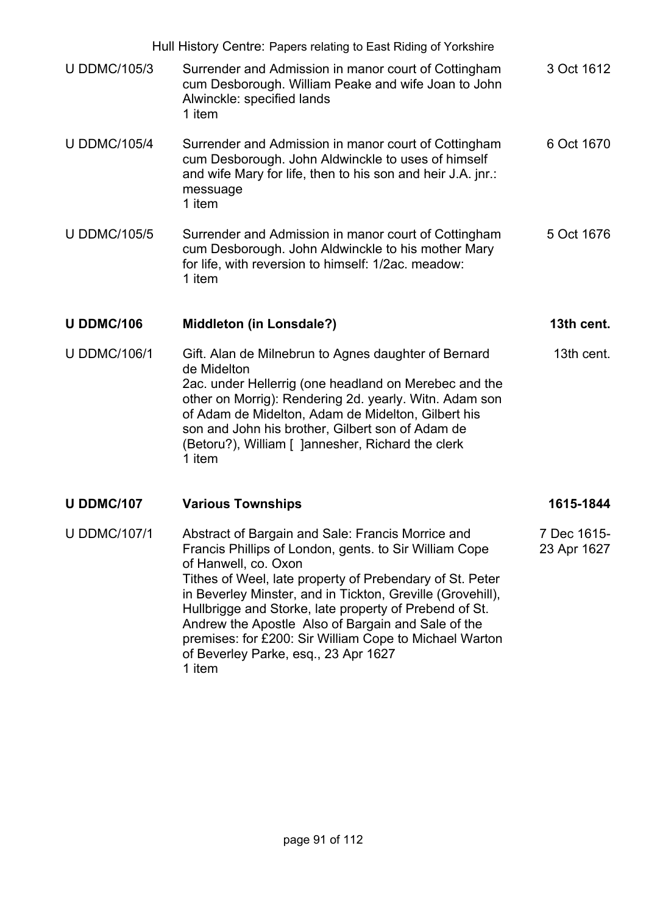| | | |
|---|---|---|
| U DDMC/105/3 | Surrender and Admission in manor court of Cottingham cum Desborough. William Peake and wife Joan to John Alwinckle: specified lands<br>1 item | 3 Oct 1612 |
| U DDMC/105/4 | Surrender and Admission in manor court of Cottingham cum Desborough. John Aldwinckle to uses of himself and wife Mary for life, then to his son and heir J.A. jnr.: messuage<br>1 item | 6 Oct 1670 |
| U DDMC/105/5 | Surrender and Admission in manor court of Cottingham cum Desborough. John Aldwinckle to his mother Mary for life, with reversion to himself: 1/2ac. meadow:<br>1 item | 5 Oct 1676 |
| **U DDMC/106** | **Middleton (in Lonsdale?)** | **13th cent.** |
| U DDMC/106/1 | Gift. Alan de Milnebrun to Agnes daughter of Bernard de Midelton<br>2ac. under Hellerrig (one headland on Merebec and the other on Morrig): Rendering 2d. yearly. Witn. Adam son of Adam de Midelton, Adam de Midelton, Gilbert his son and John his brother, Gilbert son of Adam de (Betoru?), William [ ]annesher, Richard the clerk<br>1 item | 13th cent. |
| **U DDMC/107** | **Various Townships** | **1615-1844** |
| U DDMC/107/1 | Abstract of Bargain and Sale: Francis Morrice and Francis Phillips of London, gents. to Sir William Cope of Hanwell, co. Oxon<br>Tithes of Weel, late property of Prebendary of St. Peter in Beverley Minster, and in Tickton, Greville (Grovehill), Hullbrigge and Storke, late property of Prebend of St. Andrew the Apostle Also of Bargain and Sale of the premises: for £200: Sir William Cope to Michael Warton of Beverley Parke, esq., 23 Apr 1627<br>1 item | 7 Dec 1615-<br>23 Apr 1627 |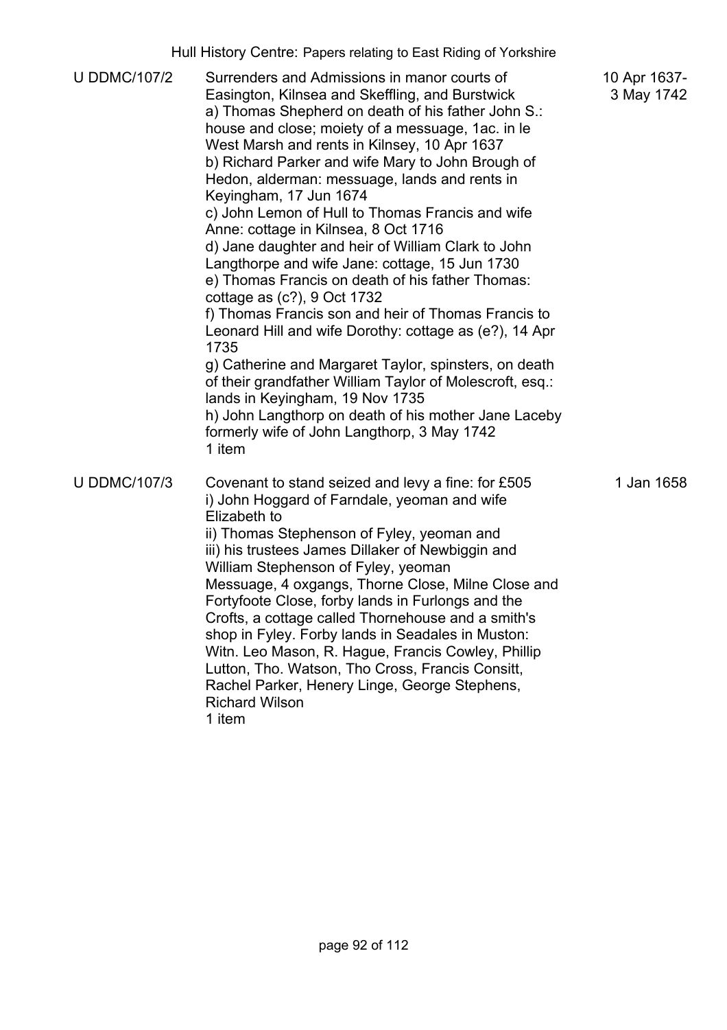| | | |
|---|---|---|
| U DDMC/107/2 | Surrenders and Admissions in manor courts of Easington, Kilnsea and Skeffling, and Burstwick<br>a) Thomas Shepherd on death of his father John S.: house and close; moiety of a messuage, 1ac. in le West Marsh and rents in Kilnsey, 10 Apr 1637<br>b) Richard Parker and wife Mary to John Brough of Hedon, alderman: messuage, lands and rents in Keyingham, 17 Jun 1674<br>c) John Lemon of Hull to Thomas Francis and wife Anne: cottage in Kilnsea, 8 Oct 1716<br>d) Jane daughter and heir of William Clark to John Langthorpe and wife Jane: cottage, 15 Jun 1730<br>e) Thomas Francis on death of his father Thomas: cottage as (c?), 9 Oct 1732<br>f) Thomas Francis son and heir of Thomas Francis to Leonard Hill and wife Dorothy: cottage as (e?), 14 Apr 1735<br>g) Catherine and Margaret Taylor, spinsters, on death of their grandfather William Taylor of Molescroft, esq.: lands in Keyingham, 19 Nov 1735<br>h) John Langthorp on death of his mother Jane Laceby formerly wife of John Langthorp, 3 May 1742<br>1 item | 10 Apr 1637-3 May 1742 |
| U DDMC/107/3 | Covenant to stand seized and levy a fine: for £505<br>i) John Hoggard of Farndale, yeoman and wife Elizabeth to<br>ii) Thomas Stephenson of Fyley, yeoman and<br>iii) his trustees James Dillaker of Newbiggin and William Stephenson of Fyley, yeoman<br>Messuage, 4 oxgangs, Thorne Close, Milne Close and Fortyfoote Close, forby lands in Furlongs and the Crofts, a cottage called Thornehouse and a smith's shop in Fyley. Forby lands in Seadales in Muston: Witn. Leo Mason, R. Hague, Francis Cowley, Phillip Lutton, Tho. Watson, Tho Cross, Francis Consitt, Rachel Parker, Henery Linge, George Stephens, Richard Wilson<br>1 item | 1 Jan 1658 |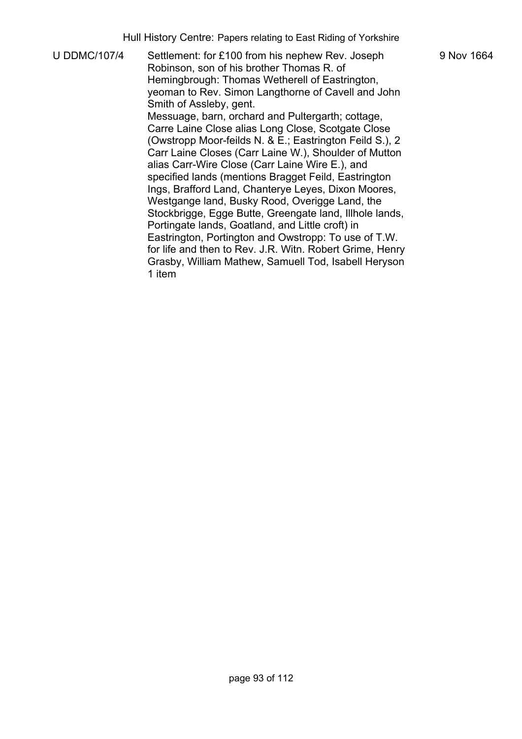| | | |
|---|---|---|
| U DDMC/107/4 | Settlement: for £100 from his nephew Rev. Joseph Robinson, son of his brother Thomas R. of Hemingbrough: Thomas Wetherell of Eastrington, yeoman to Rev. Simon Langthorne of Cavell and John Smith of Assleby, gent.<br>Messuage, barn, orchard and Pultergarth; cottage, Carre Laine Close alias Long Close, Scotgate Close (Owstropp Moor-feilds N. & E.; Eastrington Feild S.), 2 Carr Laine Closes (Carr Laine W.), Shoulder of Mutton alias Carr-Wire Close (Carr Laine Wire E.), and specified lands (mentions Bragget Feild, Eastrington Ings, Brafford Land, Chanterye Leyes, Dixon Moores, Westgange land, Busky Rood, Overigge Land, the Stockbrigge, Egge Butte, Greengate land, Illhole lands, Portingate lands, Goatland, and Little croft) in Eastrington, Portington and Owstropp: To use of T.W. for life and then to Rev. J.R. Witn. Robert Grime, Henry Grasby, William Mathew, Samuell Tod, Isabell Heryson<br>1 item | 9 Nov 1664 |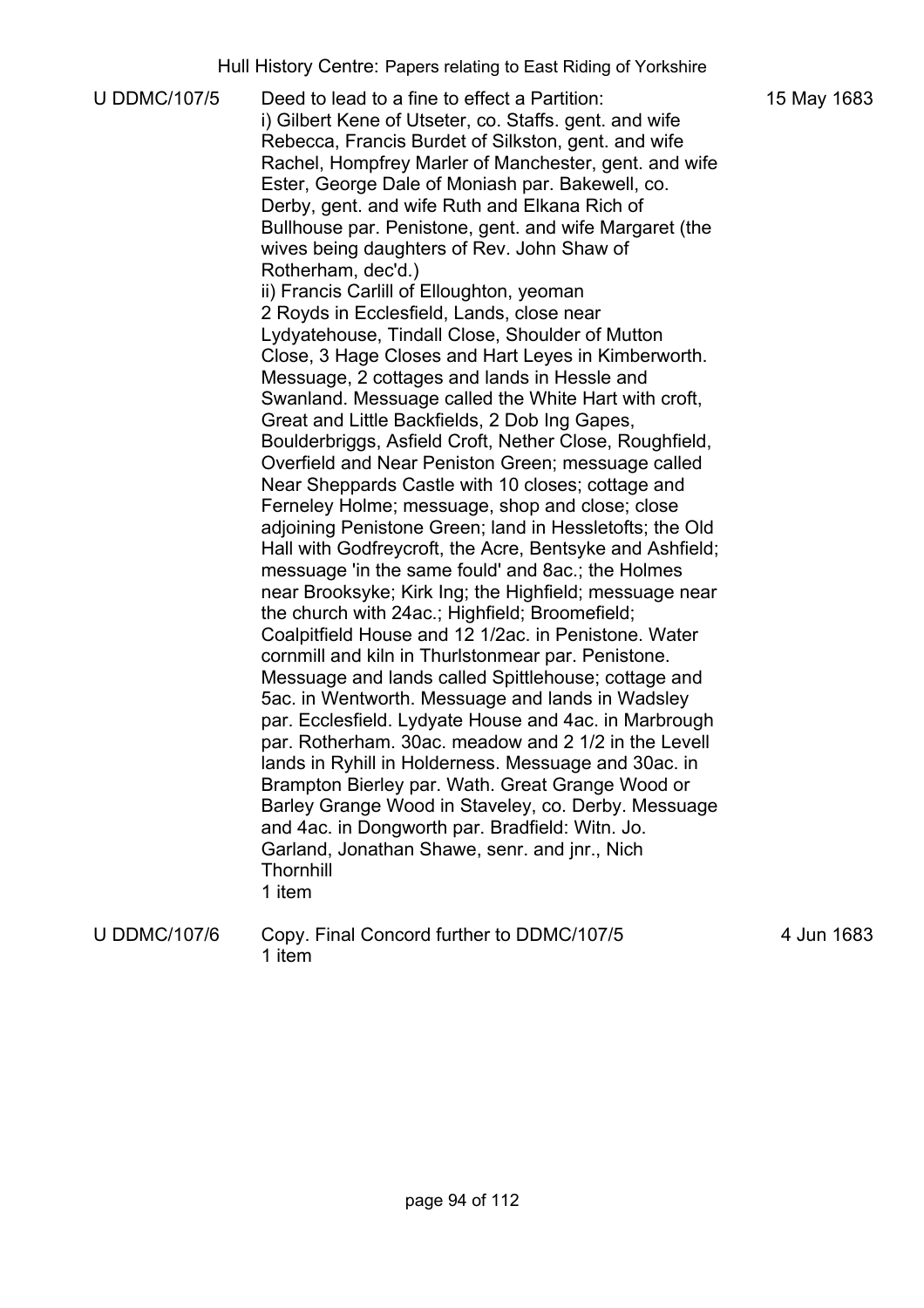| | | |
|---|---|---|
| U DDMC/107/5 | Deed to lead to a fine to effect a Partition:<br>i) Gilbert Kene of Utseter, co. Staffs. gent. and wife Rebecca, Francis Burdet of Silkston, gent. and wife Rachel, Hompfrey Marler of Manchester, gent. and wife Ester, George Dale of Moniash par. Bakewell, co. Derby, gent. and wife Ruth and Elkana Rich of Bullhouse par. Penistone, gent. and wife Margaret (the wives being daughters of Rev. John Shaw of Rotherham, dec'd.)<br>ii) Francis Carlill of Elloughton, yeoman<br>2 Royds in Ecclesfield, Lands, close near Lydyatehouse, Tindall Close, Shoulder of Mutton Close, 3 Hage Closes and Hart Leyes in Kimberworth. Messuage, 2 cottages and lands in Hessle and Swanland. Messuage called the White Hart with croft, Great and Little Backfields, 2 Dob Ing Gapes, Boulderbriggs, Asfield Croft, Nether Close, Roughfield, Overfield and Near Peniston Green; messuage called Near Sheppards Castle with 10 closes; cottage and Ferneley Holme; messuage, shop and close; close adjoining Penistone Green; land in Hessletofts; the Old Hall with Godfreycroft, the Acre, Bentsyke and Ashfield; messuage 'in the same fould' and 8ac.; the Holmes near Brooksyke; Kirk Ing; the Highfield; messuage near the church with 24ac.; Highfield; Broomefield; Coalpitfield House and 12 1/2ac. in Penistone. Water cornmill and kiln in Thurlstonmear par. Penistone. Messuage and lands called Spittlehouse; cottage and 5ac. in Wentworth. Messuage and lands in Wadsley par. Ecclesfield. Lydyate House and 4ac. in Marbrough par. Rotherham. 30ac. meadow and 2 1/2 in the Levell lands in Ryhill in Holderness. Messuage and 30ac. in Brampton Bierley par. Wath. Great Grange Wood or Barley Grange Wood in Staveley, co. Derby. Messuage and 4ac. in Dongworth par. Bradfield: Witn. Jo. Garland, Jonathan Shawe, senr. and jnr., Nich Thornhill<br>1 item | 15 May 1683 |
| U DDMC/107/6 | Copy. Final Concord further to DDMC/107/5<br>1 item | 4 Jun 1683 |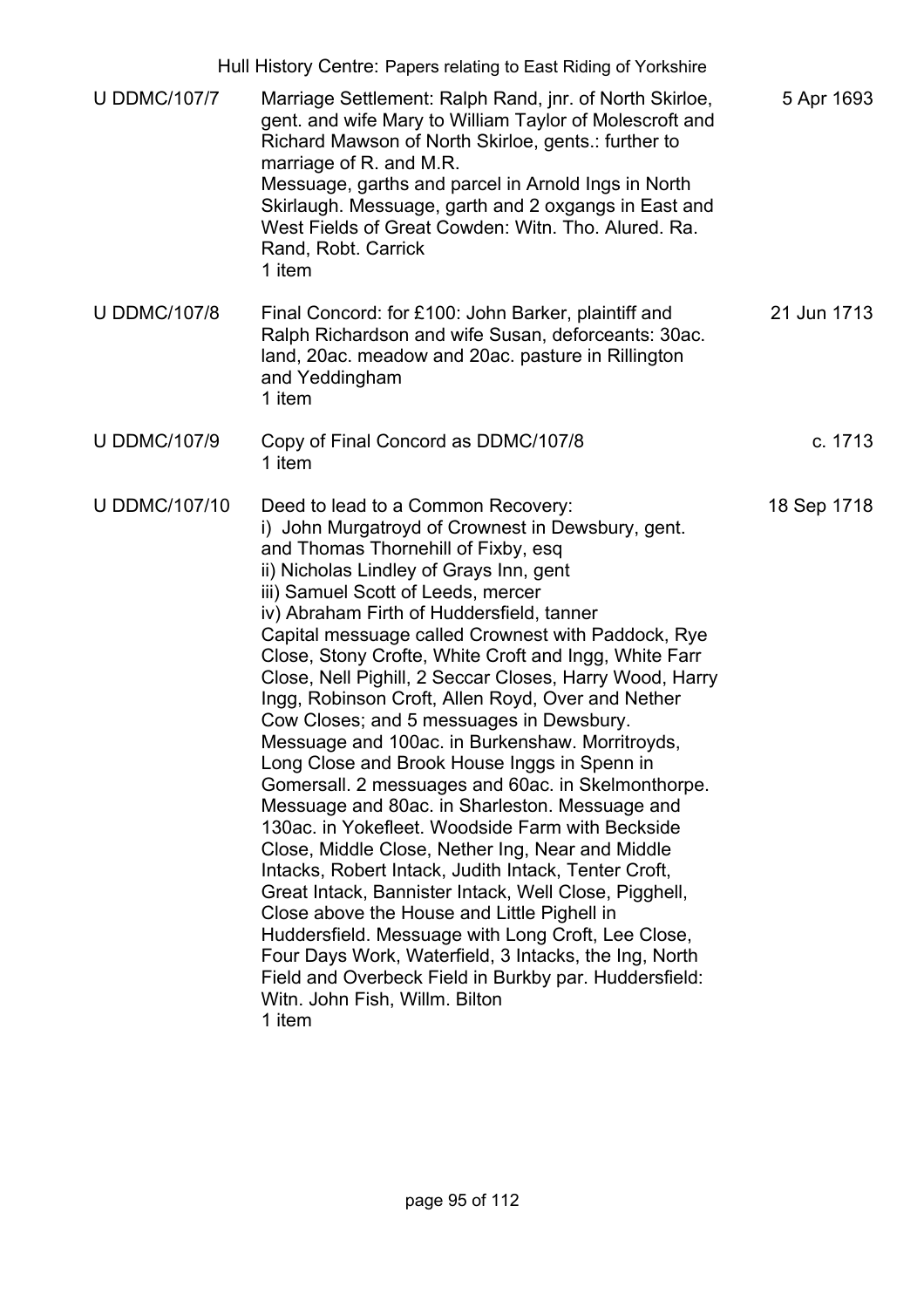| | | |
|---|---|---|
| U DDMC/107/7 | Marriage Settlement: Ralph Rand, jnr. of North Skirloe, gent. and wife Mary to William Taylor of Molescroft and Richard Mawson of North Skirloe, gents.: further to marriage of R. and M.R.<br>Messuage, garths and parcel in Arnold Ings in North Skirlaugh. Messuage, garth and 2 oxgangs in East and West Fields of Great Cowden: Witn. Tho. Alured. Ra. Rand, Robt. Carrick<br>1 item | 5 Apr 1693 |
| U DDMC/107/8 | Final Concord: for £100: John Barker, plaintiff and Ralph Richardson and wife Susan, deforceants: 30ac. land, 20ac. meadow and 20ac. pasture in Rillington and Yeddingham<br>1 item | 21 Jun 1713 |
| U DDMC/107/9 | Copy of Final Concord as DDMC/107/8<br>1 item | c. 1713 |
| U DDMC/107/10 | Deed to lead to a Common Recovery:<br>i) John Murgatroyd of Crownest in Dewsbury, gent. and Thomas Thornehill of Fixby, esq<br>ii) Nicholas Lindley of Grays Inn, gent<br>iii) Samuel Scott of Leeds, mercer<br>iv) Abraham Firth of Huddersfield, tanner<br>Capital messuage called Crownest with Paddock, Rye Close, Stony Crofte, White Croft and Ingg, White Farr Close, Nell Pighill, 2 Seccar Closes, Harry Wood, Harry Ingg, Robinson Croft, Allen Royd, Over and Nether Cow Closes; and 5 messuages in Dewsbury.<br>Messuage and 100ac. in Burkenshaw. Morritroyds, Long Close and Brook House Inggs in Spenn in Gomersall. 2 messuages and 60ac. in Skelmonthorpe. Messuage and 80ac. in Sharleston. Messuage and 130ac. in Yokefleet. Woodside Farm with Beckside Close, Middle Close, Nether Ing, Near and Middle Intacks, Robert Intack, Judith Intack, Tenter Croft, Great Intack, Bannister Intack, Well Close, Pigghell, Close above the House and Little Pighell in Huddersfield. Messuage with Long Croft, Lee Close, Four Days Work, Waterfield, 3 Intacks, the Ing, North Field and Overbeck Field in Burkby par. Huddersfield: Witn. John Fish, Willm. Bilton<br>1 item | 18 Sep 1718 |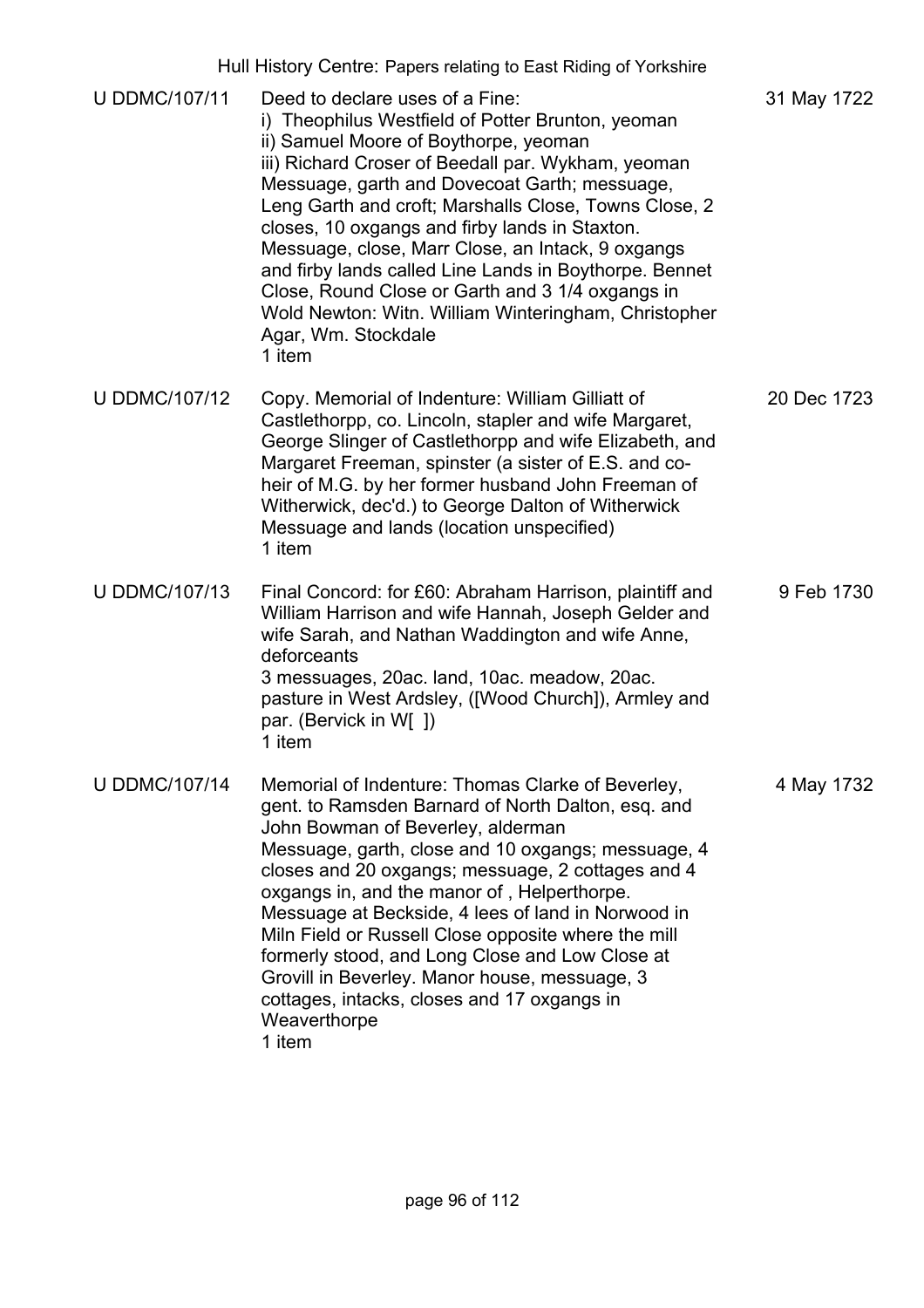| | | |
|---|---|---|
| U DDMC/107/11 | Deed to declare uses of a Fine:<br>i) Theophilus Westfield of Potter Brunton, yeoman<br>ii) Samuel Moore of Boythorpe, yeoman<br>iii) Richard Croser of Beedall par. Wykham, yeoman<br>Messuage, garth and Dovecoat Garth; messuage, Leng Garth and croft; Marshalls Close, Towns Close, 2 closes, 10 oxgangs and firby lands in Staxton. Messuage, close, Marr Close, an Intack, 9 oxgangs and firby lands called Line Lands in Boythorpe. Bennet Close, Round Close or Garth and 3 1/4 oxgangs in Wold Newton: Witn. William Winteringham, Christopher Agar, Wm. Stockdale<br>1 item | 31 May 1722 |
| U DDMC/107/12 | Copy. Memorial of Indenture: William Gilliatt of Castlethorpp, co. Lincoln, stapler and wife Margaret, George Slinger of Castlethorpp and wife Elizabeth, and Margaret Freeman, spinster (a sister of E.S. and co-heir of M.G. by her former husband John Freeman of Witherwick, dec'd.) to George Dalton of Witherwick<br>Messuage and lands (location unspecified)<br>1 item | 20 Dec 1723 |
| U DDMC/107/13 | Final Concord: for £60: Abraham Harrison, plaintiff and William Harrison and wife Hannah, Joseph Gelder and wife Sarah, and Nathan Waddington and wife Anne, deforceants<br>3 messuages, 20ac. land, 10ac. meadow, 20ac. pasture in West Ardsley, ([Wood Church]), Armley and par. (Bervick in W[ ])<br>1 item | 9 Feb 1730 |
| U DDMC/107/14 | Memorial of Indenture: Thomas Clarke of Beverley, gent. to Ramsden Barnard of North Dalton, esq. and John Bowman of Beverley, alderman<br>Messuage, garth, close and 10 oxgangs; messuage, 4 closes and 20 oxgangs; messuage, 2 cottages and 4 oxgangs in, and the manor of , Helperthorpe. Messuage at Beckside, 4 lees of land in Norwood in Miln Field or Russell Close opposite where the mill formerly stood, and Long Close and Low Close at Grovill in Beverley. Manor house, messuage, 3 cottages, intacks, closes and 17 oxgangs in Weaverthorpe<br>1 item | 4 May 1732 |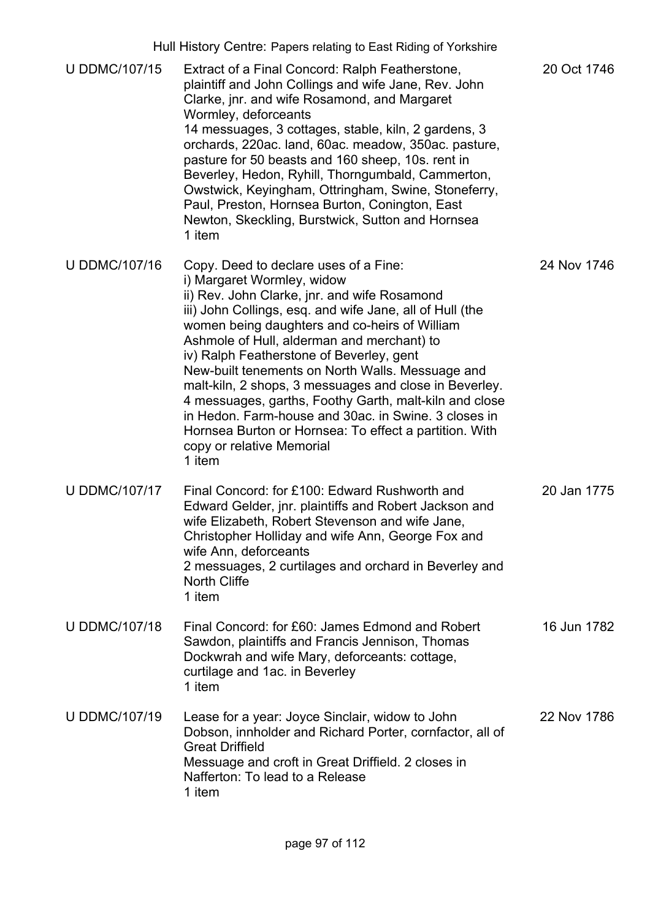| | | |
|---|---|---|
| U DDMC/107/15 | Extract of a Final Concord: Ralph Featherstone, plaintiff and John Collings and wife Jane, Rev. John Clarke, jnr. and wife Rosamond, and Margaret Wormley, deforceants<br>14 messuages, 3 cottages, stable, kiln, 2 gardens, 3 orchards, 220ac. land, 60ac. meadow, 350ac. pasture, pasture for 50 beasts and 160 sheep, 10s. rent in Beverley, Hedon, Ryhill, Thorngumbald, Cammerton, Owstwick, Keyingham, Ottringham, Swine, Stoneferry, Paul, Preston, Hornsea Burton, Conington, East Newton, Skeckling, Burstwick, Sutton and Hornsea<br>1 item | 20 Oct 1746 |
| U DDMC/107/16 | Copy. Deed to declare uses of a Fine:<br>i) Margaret Wormley, widow<br>ii) Rev. John Clarke, jnr. and wife Rosamond<br>iii) John Collings, esq. and wife Jane, all of Hull (the women being daughters and co-heirs of William Ashmole of Hull, alderman and merchant) to<br>iv) Ralph Featherstone of Beverley, gent<br>New-built tenements on North Walls. Messuage and malt-kiln, 2 shops, 3 messuages and close in Beverley. 4 messuages, garths, Foothy Garth, malt-kiln and close in Hedon. Farm-house and 30ac. in Swine. 3 closes in Hornsea Burton or Hornsea: To effect a partition. With copy or relative Memorial<br>1 item | 24 Nov 1746 |
| U DDMC/107/17 | Final Concord: for £100: Edward Rushworth and Edward Gelder, jnr. plaintiffs and Robert Jackson and wife Elizabeth, Robert Stevenson and wife Jane, Christopher Holliday and wife Ann, George Fox and wife Ann, deforceants<br>2 messuages, 2 curtilages and orchard in Beverley and North Cliffe<br>1 item | 20 Jan 1775 |
| U DDMC/107/18 | Final Concord: for £60: James Edmond and Robert Sawdon, plaintiffs and Francis Jennison, Thomas Dockwrah and wife Mary, deforceants: cottage, curtilage and 1ac. in Beverley<br>1 item | 16 Jun 1782 |
| U DDMC/107/19 | Lease for a year: Joyce Sinclair, widow to John Dobson, innholder and Richard Porter, cornfactor, all of Great Driffield<br>Messuage and croft in Great Driffield. 2 closes in Nafferton: To lead to a Release<br>1 item | 22 Nov 1786 |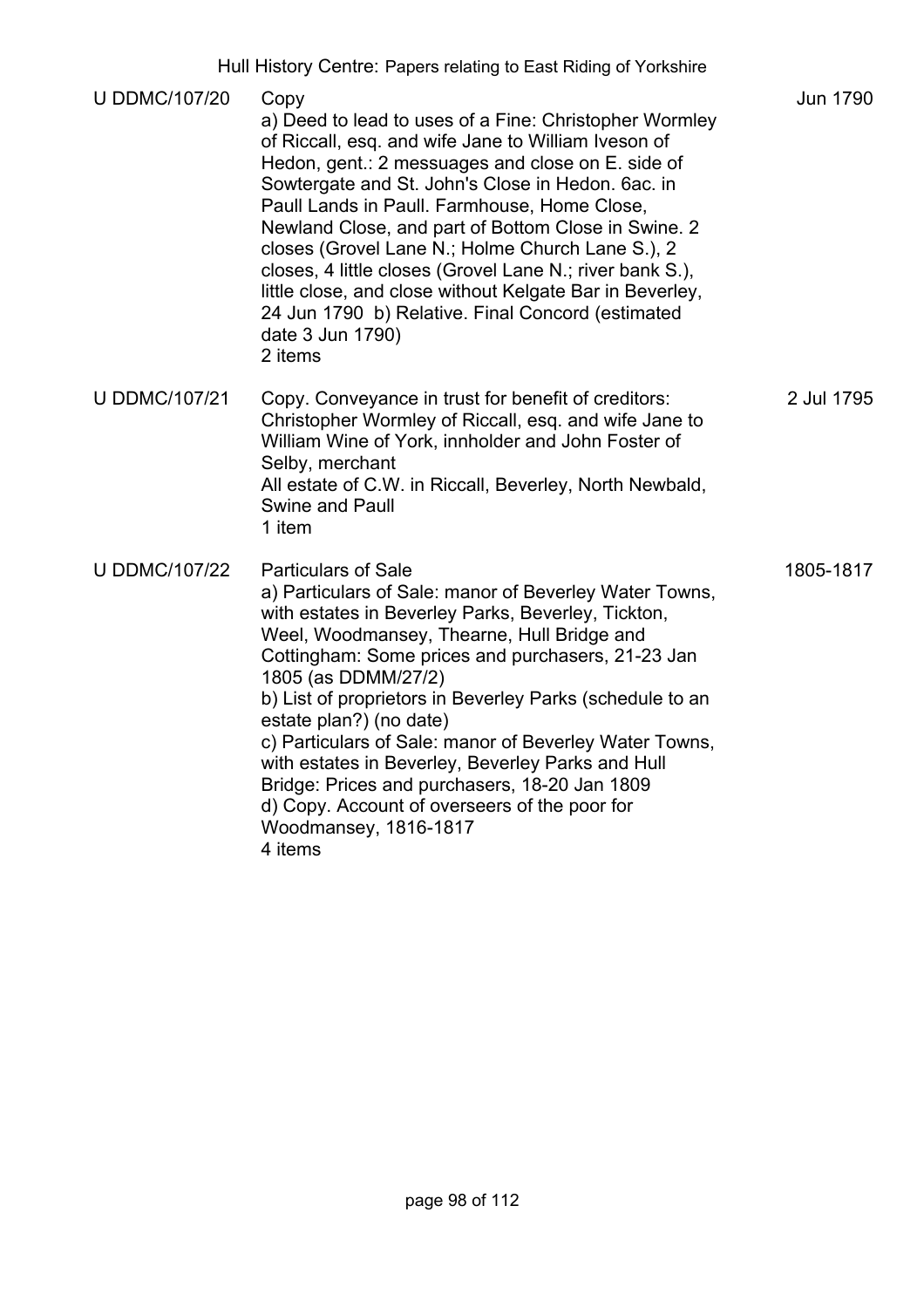| Reference | Description | Date |
|---|---|---|
| U DDMC/107/20 | Copy<br>a) Deed to lead to uses of a Fine: Christopher Wormley of Riccall, esq. and wife Jane to William Iveson of Hedon, gent.: 2 messuages and close on E. side of Sowtergate and St. John's Close in Hedon. 6ac. in Paull Lands in Paull. Farmhouse, Home Close, Newland Close, and part of Bottom Close in Swine. 2 closes (Grovel Lane N.; Holme Church Lane S.), 2 closes, 4 little closes (Grovel Lane N.; river bank S.), little close, and close without Kelgate Bar in Beverley, 24 Jun 1790 b) Relative. Final Concord (estimated date 3 Jun 1790)<br>2 items | Jun 1790 |
| U DDMC/107/21 | Copy. Conveyance in trust for benefit of creditors: Christopher Wormley of Riccall, esq. and wife Jane to William Wine of York, innholder and John Foster of Selby, merchant<br>All estate of C.W. in Riccall, Beverley, North Newbald, Swine and Paull<br>1 item | 2 Jul 1795 |
| U DDMC/107/22 | Particulars of Sale<br>a) Particulars of Sale: manor of Beverley Water Towns, with estates in Beverley Parks, Beverley, Tickton, Weel, Woodmansey, Thearne, Hull Bridge and Cottingham: Some prices and purchasers, 21-23 Jan 1805 (as DDMM/27/2)<br>b) List of proprietors in Beverley Parks (schedule to an estate plan?) (no date)<br>c) Particulars of Sale: manor of Beverley Water Towns, with estates in Beverley, Beverley Parks and Hull Bridge: Prices and purchasers, 18-20 Jan 1809<br>d) Copy. Account of overseers of the poor for Woodmansey, 1816-1817<br>4 items | 1805-1817 |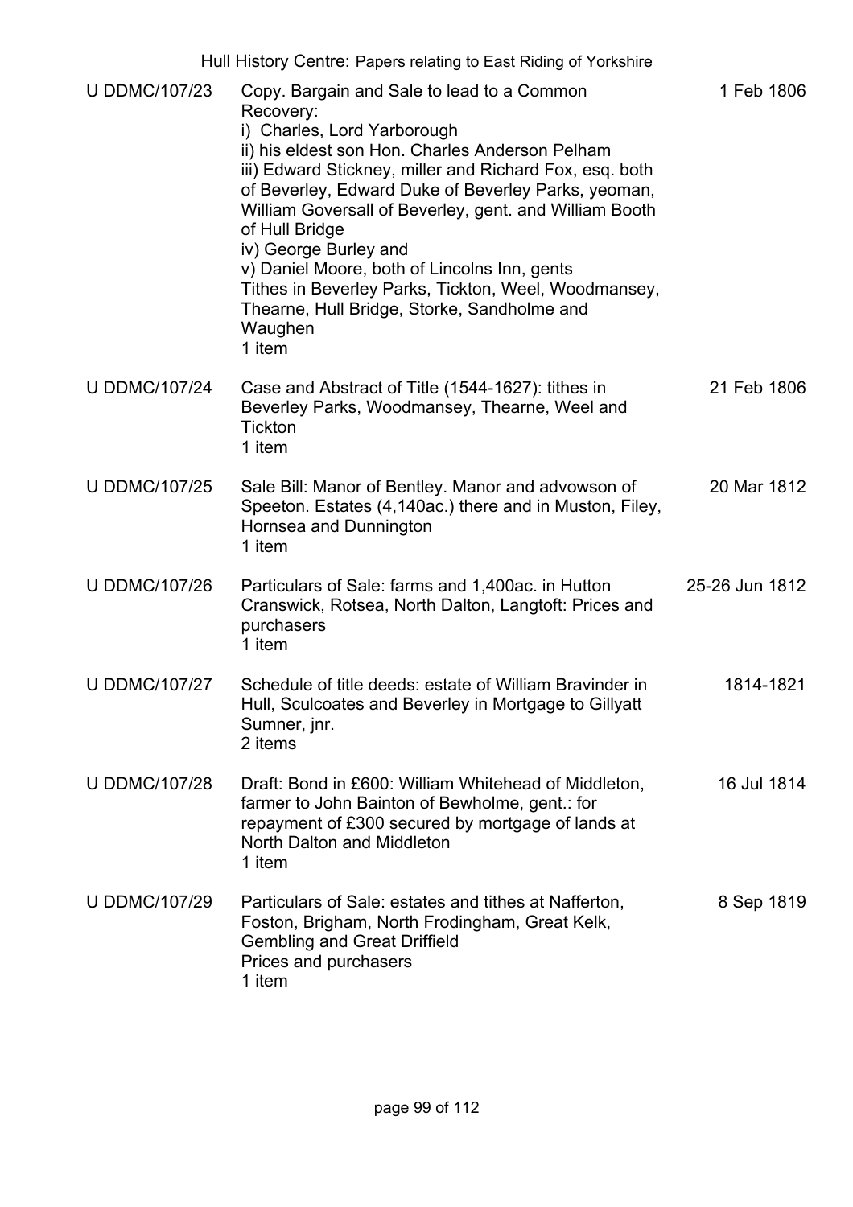| Reference | Description | Date |
|---|---|---|
| U DDMC/107/23 | Copy. Bargain and Sale to lead to a Common Recovery:<br>i) Charles, Lord Yarborough<br>ii) his eldest son Hon. Charles Anderson Pelham<br>iii) Edward Stickney, miller and Richard Fox, esq. both of Beverley, Edward Duke of Beverley Parks, yeoman, William Goversall of Beverley, gent. and William Booth of Hull Bridge<br>iv) George Burley and<br>v) Daniel Moore, both of Lincolns Inn, gents<br>Tithes in Beverley Parks, Tickton, Weel, Woodmansey, Thearne, Hull Bridge, Storke, Sandholme and Waughen<br>1 item | 1 Feb 1806 |
| U DDMC/107/24 | Case and Abstract of Title (1544-1627): tithes in Beverley Parks, Woodmansey, Thearne, Weel and Tickton<br>1 item | 21 Feb 1806 |
| U DDMC/107/25 | Sale Bill: Manor of Bentley. Manor and advowson of Speeton. Estates (4,140ac.) there and in Muston, Filey, Hornsea and Dunnington<br>1 item | 20 Mar 1812 |
| U DDMC/107/26 | Particulars of Sale: farms and 1,400ac. in Hutton Cranswick, Rotsea, North Dalton, Langtoft: Prices and purchasers<br>1 item | 25-26 Jun 1812 |
| U DDMC/107/27 | Schedule of title deeds: estate of William Bravinder in Hull, Sculcoates and Beverley in Mortgage to Gillyatt Sumner, jnr.<br>2 items | 1814-1821 |
| U DDMC/107/28 | Draft: Bond in £600: William Whitehead of Middleton, farmer to John Bainton of Bewholme, gent.: for repayment of £300 secured by mortgage of lands at North Dalton and Middleton<br>1 item | 16 Jul 1814 |
| U DDMC/107/29 | Particulars of Sale: estates and tithes at Nafferton, Foston, Brigham, North Frodingham, Great Kelk, Gembling and Great Driffield<br>Prices and purchasers<br>1 item | 8 Sep 1819 |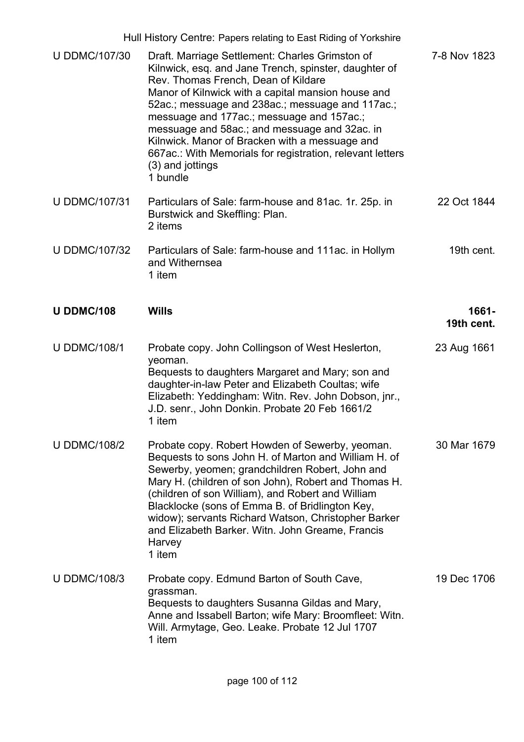| | | |
|---|---|---|
| U DDMC/107/30 | Draft. Marriage Settlement: Charles Grimston of Kilnwick, esq. and Jane Trench, spinster, daughter of Rev. Thomas French, Dean of Kildare<br>Manor of Kilnwick with a capital mansion house and 52ac.; messuage and 238ac.; messuage and 117ac.; messuage and 177ac.; messuage and 157ac.; messuage and 58ac.; and messuage and 32ac. in Kilnwick. Manor of Bracken with a messuage and 667ac.: With Memorials for registration, relevant letters (3) and jottings<br>1 bundle | 7-8 Nov 1823 |
| U DDMC/107/31 | Particulars of Sale: farm-house and 81ac. 1r. 25p. in Burstwick and Skeffling: Plan.<br>2 items | 22 Oct 1844 |
| U DDMC/107/32 | Particulars of Sale: farm-house and 111ac. in Hollym and Withernsea<br>1 item | 19th cent. |
| **U DDMC/108** | **Wills** | **1661-19th cent.** |
| U DDMC/108/1 | Probate copy. John Collingson of West Heslerton, yeoman.<br>Bequests to daughters Margaret and Mary; son and daughter-in-law Peter and Elizabeth Coultas; wife Elizabeth: Yeddingham: Witn. Rev. John Dobson, jnr., J.D. senr., John Donkin. Probate 20 Feb 1661/2<br>1 item | 23 Aug 1661 |
| U DDMC/108/2 | Probate copy. Robert Howden of Sewerby, yeoman.<br>Bequests to sons John H. of Marton and William H. of Sewerby, yeomen; grandchildren Robert, John and Mary H. (children of son John), Robert and Thomas H. (children of son William), and Robert and William Blacklocke (sons of Emma B. of Bridlington Key, widow); servants Richard Watson, Christopher Barker and Elizabeth Barker. Witn. John Greame, Francis Harvey<br>1 item | 30 Mar 1679 |
| U DDMC/108/3 | Probate copy. Edmund Barton of South Cave, grassman.<br>Bequests to daughters Susanna Gildas and Mary, Anne and Issabell Barton; wife Mary: Broomfleet: Witn. Will. Armytage, Geo. Leake. Probate 12 Jul 1707<br>1 item | 19 Dec 1706 |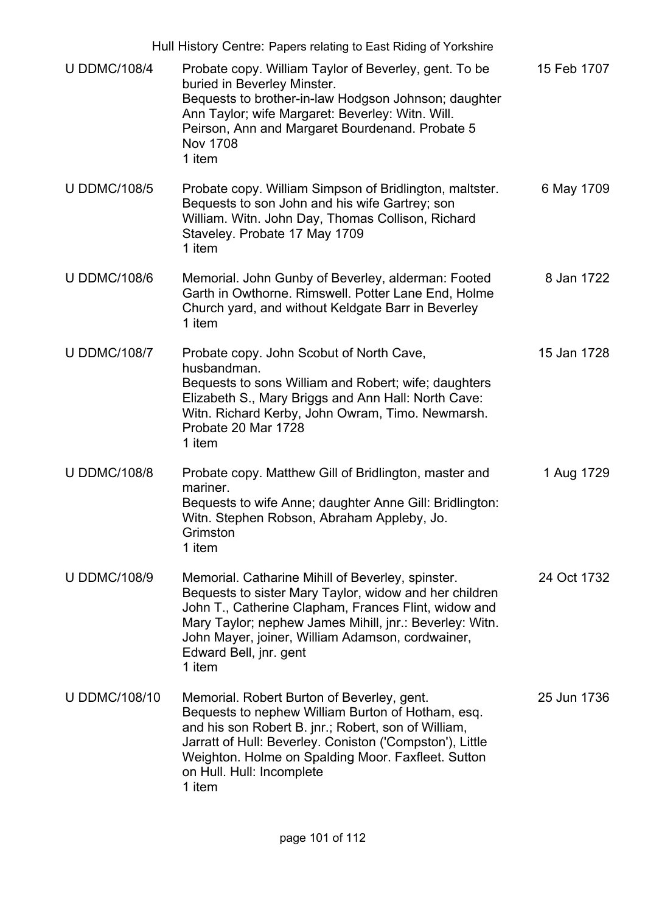| | | |
|---|---|---|
| U DDMC/108/4 | Probate copy. William Taylor of Beverley, gent. To be buried in Beverley Minster.<br>Bequests to brother-in-law Hodgson Johnson; daughter Ann Taylor; wife Margaret: Beverley: Witn. Will. Peirson, Ann and Margaret Bourdenand. Probate 5 Nov 1708<br>1 item | 15 Feb 1707 |
| U DDMC/108/5 | Probate copy. William Simpson of Bridlington, maltster.<br>Bequests to son John and his wife Gartrey; son William. Witn. John Day, Thomas Collison, Richard Staveley. Probate 17 May 1709<br>1 item | 6 May 1709 |
| U DDMC/108/6 | Memorial. John Gunby of Beverley, alderman: Footed Garth in Owthorne. Rimswell. Potter Lane End, Holme Church yard, and without Keldgate Barr in Beverley<br>1 item | 8 Jan 1722 |
| U DDMC/108/7 | Probate copy. John Scobut of North Cave, husbandman.<br>Bequests to sons William and Robert; wife; daughters Elizabeth S., Mary Briggs and Ann Hall: North Cave: Witn. Richard Kerby, John Owram, Timo. Newmarsh. Probate 20 Mar 1728<br>1 item | 15 Jan 1728 |
| U DDMC/108/8 | Probate copy. Matthew Gill of Bridlington, master and mariner.<br>Bequests to wife Anne; daughter Anne Gill: Bridlington: Witn. Stephen Robson, Abraham Appleby, Jo. Grimston<br>1 item | 1 Aug 1729 |
| U DDMC/108/9 | Memorial. Catharine Mihill of Beverley, spinster.<br>Bequests to sister Mary Taylor, widow and her children John T., Catherine Clapham, Frances Flint, widow and Mary Taylor; nephew James Mihill, jnr.: Beverley: Witn. John Mayer, joiner, William Adamson, cordwainer, Edward Bell, jnr. gent<br>1 item | 24 Oct 1732 |
| U DDMC/108/10 | Memorial. Robert Burton of Beverley, gent.<br>Bequests to nephew William Burton of Hotham, esq. and his son Robert B. jnr.; Robert, son of William, Jarratt of Hull: Beverley. Coniston ('Compston'), Little Weighton. Holme on Spalding Moor. Faxfleet. Sutton on Hull. Hull: Incomplete<br>1 item | 25 Jun 1736 |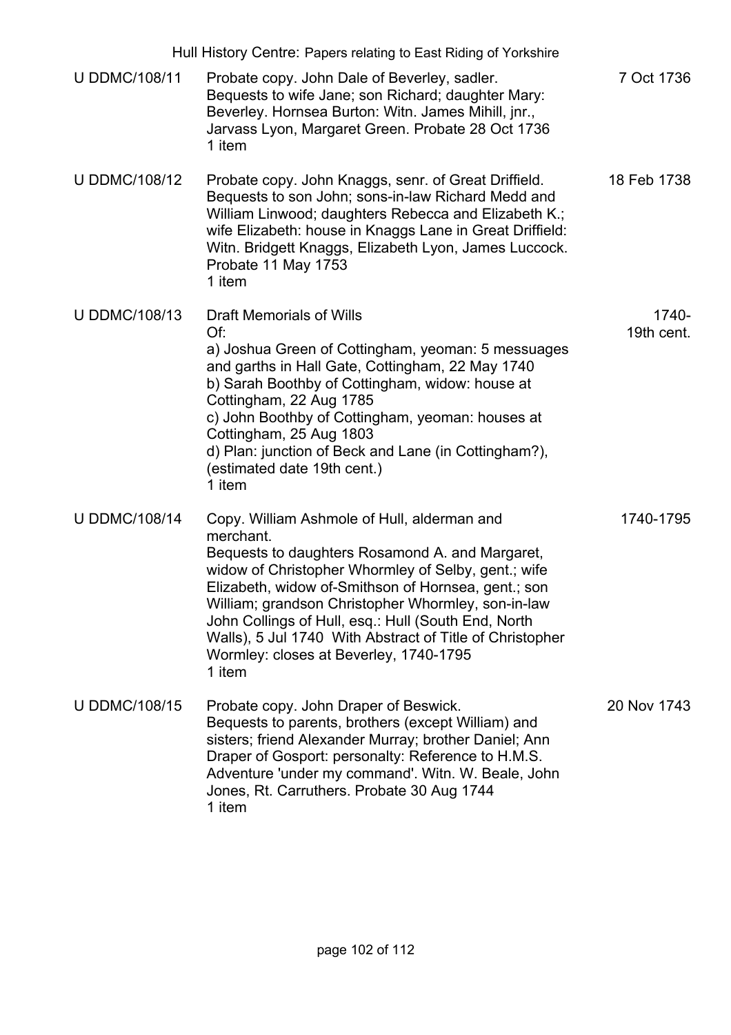| | | |
|---|---|---|
| U DDMC/108/11 | Probate copy. John Dale of Beverley, sadler.<br>Bequests to wife Jane; son Richard; daughter Mary: Beverley. Hornsea Burton: Witn. James Mihill, jnr., Jarvass Lyon, Margaret Green. Probate 28 Oct 1736<br>1 item | 7 Oct 1736 |
| U DDMC/108/12 | Probate copy. John Knaggs, senr. of Great Driffield.<br>Bequests to son John; sons-in-law Richard Medd and William Linwood; daughters Rebecca and Elizabeth K.; wife Elizabeth: house in Knaggs Lane in Great Driffield: Witn. Bridgett Knaggs, Elizabeth Lyon, James Luccock. Probate 11 May 1753<br>1 item | 18 Feb 1738 |
| U DDMC/108/13 | Draft Memorials of Wills<br>Of:<br>a) Joshua Green of Cottingham, yeoman: 5 messuages and garths in Hall Gate, Cottingham, 22 May 1740<br>b) Sarah Boothby of Cottingham, widow: house at Cottingham, 22 Aug 1785<br>c) John Boothby of Cottingham, yeoman: houses at Cottingham, 25 Aug 1803<br>d) Plan: junction of Beck and Lane (in Cottingham?), (estimated date 19th cent.)<br>1 item | 1740-19th cent. |
| U DDMC/108/14 | Copy. William Ashmole of Hull, alderman and merchant.<br>Bequests to daughters Rosamond A. and Margaret, widow of Christopher Whormley of Selby, gent.; wife Elizabeth, widow of-Smithson of Hornsea, gent.; son William; grandson Christopher Whormley, son-in-law John Collings of Hull, esq.: Hull (South End, North Walls), 5 Jul 1740 With Abstract of Title of Christopher Wormley: closes at Beverley, 1740-1795<br>1 item | 1740-1795 |
| U DDMC/108/15 | Probate copy. John Draper of Beswick.<br>Bequests to parents, brothers (except William) and sisters; friend Alexander Murray; brother Daniel; Ann Draper of Gosport: personalty: Reference to H.M.S. Adventure 'under my command'. Witn. W. Beale, John Jones, Rt. Carruthers. Probate 30 Aug 1744<br>1 item | 20 Nov 1743 |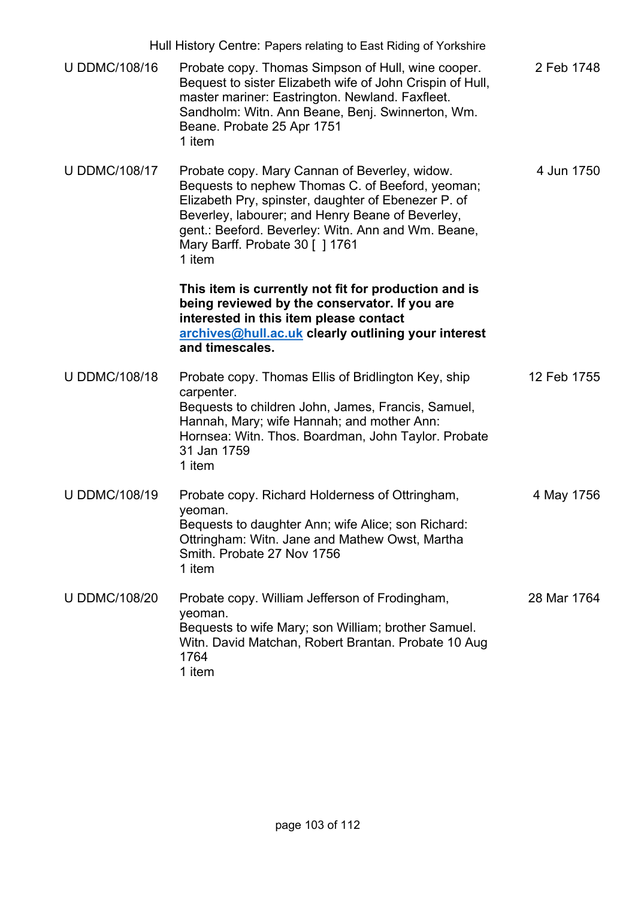| Reference | Description | Date |
|---|---|---|
| U DDMC/108/16 | Probate copy. Thomas Simpson of Hull, wine cooper. Bequest to sister Elizabeth wife of John Crispin of Hull, master mariner: Eastrington. Newland. Faxfleet. Sandholm: Witn. Ann Beane, Benj. Swinnerton, Wm. Beane. Probate 25 Apr 1751<br>1 item | 2 Feb 1748 |
| U DDMC/108/17 | Probate copy. Mary Cannan of Beverley, widow. Bequests to nephew Thomas C. of Beeford, yeoman; Elizabeth Pry, spinster, daughter of Ebenezer P. of Beverley, labourer; and Henry Beane of Beverley, gent.: Beeford. Beverley: Witn. Ann and Wm. Beane, Mary Barff. Probate 30 [ ] 1761<br>1 item<br><br>**This item is currently not fit for production and is being reviewed by the conservator. If you are interested in this item please contact [archives@hull.ac.uk](mailto:archives@hull.ac.uk) clearly outlining your interest and timescales.** | 4 Jun 1750 |
| U DDMC/108/18 | Probate copy. Thomas Ellis of Bridlington Key, ship carpenter.<br>Bequests to children John, James, Francis, Samuel, Hannah, Mary; wife Hannah; and mother Ann: Hornsea: Witn. Thos. Boardman, John Taylor. Probate 31 Jan 1759<br>1 item | 12 Feb 1755 |
| U DDMC/108/19 | Probate copy. Richard Holderness of Ottringham, yeoman.<br>Bequests to daughter Ann; wife Alice; son Richard: Ottringham: Witn. Jane and Mathew Owst, Martha Smith. Probate 27 Nov 1756<br>1 item | 4 May 1756 |
| U DDMC/108/20 | Probate copy. William Jefferson of Frodingham, yeoman.<br>Bequests to wife Mary; son William; brother Samuel. Witn. David Matchan, Robert Brantan. Probate 10 Aug 1764<br>1 item | 28 Mar 1764 |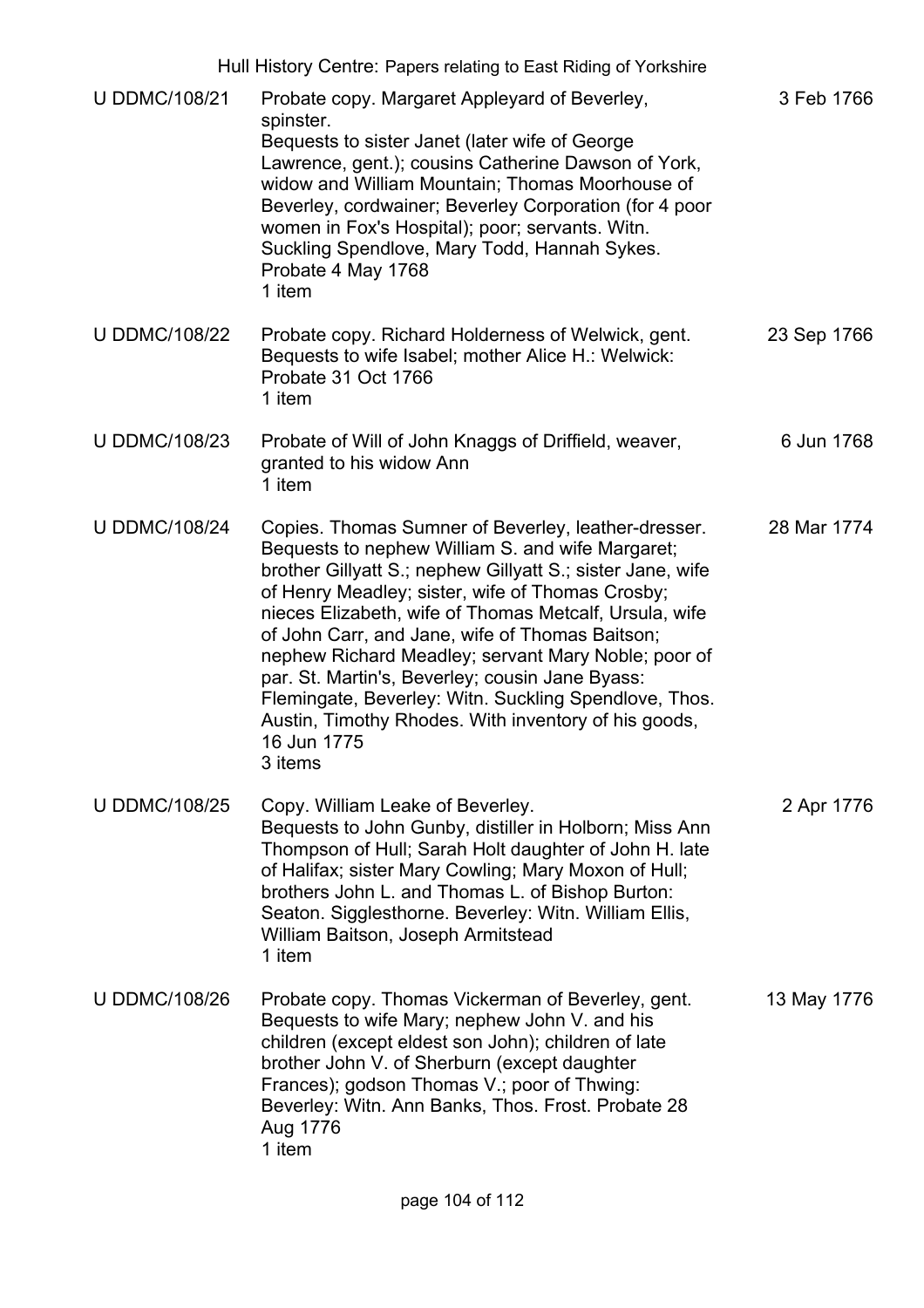| | | |
|---|---|---|
| U DDMC/108/21 | Probate copy. Margaret Appleyard of Beverley, spinster.<br>Bequests to sister Janet (later wife of George Lawrence, gent.); cousins Catherine Dawson of York, widow and William Mountain; Thomas Moorhouse of Beverley, cordwainer; Beverley Corporation (for 4 poor women in Fox's Hospital); poor; servants. Witn. Suckling Spendlove, Mary Todd, Hannah Sykes. Probate 4 May 1768<br>1 item | 3 Feb 1766 |
| U DDMC/108/22 | Probate copy. Richard Holderness of Welwick, gent.<br>Bequests to wife Isabel; mother Alice H.: Welwick: Probate 31 Oct 1766<br>1 item | 23 Sep 1766 |
| U DDMC/108/23 | Probate of Will of John Knaggs of Driffield, weaver, granted to his widow Ann<br>1 item | 6 Jun 1768 |
| U DDMC/108/24 | Copies. Thomas Sumner of Beverley, leather-dresser.<br>Bequests to nephew William S. and wife Margaret; brother Gillyatt S.; nephew Gillyatt S.; sister Jane, wife of Henry Meadley; sister, wife of Thomas Crosby; nieces Elizabeth, wife of Thomas Metcalf, Ursula, wife of John Carr, and Jane, wife of Thomas Baitson; nephew Richard Meadley; servant Mary Noble; poor of par. St. Martin's, Beverley; cousin Jane Byass: Flemingate, Beverley: Witn. Suckling Spendlove, Thos. Austin, Timothy Rhodes. With inventory of his goods, 16 Jun 1775<br>3 items | 28 Mar 1774 |
| U DDMC/108/25 | Copy. William Leake of Beverley.<br>Bequests to John Gunby, distiller in Holborn; Miss Ann Thompson of Hull; Sarah Holt daughter of John H. late of Halifax; sister Mary Cowling; Mary Moxon of Hull; brothers John L. and Thomas L. of Bishop Burton: Seaton. Sigglesthorne. Beverley: Witn. William Ellis, William Baitson, Joseph Armitstead<br>1 item | 2 Apr 1776 |
| U DDMC/108/26 | Probate copy. Thomas Vickerman of Beverley, gent.<br>Bequests to wife Mary; nephew John V. and his children (except eldest son John); children of late brother John V. of Sherburn (except daughter Frances); godson Thomas V.; poor of Thwing: Beverley: Witn. Ann Banks, Thos. Frost. Probate 28 Aug 1776<br>1 item | 13 May 1776 |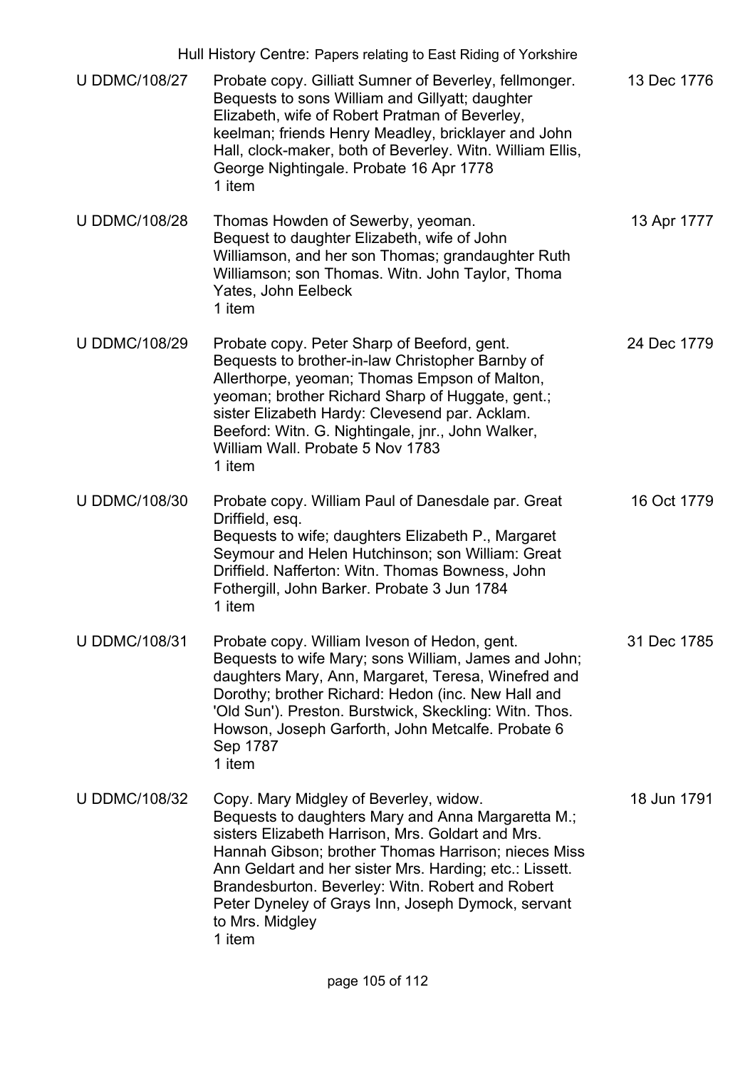| | | |
|---|---|---|
| U DDMC/108/27 | Probate copy. Gilliatt Sumner of Beverley, fellmonger. Bequests to sons William and Gillyatt; daughter Elizabeth, wife of Robert Pratman of Beverley, keelman; friends Henry Meadley, bricklayer and John Hall, clock-maker, both of Beverley. Witn. William Ellis, George Nightingale. Probate 16 Apr 1778<br>1 item | 13 Dec 1776 |
| U DDMC/108/28 | Thomas Howden of Sewerby, yeoman.<br>Bequest to daughter Elizabeth, wife of John Williamson, and her son Thomas; grandaughter Ruth Williamson; son Thomas. Witn. John Taylor, Thoma Yates, John Eelbeck<br>1 item | 13 Apr 1777 |
| U DDMC/108/29 | Probate copy. Peter Sharp of Beeford, gent.<br>Bequests to brother-in-law Christopher Barnby of Allerthorpe, yeoman; Thomas Empson of Malton, yeoman; brother Richard Sharp of Huggate, gent.; sister Elizabeth Hardy: Clevesend par. Acklam. Beeford: Witn. G. Nightingale, jnr., John Walker, William Wall. Probate 5 Nov 1783<br>1 item | 24 Dec 1779 |
| U DDMC/108/30 | Probate copy. William Paul of Danesdale par. Great Driffield, esq.<br>Bequests to wife; daughters Elizabeth P., Margaret Seymour and Helen Hutchinson; son William: Great Driffield. Nafferton: Witn. Thomas Bowness, John Fothergill, John Barker. Probate 3 Jun 1784<br>1 item | 16 Oct 1779 |
| U DDMC/108/31 | Probate copy. William Iveson of Hedon, gent.<br>Bequests to wife Mary; sons William, James and John; daughters Mary, Ann, Margaret, Teresa, Winefred and Dorothy; brother Richard: Hedon (inc. New Hall and 'Old Sun'). Preston. Burstwick, Skeckling: Witn. Thos. Howson, Joseph Garforth, John Metcalfe. Probate 6 Sep 1787<br>1 item | 31 Dec 1785 |
| U DDMC/108/32 | Copy. Mary Midgley of Beverley, widow.<br>Bequests to daughters Mary and Anna Margaretta M.; sisters Elizabeth Harrison, Mrs. Goldart and Mrs. Hannah Gibson; brother Thomas Harrison; nieces Miss Ann Geldart and her sister Mrs. Harding; etc.: Lissett. Brandesburton. Beverley: Witn. Robert and Robert Peter Dyneley of Grays Inn, Joseph Dymock, servant to Mrs. Midgley<br>1 item | 18 Jun 1791 |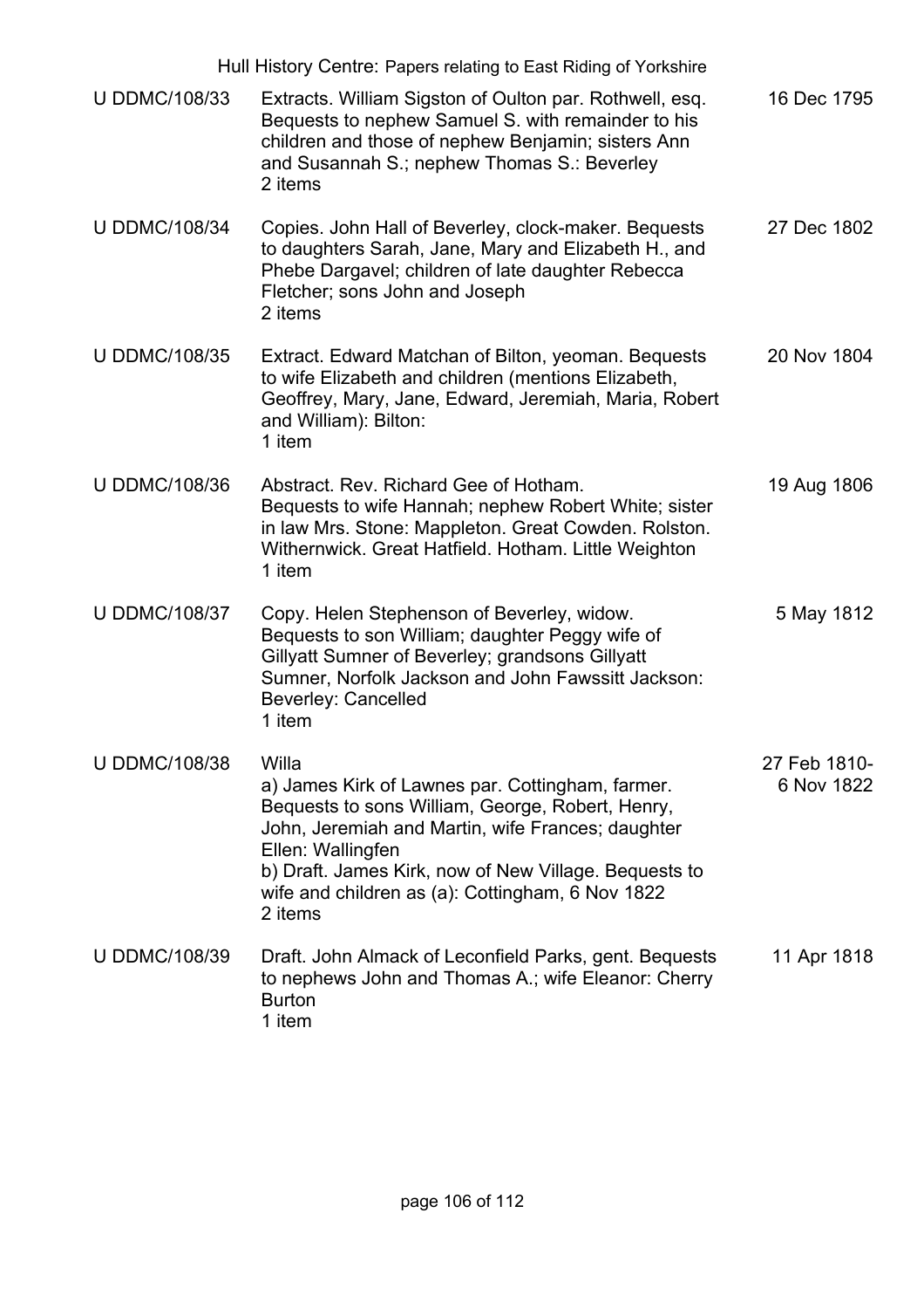| | | |
|---|---|---|
| U DDMC/108/33 | Extracts. William Sigston of Oulton par. Rothwell, esq. Bequests to nephew Samuel S. with remainder to his children and those of nephew Benjamin; sisters Ann and Susannah S.; nephew Thomas S.: Beverley<br>2 items | 16 Dec 1795 |
| U DDMC/108/34 | Copies. John Hall of Beverley, clock-maker. Bequests to daughters Sarah, Jane, Mary and Elizabeth H., and Phebe Dargavel; children of late daughter Rebecca Fletcher; sons John and Joseph<br>2 items | 27 Dec 1802 |
| U DDMC/108/35 | Extract. Edward Matchan of Bilton, yeoman. Bequests to wife Elizabeth and children (mentions Elizabeth, Geoffrey, Mary, Jane, Edward, Jeremiah, Maria, Robert and William): Bilton:<br>1 item | 20 Nov 1804 |
| U DDMC/108/36 | Abstract. Rev. Richard Gee of Hotham.<br>Bequests to wife Hannah; nephew Robert White; sister in law Mrs. Stone: Mappleton. Great Cowden. Rolston. Withernwick. Great Hatfield. Hotham. Little Weighton<br>1 item | 19 Aug 1806 |
| U DDMC/108/37 | Copy. Helen Stephenson of Beverley, widow.<br>Bequests to son William; daughter Peggy wife of Gillyatt Sumner of Beverley; grandsons Gillyatt Sumner, Norfolk Jackson and John Fawssitt Jackson: Beverley: Cancelled<br>1 item | 5 May 1812 |
| U DDMC/108/38 | Willa<br>a) James Kirk of Lawnes par. Cottingham, farmer. Bequests to sons William, George, Robert, Henry, John, Jeremiah and Martin, wife Frances; daughter Ellen: Wallingfen<br>b) Draft. James Kirk, now of New Village. Bequests to wife and children as (a): Cottingham, 6 Nov 1822<br>2 items | 27 Feb 1810-6 Nov 1822 |
| U DDMC/108/39 | Draft. John Almack of Leconfield Parks, gent. Bequests to nephews John and Thomas A.; wife Eleanor: Cherry Burton<br>1 item | 11 Apr 1818 |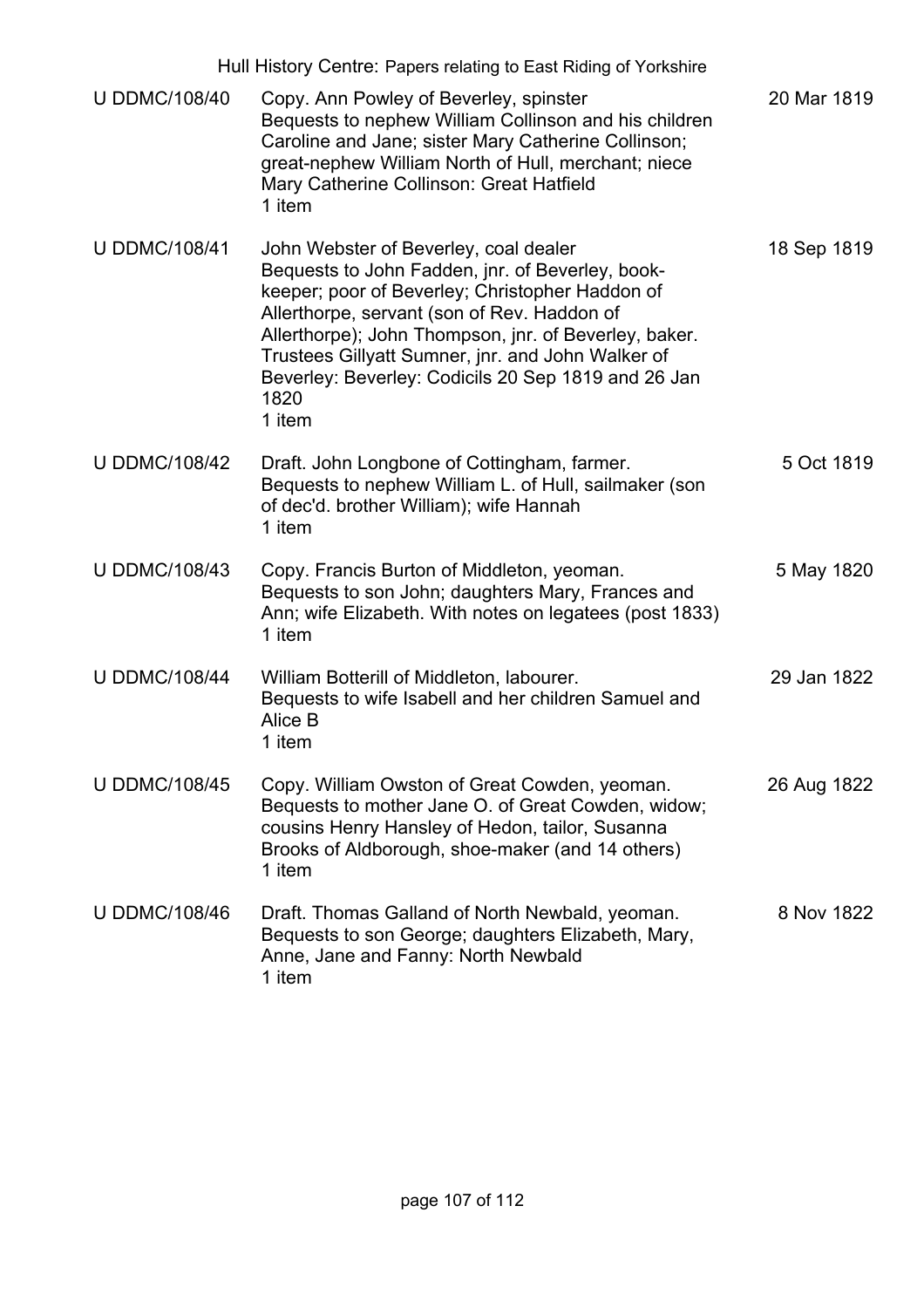| | | |
|---|---|---|
| U DDMC/108/40 | Copy. Ann Powley of Beverley, spinster<br>Bequests to nephew William Collinson and his children Caroline and Jane; sister Mary Catherine Collinson; great-nephew William North of Hull, merchant; niece Mary Catherine Collinson: Great Hatfield<br>1 item | 20 Mar 1819 |
| U DDMC/108/41 | John Webster of Beverley, coal dealer<br>Bequests to John Fadden, jnr. of Beverley, book-keeper; poor of Beverley; Christopher Haddon of Allerthorpe, servant (son of Rev. Haddon of Allerthorpe); John Thompson, jnr. of Beverley, baker. Trustees Gillyatt Sumner, jnr. and John Walker of Beverley: Beverley: Codicils 20 Sep 1819 and 26 Jan 1820<br>1 item | 18 Sep 1819 |
| U DDMC/108/42 | Draft. John Longbone of Cottingham, farmer.<br>Bequests to nephew William L. of Hull, sailmaker (son of dec'd. brother William); wife Hannah<br>1 item | 5 Oct 1819 |
| U DDMC/108/43 | Copy. Francis Burton of Middleton, yeoman.<br>Bequests to son John; daughters Mary, Frances and Ann; wife Elizabeth. With notes on legatees (post 1833)<br>1 item | 5 May 1820 |
| U DDMC/108/44 | William Botterill of Middleton, labourer.<br>Bequests to wife Isabell and her children Samuel and Alice B<br>1 item | 29 Jan 1822 |
| U DDMC/108/45 | Copy. William Owston of Great Cowden, yeoman.<br>Bequests to mother Jane O. of Great Cowden, widow; cousins Henry Hansley of Hedon, tailor, Susanna Brooks of Aldborough, shoe-maker (and 14 others)<br>1 item | 26 Aug 1822 |
| U DDMC/108/46 | Draft. Thomas Galland of North Newbald, yeoman.<br>Bequests to son George; daughters Elizabeth, Mary, Anne, Jane and Fanny: North Newbald<br>1 item | 8 Nov 1822 |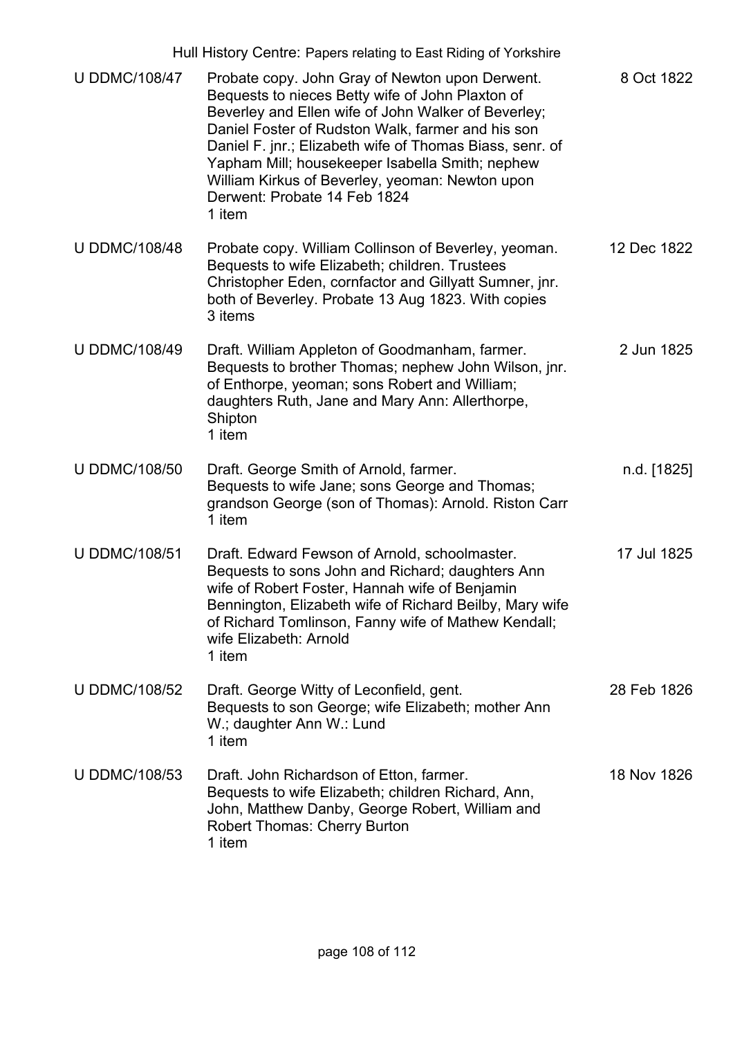| | | |
|---|---|---|
| U DDMC/108/47 | Probate copy. John Gray of Newton upon Derwent. Bequests to nieces Betty wife of John Plaxton of Beverley and Ellen wife of John Walker of Beverley; Daniel Foster of Rudston Walk, farmer and his son Daniel F. jnr.; Elizabeth wife of Thomas Biass, senr. of Yapham Mill; housekeeper Isabella Smith; nephew William Kirkus of Beverley, yeoman: Newton upon Derwent: Probate 14 Feb 1824<br>1 item | 8 Oct 1822 |
| U DDMC/108/48 | Probate copy. William Collinson of Beverley, yeoman. Bequests to wife Elizabeth; children. Trustees Christopher Eden, cornfactor and Gillyatt Sumner, jnr. both of Beverley. Probate 13 Aug 1823. With copies<br>3 items | 12 Dec 1822 |
| U DDMC/108/49 | Draft. William Appleton of Goodmanham, farmer. Bequests to brother Thomas; nephew John Wilson, jnr. of Enthorpe, yeoman; sons Robert and William; daughters Ruth, Jane and Mary Ann: Allerthorpe, Shipton<br>1 item | 2 Jun 1825 |
| U DDMC/108/50 | Draft. George Smith of Arnold, farmer. Bequests to wife Jane; sons George and Thomas; grandson George (son of Thomas): Arnold. Riston Carr<br>1 item | n.d. [1825] |
| U DDMC/108/51 | Draft. Edward Fewson of Arnold, schoolmaster. Bequests to sons John and Richard; daughters Ann wife of Robert Foster, Hannah wife of Benjamin Bennington, Elizabeth wife of Richard Beilby, Mary wife of Richard Tomlinson, Fanny wife of Mathew Kendall; wife Elizabeth: Arnold<br>1 item | 17 Jul 1825 |
| U DDMC/108/52 | Draft. George Witty of Leconfield, gent. Bequests to son George; wife Elizabeth; mother Ann W.; daughter Ann W.: Lund<br>1 item | 28 Feb 1826 |
| U DDMC/108/53 | Draft. John Richardson of Etton, farmer. Bequests to wife Elizabeth; children Richard, Ann, John, Matthew Danby, George Robert, William and Robert Thomas: Cherry Burton<br>1 item | 18 Nov 1826 |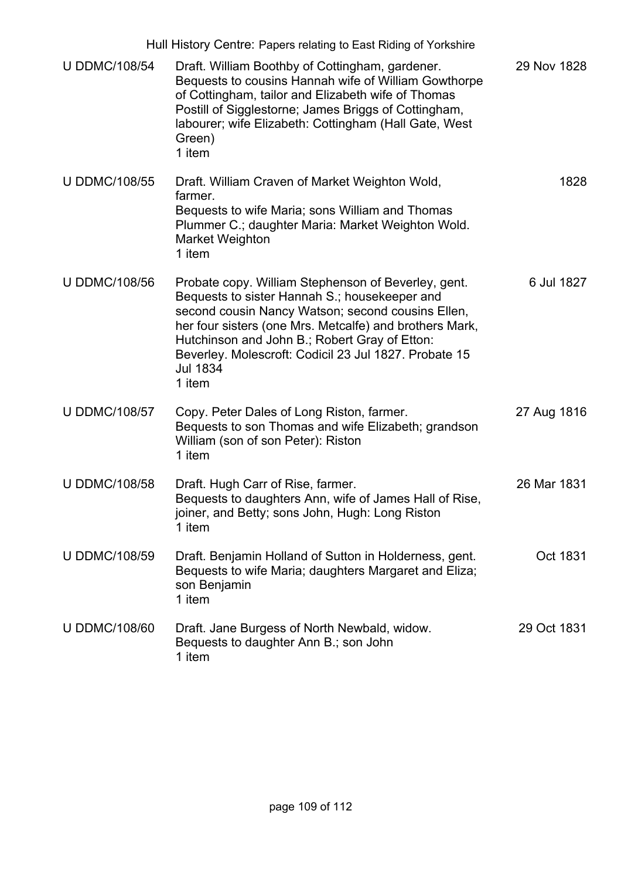| | | |
|---|---|---|
| U DDMC/108/54 | Draft. William Boothby of Cottingham, gardener.<br>Bequests to cousins Hannah wife of William Gowthorpe of Cottingham, tailor and Elizabeth wife of Thomas Postill of Sigglestorne; James Briggs of Cottingham, labourer; wife Elizabeth: Cottingham (Hall Gate, West Green)<br>1 item | 29 Nov 1828 |
| U DDMC/108/55 | Draft. William Craven of Market Weighton Wold, farmer.<br>Bequests to wife Maria; sons William and Thomas Plummer C.; daughter Maria: Market Weighton Wold. Market Weighton<br>1 item | 1828 |
| U DDMC/108/56 | Probate copy. William Stephenson of Beverley, gent.<br>Bequests to sister Hannah S.; housekeeper and second cousin Nancy Watson; second cousins Ellen, her four sisters (one Mrs. Metcalfe) and brothers Mark, Hutchinson and John B.; Robert Gray of Etton: Beverley. Molescroft: Codicil 23 Jul 1827. Probate 15 Jul 1834<br>1 item | 6 Jul 1827 |
| U DDMC/108/57 | Copy. Peter Dales of Long Riston, farmer.<br>Bequests to son Thomas and wife Elizabeth; grandson William (son of son Peter): Riston<br>1 item | 27 Aug 1816 |
| U DDMC/108/58 | Draft. Hugh Carr of Rise, farmer.<br>Bequests to daughters Ann, wife of James Hall of Rise, joiner, and Betty; sons John, Hugh: Long Riston<br>1 item | 26 Mar 1831 |
| U DDMC/108/59 | Draft. Benjamin Holland of Sutton in Holderness, gent.<br>Bequests to wife Maria; daughters Margaret and Eliza; son Benjamin<br>1 item | Oct 1831 |
| U DDMC/108/60 | Draft. Jane Burgess of North Newbald, widow.<br>Bequests to daughter Ann B.; son John<br>1 item | 29 Oct 1831 |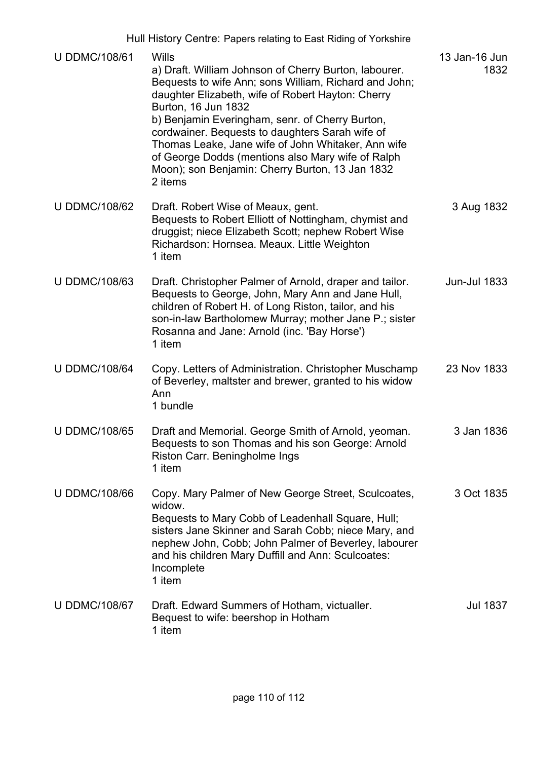| Reference | Description | Date |
| --- | --- | --- |
| U DDMC/108/61 | Wills<br>a) Draft. William Johnson of Cherry Burton, labourer. Bequests to wife Ann; sons William, Richard and John; daughter Elizabeth, wife of Robert Hayton: Cherry Burton, 16 Jun 1832<br>b) Benjamin Everingham, senr. of Cherry Burton, cordwainer. Bequests to daughters Sarah wife of Thomas Leake, Jane wife of John Whitaker, Ann wife of George Dodds (mentions also Mary wife of Ralph Moon); son Benjamin: Cherry Burton, 13 Jan 1832<br>2 items | 13 Jan-16 Jun 1832 |
| U DDMC/108/62 | Draft. Robert Wise of Meaux, gent.<br>Bequests to Robert Elliott of Nottingham, chymist and druggist; niece Elizabeth Scott; nephew Robert Wise Richardson: Hornsea. Meaux. Little Weighton<br>1 item | 3 Aug 1832 |
| U DDMC/108/63 | Draft. Christopher Palmer of Arnold, draper and tailor. Bequests to George, John, Mary Ann and Jane Hull, children of Robert H. of Long Riston, tailor, and his son-in-law Bartholomew Murray; mother Jane P.; sister Rosanna and Jane: Arnold (inc. 'Bay Horse')<br>1 item | Jun-Jul 1833 |
| U DDMC/108/64 | Copy. Letters of Administration. Christopher Muschamp of Beverley, maltster and brewer, granted to his widow Ann<br>1 bundle | 23 Nov 1833 |
| U DDMC/108/65 | Draft and Memorial. George Smith of Arnold, yeoman. Bequests to son Thomas and his son George: Arnold Riston Carr. Beningholme Ings<br>1 item | 3 Jan 1836 |
| U DDMC/108/66 | Copy. Mary Palmer of New George Street, Sculcoates, widow.<br>Bequests to Mary Cobb of Leadenhall Square, Hull; sisters Jane Skinner and Sarah Cobb; niece Mary, and nephew John, Cobb; John Palmer of Beverley, labourer and his children Mary Duffill and Ann: Sculcoates: Incomplete<br>1 item | 3 Oct 1835 |
| U DDMC/108/67 | Draft. Edward Summers of Hotham, victualler.<br>Bequest to wife: beershop in Hotham<br>1 item | Jul 1837 |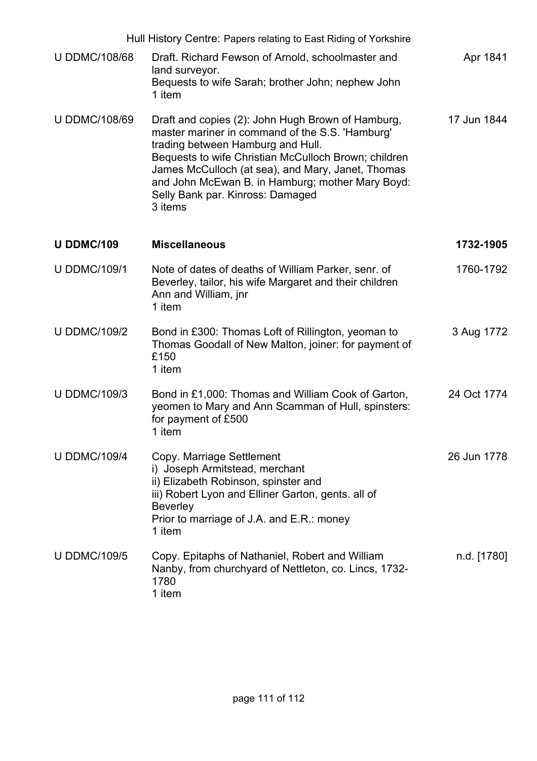| Reference | Description | Date |
|---|---|---|
| U DDMC/108/68 | Draft. Richard Fewson of Arnold, schoolmaster and land surveyor.<br>Bequests to wife Sarah; brother John; nephew John<br>1 item | Apr 1841 |
| U DDMC/108/69 | Draft and copies (2): John Hugh Brown of Hamburg, master mariner in command of the S.S. 'Hamburg' trading between Hamburg and Hull.<br>Bequests to wife Christian McCulloch Brown; children James McCulloch (at sea), and Mary, Janet, Thomas and John McEwan B. in Hamburg; mother Mary Boyd: Selly Bank par. Kinross: Damaged<br>3 items | 17 Jun 1844 |
| **U DDMC/109** | **Miscellaneous** | **1732-1905** |
| U DDMC/109/1 | Note of dates of deaths of William Parker, senr. of Beverley, tailor, his wife Margaret and their children Ann and William, jnr<br>1 item | 1760-1792 |
| U DDMC/109/2 | Bond in £300: Thomas Loft of Rillington, yeoman to Thomas Goodall of New Malton, joiner: for payment of £150<br>1 item | 3 Aug 1772 |
| U DDMC/109/3 | Bond in £1,000: Thomas and William Cook of Garton, yeomen to Mary and Ann Scamman of Hull, spinsters: for payment of £500<br>1 item | 24 Oct 1774 |
| U DDMC/109/4 | Copy. Marriage Settlement<br>i) Joseph Armitstead, merchant<br>ii) Elizabeth Robinson, spinster and<br>iii) Robert Lyon and Elliner Garton, gents. all of Beverley<br>Prior to marriage of J.A. and E.R.: money<br>1 item | 26 Jun 1778 |
| U DDMC/109/5 | Copy. Epitaphs of Nathaniel, Robert and William Nanby, from churchyard of Nettleton, co. Lincs, 1732-1780<br>1 item | n.d. [1780] |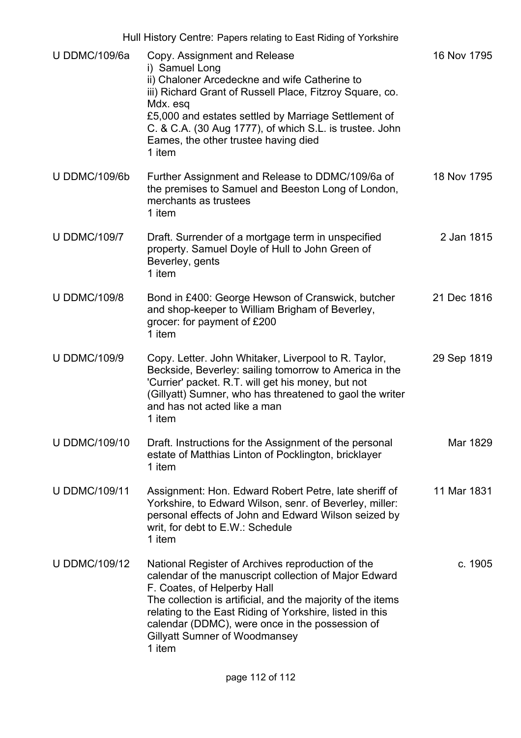| | | |
|---|---|---|
| U DDMC/109/6a | Copy. Assignment and Release<br>i) Samuel Long<br>ii) Chaloner Arcedeckne and wife Catherine to<br>iii) Richard Grant of Russell Place, Fitzroy Square, co. Mdx. esq<br>£5,000 and estates settled by Marriage Settlement of C. & C.A. (30 Aug 1777), of which S.L. is trustee. John Eames, the other trustee having died<br>1 item | 16 Nov 1795 |
| U DDMC/109/6b | Further Assignment and Release to DDMC/109/6a of the premises to Samuel and Beeston Long of London, merchants as trustees<br>1 item | 18 Nov 1795 |
| U DDMC/109/7 | Draft. Surrender of a mortgage term in unspecified property. Samuel Doyle of Hull to John Green of Beverley, gents<br>1 item | 2 Jan 1815 |
| U DDMC/109/8 | Bond in £400: George Hewson of Cranswick, butcher and shop-keeper to William Brigham of Beverley, grocer: for payment of £200<br>1 item | 21 Dec 1816 |
| U DDMC/109/9 | Copy. Letter. John Whitaker, Liverpool to R. Taylor, Beckside, Beverley: sailing tomorrow to America in the 'Currier' packet. R.T. will get his money, but not (Gillyatt) Sumner, who has threatened to gaol the writer and has not acted like a man<br>1 item | 29 Sep 1819 |
| U DDMC/109/10 | Draft. Instructions for the Assignment of the personal estate of Matthias Linton of Pocklington, bricklayer<br>1 item | Mar 1829 |
| U DDMC/109/11 | Assignment: Hon. Edward Robert Petre, late sheriff of Yorkshire, to Edward Wilson, senr. of Beverley, miller: personal effects of John and Edward Wilson seized by writ, for debt to E.W.: Schedule<br>1 item | 11 Mar 1831 |
| U DDMC/109/12 | National Register of Archives reproduction of the calendar of the manuscript collection of Major Edward F. Coates, of Helperby Hall<br>The collection is artificial, and the majority of the items relating to the East Riding of Yorkshire, listed in this calendar (DDMC), were once in the possession of Gillyatt Sumner of Woodmansey<br>1 item | c. 1905 |